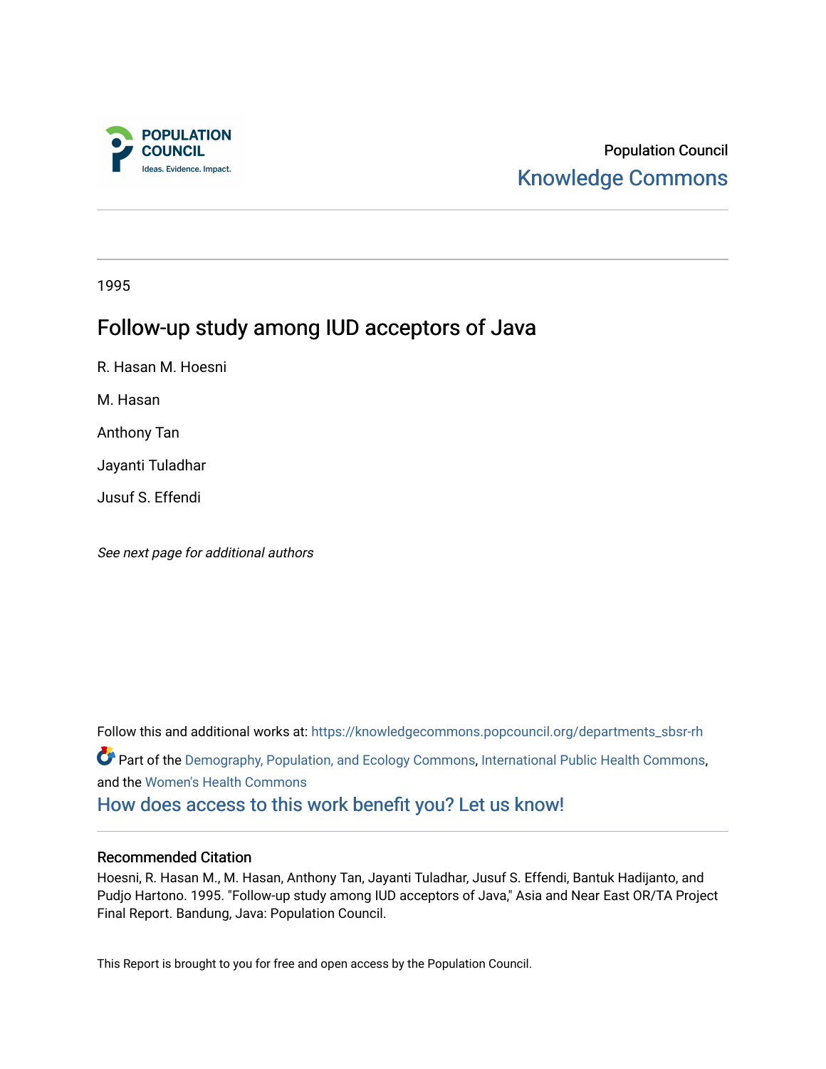POPULATION COUNCIL

Ideas. Evidence. Impact.

Population Council

Knowledge Commons

---

1995

# Follow-up study among IUD acceptors of Java

R. Hasan M. Hoesni

M. Hasan

Anthony Tan

Jayanti Tuladhar

Jusuf S. Effendi

*See next page for additional authors*

Follow this and additional works at: https://knowledgecommons.popcouncil.org/departments_sbsr-rh

Part of the Demography, Population, and Ecology Commons, International Public Health Commons, and the Women's Health Commons

How does access to this work benefit you? Let us know!

## Recommended Citation

Hoesni, R. Hasan M., M. Hasan, Anthony Tan, Jayanti Tuladhar, Jusuf S. Effendi, Bantuk Hadijanto, and Pudjo Hartono. 1995. "Follow-up study among IUD acceptors of Java," Asia and Near East OR/TA Project Final Report. Bandung, Java: Population Council.

This Report is brought to you for free and open access by the Population Council.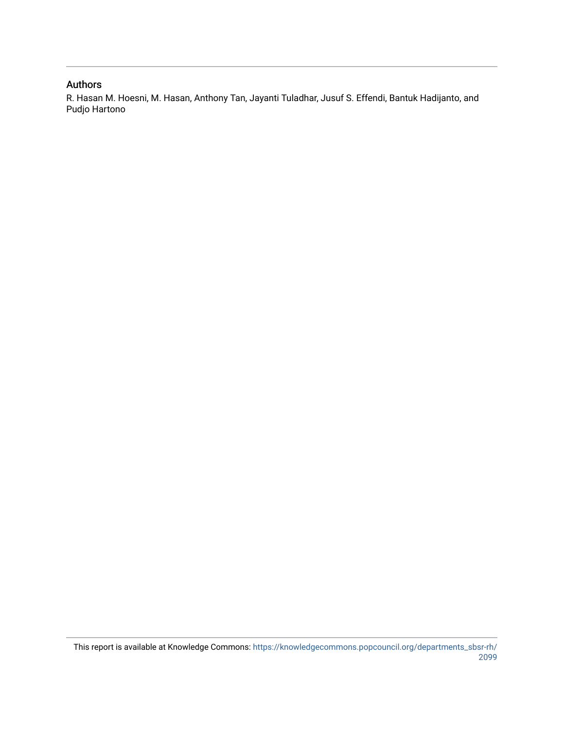## Authors

R. Hasan M. Hoesni, M. Hasan, Anthony Tan, Jayanti Tuladhar, Jusuf S. Effendi, Bantuk Hadijanto, and Pudjo Hartono

This report is available at Knowledge Commons: https://knowledgecommons.popcouncil.org/departments_sbsr-rh/2099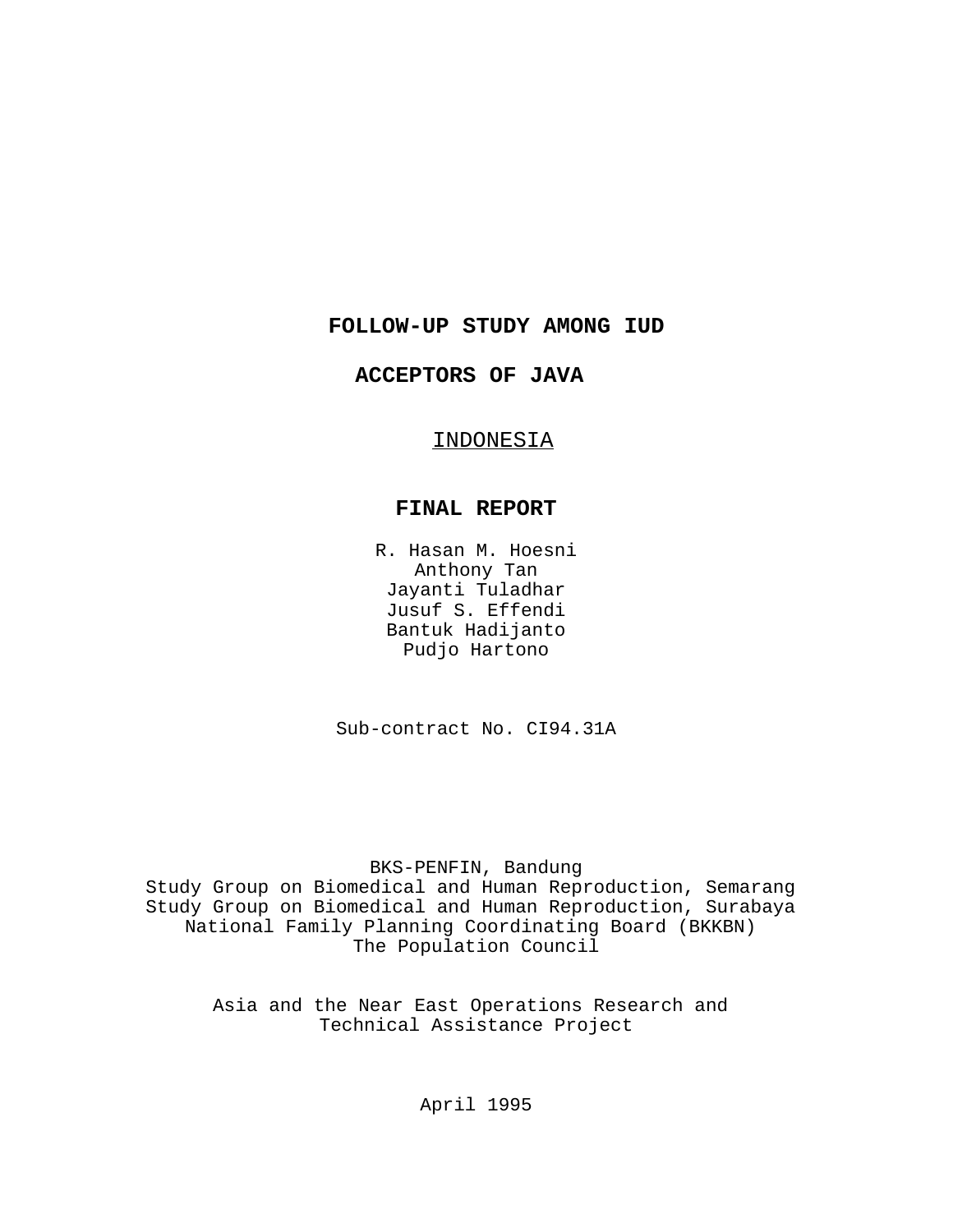# FOLLOW-UP STUDY AMONG IUD ACCEPTORS OF JAVA

INDONESIA

## FINAL REPORT

R. Hasan M. Hoesni
Anthony Tan
Jayanti Tuladhar
Jusuf S. Effendi
Bantuk Hadijanto
Pudjo Hartono

Sub-contract No. CI94.31A

BKS-PENFIN, Bandung
Study Group on Biomedical and Human Reproduction, Semarang
Study Group on Biomedical and Human Reproduction, Surabaya
National Family Planning Coordinating Board (BKKBN)
The Population Council

Asia and the Near East Operations Research and Technical Assistance Project

April 1995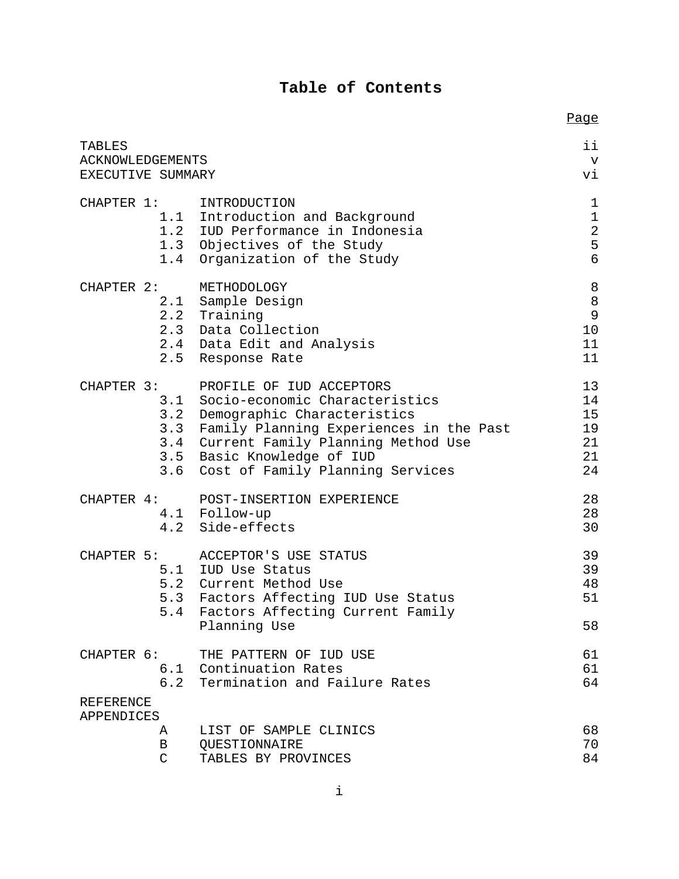# Table of Contents

| | | Page |
|---|---|---|
| TABLES | | ii |
| ACKNOWLEDGEMENTS | | v |
| EXECUTIVE SUMMARY | | vi |
| CHAPTER 1: | INTRODUCTION | 1 |
| 1.1 | Introduction and Background | 1 |
| 1.2 | IUD Performance in Indonesia | 2 |
| 1.3 | Objectives of the Study | 5 |
| 1.4 | Organization of the Study | 6 |
| CHAPTER 2: | METHODOLOGY | 8 |
| 2.1 | Sample Design | 8 |
| 2.2 | Training | 9 |
| 2.3 | Data Collection | 10 |
| 2.4 | Data Edit and Analysis | 11 |
| 2.5 | Response Rate | 11 |
| CHAPTER 3: | PROFILE OF IUD ACCEPTORS | 13 |
| 3.1 | Socio-economic Characteristics | 14 |
| 3.2 | Demographic Characteristics | 15 |
| 3.3 | Family Planning Experiences in the Past | 19 |
| 3.4 | Current Family Planning Method Use | 21 |
| 3.5 | Basic Knowledge of IUD | 21 |
| 3.6 | Cost of Family Planning Services | 24 |
| CHAPTER 4: | POST-INSERTION EXPERIENCE | 28 |
| 4.1 | Follow-up | 28 |
| 4.2 | Side-effects | 30 |
| CHAPTER 5: | ACCEPTOR'S USE STATUS | 39 |
| 5.1 | IUD Use Status | 39 |
| 5.2 | Current Method Use | 48 |
| 5.3 | Factors Affecting IUD Use Status | 51 |
| 5.4 | Factors Affecting Current Family Planning Use | 58 |
| CHAPTER 6: | THE PATTERN OF IUD USE | 61 |
| 6.1 | Continuation Rates | 61 |
| 6.2 | Termination and Failure Rates | 64 |
| REFERENCE | | |
| APPENDICES | | |
| A | LIST OF SAMPLE CLINICS | 68 |
| B | QUESTIONNAIRE | 70 |
| C | TABLES BY PROVINCES | 84 |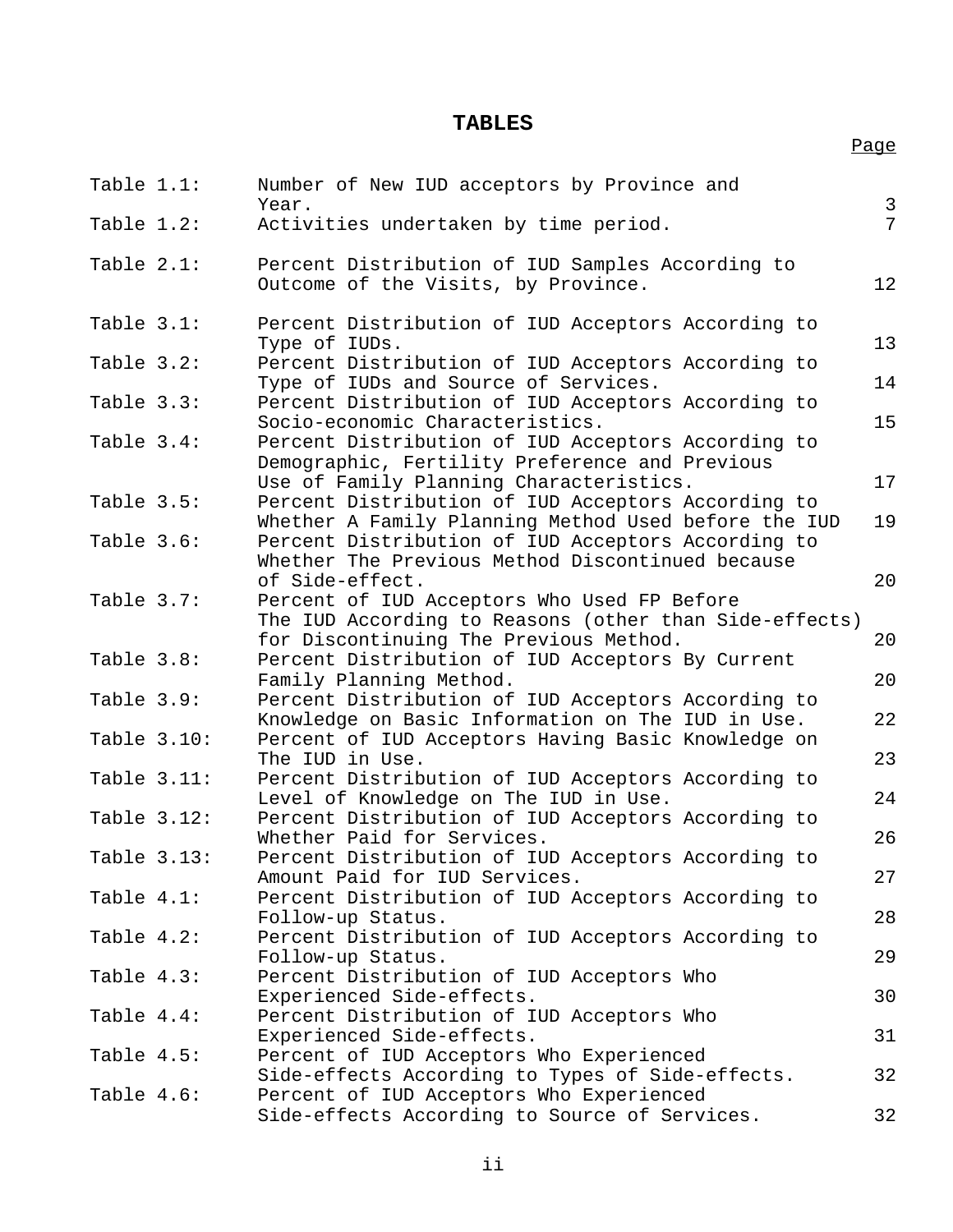# TABLES

| | | Page |
|---|---|---|
| Table 1.1: | Number of New IUD acceptors by Province and Year. | 3 |
| Table 1.2: | Activities undertaken by time period. | 7 |
| Table 2.1: | Percent Distribution of IUD Samples According to Outcome of the Visits, by Province. | 12 |
| Table 3.1: | Percent Distribution of IUD Acceptors According to Type of IUDs. | 13 |
| Table 3.2: | Percent Distribution of IUD Acceptors According to Type of IUDs and Source of Services. | 14 |
| Table 3.3: | Percent Distribution of IUD Acceptors According to Socio-economic Characteristics. | 15 |
| Table 3.4: | Percent Distribution of IUD Acceptors According to Demographic, Fertility Preference and Previous Use of Family Planning Characteristics. | 17 |
| Table 3.5: | Percent Distribution of IUD Acceptors According to Whether A Family Planning Method Used before the IUD | 19 |
| Table 3.6: | Percent Distribution of IUD Acceptors According to Whether The Previous Method Discontinued because of Side-effect. | 20 |
| Table 3.7: | Percent of IUD Acceptors Who Used FP Before The IUD According to Reasons (other than Side-effects) for Discontinuing The Previous Method. | 20 |
| Table 3.8: | Percent Distribution of IUD Acceptors By Current Family Planning Method. | 20 |
| Table 3.9: | Percent Distribution of IUD Acceptors According to Knowledge on Basic Information on The IUD in Use. | 22 |
| Table 3.10: | Percent of IUD Acceptors Having Basic Knowledge on The IUD in Use. | 23 |
| Table 3.11: | Percent Distribution of IUD Acceptors According to Level of Knowledge on The IUD in Use. | 24 |
| Table 3.12: | Percent Distribution of IUD Acceptors According to Whether Paid for Services. | 26 |
| Table 3.13: | Percent Distribution of IUD Acceptors According to Amount Paid for IUD Services. | 27 |
| Table 4.1: | Percent Distribution of IUD Acceptors According to Follow-up Status. | 28 |
| Table 4.2: | Percent Distribution of IUD Acceptors According to Follow-up Status. | 29 |
| Table 4.3: | Percent Distribution of IUD Acceptors Who Experienced Side-effects. | 30 |
| Table 4.4: | Percent Distribution of IUD Acceptors Who Experienced Side-effects. | 31 |
| Table 4.5: | Percent of IUD Acceptors Who Experienced Side-effects According to Types of Side-effects. | 32 |
| Table 4.6: | Percent of IUD Acceptors Who Experienced Side-effects According to Source of Services. | 32 |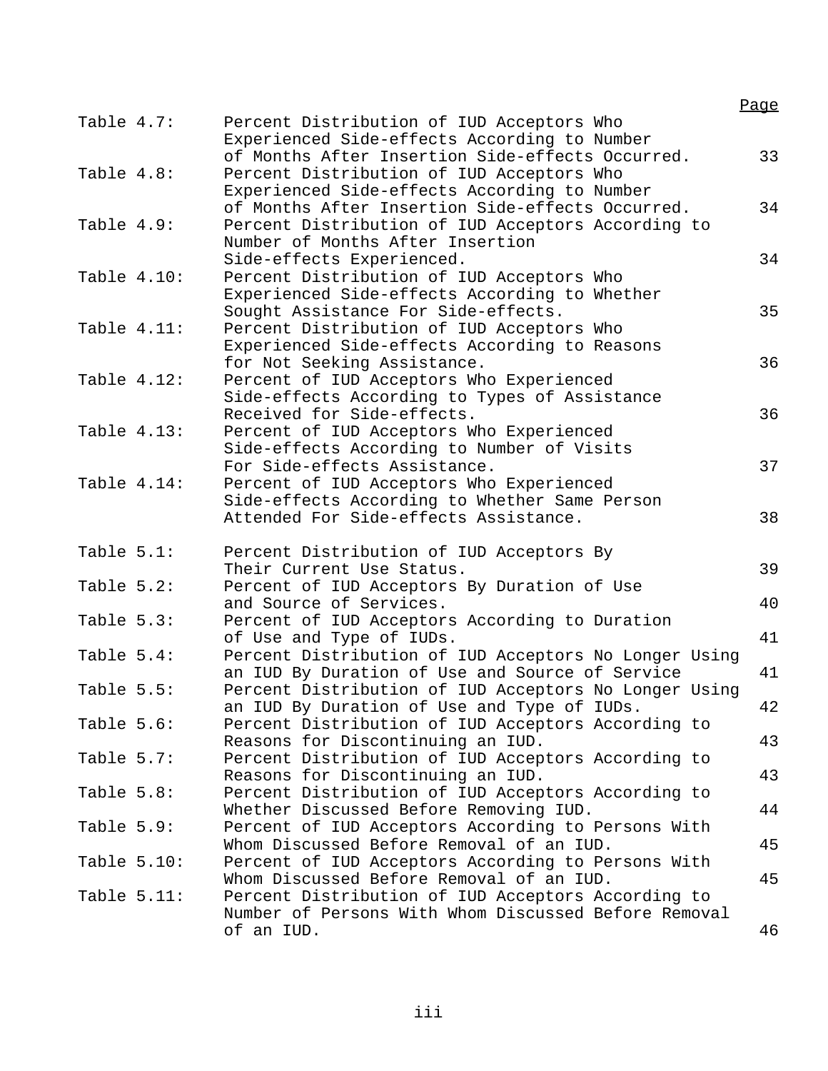| | | Page |
|---|---|---|
| Table 4.7: | Percent Distribution of IUD Acceptors Who Experienced Side-effects According to Number of Months After Insertion Side-effects Occurred. | 33 |
| Table 4.8: | Percent Distribution of IUD Acceptors Who Experienced Side-effects According to Number of Months After Insertion Side-effects Occurred. | 34 |
| Table 4.9: | Percent Distribution of IUD Acceptors According to Number of Months After Insertion Side-effects Experienced. | 34 |
| Table 4.10: | Percent Distribution of IUD Acceptors Who Experienced Side-effects According to Whether Sought Assistance For Side-effects. | 35 |
| Table 4.11: | Percent Distribution of IUD Acceptors Who Experienced Side-effects According to Reasons for Not Seeking Assistance. | 36 |
| Table 4.12: | Percent of IUD Acceptors Who Experienced Side-effects According to Types of Assistance Received for Side-effects. | 36 |
| Table 4.13: | Percent of IUD Acceptors Who Experienced Side-effects According to Number of Visits For Side-effects Assistance. | 37 |
| Table 4.14: | Percent of IUD Acceptors Who Experienced Side-effects According to Whether Same Person Attended For Side-effects Assistance. | 38 |
| Table 5.1: | Percent Distribution of IUD Acceptors By Their Current Use Status. | 39 |
| Table 5.2: | Percent of IUD Acceptors By Duration of Use and Source of Services. | 40 |
| Table 5.3: | Percent of IUD Acceptors According to Duration of Use and Type of IUDs. | 41 |
| Table 5.4: | Percent Distribution of IUD Acceptors No Longer Using an IUD By Duration of Use and Source of Service | 41 |
| Table 5.5: | Percent Distribution of IUD Acceptors No Longer Using an IUD By Duration of Use and Type of IUDs. | 42 |
| Table 5.6: | Percent Distribution of IUD Acceptors According to Reasons for Discontinuing an IUD. | 43 |
| Table 5.7: | Percent Distribution of IUD Acceptors According to Reasons for Discontinuing an IUD. | 43 |
| Table 5.8: | Percent Distribution of IUD Acceptors According to Whether Discussed Before Removing IUD. | 44 |
| Table 5.9: | Percent of IUD Acceptors According to Persons With Whom Discussed Before Removal of an IUD. | 45 |
| Table 5.10: | Percent of IUD Acceptors According to Persons With Whom Discussed Before Removal of an IUD. | 45 |
| Table 5.11: | Percent Distribution of IUD Acceptors According to Number of Persons With Whom Discussed Before Removal of an IUD. | 46 |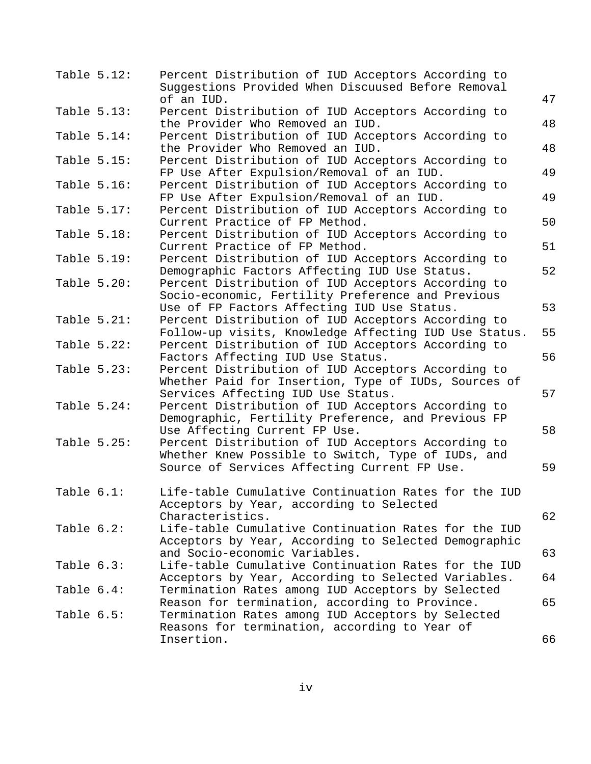| | | |
|---|---|---|
| Table 5.12: | Percent Distribution of IUD Acceptors According to Suggestions Provided When Discuused Before Removal of an IUD. | 47 |
| Table 5.13: | Percent Distribution of IUD Acceptors According to the Provider Who Removed an IUD. | 48 |
| Table 5.14: | Percent Distribution of IUD Acceptors According to the Provider Who Removed an IUD. | 48 |
| Table 5.15: | Percent Distribution of IUD Acceptors According to FP Use After Expulsion/Removal of an IUD. | 49 |
| Table 5.16: | Percent Distribution of IUD Acceptors According to FP Use After Expulsion/Removal of an IUD. | 49 |
| Table 5.17: | Percent Distribution of IUD Acceptors According to Current Practice of FP Method. | 50 |
| Table 5.18: | Percent Distribution of IUD Acceptors According to Current Practice of FP Method. | 51 |
| Table 5.19: | Percent Distribution of IUD Acceptors According to Demographic Factors Affecting IUD Use Status. | 52 |
| Table 5.20: | Percent Distribution of IUD Acceptors According to Socio-economic, Fertility Preference and Previous Use of FP Factors Affecting IUD Use Status. | 53 |
| Table 5.21: | Percent Distribution of IUD Acceptors According to Follow-up visits, Knowledge Affecting IUD Use Status. | 55 |
| Table 5.22: | Percent Distribution of IUD Acceptors According to Factors Affecting IUD Use Status. | 56 |
| Table 5.23: | Percent Distribution of IUD Acceptors According to Whether Paid for Insertion, Type of IUDs, Sources of Services Affecting IUD Use Status. | 57 |
| Table 5.24: | Percent Distribution of IUD Acceptors According to Demographic, Fertility Preference, and Previous FP Use Affecting Current FP Use. | 58 |
| Table 5.25: | Percent Distribution of IUD Acceptors According to Whether Knew Possible to Switch, Type of IUDs, and Source of Services Affecting Current FP Use. | 59 |
| Table 6.1: | Life-table Cumulative Continuation Rates for the IUD Acceptors by Year, according to Selected Characteristics. | 62 |
| Table 6.2: | Life-table Cumulative Continuation Rates for the IUD Acceptors by Year, According to Selected Demographic and Socio-economic Variables. | 63 |
| Table 6.3: | Life-table Cumulative Continuation Rates for the IUD Acceptors by Year, According to Selected Variables. | 64 |
| Table 6.4: | Termination Rates among IUD Acceptors by Selected Reason for termination, according to Province. | 65 |
| Table 6.5: | Termination Rates among IUD Acceptors by Selected Reasons for termination, according to Year of Insertion. | 66 |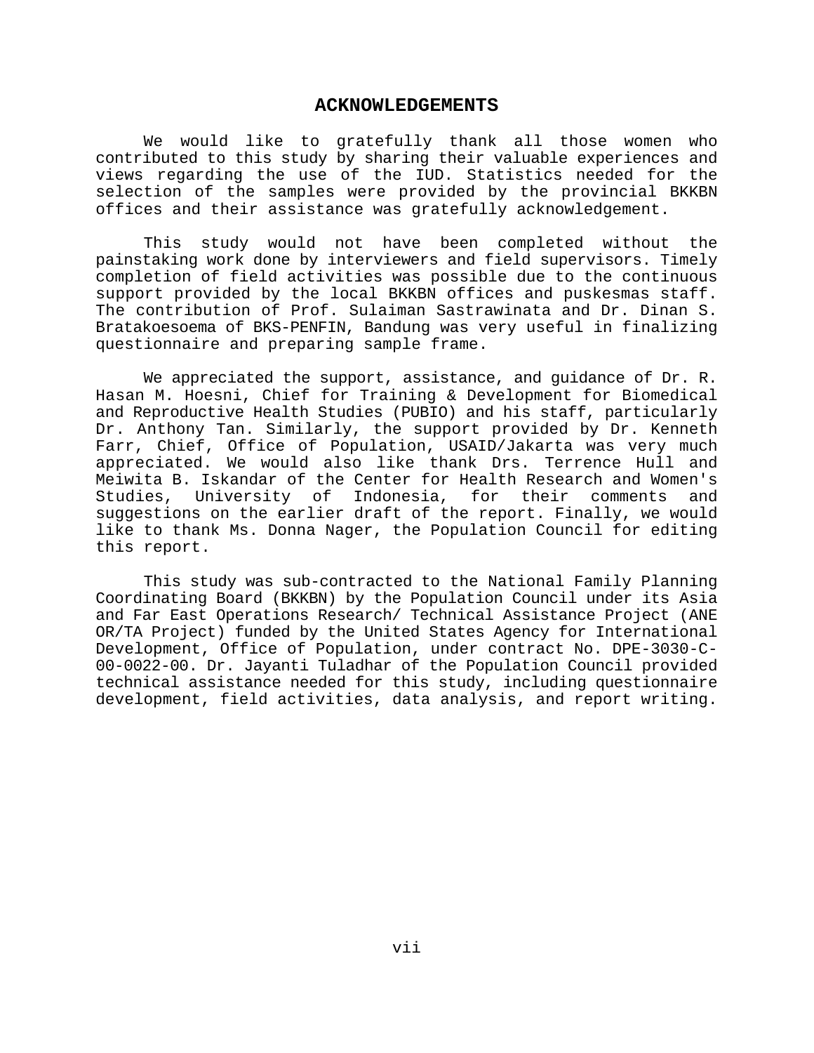# ACKNOWLEDGEMENTS

We would like to gratefully thank all those women who contributed to this study by sharing their valuable experiences and views regarding the use of the IUD. Statistics needed for the selection of the samples were provided by the provincial BKKBN offices and their assistance was gratefully acknowledgement.

This study would not have been completed without the painstaking work done by interviewers and field supervisors. Timely completion of field activities was possible due to the continuous support provided by the local BKKBN offices and puskesmas staff. The contribution of Prof. Sulaiman Sastrawinata and Dr. Dinan S. Bratakoesoema of BKS-PENFIN, Bandung was very useful in finalizing questionnaire and preparing sample frame.

We appreciated the support, assistance, and guidance of Dr. R. Hasan M. Hoesni, Chief for Training & Development for Biomedical and Reproductive Health Studies (PUBIO) and his staff, particularly Dr. Anthony Tan. Similarly, the support provided by Dr. Kenneth Farr, Chief, Office of Population, USAID/Jakarta was very much appreciated. We would also like thank Drs. Terrence Hull and Meiwita B. Iskandar of the Center for Health Research and Women's Studies, University of Indonesia, for their comments and suggestions on the earlier draft of the report. Finally, we would like to thank Ms. Donna Nager, the Population Council for editing this report.

This study was sub-contracted to the National Family Planning Coordinating Board (BKKBN) by the Population Council under its Asia and Far East Operations Research/ Technical Assistance Project (ANE OR/TA Project) funded by the United States Agency for International Development, Office of Population, under contract No. DPE-3030-C-00-0022-00. Dr. Jayanti Tuladhar of the Population Council provided technical assistance needed for this study, including questionnaire development, field activities, data analysis, and report writing.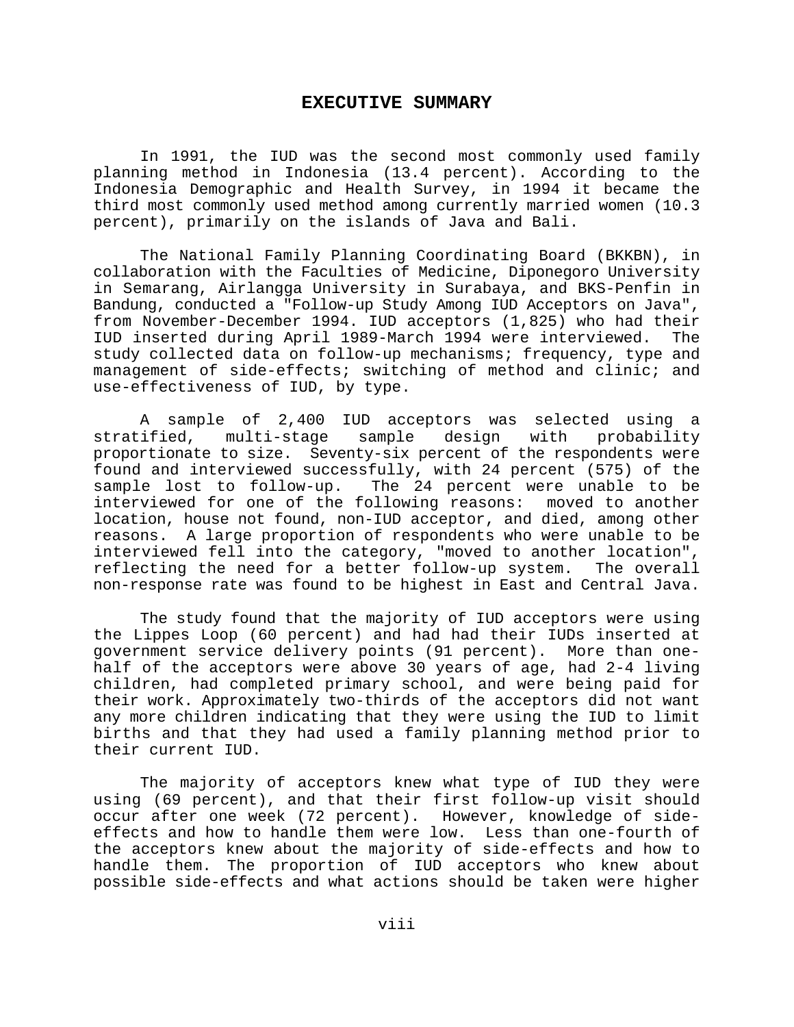# EXECUTIVE SUMMARY

In 1991, the IUD was the second most commonly used family planning method in Indonesia (13.4 percent). According to the Indonesia Demographic and Health Survey, in 1994 it became the third most commonly used method among currently married women (10.3 percent), primarily on the islands of Java and Bali.

The National Family Planning Coordinating Board (BKKBN), in collaboration with the Faculties of Medicine, Diponegoro University in Semarang, Airlangga University in Surabaya, and BKS-Penfin in Bandung, conducted a "Follow-up Study Among IUD Acceptors on Java", from November-December 1994. IUD acceptors (1,825) who had their IUD inserted during April 1989-March 1994 were interviewed. The study collected data on follow-up mechanisms; frequency, type and management of side-effects; switching of method and clinic; and use-effectiveness of IUD, by type.

A sample of 2,400 IUD acceptors was selected using a stratified, multi-stage sample design with probability proportionate to size. Seventy-six percent of the respondents were found and interviewed successfully, with 24 percent (575) of the sample lost to follow-up. The 24 percent were unable to be interviewed for one of the following reasons: moved to another location, house not found, non-IUD acceptor, and died, among other reasons. A large proportion of respondents who were unable to be interviewed fell into the category, "moved to another location", reflecting the need for a better follow-up system. The overall non-response rate was found to be highest in East and Central Java.

The study found that the majority of IUD acceptors were using the Lippes Loop (60 percent) and had had their IUDs inserted at government service delivery points (91 percent). More than one-half of the acceptors were above 30 years of age, had 2-4 living children, had completed primary school, and were being paid for their work. Approximately two-thirds of the acceptors did not want any more children indicating that they were using the IUD to limit births and that they had used a family planning method prior to their current IUD.

The majority of acceptors knew what type of IUD they were using (69 percent), and that their first follow-up visit should occur after one week (72 percent). However, knowledge of side-effects and how to handle them were low. Less than one-fourth of the acceptors knew about the majority of side-effects and how to handle them. The proportion of IUD acceptors who knew about possible side-effects and what actions should be taken were higher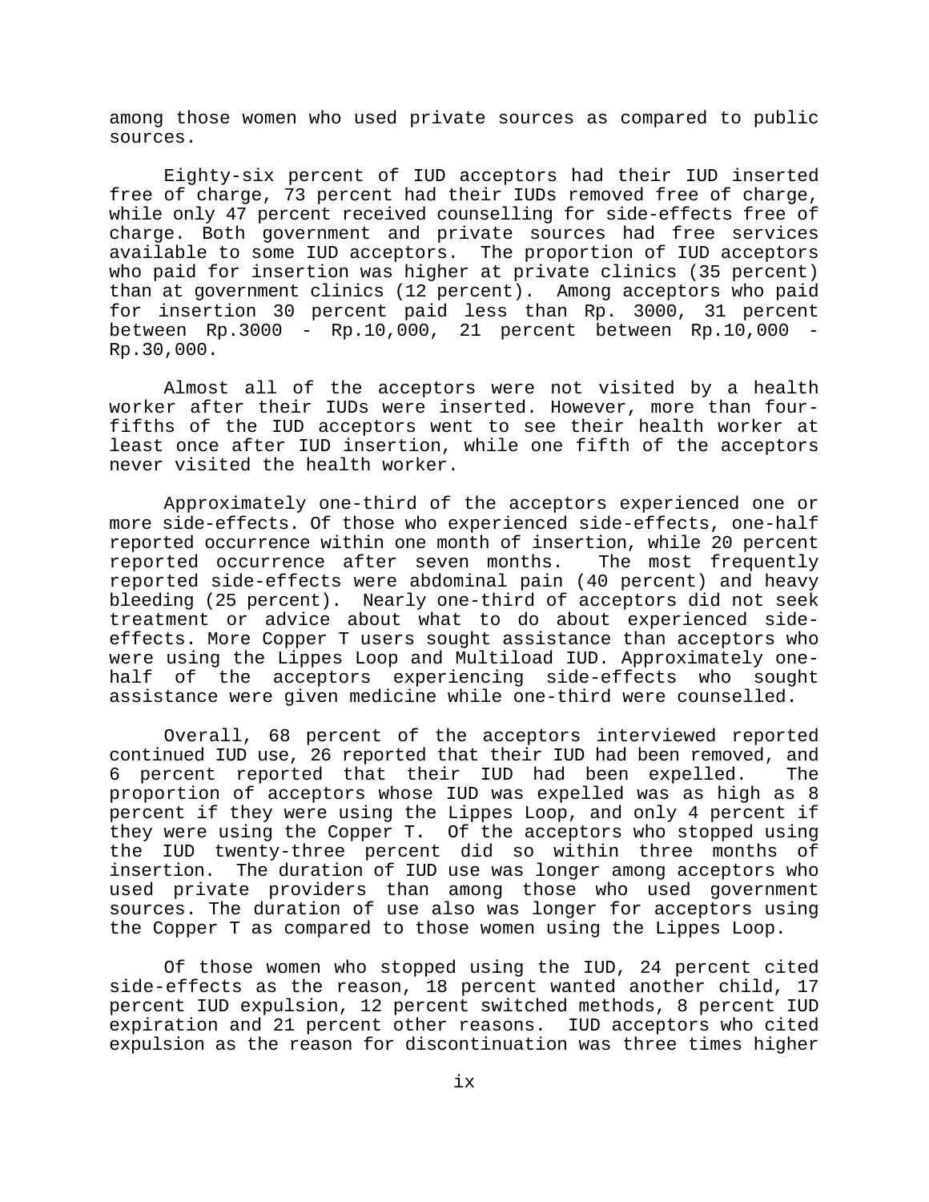among those women who used private sources as compared to public sources.

Eighty-six percent of IUD acceptors had their IUD inserted free of charge, 73 percent had their IUDs removed free of charge, while only 47 percent received counselling for side-effects free of charge. Both government and private sources had free services available to some IUD acceptors. The proportion of IUD acceptors who paid for insertion was higher at private clinics (35 percent) than at government clinics (12 percent). Among acceptors who paid for insertion 30 percent paid less than Rp. 3000, 31 percent between Rp.3000 - Rp.10,000, 21 percent between Rp.10,000 - Rp.30,000.

Almost all of the acceptors were not visited by a health worker after their IUDs were inserted. However, more than four-fifths of the IUD acceptors went to see their health worker at least once after IUD insertion, while one fifth of the acceptors never visited the health worker.

Approximately one-third of the acceptors experienced one or more side-effects. Of those who experienced side-effects, one-half reported occurrence within one month of insertion, while 20 percent reported occurrence after seven months. The most frequently reported side-effects were abdominal pain (40 percent) and heavy bleeding (25 percent). Nearly one-third of acceptors did not seek treatment or advice about what to do about experienced side-effects. More Copper T users sought assistance than acceptors who were using the Lippes Loop and Multiload IUD. Approximately one-half of the acceptors experiencing side-effects who sought assistance were given medicine while one-third were counselled.

Overall, 68 percent of the acceptors interviewed reported continued IUD use, 26 reported that their IUD had been removed, and 6 percent reported that their IUD had been expelled. The proportion of acceptors whose IUD was expelled was as high as 8 percent if they were using the Lippes Loop, and only 4 percent if they were using the Copper T. Of the acceptors who stopped using the IUD twenty-three percent did so within three months of insertion. The duration of IUD use was longer among acceptors who used private providers than among those who used government sources. The duration of use also was longer for acceptors using the Copper T as compared to those women using the Lippes Loop.

Of those women who stopped using the IUD, 24 percent cited side-effects as the reason, 18 percent wanted another child, 17 percent IUD expulsion, 12 percent switched methods, 8 percent IUD expiration and 21 percent other reasons. IUD acceptors who cited expulsion as the reason for discontinuation was three times higher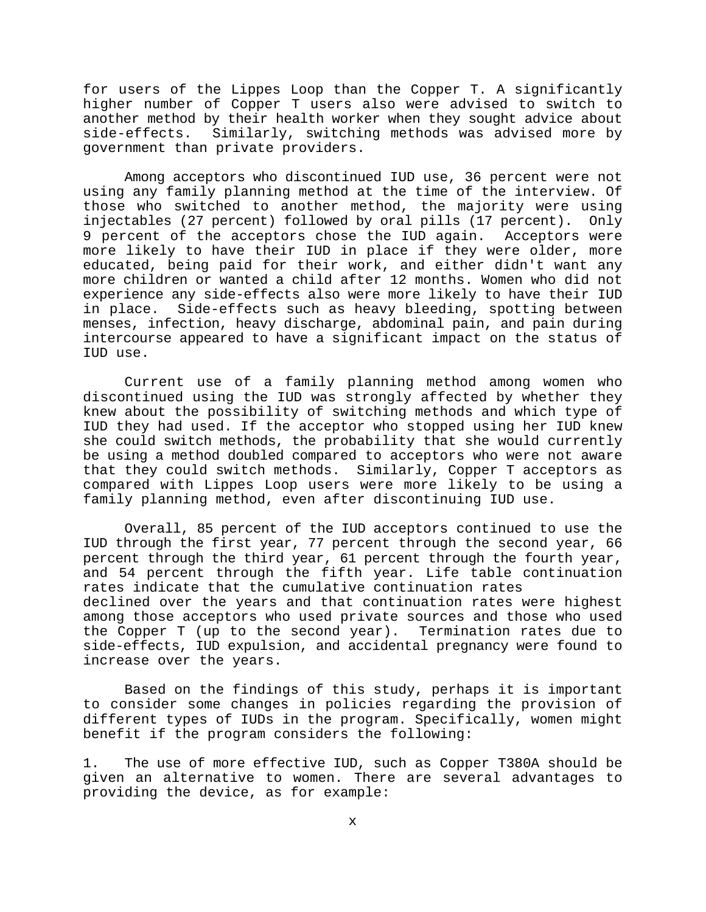for users of the Lippes Loop than the Copper T. A significantly higher number of Copper T users also were advised to switch to another method by their health worker when they sought advice about side-effects. Similarly, switching methods was advised more by government than private providers.

Among acceptors who discontinued IUD use, 36 percent were not using any family planning method at the time of the interview. Of those who switched to another method, the majority were using injectables (27 percent) followed by oral pills (17 percent). Only 9 percent of the acceptors chose the IUD again. Acceptors were more likely to have their IUD in place if they were older, more educated, being paid for their work, and either didn't want any more children or wanted a child after 12 months. Women who did not experience any side-effects also were more likely to have their IUD in place. Side-effects such as heavy bleeding, spotting between menses, infection, heavy discharge, abdominal pain, and pain during intercourse appeared to have a significant impact on the status of IUD use.

Current use of a family planning method among women who discontinued using the IUD was strongly affected by whether they knew about the possibility of switching methods and which type of IUD they had used. If the acceptor who stopped using her IUD knew she could switch methods, the probability that she would currently be using a method doubled compared to acceptors who were not aware that they could switch methods. Similarly, Copper T acceptors as compared with Lippes Loop users were more likely to be using a family planning method, even after discontinuing IUD use.

Overall, 85 percent of the IUD acceptors continued to use the IUD through the first year, 77 percent through the second year, 66 percent through the third year, 61 percent through the fourth year, and 54 percent through the fifth year. Life table continuation rates indicate that the cumulative continuation rates declined over the years and that continuation rates were highest among those acceptors who used private sources and those who used the Copper T (up to the second year). Termination rates due to side-effects, IUD expulsion, and accidental pregnancy were found to increase over the years.

Based on the findings of this study, perhaps it is important to consider some changes in policies regarding the provision of different types of IUDs in the program. Specifically, women might benefit if the program considers the following:

1. The use of more effective IUD, such as Copper T380A should be given an alternative to women. There are several advantages to providing the device, as for example: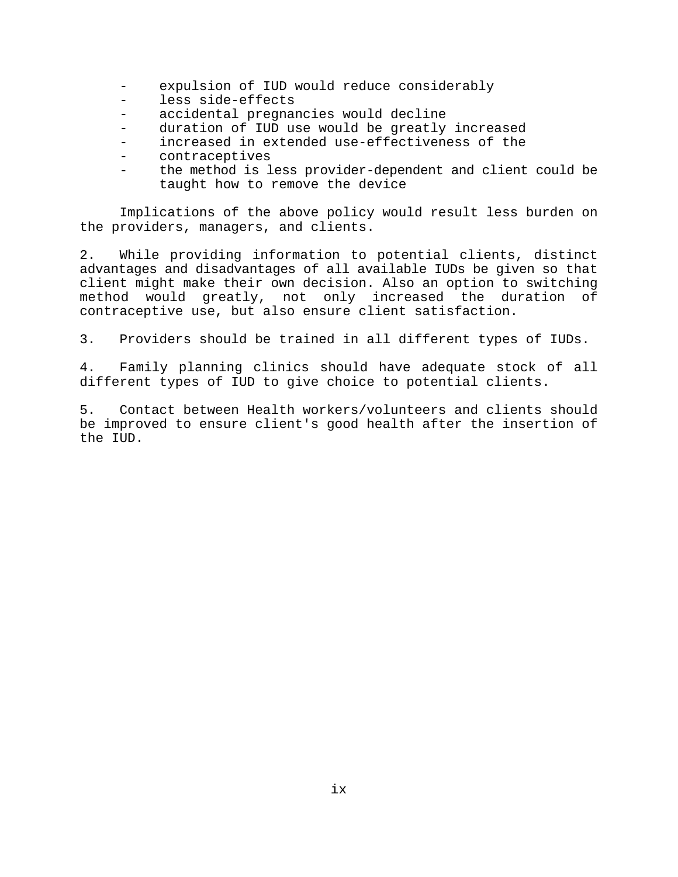- expulsion of IUD would reduce considerably
- less side-effects
- accidental pregnancies would decline
- duration of IUD use would be greatly increased
- increased in extended use-effectiveness of the
- contraceptives
- the method is less provider-dependent and client could be taught how to remove the device

Implications of the above policy would result less burden on the providers, managers, and clients.

2. While providing information to potential clients, distinct advantages and disadvantages of all available IUDs be given so that client might make their own decision. Also an option to switching method would greatly, not only increased the duration of contraceptive use, but also ensure client satisfaction.

3. Providers should be trained in all different types of IUDs.

4. Family planning clinics should have adequate stock of all different types of IUD to give choice to potential clients.

5. Contact between Health workers/volunteers and clients should be improved to ensure client's good health after the insertion of the IUD.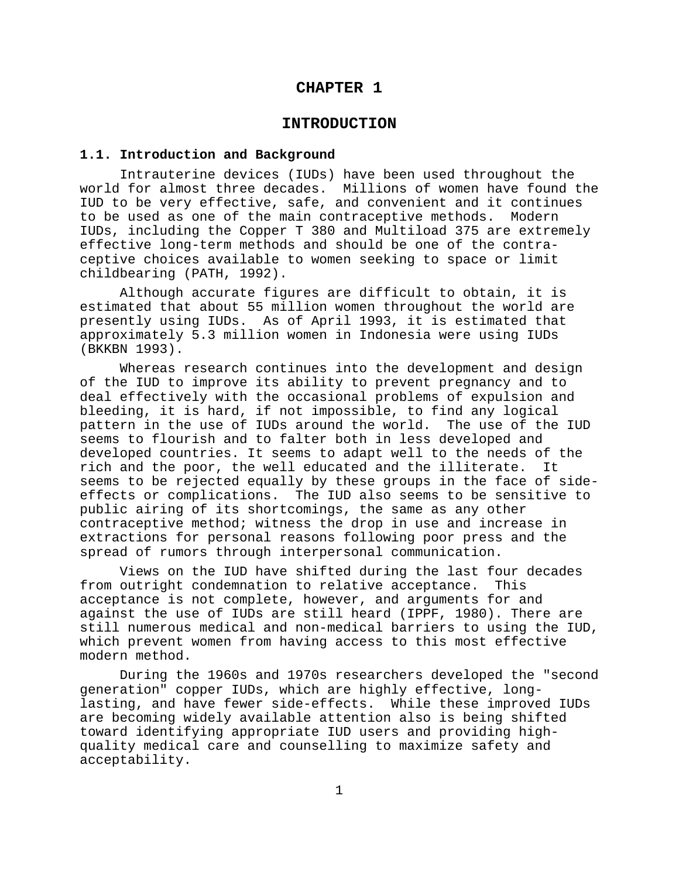# CHAPTER 1

# INTRODUCTION

### 1.1. Introduction and Background

Intrauterine devices (IUDs) have been used throughout the world for almost three decades. Millions of women have found the IUD to be very effective, safe, and convenient and it continues to be used as one of the main contraceptive methods. Modern IUDs, including the Copper T 380 and Multiload 375 are extremely effective long-term methods and should be one of the contraceptive choices available to women seeking to space or limit childbearing (PATH, 1992).

Although accurate figures are difficult to obtain, it is estimated that about 55 million women throughout the world are presently using IUDs. As of April 1993, it is estimated that approximately 5.3 million women in Indonesia were using IUDs (BKKBN 1993).

Whereas research continues into the development and design of the IUD to improve its ability to prevent pregnancy and to deal effectively with the occasional problems of expulsion and bleeding, it is hard, if not impossible, to find any logical pattern in the use of IUDs around the world. The use of the IUD seems to flourish and to falter both in less developed and developed countries. It seems to adapt well to the needs of the rich and the poor, the well educated and the illiterate. It seems to be rejected equally by these groups in the face of side-effects or complications. The IUD also seems to be sensitive to public airing of its shortcomings, the same as any other contraceptive method; witness the drop in use and increase in extractions for personal reasons following poor press and the spread of rumors through interpersonal communication.

Views on the IUD have shifted during the last four decades from outright condemnation to relative acceptance. This acceptance is not complete, however, and arguments for and against the use of IUDs are still heard (IPPF, 1980). There are still numerous medical and non-medical barriers to using the IUD, which prevent women from having access to this most effective modern method.

During the 1960s and 1970s researchers developed the "second generation" copper IUDs, which are highly effective, long-lasting, and have fewer side-effects. While these improved IUDs are becoming widely available attention also is being shifted toward identifying appropriate IUD users and providing high-quality medical care and counselling to maximize safety and acceptability.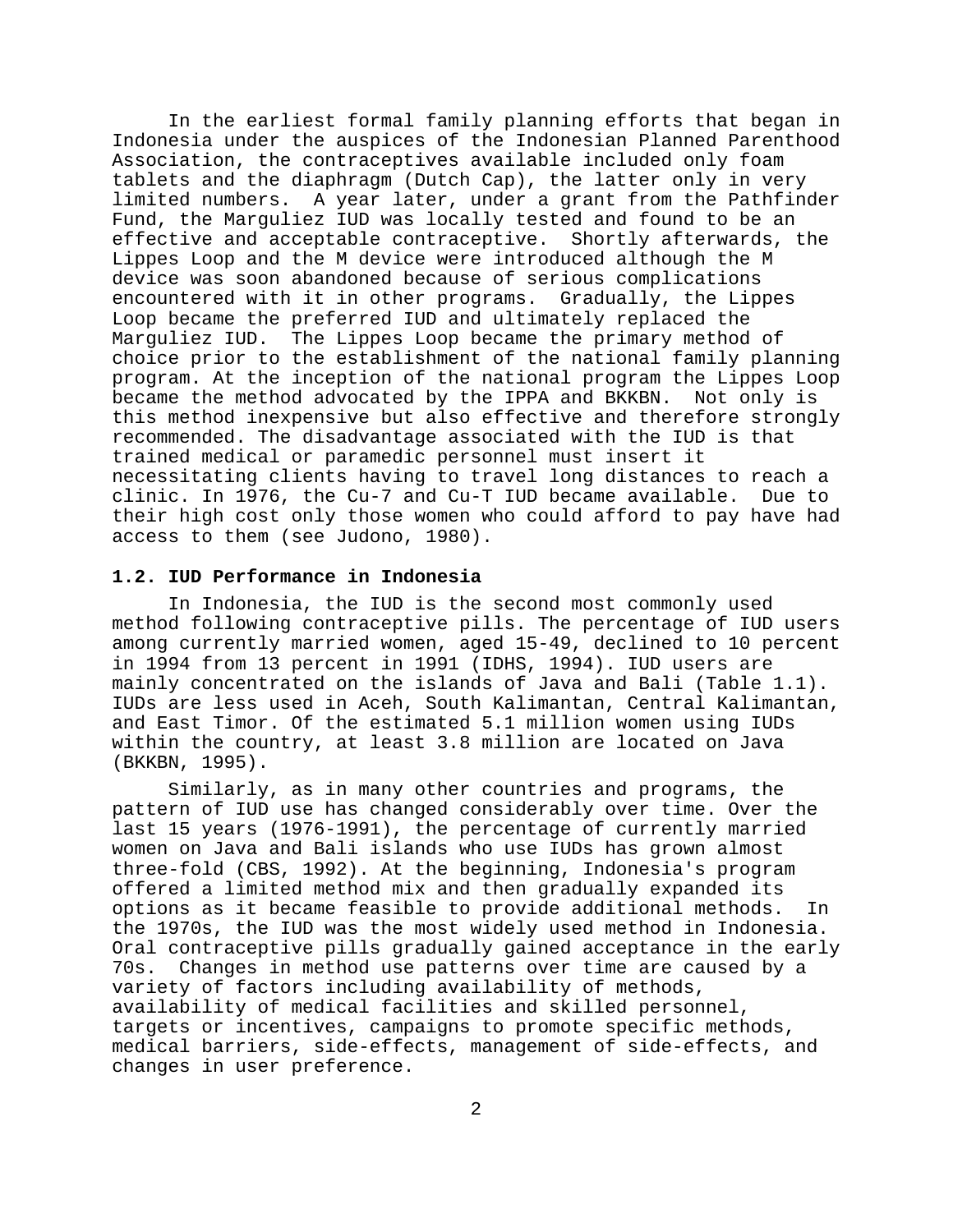In the earliest formal family planning efforts that began in Indonesia under the auspices of the Indonesian Planned Parenthood Association, the contraceptives available included only foam tablets and the diaphragm (Dutch Cap), the latter only in very limited numbers. A year later, under a grant from the Pathfinder Fund, the Marguliez IUD was locally tested and found to be an effective and acceptable contraceptive. Shortly afterwards, the Lippes Loop and the M device were introduced although the M device was soon abandoned because of serious complications encountered with it in other programs. Gradually, the Lippes Loop became the preferred IUD and ultimately replaced the Marguliez IUD. The Lippes Loop became the primary method of choice prior to the establishment of the national family planning program. At the inception of the national program the Lippes Loop became the method advocated by the IPPA and BKKBN. Not only is this method inexpensive but also effective and therefore strongly recommended. The disadvantage associated with the IUD is that trained medical or paramedic personnel must insert it necessitating clients having to travel long distances to reach a clinic. In 1976, the Cu-7 and Cu-T IUD became available. Due to their high cost only those women who could afford to pay have had access to them (see Judono, 1980).

### 1.2. IUD Performance in Indonesia

In Indonesia, the IUD is the second most commonly used method following contraceptive pills. The percentage of IUD users among currently married women, aged 15-49, declined to 10 percent in 1994 from 13 percent in 1991 (IDHS, 1994). IUD users are mainly concentrated on the islands of Java and Bali (Table 1.1). IUDs are less used in Aceh, South Kalimantan, Central Kalimantan, and East Timor. Of the estimated 5.1 million women using IUDs within the country, at least 3.8 million are located on Java (BKKBN, 1995).

Similarly, as in many other countries and programs, the pattern of IUD use has changed considerably over time. Over the last 15 years (1976-1991), the percentage of currently married women on Java and Bali islands who use IUDs has grown almost three-fold (CBS, 1992). At the beginning, Indonesia's program offered a limited method mix and then gradually expanded its options as it became feasible to provide additional methods. In the 1970s, the IUD was the most widely used method in Indonesia. Oral contraceptive pills gradually gained acceptance in the early 70s. Changes in method use patterns over time are caused by a variety of factors including availability of methods, availability of medical facilities and skilled personnel, targets or incentives, campaigns to promote specific methods, medical barriers, side-effects, management of side-effects, and changes in user preference.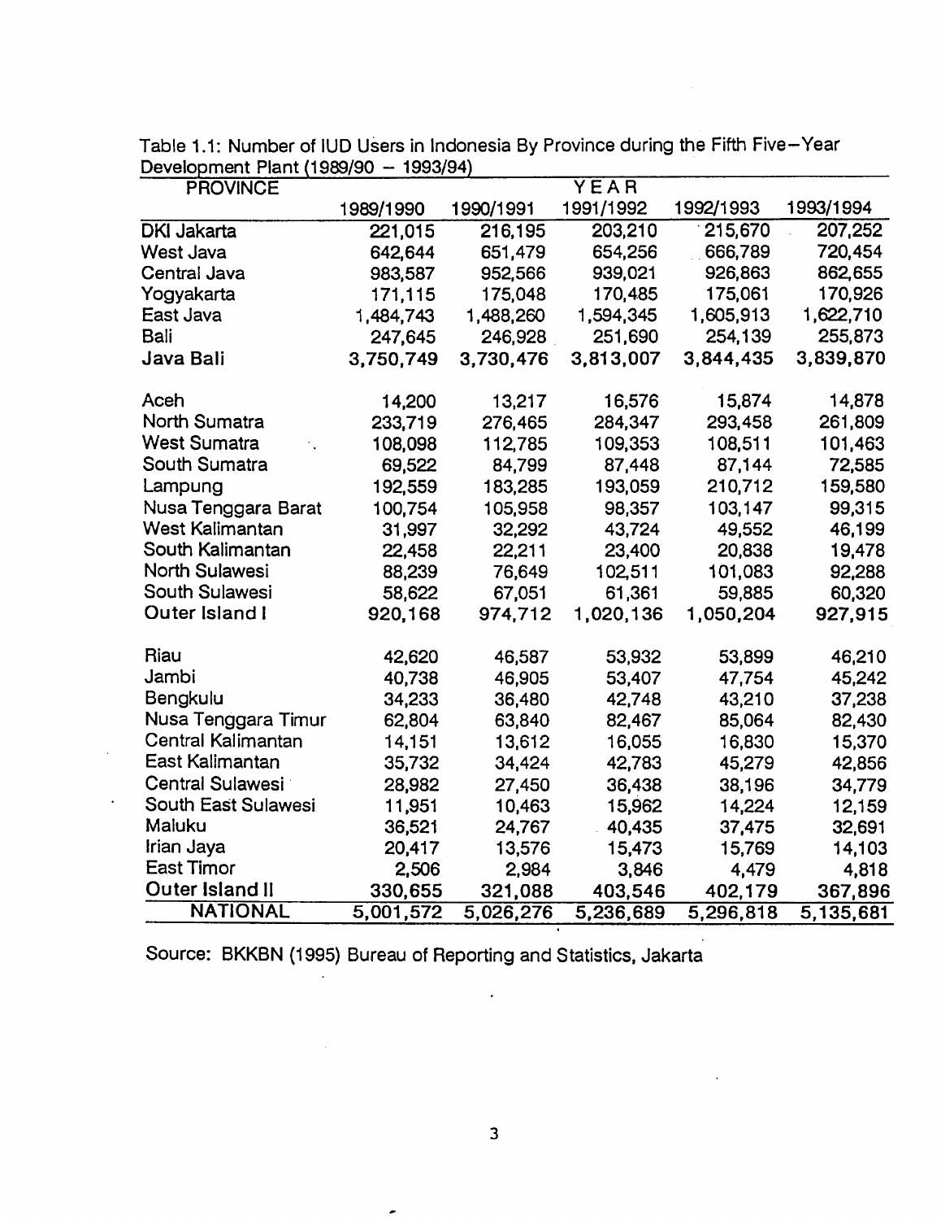Table 1.1: Number of IUD Users in Indonesia By Province during the Fifth Five–Year Development Plant (1989/90 – 1993/94)

| PROVINCE | YEAR | | | | |
|---|---|---|---|---|---|
| | 1989/1990 | 1990/1991 | 1991/1992 | 1992/1993 | 1993/1994 |
| DKI Jakarta | 221,015 | 216,195 | 203,210 | 215,670 | 207,252 |
| West Java | 642,644 | 651,479 | 654,256 | 666,789 | 720,454 |
| Central Java | 983,587 | 952,566 | 939,021 | 926,863 | 862,655 |
| Yogyakarta | 171,115 | 175,048 | 170,485 | 175,061 | 170,926 |
| East Java | 1,484,743 | 1,488,260 | 1,594,345 | 1,605,913 | 1,622,710 |
| Bali | 247,645 | 246,928 | 251,690 | 254,139 | 255,873 |
| **Java Bali** | **3,750,749** | **3,730,476** | **3,813,007** | **3,844,435** | **3,839,870** |
| Aceh | 14,200 | 13,217 | 16,576 | 15,874 | 14,878 |
| North Sumatra | 233,719 | 276,465 | 284,347 | 293,458 | 261,809 |
| West Sumatra | 108,098 | 112,785 | 109,353 | 108,511 | 101,463 |
| South Sumatra | 69,522 | 84,799 | 87,448 | 87,144 | 72,585 |
| Lampung | 192,559 | 183,285 | 193,059 | 210,712 | 159,580 |
| Nusa Tenggara Barat | 100,754 | 105,958 | 98,357 | 103,147 | 99,315 |
| West Kalimantan | 31,997 | 32,292 | 43,724 | 49,552 | 46,199 |
| South Kalimantan | 22,458 | 22,211 | 23,400 | 20,838 | 19,478 |
| North Sulawesi | 88,239 | 76,649 | 102,511 | 101,083 | 92,288 |
| South Sulawesi | 58,622 | 67,051 | 61,361 | 59,885 | 60,320 |
| **Outer Island I** | **920,168** | **974,712** | **1,020,136** | **1,050,204** | **927,915** |
| Riau | 42,620 | 46,587 | 53,932 | 53,899 | 46,210 |
| Jambi | 40,738 | 46,905 | 53,407 | 47,754 | 45,242 |
| Bengkulu | 34,233 | 36,480 | 42,748 | 43,210 | 37,238 |
| Nusa Tenggara Timur | 62,804 | 63,840 | 82,467 | 85,064 | 82,430 |
| Central Kalimantan | 14,151 | 13,612 | 16,055 | 16,830 | 15,370 |
| East Kalimantan | 35,732 | 34,424 | 42,783 | 45,279 | 42,856 |
| Central Sulawesi | 28,982 | 27,450 | 36,438 | 38,196 | 34,779 |
| South East Sulawesi | 11,951 | 10,463 | 15,962 | 14,224 | 12,159 |
| Maluku | 36,521 | 24,767 | 40,435 | 37,475 | 32,691 |
| Irian Jaya | 20,417 | 13,576 | 15,473 | 15,769 | 14,103 |
| East Timor | 2,506 | 2,984 | 3,846 | 4,479 | 4,818 |
| **Outer Island II** | **330,655** | **321,088** | **403,546** | **402,179** | **367,896** |
| NATIONAL | 5,001,572 | 5,026,276 | 5,236,689 | 5,296,818 | 5,135,681 |

Source: BKKBN (1995) Bureau of Reporting and Statistics, Jakarta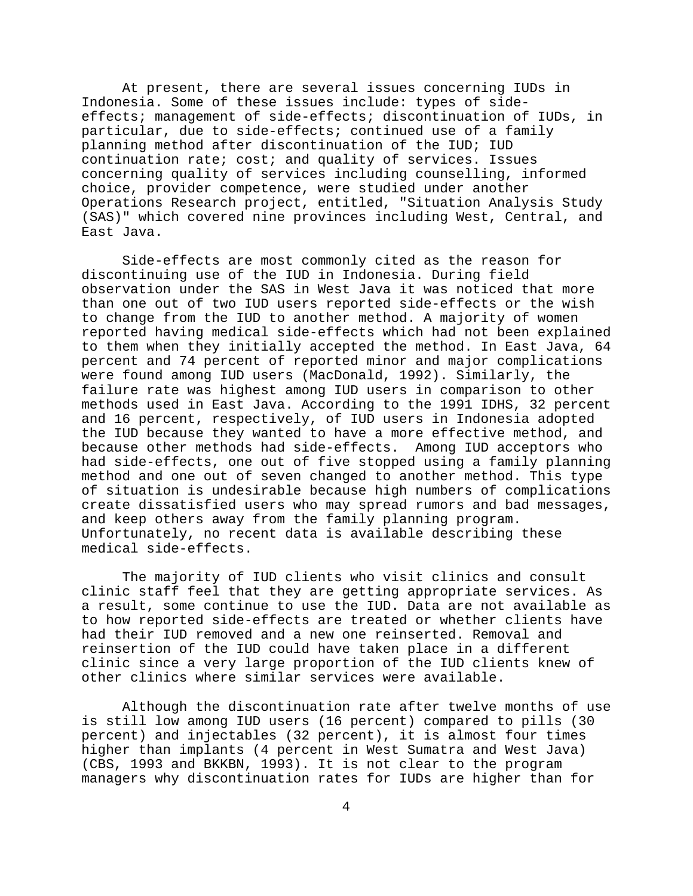At present, there are several issues concerning IUDs in Indonesia. Some of these issues include: types of side-effects; management of side-effects; discontinuation of IUDs, in particular, due to side-effects; continued use of a family planning method after discontinuation of the IUD; IUD continuation rate; cost; and quality of services. Issues concerning quality of services including counselling, informed choice, provider competence, were studied under another Operations Research project, entitled, "Situation Analysis Study (SAS)" which covered nine provinces including West, Central, and East Java.

Side-effects are most commonly cited as the reason for discontinuing use of the IUD in Indonesia. During field observation under the SAS in West Java it was noticed that more than one out of two IUD users reported side-effects or the wish to change from the IUD to another method. A majority of women reported having medical side-effects which had not been explained to them when they initially accepted the method. In East Java, 64 percent and 74 percent of reported minor and major complications were found among IUD users (MacDonald, 1992). Similarly, the failure rate was highest among IUD users in comparison to other methods used in East Java. According to the 1991 IDHS, 32 percent and 16 percent, respectively, of IUD users in Indonesia adopted the IUD because they wanted to have a more effective method, and because other methods had side-effects. Among IUD acceptors who had side-effects, one out of five stopped using a family planning method and one out of seven changed to another method. This type of situation is undesirable because high numbers of complications create dissatisfied users who may spread rumors and bad messages, and keep others away from the family planning program. Unfortunately, no recent data is available describing these medical side-effects.

The majority of IUD clients who visit clinics and consult clinic staff feel that they are getting appropriate services. As a result, some continue to use the IUD. Data are not available as to how reported side-effects are treated or whether clients have had their IUD removed and a new one reinserted. Removal and reinsertion of the IUD could have taken place in a different clinic since a very large proportion of the IUD clients knew of other clinics where similar services were available.

Although the discontinuation rate after twelve months of use is still low among IUD users (16 percent) compared to pills (30 percent) and injectables (32 percent), it is almost four times higher than implants (4 percent in West Sumatra and West Java) (CBS, 1993 and BKKBN, 1993). It is not clear to the program managers why discontinuation rates for IUDs are higher than for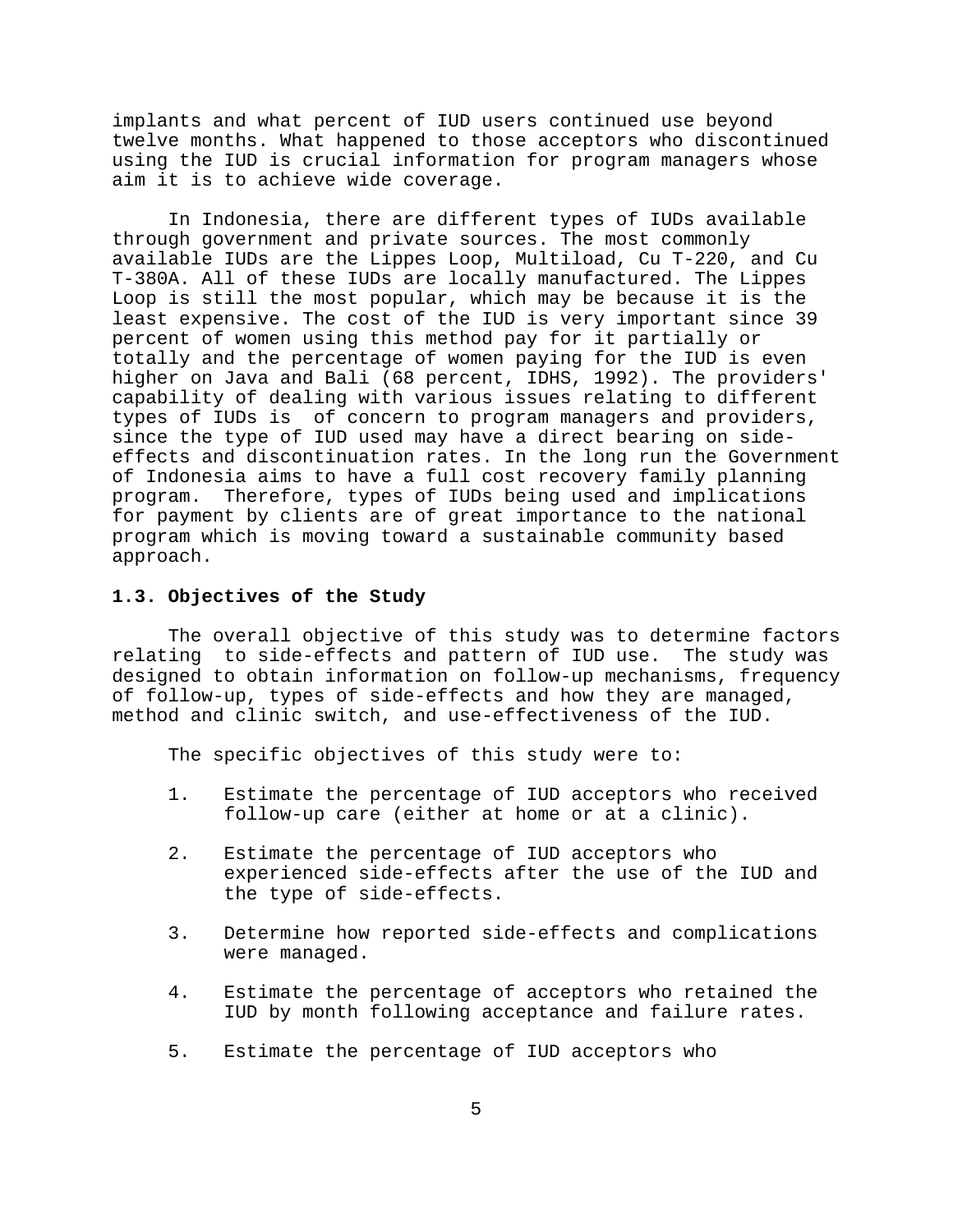implants and what percent of IUD users continued use beyond twelve months. What happened to those acceptors who discontinued using the IUD is crucial information for program managers whose aim it is to achieve wide coverage.

In Indonesia, there are different types of IUDs available through government and private sources. The most commonly available IUDs are the Lippes Loop, Multiload, Cu T-220, and Cu T-380A. All of these IUDs are locally manufactured. The Lippes Loop is still the most popular, which may be because it is the least expensive. The cost of the IUD is very important since 39 percent of women using this method pay for it partially or totally and the percentage of women paying for the IUD is even higher on Java and Bali (68 percent, IDHS, 1992). The providers' capability of dealing with various issues relating to different types of IUDs is of concern to program managers and providers, since the type of IUD used may have a direct bearing on side-effects and discontinuation rates. In the long run the Government of Indonesia aims to have a full cost recovery family planning program. Therefore, types of IUDs being used and implications for payment by clients are of great importance to the national program which is moving toward a sustainable community based approach.

### 1.3. Objectives of the Study

The overall objective of this study was to determine factors relating to side-effects and pattern of IUD use. The study was designed to obtain information on follow-up mechanisms, frequency of follow-up, types of side-effects and how they are managed, method and clinic switch, and use-effectiveness of the IUD.

The specific objectives of this study were to:

1. Estimate the percentage of IUD acceptors who received follow-up care (either at home or at a clinic).

2. Estimate the percentage of IUD acceptors who experienced side-effects after the use of the IUD and the type of side-effects.

3. Determine how reported side-effects and complications were managed.

4. Estimate the percentage of acceptors who retained the IUD by month following acceptance and failure rates.

5. Estimate the percentage of IUD acceptors who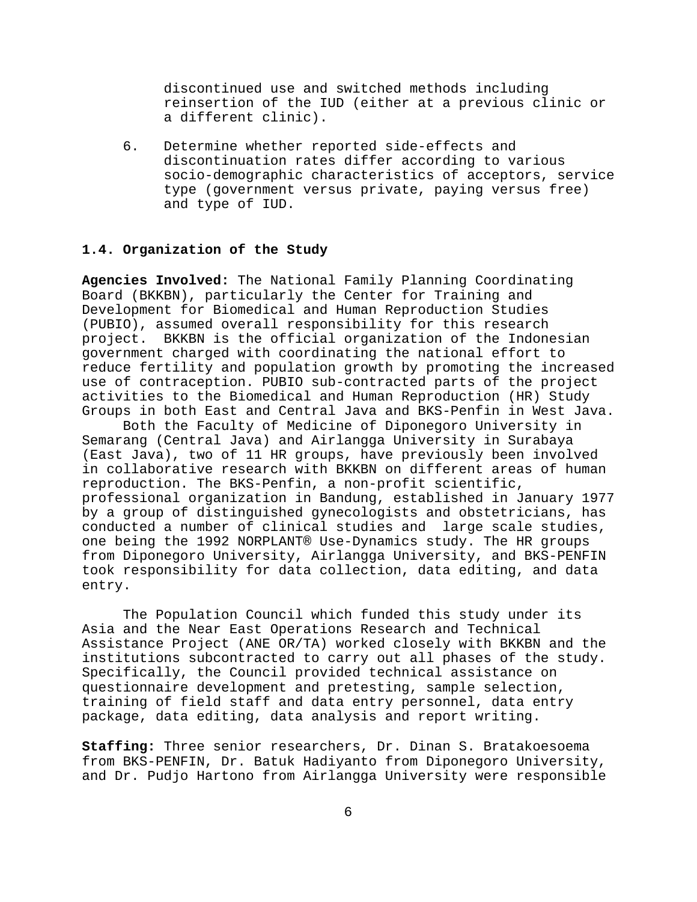discontinued use and switched methods including reinsertion of the IUD (either at a previous clinic or a different clinic).

6. Determine whether reported side-effects and discontinuation rates differ according to various socio-demographic characteristics of acceptors, service type (government versus private, paying versus free) and type of IUD.

### 1.4. Organization of the Study

**Agencies Involved:** The National Family Planning Coordinating Board (BKKBN), particularly the Center for Training and Development for Biomedical and Human Reproduction Studies (PUBIO), assumed overall responsibility for this research project. BKKBN is the official organization of the Indonesian government charged with coordinating the national effort to reduce fertility and population growth by promoting the increased use of contraception. PUBIO sub-contracted parts of the project activities to the Biomedical and Human Reproduction (HR) Study Groups in both East and Central Java and BKS-Penfin in West Java.

Both the Faculty of Medicine of Diponegoro University in Semarang (Central Java) and Airlangga University in Surabaya (East Java), two of 11 HR groups, have previously been involved in collaborative research with BKKBN on different areas of human reproduction. The BKS-Penfin, a non-profit scientific, professional organization in Bandung, established in January 1977 by a group of distinguished gynecologists and obstetricians, has conducted a number of clinical studies and large scale studies, one being the 1992 NORPLANT® Use-Dynamics study. The HR groups from Diponegoro University, Airlangga University, and BKS-PENFIN took responsibility for data collection, data editing, and data entry.

The Population Council which funded this study under its Asia and the Near East Operations Research and Technical Assistance Project (ANE OR/TA) worked closely with BKKBN and the institutions subcontracted to carry out all phases of the study. Specifically, the Council provided technical assistance on questionnaire development and pretesting, sample selection, training of field staff and data entry personnel, data entry package, data editing, data analysis and report writing.

**Staffing:** Three senior researchers, Dr. Dinan S. Bratakoesoema from BKS-PENFIN, Dr. Batuk Hadiyanto from Diponegoro University, and Dr. Pudjo Hartono from Airlangga University were responsible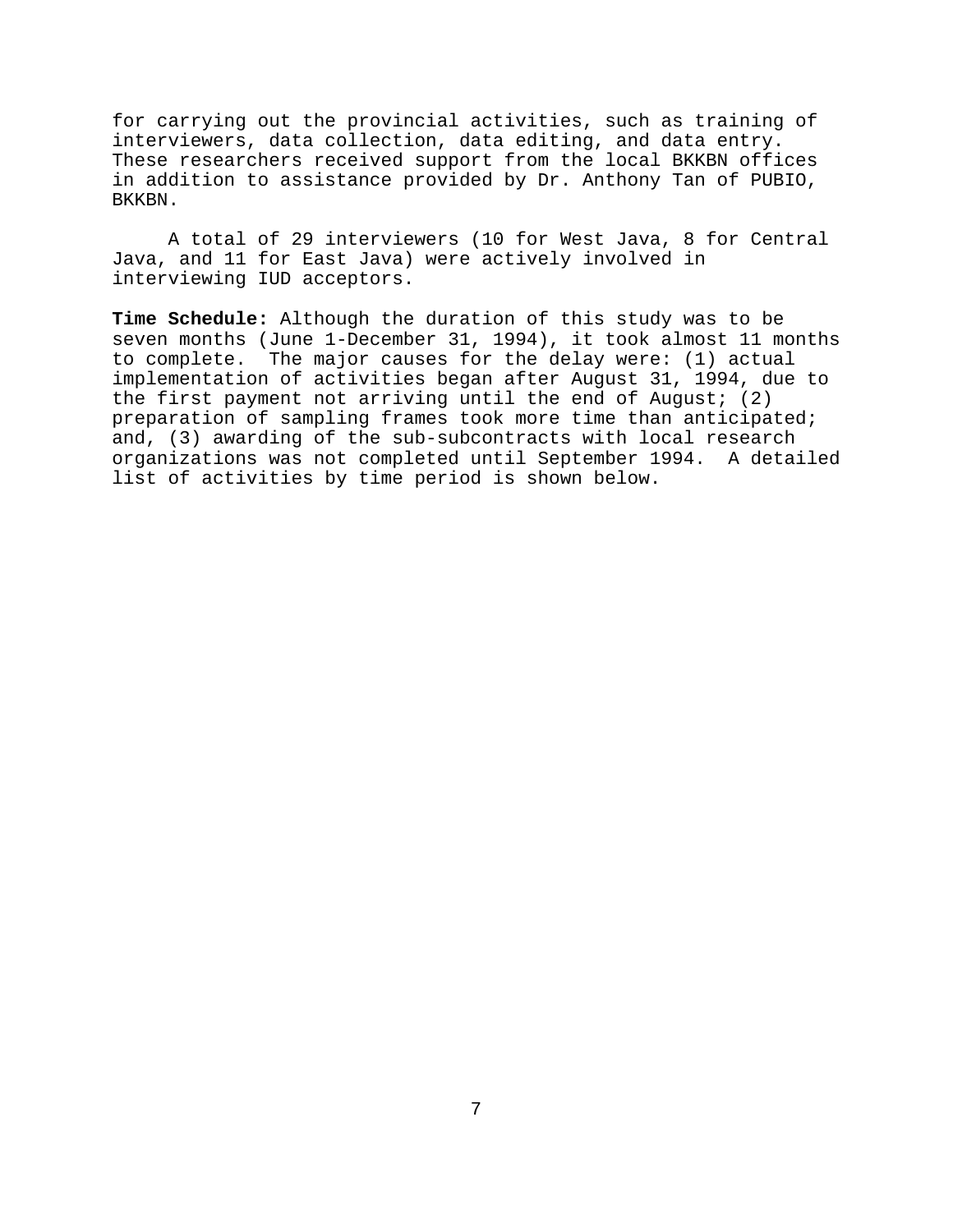for carrying out the provincial activities, such as training of interviewers, data collection, data editing, and data entry. These researchers received support from the local BKKBN offices in addition to assistance provided by Dr. Anthony Tan of PUBIO, BKKBN.

A total of 29 interviewers (10 for West Java, 8 for Central Java, and 11 for East Java) were actively involved in interviewing IUD acceptors.

**Time Schedule:** Although the duration of this study was to be seven months (June 1-December 31, 1994), it took almost 11 months to complete. The major causes for the delay were: (1) actual implementation of activities began after August 31, 1994, due to the first payment not arriving until the end of August; (2) preparation of sampling frames took more time than anticipated; and, (3) awarding of the sub-subcontracts with local research organizations was not completed until September 1994. A detailed list of activities by time period is shown below.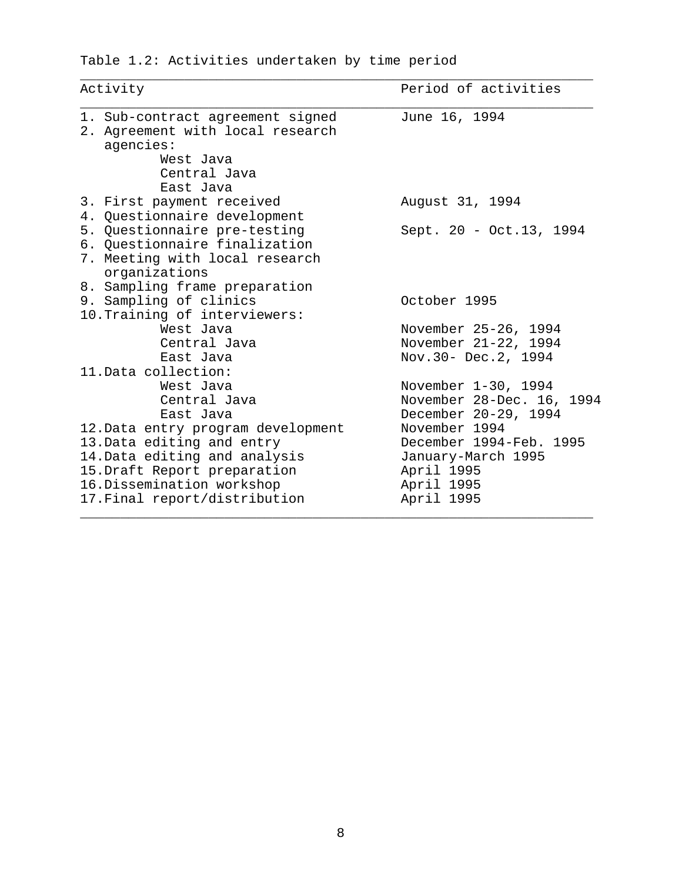Table 1.2: Activities undertaken by time period

| Activity | Period of activities |
|---|---|
| 1. Sub-contract agreement signed | June 16, 1994 |
| 2. Agreement with local research agencies: | |
| West Java | |
| Central Java | |
| East Java | |
| 3. First payment received | August 31, 1994 |
| 4. Questionnaire development | |
| 5. Questionnaire pre-testing | Sept. 20 - Oct.13, 1994 |
| 6. Questionnaire finalization | |
| 7. Meeting with local research organizations | |
| 8. Sampling frame preparation | |
| 9. Sampling of clinics | October 1995 |
| 10. Training of interviewers: | |
| West Java | November 25-26, 1994 |
| Central Java | November 21-22, 1994 |
| East Java | Nov.30- Dec.2, 1994 |
| 11. Data collection: | |
| West Java | November 1-30, 1994 |
| Central Java | November 28-Dec. 16, 1994 |
| East Java | December 20-29, 1994 |
| 12. Data entry program development | November 1994 |
| 13. Data editing and entry | December 1994-Feb. 1995 |
| 14. Data editing and analysis | January-March 1995 |
| 15. Draft Report preparation | April 1995 |
| 16. Dissemination workshop | April 1995 |
| 17. Final report/distribution | April 1995 |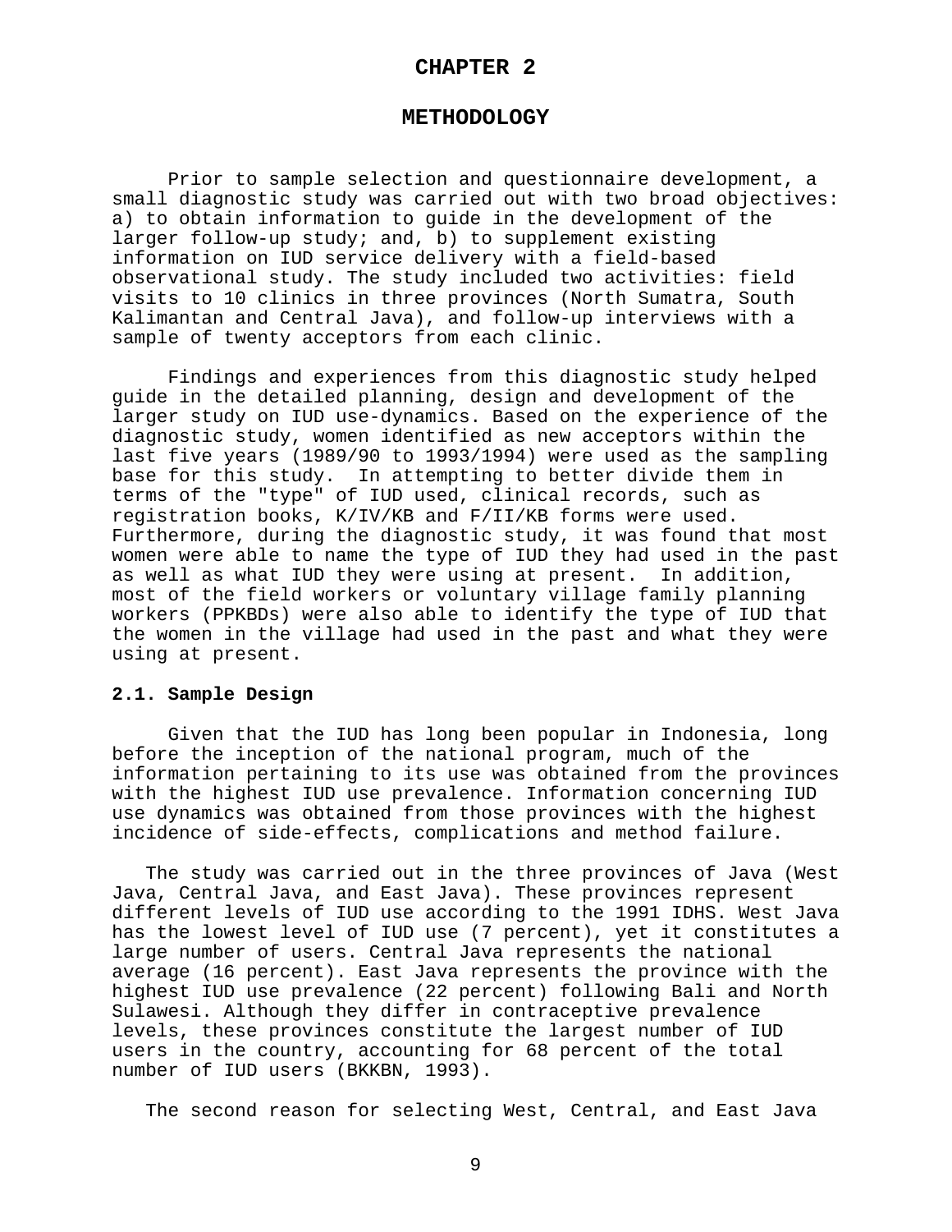# CHAPTER 2

# METHODOLOGY

Prior to sample selection and questionnaire development, a small diagnostic study was carried out with two broad objectives: a) to obtain information to guide in the development of the larger follow-up study; and, b) to supplement existing information on IUD service delivery with a field-based observational study. The study included two activities: field visits to 10 clinics in three provinces (North Sumatra, South Kalimantan and Central Java), and follow-up interviews with a sample of twenty acceptors from each clinic.

Findings and experiences from this diagnostic study helped guide in the detailed planning, design and development of the larger study on IUD use-dynamics. Based on the experience of the diagnostic study, women identified as new acceptors within the last five years (1989/90 to 1993/1994) were used as the sampling base for this study. In attempting to better divide them in terms of the "type" of IUD used, clinical records, such as registration books, K/IV/KB and F/II/KB forms were used. Furthermore, during the diagnostic study, it was found that most women were able to name the type of IUD they had used in the past as well as what IUD they were using at present. In addition, most of the field workers or voluntary village family planning workers (PPKBDs) were also able to identify the type of IUD that the women in the village had used in the past and what they were using at present.

## 2.1. Sample Design

Given that the IUD has long been popular in Indonesia, long before the inception of the national program, much of the information pertaining to its use was obtained from the provinces with the highest IUD use prevalence. Information concerning IUD use dynamics was obtained from those provinces with the highest incidence of side-effects, complications and method failure.

The study was carried out in the three provinces of Java (West Java, Central Java, and East Java). These provinces represent different levels of IUD use according to the 1991 IDHS. West Java has the lowest level of IUD use (7 percent), yet it constitutes a large number of users. Central Java represents the national average (16 percent). East Java represents the province with the highest IUD use prevalence (22 percent) following Bali and North Sulawesi. Although they differ in contraceptive prevalence levels, these provinces constitute the largest number of IUD users in the country, accounting for 68 percent of the total number of IUD users (BKKBN, 1993).

The second reason for selecting West, Central, and East Java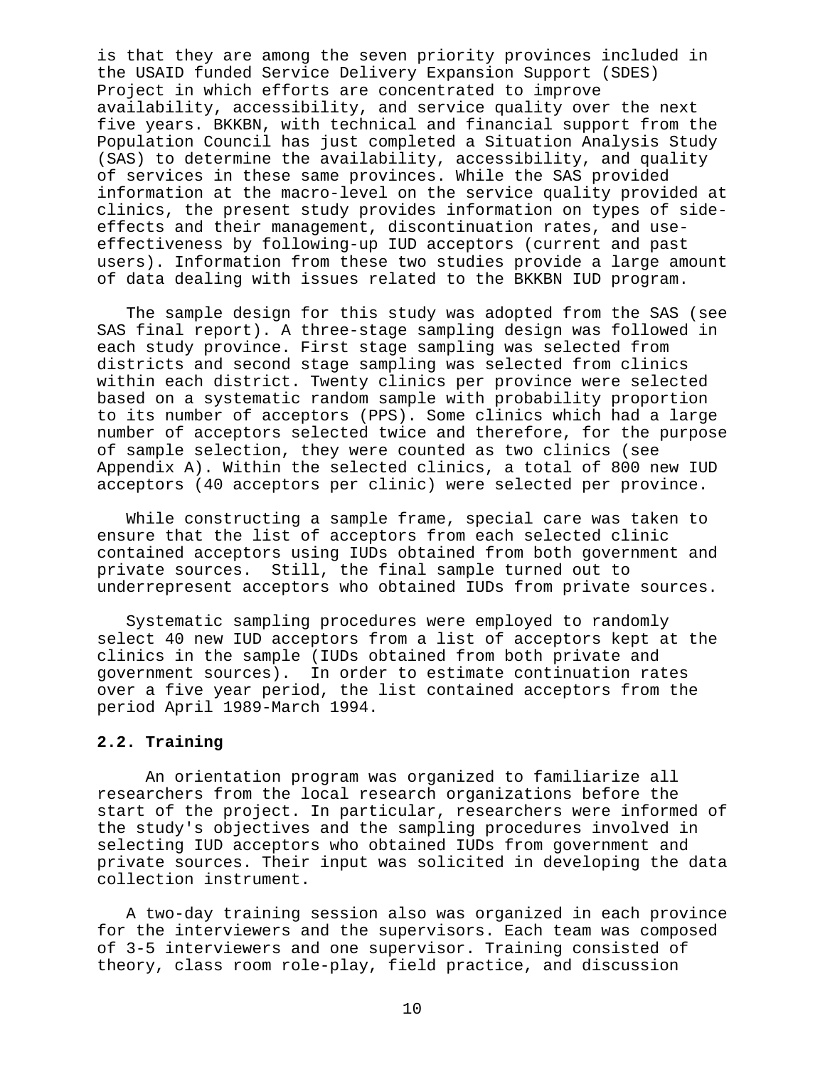is that they are among the seven priority provinces included in the USAID funded Service Delivery Expansion Support (SDES) Project in which efforts are concentrated to improve availability, accessibility, and service quality over the next five years. BKKBN, with technical and financial support from the Population Council has just completed a Situation Analysis Study (SAS) to determine the availability, accessibility, and quality of services in these same provinces. While the SAS provided information at the macro-level on the service quality provided at clinics, the present study provides information on types of side-effects and their management, discontinuation rates, and use-effectiveness by following-up IUD acceptors (current and past users). Information from these two studies provide a large amount of data dealing with issues related to the BKKBN IUD program.

The sample design for this study was adopted from the SAS (see SAS final report). A three-stage sampling design was followed in each study province. First stage sampling was selected from districts and second stage sampling was selected from clinics within each district. Twenty clinics per province were selected based on a systematic random sample with probability proportion to its number of acceptors (PPS). Some clinics which had a large number of acceptors selected twice and therefore, for the purpose of sample selection, they were counted as two clinics (see Appendix A). Within the selected clinics, a total of 800 new IUD acceptors (40 acceptors per clinic) were selected per province.

While constructing a sample frame, special care was taken to ensure that the list of acceptors from each selected clinic contained acceptors using IUDs obtained from both government and private sources. Still, the final sample turned out to underrepresent acceptors who obtained IUDs from private sources.

Systematic sampling procedures were employed to randomly select 40 new IUD acceptors from a list of acceptors kept at the clinics in the sample (IUDs obtained from both private and government sources). In order to estimate continuation rates over a five year period, the list contained acceptors from the period April 1989-March 1994.

### 2.2. Training

An orientation program was organized to familiarize all researchers from the local research organizations before the start of the project. In particular, researchers were informed of the study's objectives and the sampling procedures involved in selecting IUD acceptors who obtained IUDs from government and private sources. Their input was solicited in developing the data collection instrument.

A two-day training session also was organized in each province for the interviewers and the supervisors. Each team was composed of 3-5 interviewers and one supervisor. Training consisted of theory, class room role-play, field practice, and discussion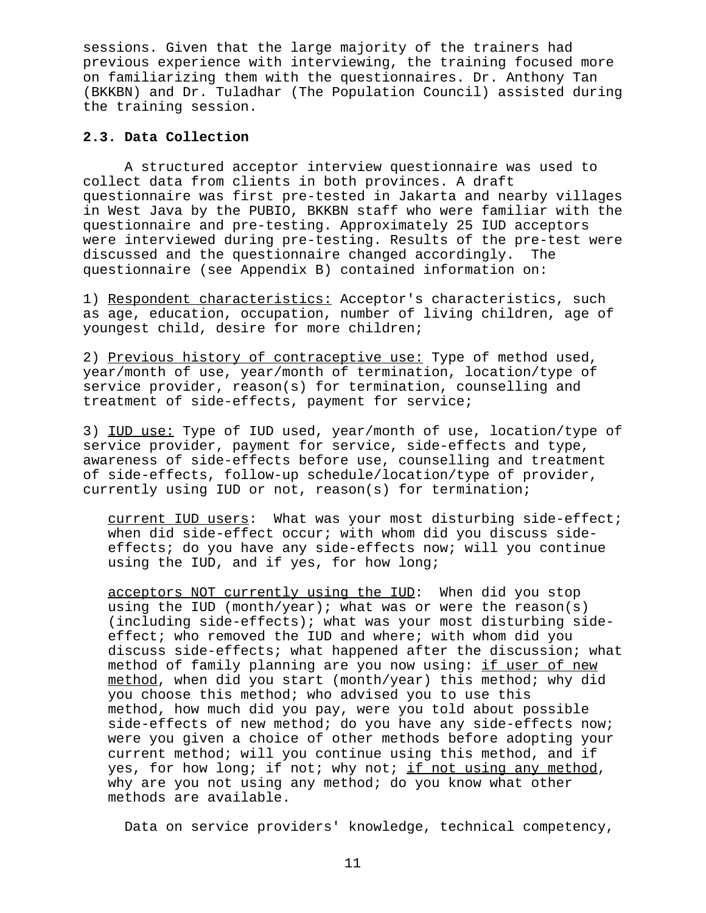sessions. Given that the large majority of the trainers had previous experience with interviewing, the training focused more on familiarizing them with the questionnaires. Dr. Anthony Tan (BKKBN) and Dr. Tuladhar (The Population Council) assisted during the training session.

### 2.3. Data Collection

A structured acceptor interview questionnaire was used to collect data from clients in both provinces. A draft questionnaire was first pre-tested in Jakarta and nearby villages in West Java by the PUBIO, BKKBN staff who were familiar with the questionnaire and pre-testing. Approximately 25 IUD acceptors were interviewed during pre-testing. Results of the pre-test were discussed and the questionnaire changed accordingly. The questionnaire (see Appendix B) contained information on:

1) Respondent characteristics: Acceptor's characteristics, such as age, education, occupation, number of living children, age of youngest child, desire for more children;

2) Previous history of contraceptive use: Type of method used, year/month of use, year/month of termination, location/type of service provider, reason(s) for termination, counselling and treatment of side-effects, payment for service;

3) IUD use: Type of IUD used, year/month of use, location/type of service provider, payment for service, side-effects and type, awareness of side-effects before use, counselling and treatment of side-effects, follow-up schedule/location/type of provider, currently using IUD or not, reason(s) for termination;

current IUD users: What was your most disturbing side-effect; when did side-effect occur; with whom did you discuss side-effects; do you have any side-effects now; will you continue using the IUD, and if yes, for how long;

acceptors NOT currently using the IUD: When did you stop using the IUD (month/year); what was or were the reason(s) (including side-effects); what was your most disturbing side-effect; who removed the IUD and where; with whom did you discuss side-effects; what happened after the discussion; what method of family planning are you now using: if user of new method, when did you start (month/year) this method; why did you choose this method; who advised you to use this method, how much did you pay, were you told about possible side-effects of new method; do you have any side-effects now; were you given a choice of other methods before adopting your current method; will you continue using this method, and if yes, for how long; if not; why not; if not using any method, why are you not using any method; do you know what other methods are available.

Data on service providers' knowledge, technical competency,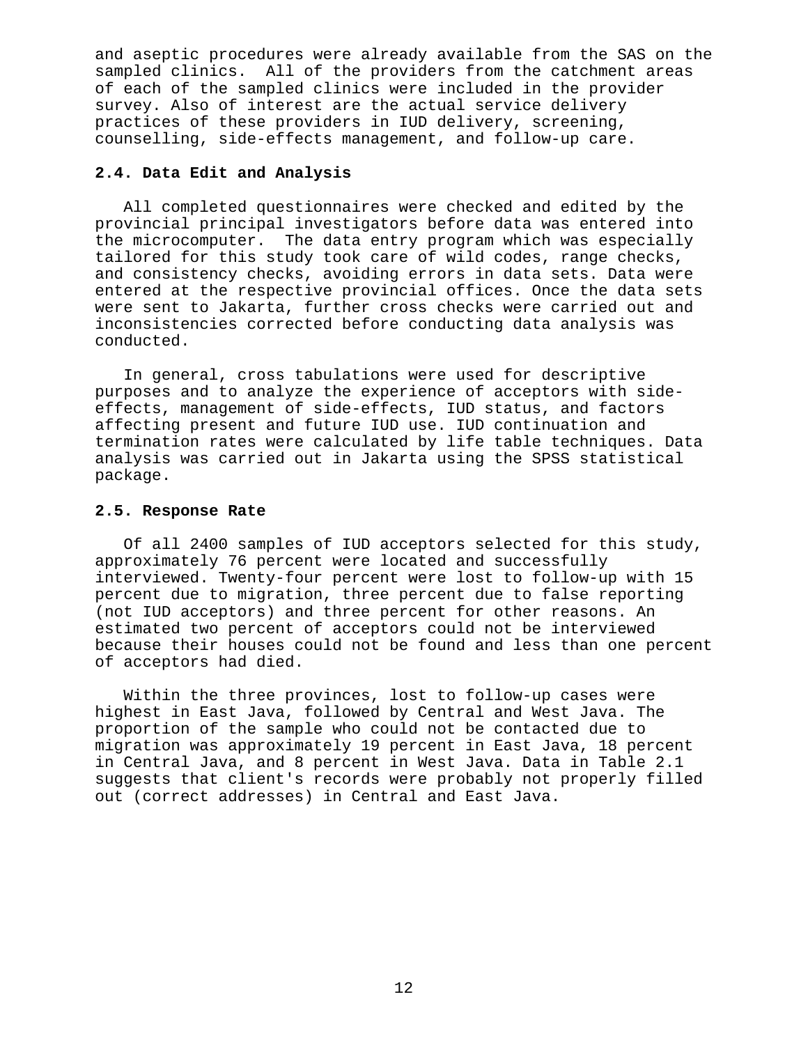and aseptic procedures were already available from the SAS on the sampled clinics. All of the providers from the catchment areas of each of the sampled clinics were included in the provider survey. Also of interest are the actual service delivery practices of these providers in IUD delivery, screening, counselling, side-effects management, and follow-up care.

### 2.4. Data Edit and Analysis

All completed questionnaires were checked and edited by the provincial principal investigators before data was entered into the microcomputer. The data entry program which was especially tailored for this study took care of wild codes, range checks, and consistency checks, avoiding errors in data sets. Data were entered at the respective provincial offices. Once the data sets were sent to Jakarta, further cross checks were carried out and inconsistencies corrected before conducting data analysis was conducted.

In general, cross tabulations were used for descriptive purposes and to analyze the experience of acceptors with side-effects, management of side-effects, IUD status, and factors affecting present and future IUD use. IUD continuation and termination rates were calculated by life table techniques. Data analysis was carried out in Jakarta using the SPSS statistical package.

### 2.5. Response Rate

Of all 2400 samples of IUD acceptors selected for this study, approximately 76 percent were located and successfully interviewed. Twenty-four percent were lost to follow-up with 15 percent due to migration, three percent due to false reporting (not IUD acceptors) and three percent for other reasons. An estimated two percent of acceptors could not be interviewed because their houses could not be found and less than one percent of acceptors had died.

Within the three provinces, lost to follow-up cases were highest in East Java, followed by Central and West Java. The proportion of the sample who could not be contacted due to migration was approximately 19 percent in East Java, 18 percent in Central Java, and 8 percent in West Java. Data in Table 2.1 suggests that client's records were probably not properly filled out (correct addresses) in Central and East Java.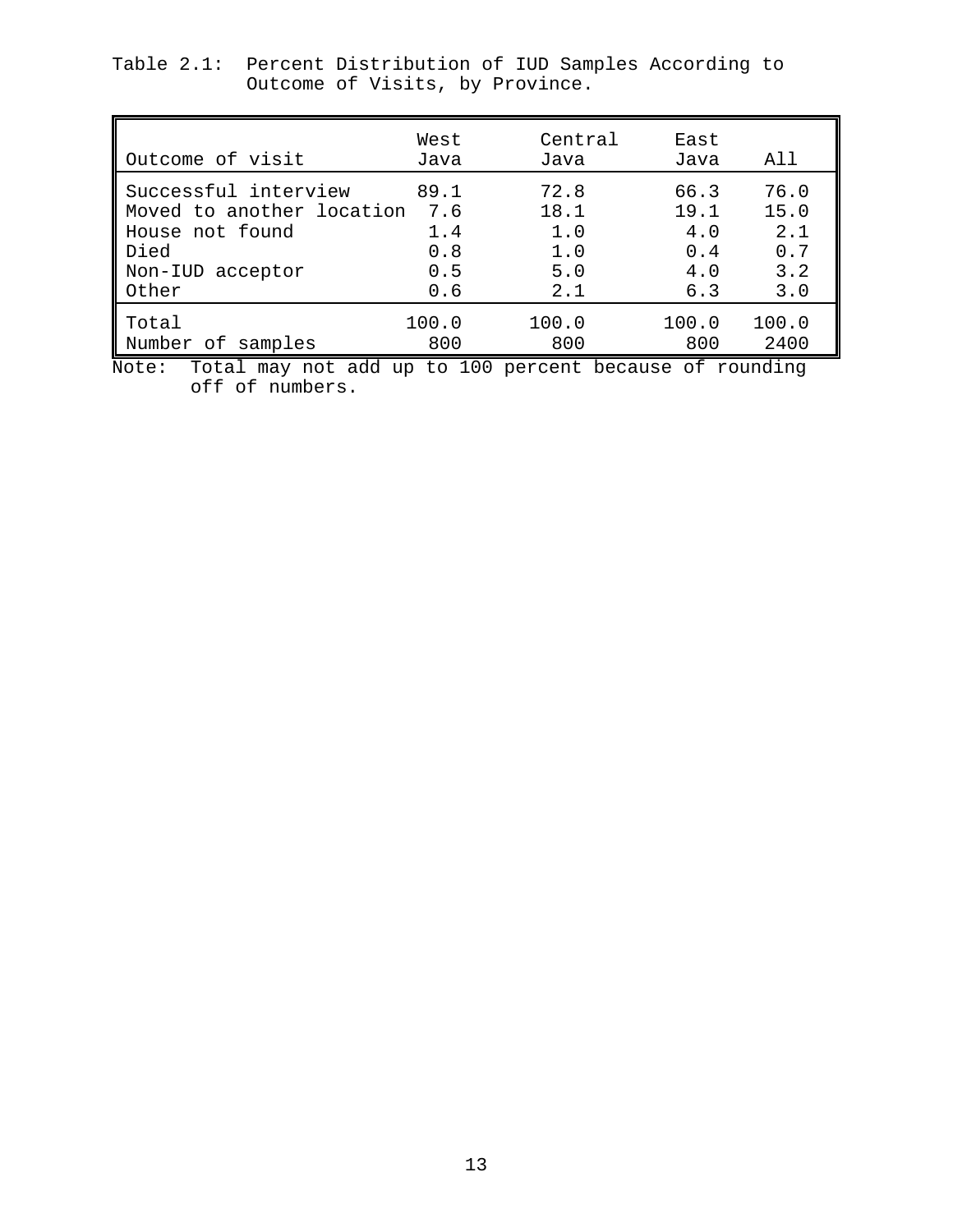Table 2.1: Percent Distribution of IUD Samples According to Outcome of Visits, by Province.

| Outcome of visit | West Java | Central Java | East Java | All |
|---|---|---|---|---|
| Successful interview | 89.1 | 72.8 | 66.3 | 76.0 |
| Moved to another location | 7.6 | 18.1 | 19.1 | 15.0 |
| House not found | 1.4 | 1.0 | 4.0 | 2.1 |
| Died | 0.8 | 1.0 | 0.4 | 0.7 |
| Non-IUD acceptor | 0.5 | 5.0 | 4.0 | 3.2 |
| Other | 0.6 | 2.1 | 6.3 | 3.0 |
| Total | 100.0 | 100.0 | 100.0 | 100.0 |
| Number of samples | 800 | 800 | 800 | 2400 |

Note: Total may not add up to 100 percent because of rounding off of numbers.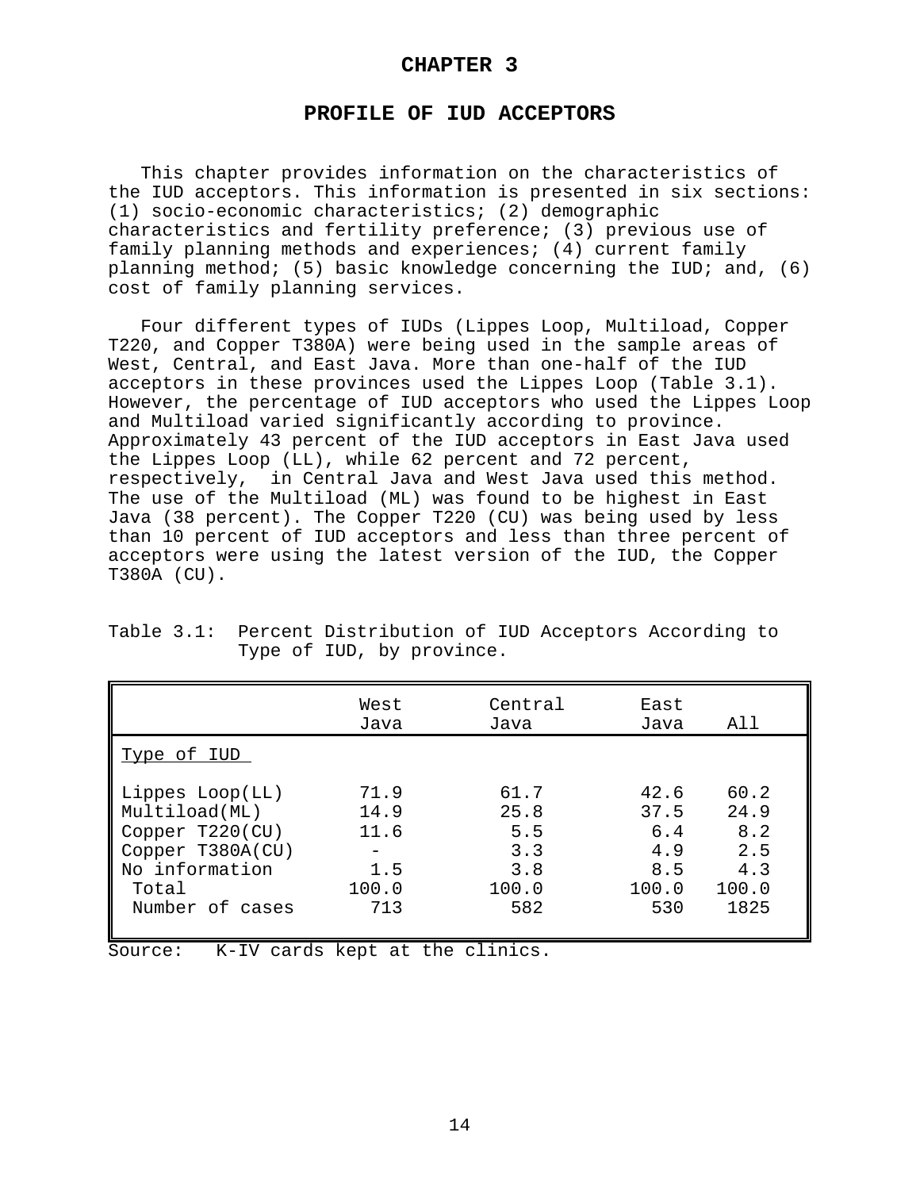# CHAPTER 3

## PROFILE OF IUD ACCEPTORS

This chapter provides information on the characteristics of the IUD acceptors. This information is presented in six sections: (1) socio-economic characteristics; (2) demographic characteristics and fertility preference; (3) previous use of family planning methods and experiences; (4) current family planning method; (5) basic knowledge concerning the IUD; and, (6) cost of family planning services.

Four different types of IUDs (Lippes Loop, Multiload, Copper T220, and Copper T380A) were being used in the sample areas of West, Central, and East Java. More than one-half of the IUD acceptors in these provinces used the Lippes Loop (Table 3.1). However, the percentage of IUD acceptors who used the Lippes Loop and Multiload varied significantly according to province. Approximately 43 percent of the IUD acceptors in East Java used the Lippes Loop (LL), while 62 percent and 72 percent, respectively, in Central Java and West Java used this method. The use of the Multiload (ML) was found to be highest in East Java (38 percent). The Copper T220 (CU) was being used by less than 10 percent of IUD acceptors and less than three percent of acceptors were using the latest version of the IUD, the Copper T380A (CU).

Table 3.1: Percent Distribution of IUD Acceptors According to Type of IUD, by province.

| | West Java | Central Java | East Java | All |
|---|---|---|---|---|
| Type of IUD | | | | |
| Lippes Loop(LL) | 71.9 | 61.7 | 42.6 | 60.2 |
| Multiload(ML) | 14.9 | 25.8 | 37.5 | 24.9 |
| Copper T220(CU) | 11.6 | 5.5 | 6.4 | 8.2 |
| Copper T380A(CU) | - | 3.3 | 4.9 | 2.5 |
| No information | 1.5 | 3.8 | 8.5 | 4.3 |
| Total | 100.0 | 100.0 | 100.0 | 100.0 |
| Number of cases | 713 | 582 | 530 | 1825 |

Source: K-IV cards kept at the clinics.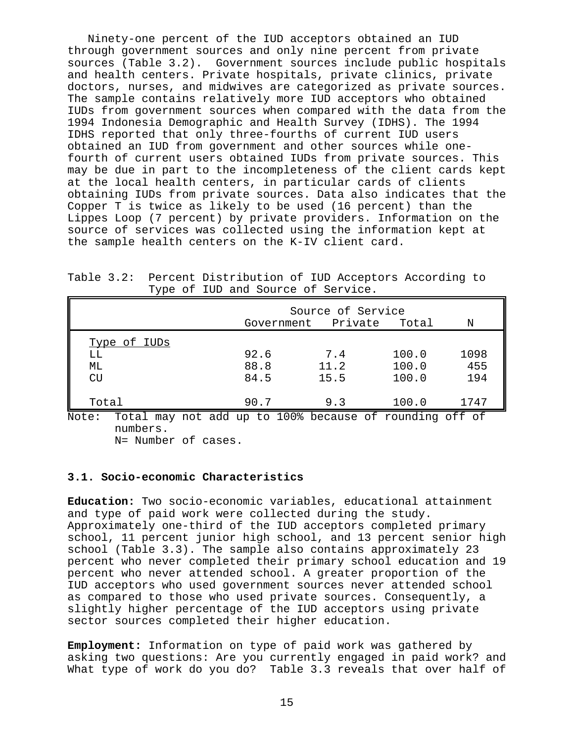Ninety-one percent of the IUD acceptors obtained an IUD through government sources and only nine percent from private sources (Table 3.2). Government sources include public hospitals and health centers. Private hospitals, private clinics, private doctors, nurses, and midwives are categorized as private sources. The sample contains relatively more IUD acceptors who obtained IUDs from government sources when compared with the data from the 1994 Indonesia Demographic and Health Survey (IDHS). The 1994 IDHS reported that only three-fourths of current IUD users obtained an IUD from government and other sources while one-fourth of current users obtained IUDs from private sources. This may be due in part to the incompleteness of the client cards kept at the local health centers, in particular cards of clients obtaining IUDs from private sources. Data also indicates that the Copper T is twice as likely to be used (16 percent) than the Lippes Loop (7 percent) by private providers. Information on the source of services was collected using the information kept at the sample health centers on the K-IV client card.

Table 3.2: Percent Distribution of IUD Acceptors According to Type of IUD and Source of Service.

| | Source of Service | | | |
|---|---|---|---|---|
| | Government | Private | Total | N |
| Type of IUDs | | | | |
| LL | 92.6 | 7.4 | 100.0 | 1098 |
| ML | 88.8 | 11.2 | 100.0 | 455 |
| CU | 84.5 | 15.5 | 100.0 | 194 |
| Total | 90.7 | 9.3 | 100.0 | 1747 |

Note: Total may not add up to 100% because of rounding off of numbers.
N= Number of cases.

### 3.1. Socio-economic Characteristics

**Education:** Two socio-economic variables, educational attainment and type of paid work were collected during the study. Approximately one-third of the IUD acceptors completed primary school, 11 percent junior high school, and 13 percent senior high school (Table 3.3). The sample also contains approximately 23 percent who never completed their primary school education and 19 percent who never attended school. A greater proportion of the IUD acceptors who used government sources never attended school as compared to those who used private sources. Consequently, a slightly higher percentage of the IUD acceptors using private sector sources completed their higher education.

**Employment:** Information on type of paid work was gathered by asking two questions: Are you currently engaged in paid work? and What type of work do you do? Table 3.3 reveals that over half of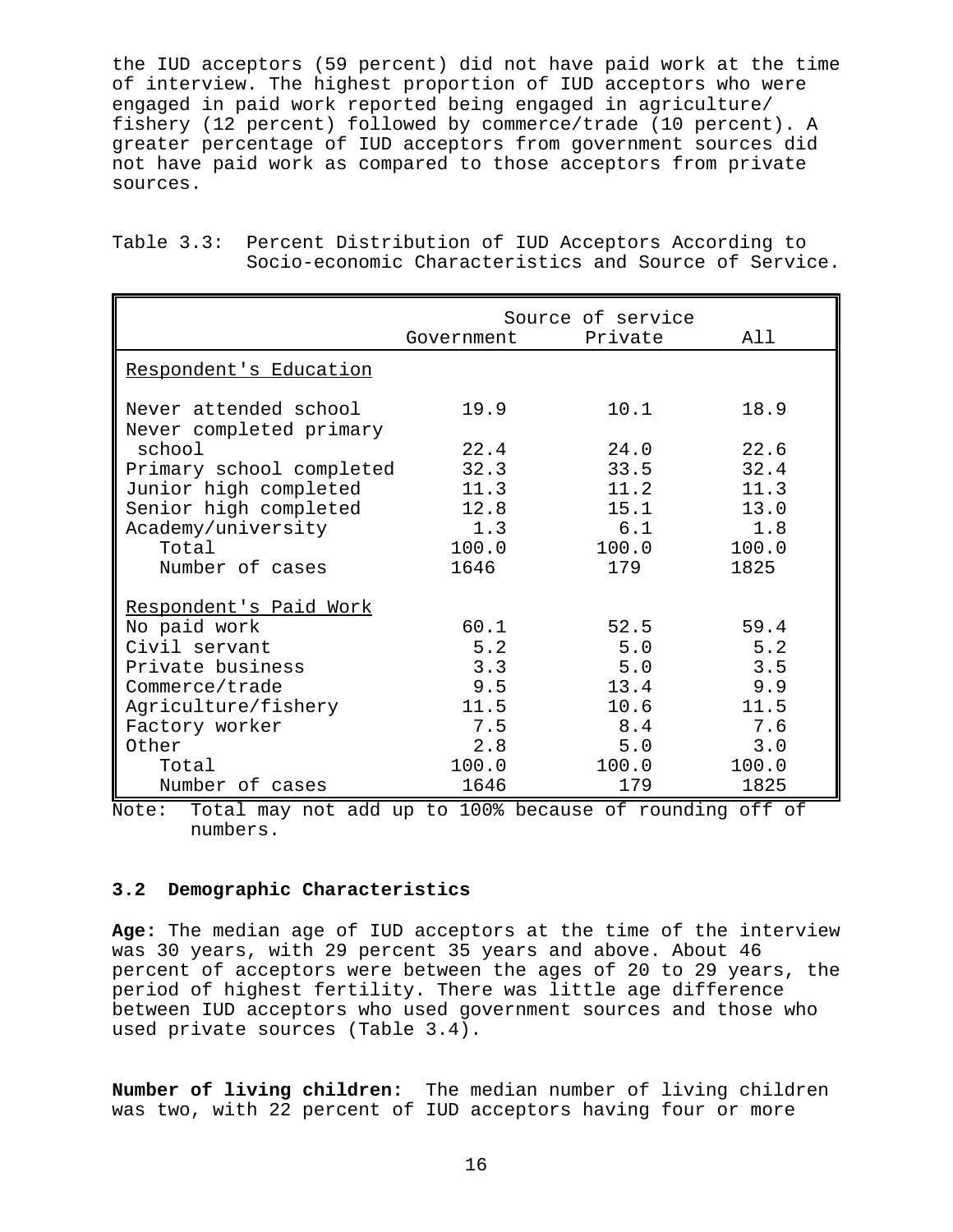the IUD acceptors (59 percent) did not have paid work at the time of interview. The highest proportion of IUD acceptors who were engaged in paid work reported being engaged in agriculture/ fishery (12 percent) followed by commerce/trade (10 percent). A greater percentage of IUD acceptors from government sources did not have paid work as compared to those acceptors from private sources.

Table 3.3: Percent Distribution of IUD Acceptors According to Socio-economic Characteristics and Source of Service.

| | Source of service | | |
|---|---|---|---|
| | Government | Private | All |
| Respondent's Education | | | |
| Never attended school | 19.9 | 10.1 | 18.9 |
| Never completed primary school | 22.4 | 24.0 | 22.6 |
| Primary school completed | 32.3 | 33.5 | 32.4 |
| Junior high completed | 11.3 | 11.2 | 11.3 |
| Senior high completed | 12.8 | 15.1 | 13.0 |
| Academy/university | 1.3 | 6.1 | 1.8 |
| Total | 100.0 | 100.0 | 100.0 |
| Number of cases | 1646 | 179 | 1825 |
| Respondent's Paid Work | | | |
| No paid work | 60.1 | 52.5 | 59.4 |
| Civil servant | 5.2 | 5.0 | 5.2 |
| Private business | 3.3 | 5.0 | 3.5 |
| Commerce/trade | 9.5 | 13.4 | 9.9 |
| Agriculture/fishery | 11.5 | 10.6 | 11.5 |
| Factory worker | 7.5 | 8.4 | 7.6 |
| Other | 2.8 | 5.0 | 3.0 |
| Total | 100.0 | 100.0 | 100.0 |
| Number of cases | 1646 | 179 | 1825 |

Note: Total may not add up to 100% because of rounding off of numbers.

### 3.2 Demographic Characteristics

**Age:** The median age of IUD acceptors at the time of the interview was 30 years, with 29 percent 35 years and above. About 46 percent of acceptors were between the ages of 20 to 29 years, the period of highest fertility. There was little age difference between IUD acceptors who used government sources and those who used private sources (Table 3.4).

**Number of living children:** The median number of living children was two, with 22 percent of IUD acceptors having four or more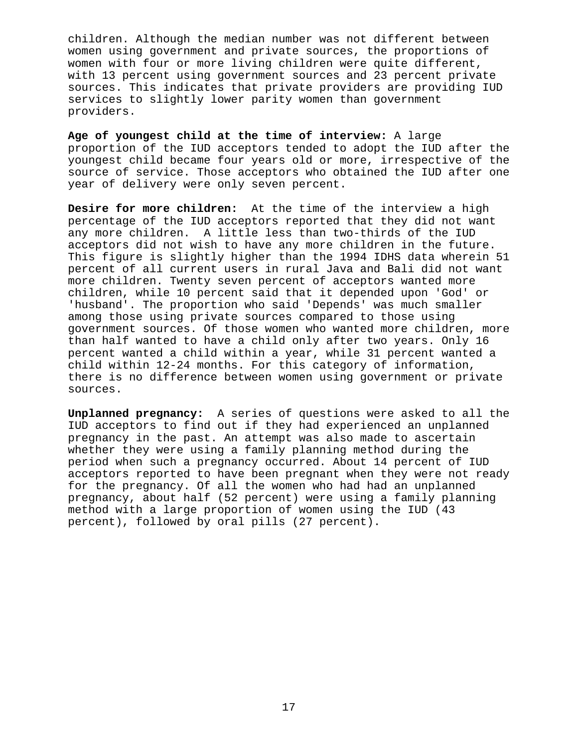children. Although the median number was not different between women using government and private sources, the proportions of women with four or more living children were quite different, with 13 percent using government sources and 23 percent private sources. This indicates that private providers are providing IUD services to slightly lower parity women than government providers.

**Age of youngest child at the time of interview:** A large proportion of the IUD acceptors tended to adopt the IUD after the youngest child became four years old or more, irrespective of the source of service. Those acceptors who obtained the IUD after one year of delivery were only seven percent.

**Desire for more children:** At the time of the interview a high percentage of the IUD acceptors reported that they did not want any more children. A little less than two-thirds of the IUD acceptors did not wish to have any more children in the future. This figure is slightly higher than the 1994 IDHS data wherein 51 percent of all current users in rural Java and Bali did not want more children. Twenty seven percent of acceptors wanted more children, while 10 percent said that it depended upon 'God' or 'husband'. The proportion who said 'Depends' was much smaller among those using private sources compared to those using government sources. Of those women who wanted more children, more than half wanted to have a child only after two years. Only 16 percent wanted a child within a year, while 31 percent wanted a child within 12-24 months. For this category of information, there is no difference between women using government or private sources.

**Unplanned pregnancy:** A series of questions were asked to all the IUD acceptors to find out if they had experienced an unplanned pregnancy in the past. An attempt was also made to ascertain whether they were using a family planning method during the period when such a pregnancy occurred. About 14 percent of IUD acceptors reported to have been pregnant when they were not ready for the pregnancy. Of all the women who had had an unplanned pregnancy, about half (52 percent) were using a family planning method with a large proportion of women using the IUD (43 percent), followed by oral pills (27 percent).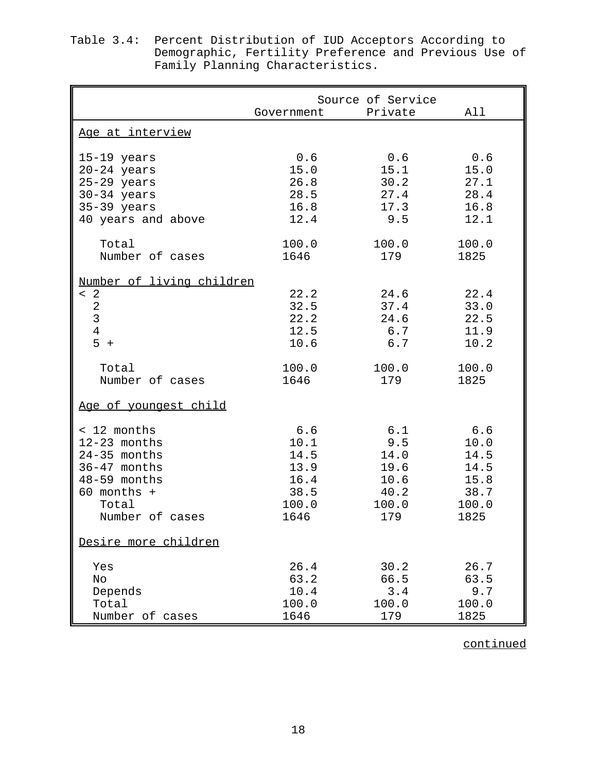Table 3.4: Percent Distribution of IUD Acceptors According to Demographic, Fertility Preference and Previous Use of Family Planning Characteristics.

| | Source of Service | | |
|---|---|---|---|
| | Government | Private | All |
| Age at interview | | | |
| 15-19 years | 0.6 | 0.6 | 0.6 |
| 20-24 years | 15.0 | 15.1 | 15.0 |
| 25-29 years | 26.8 | 30.2 | 27.1 |
| 30-34 years | 28.5 | 27.4 | 28.4 |
| 35-39 years | 16.8 | 17.3 | 16.8 |
| 40 years and above | 12.4 | 9.5 | 12.1 |
| Total | 100.0 | 100.0 | 100.0 |
| Number of cases | 1646 | 179 | 1825 |
| Number of living children | | | |
| < 2 | 22.2 | 24.6 | 22.4 |
| 2 | 32.5 | 37.4 | 33.0 |
| 3 | 22.2 | 24.6 | 22.5 |
| 4 | 12.5 | 6.7 | 11.9 |
| 5 + | 10.6 | 6.7 | 10.2 |
| Total | 100.0 | 100.0 | 100.0 |
| Number of cases | 1646 | 179 | 1825 |
| Age of youngest child | | | |
| < 12 months | 6.6 | 6.1 | 6.6 |
| 12-23 months | 10.1 | 9.5 | 10.0 |
| 24-35 months | 14.5 | 14.0 | 14.5 |
| 36-47 months | 13.9 | 19.6 | 14.5 |
| 48-59 months | 16.4 | 10.6 | 15.8 |
| 60 months + | 38.5 | 40.2 | 38.7 |
| Total | 100.0 | 100.0 | 100.0 |
| Number of cases | 1646 | 179 | 1825 |
| Desire more children | | | |
| Yes | 26.4 | 30.2 | 26.7 |
| No | 63.2 | 66.5 | 63.5 |
| Depends | 10.4 | 3.4 | 9.7 |
| Total | 100.0 | 100.0 | 100.0 |
| Number of cases | 1646 | 179 | 1825 |

continued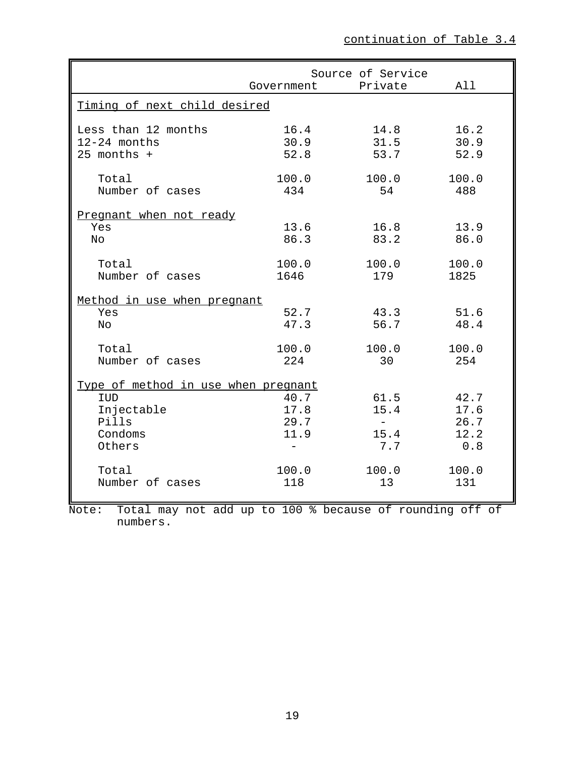continuation of Table 3.4

| | Source of Service | | |
|---|---|---|---|
| | Government | Private | All |
| Timing of next child desired | | | |
| Less than 12 months | 16.4 | 14.8 | 16.2 |
| 12-24 months | 30.9 | 31.5 | 30.9 |
| 25 months + | 52.8 | 53.7 | 52.9 |
| Total | 100.0 | 100.0 | 100.0 |
| Number of cases | 434 | 54 | 488 |
| Pregnant when not ready | | | |
| Yes | 13.6 | 16.8 | 13.9 |
| No | 86.3 | 83.2 | 86.0 |
| Total | 100.0 | 100.0 | 100.0 |
| Number of cases | 1646 | 179 | 1825 |
| Method in use when pregnant | | | |
| Yes | 52.7 | 43.3 | 51.6 |
| No | 47.3 | 56.7 | 48.4 |
| Total | 100.0 | 100.0 | 100.0 |
| Number of cases | 224 | 30 | 254 |
| Type of method in use when pregnant | | | |
| IUD | 40.7 | 61.5 | 42.7 |
| Injectable | 17.8 | 15.4 | 17.6 |
| Pills | 29.7 | - | 26.7 |
| Condoms | 11.9 | 15.4 | 12.2 |
| Others | - | 7.7 | 0.8 |
| Total | 100.0 | 100.0 | 100.0 |
| Number of cases | 118 | 13 | 131 |

Note: Total may not add up to 100 % because of rounding off of numbers.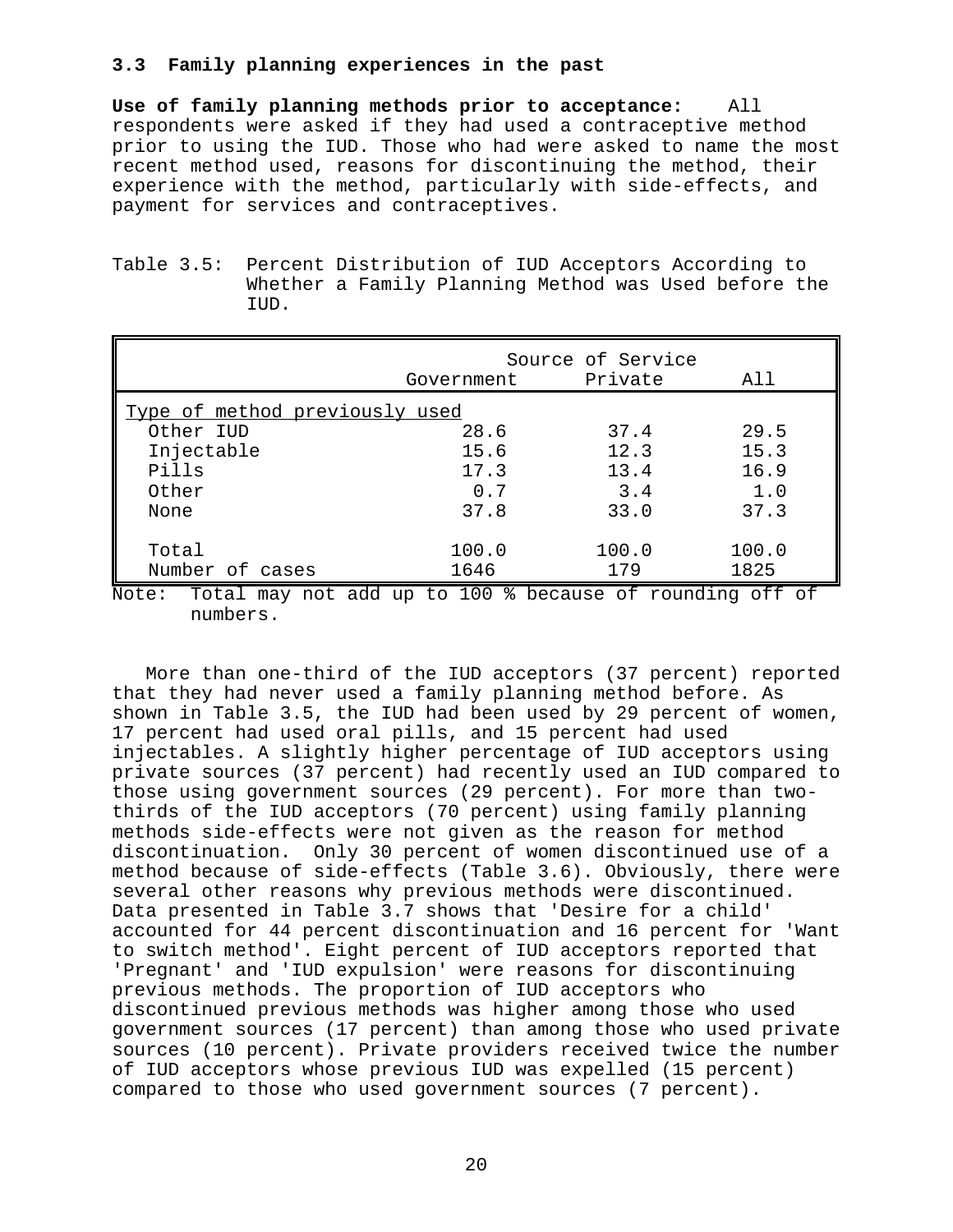### 3.3 Family planning experiences in the past

**Use of family planning methods prior to acceptance:** All respondents were asked if they had used a contraceptive method prior to using the IUD. Those who had were asked to name the most recent method used, reasons for discontinuing the method, their experience with the method, particularly with side-effects, and payment for services and contraceptives.

Table 3.5: Percent Distribution of IUD Acceptors According to Whether a Family Planning Method was Used before the IUD.

| | Source of Service | | |
|---|---|---|---|
| | Government | Private | All |
| Type of method previously used | | | |
| Other IUD | 28.6 | 37.4 | 29.5 |
| Injectable | 15.6 | 12.3 | 15.3 |
| Pills | 17.3 | 13.4 | 16.9 |
| Other | 0.7 | 3.4 | 1.0 |
| None | 37.8 | 33.0 | 37.3 |
| Total | 100.0 | 100.0 | 100.0 |
| Number of cases | 1646 | 179 | 1825 |

Note: Total may not add up to 100 % because of rounding off of numbers.

More than one-third of the IUD acceptors (37 percent) reported that they had never used a family planning method before. As shown in Table 3.5, the IUD had been used by 29 percent of women, 17 percent had used oral pills, and 15 percent had used injectables. A slightly higher percentage of IUD acceptors using private sources (37 percent) had recently used an IUD compared to those using government sources (29 percent). For more than two-thirds of the IUD acceptors (70 percent) using family planning methods side-effects were not given as the reason for method discontinuation. Only 30 percent of women discontinued use of a method because of side-effects (Table 3.6). Obviously, there were several other reasons why previous methods were discontinued. Data presented in Table 3.7 shows that 'Desire for a child' accounted for 44 percent discontinuation and 16 percent for 'Want to switch method'. Eight percent of IUD acceptors reported that 'Pregnant' and 'IUD expulsion' were reasons for discontinuing previous methods. The proportion of IUD acceptors who discontinued previous methods was higher among those who used government sources (17 percent) than among those who used private sources (10 percent). Private providers received twice the number of IUD acceptors whose previous IUD was expelled (15 percent) compared to those who used government sources (7 percent).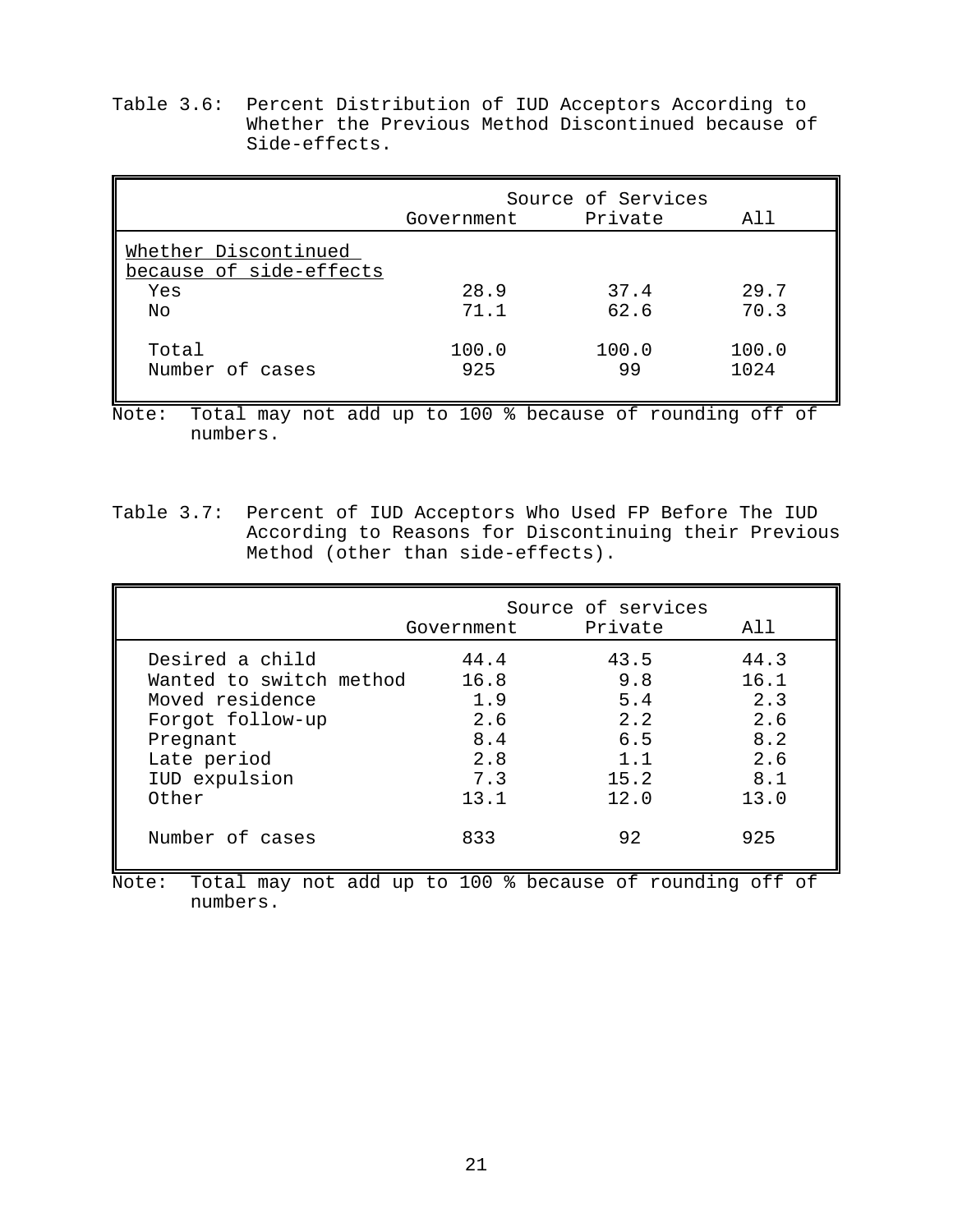Table 3.6: Percent Distribution of IUD Acceptors According to Whether the Previous Method Discontinued because of Side-effects.

| | Source of Services | | |
|---|---|---|---|
| | Government | Private | All |
| Whether Discontinued because of side-effects | | | |
| Yes | 28.9 | 37.4 | 29.7 |
| No | 71.1 | 62.6 | 70.3 |
| Total | 100.0 | 100.0 | 100.0 |
| Number of cases | 925 | 99 | 1024 |

Note: Total may not add up to 100 % because of rounding off of numbers.

Table 3.7: Percent of IUD Acceptors Who Used FP Before The IUD According to Reasons for Discontinuing their Previous Method (other than side-effects).

| | Source of services | | |
|---|---|---|---|
| | Government | Private | All |
| Desired a child | 44.4 | 43.5 | 44.3 |
| Wanted to switch method | 16.8 | 9.8 | 16.1 |
| Moved residence | 1.9 | 5.4 | 2.3 |
| Forgot follow-up | 2.6 | 2.2 | 2.6 |
| Pregnant | 8.4 | 6.5 | 8.2 |
| Late period | 2.8 | 1.1 | 2.6 |
| IUD expulsion | 7.3 | 15.2 | 8.1 |
| Other | 13.1 | 12.0 | 13.0 |
| Number of cases | 833 | 92 | 925 |

Note: Total may not add up to 100 % because of rounding off of numbers.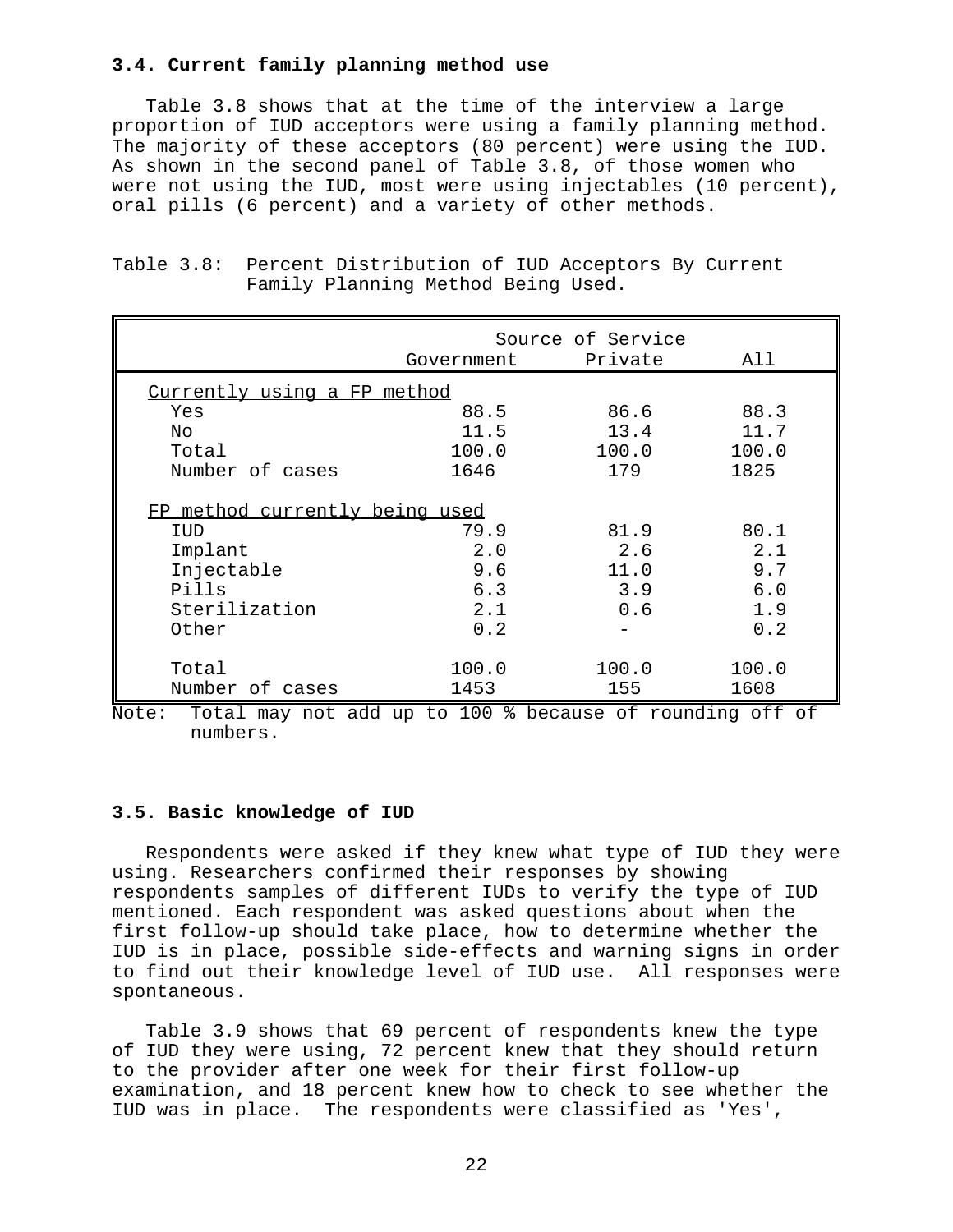### 3.4. Current family planning method use

Table 3.8 shows that at the time of the interview a large proportion of IUD acceptors were using a family planning method. The majority of these acceptors (80 percent) were using the IUD. As shown in the second panel of Table 3.8, of those women who were not using the IUD, most were using injectables (10 percent), oral pills (6 percent) and a variety of other methods.

Table 3.8: Percent Distribution of IUD Acceptors By Current Family Planning Method Being Used.

| | Source of Service | | |
|---|---|---|---|
| | Government | Private | All |
| Currently using a FP method | | | |
| Yes | 88.5 | 86.6 | 88.3 |
| No | 11.5 | 13.4 | 11.7 |
| Total | 100.0 | 100.0 | 100.0 |
| Number of cases | 1646 | 179 | 1825 |
| FP method currently being used | | | |
| IUD | 79.9 | 81.9 | 80.1 |
| Implant | 2.0 | 2.6 | 2.1 |
| Injectable | 9.6 | 11.0 | 9.7 |
| Pills | 6.3 | 3.9 | 6.0 |
| Sterilization | 2.1 | 0.6 | 1.9 |
| Other | 0.2 | - | 0.2 |
| Total | 100.0 | 100.0 | 100.0 |
| Number of cases | 1453 | 155 | 1608 |

Note: Total may not add up to 100 % because of rounding off of numbers.

### 3.5. Basic knowledge of IUD

Respondents were asked if they knew what type of IUD they were using. Researchers confirmed their responses by showing respondents samples of different IUDs to verify the type of IUD mentioned. Each respondent was asked questions about when the first follow-up should take place, how to determine whether the IUD is in place, possible side-effects and warning signs in order to find out their knowledge level of IUD use. All responses were spontaneous.

Table 3.9 shows that 69 percent of respondents knew the type of IUD they were using, 72 percent knew that they should return to the provider after one week for their first follow-up examination, and 18 percent knew how to check to see whether the IUD was in place. The respondents were classified as 'Yes',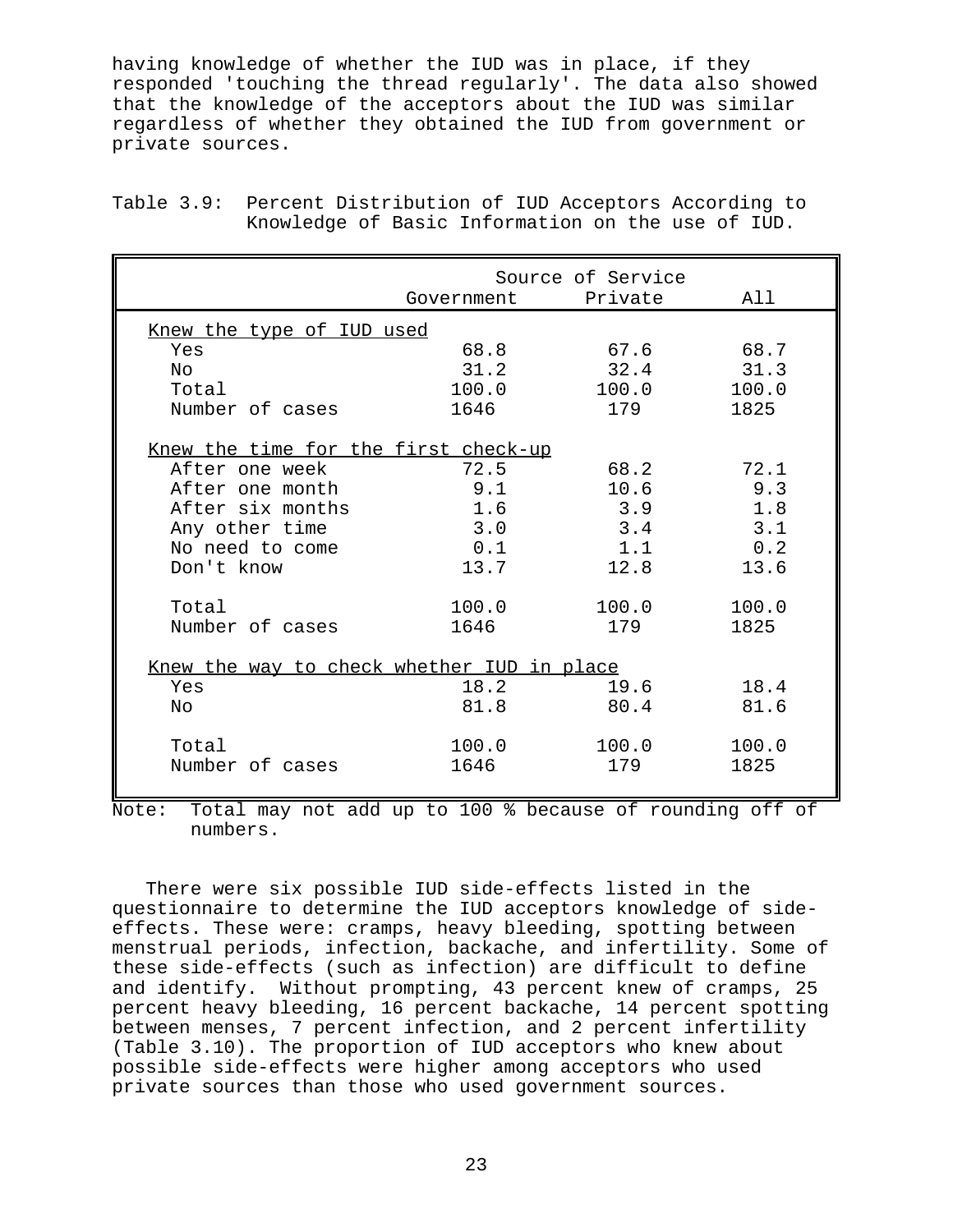having knowledge of whether the IUD was in place, if they responded 'touching the thread regularly'. The data also showed that the knowledge of the acceptors about the IUD was similar regardless of whether they obtained the IUD from government or private sources.

Table 3.9: Percent Distribution of IUD Acceptors According to Knowledge of Basic Information on the use of IUD.

| | Source of Service | | |
|---|---|---|---|
| | Government | Private | All |
| Knew the type of IUD used | | | |
| Yes | 68.8 | 67.6 | 68.7 |
| No | 31.2 | 32.4 | 31.3 |
| Total | 100.0 | 100.0 | 100.0 |
| Number of cases | 1646 | 179 | 1825 |
| Knew the time for the first check-up | | | |
| After one week | 72.5 | 68.2 | 72.1 |
| After one month | 9.1 | 10.6 | 9.3 |
| After six months | 1.6 | 3.9 | 1.8 |
| Any other time | 3.0 | 3.4 | 3.1 |
| No need to come | 0.1 | 1.1 | 0.2 |
| Don't know | 13.7 | 12.8 | 13.6 |
| Total | 100.0 | 100.0 | 100.0 |
| Number of cases | 1646 | 179 | 1825 |
| Knew the way to check whether IUD in place | | | |
| Yes | 18.2 | 19.6 | 18.4 |
| No | 81.8 | 80.4 | 81.6 |
| Total | 100.0 | 100.0 | 100.0 |
| Number of cases | 1646 | 179 | 1825 |

Note: Total may not add up to 100 % because of rounding off of numbers.

There were six possible IUD side-effects listed in the questionnaire to determine the IUD acceptors knowledge of side-effects. These were: cramps, heavy bleeding, spotting between menstrual periods, infection, backache, and infertility. Some of these side-effects (such as infection) are difficult to define and identify. Without prompting, 43 percent knew of cramps, 25 percent heavy bleeding, 16 percent backache, 14 percent spotting between menses, 7 percent infection, and 2 percent infertility (Table 3.10). The proportion of IUD acceptors who knew about possible side-effects were higher among acceptors who used private sources than those who used government sources.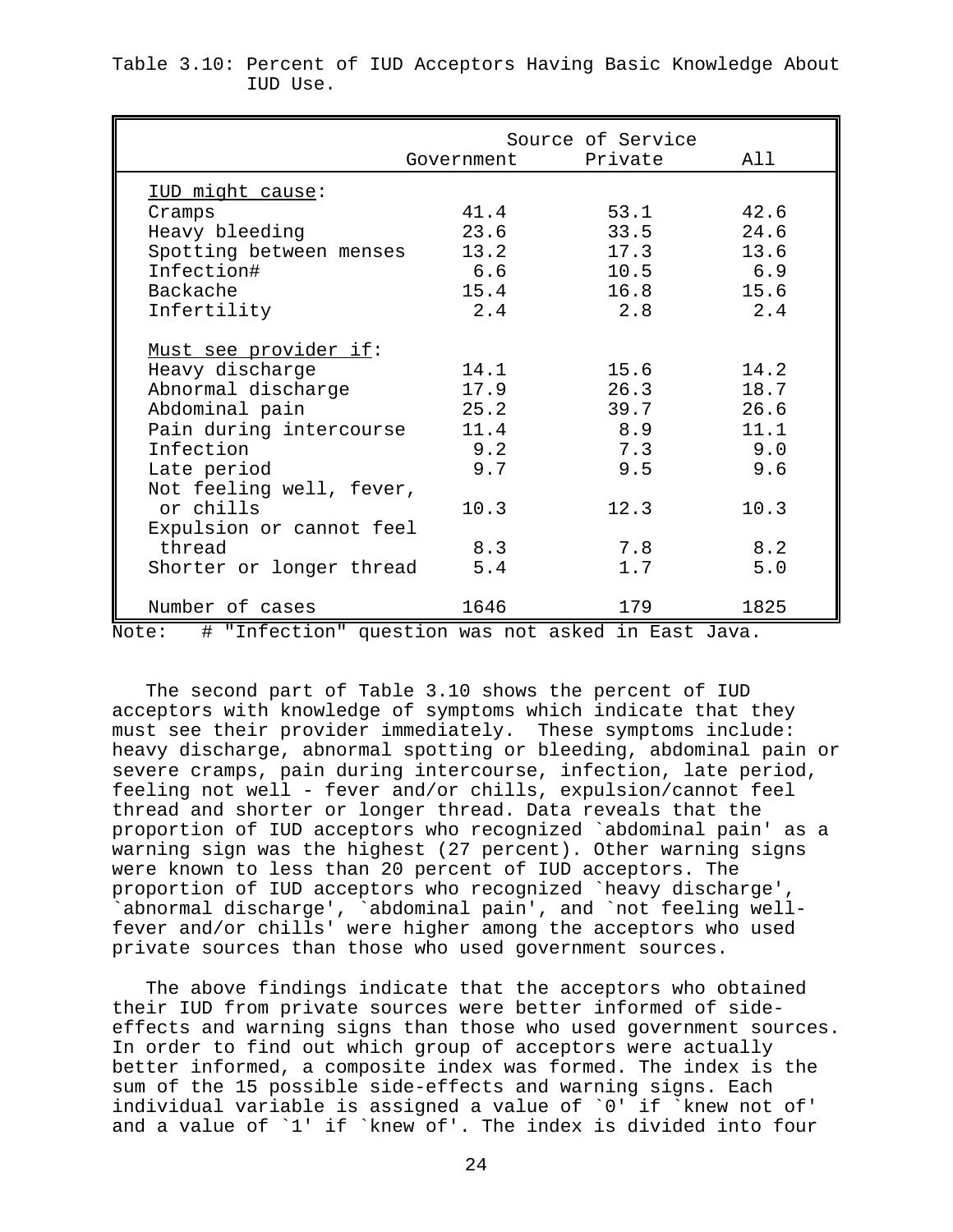Table 3.10: Percent of IUD Acceptors Having Basic Knowledge About IUD Use.

| | Source of Service | | |
|---|---|---|---|
| | Government | Private | All |
| IUD might cause: | | | |
| Cramps | 41.4 | 53.1 | 42.6 |
| Heavy bleeding | 23.6 | 33.5 | 24.6 |
| Spotting between menses | 13.2 | 17.3 | 13.6 |
| Infection# | 6.6 | 10.5 | 6.9 |
| Backache | 15.4 | 16.8 | 15.6 |
| Infertility | 2.4 | 2.8 | 2.4 |
| Must see provider if: | | | |
| Heavy discharge | 14.1 | 15.6 | 14.2 |
| Abnormal discharge | 17.9 | 26.3 | 18.7 |
| Abdominal pain | 25.2 | 39.7 | 26.6 |
| Pain during intercourse | 11.4 | 8.9 | 11.1 |
| Infection | 9.2 | 7.3 | 9.0 |
| Late period | 9.7 | 9.5 | 9.6 |
| Not feeling well, fever, or chills | 10.3 | 12.3 | 10.3 |
| Expulsion or cannot feel thread | 8.3 | 7.8 | 8.2 |
| Shorter or longer thread | 5.4 | 1.7 | 5.0 |
| Number of cases | 1646 | 179 | 1825 |

Note: # "Infection" question was not asked in East Java.

The second part of Table 3.10 shows the percent of IUD acceptors with knowledge of symptoms which indicate that they must see their provider immediately. These symptoms include: heavy discharge, abnormal spotting or bleeding, abdominal pain or severe cramps, pain during intercourse, infection, late period, feeling not well - fever and/or chills, expulsion/cannot feel thread and shorter or longer thread. Data reveals that the proportion of IUD acceptors who recognized `abdominal pain' as a warning sign was the highest (27 percent). Other warning signs were known to less than 20 percent of IUD acceptors. The proportion of IUD acceptors who recognized `heavy discharge', `abnormal discharge', `abdominal pain', and `not feeling well- fever and/or chills' were higher among the acceptors who used private sources than those who used government sources.

The above findings indicate that the acceptors who obtained their IUD from private sources were better informed of side-effects and warning signs than those who used government sources. In order to find out which group of acceptors were actually better informed, a composite index was formed. The index is the sum of the 15 possible side-effects and warning signs. Each individual variable is assigned a value of `0' if `knew not of' and a value of `1' if `knew of'. The index is divided into four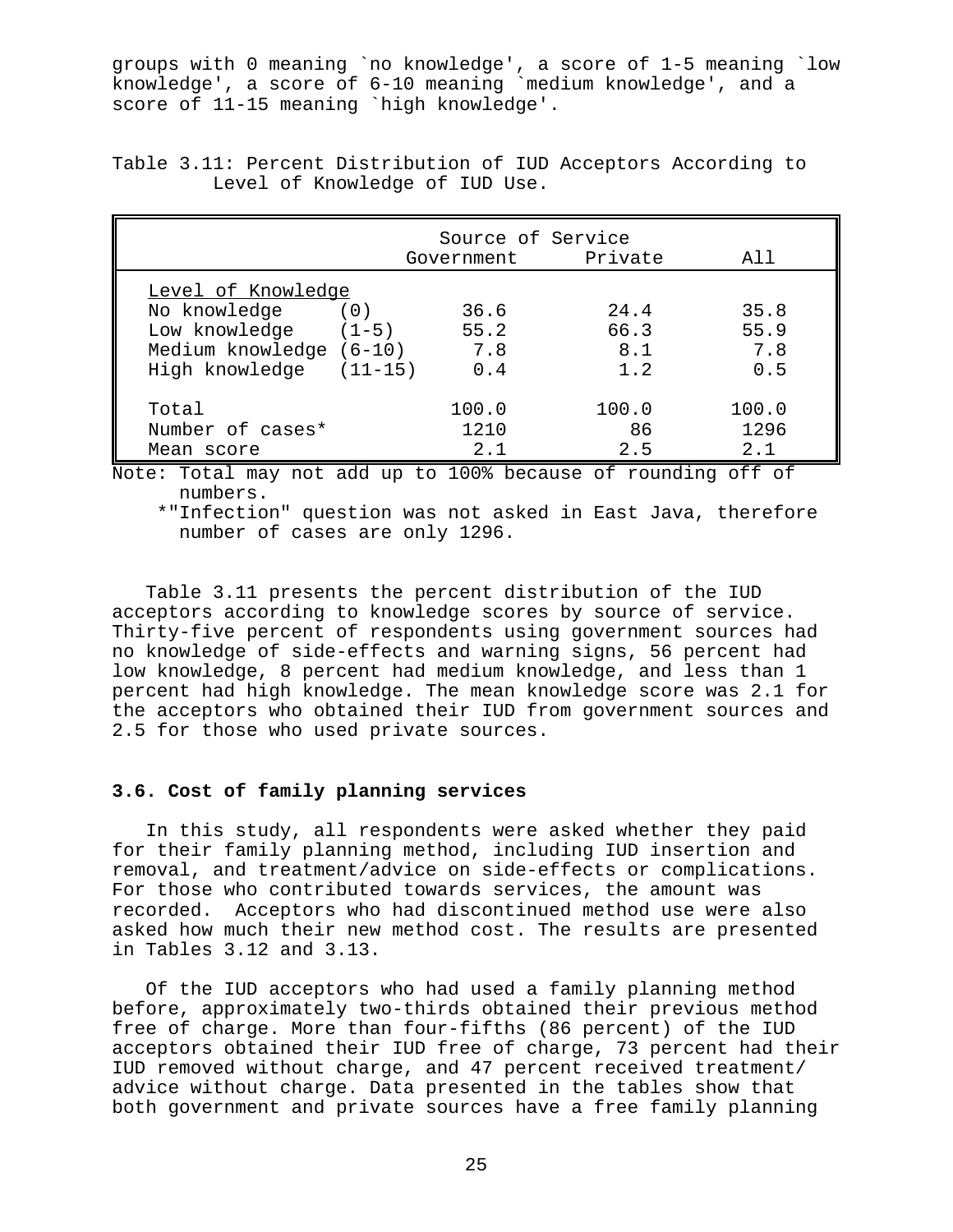groups with 0 meaning `no knowledge', a score of 1-5 meaning `low knowledge', a score of 6-10 meaning `medium knowledge', and a score of 11-15 meaning `high knowledge'.

Table 3.11: Percent Distribution of IUD Acceptors According to Level of Knowledge of IUD Use.

| | | Source of Service | | |
|---|---|---|---|---|
| | | Government | Private | All |
| Level of Knowledge | | | | |
| No knowledge | (0) | 36.6 | 24.4 | 35.8 |
| Low knowledge | (1-5) | 55.2 | 66.3 | 55.9 |
| Medium knowledge | (6-10) | 7.8 | 8.1 | 7.8 |
| High knowledge | (11-15) | 0.4 | 1.2 | 0.5 |
| Total | | 100.0 | 100.0 | 100.0 |
| Number of cases* | | 1210 | 86 | 1296 |
| Mean score | | 2.1 | 2.5 | 2.1 |

Note: Total may not add up to 100% because of rounding off of numbers.
*"Infection" question was not asked in East Java, therefore number of cases are only 1296.

Table 3.11 presents the percent distribution of the IUD acceptors according to knowledge scores by source of service. Thirty-five percent of respondents using government sources had no knowledge of side-effects and warning signs, 56 percent had low knowledge, 8 percent had medium knowledge, and less than 1 percent had high knowledge. The mean knowledge score was 2.1 for the acceptors who obtained their IUD from government sources and 2.5 for those who used private sources.

### 3.6. Cost of family planning services

In this study, all respondents were asked whether they paid for their family planning method, including IUD insertion and removal, and treatment/advice on side-effects or complications. For those who contributed towards services, the amount was recorded. Acceptors who had discontinued method use were also asked how much their new method cost. The results are presented in Tables 3.12 and 3.13.

Of the IUD acceptors who had used a family planning method before, approximately two-thirds obtained their previous method free of charge. More than four-fifths (86 percent) of the IUD acceptors obtained their IUD free of charge, 73 percent had their IUD removed without charge, and 47 percent received treatment/advice without charge. Data presented in the tables show that both government and private sources have a free family planning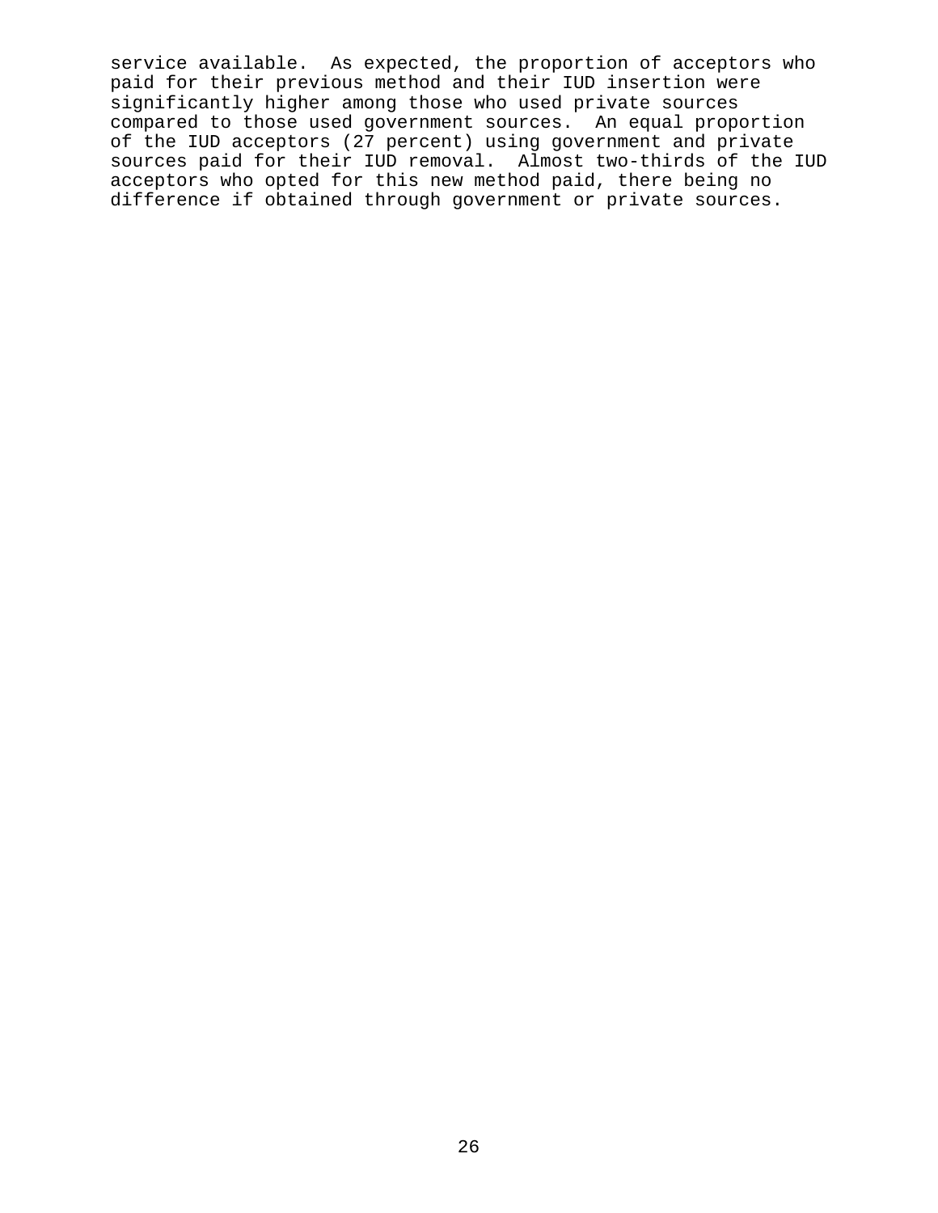service available. As expected, the proportion of acceptors who paid for their previous method and their IUD insertion were significantly higher among those who used private sources compared to those used government sources. An equal proportion of the IUD acceptors (27 percent) using government and private sources paid for their IUD removal. Almost two-thirds of the IUD acceptors who opted for this new method paid, there being no difference if obtained through government or private sources.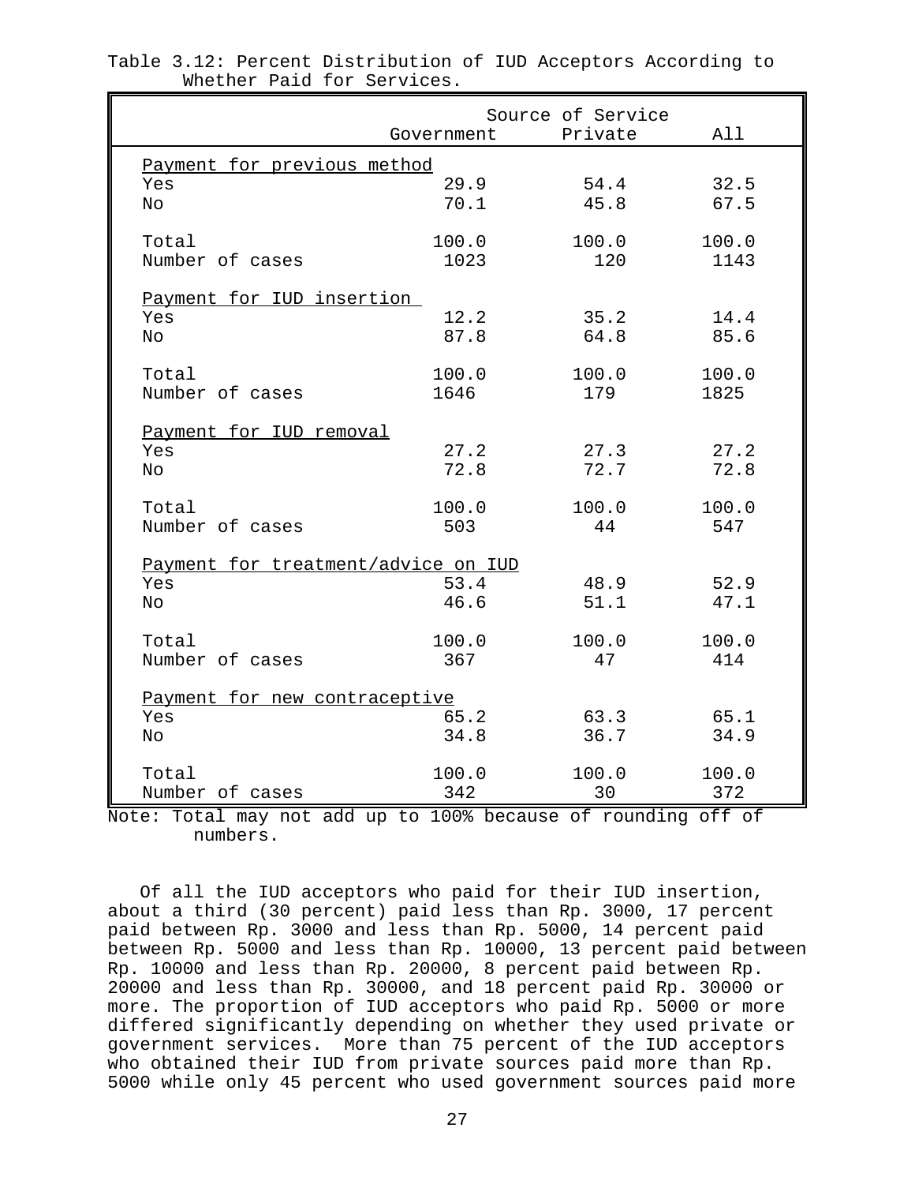Table 3.12: Percent Distribution of IUD Acceptors According to Whether Paid for Services.

| | Source of Service | | |
|---|---|---|---|
| | Government | Private | All |
| Payment for previous method | | | |
| Yes | 29.9 | 54.4 | 32.5 |
| No | 70.1 | 45.8 | 67.5 |
| Total | 100.0 | 100.0 | 100.0 |
| Number of cases | 1023 | 120 | 1143 |
| Payment for IUD insertion | | | |
| Yes | 12.2 | 35.2 | 14.4 |
| No | 87.8 | 64.8 | 85.6 |
| Total | 100.0 | 100.0 | 100.0 |
| Number of cases | 1646 | 179 | 1825 |
| Payment for IUD removal | | | |
| Yes | 27.2 | 27.3 | 27.2 |
| No | 72.8 | 72.7 | 72.8 |
| Total | 100.0 | 100.0 | 100.0 |
| Number of cases | 503 | 44 | 547 |
| Payment for treatment/advice on IUD | | | |
| Yes | 53.4 | 48.9 | 52.9 |
| No | 46.6 | 51.1 | 47.1 |
| Total | 100.0 | 100.0 | 100.0 |
| Number of cases | 367 | 47 | 414 |
| Payment for new contraceptive | | | |
| Yes | 65.2 | 63.3 | 65.1 |
| No | 34.8 | 36.7 | 34.9 |
| Total | 100.0 | 100.0 | 100.0 |
| Number of cases | 342 | 30 | 372 |

Note: Total may not add up to 100% because of rounding off of numbers.

Of all the IUD acceptors who paid for their IUD insertion, about a third (30 percent) paid less than Rp. 3000, 17 percent paid between Rp. 3000 and less than Rp. 5000, 14 percent paid between Rp. 5000 and less than Rp. 10000, 13 percent paid between Rp. 10000 and less than Rp. 20000, 8 percent paid between Rp. 20000 and less than Rp. 30000, and 18 percent paid Rp. 30000 or more. The proportion of IUD acceptors who paid Rp. 5000 or more differed significantly depending on whether they used private or government services. More than 75 percent of the IUD acceptors who obtained their IUD from private sources paid more than Rp. 5000 while only 45 percent who used government sources paid more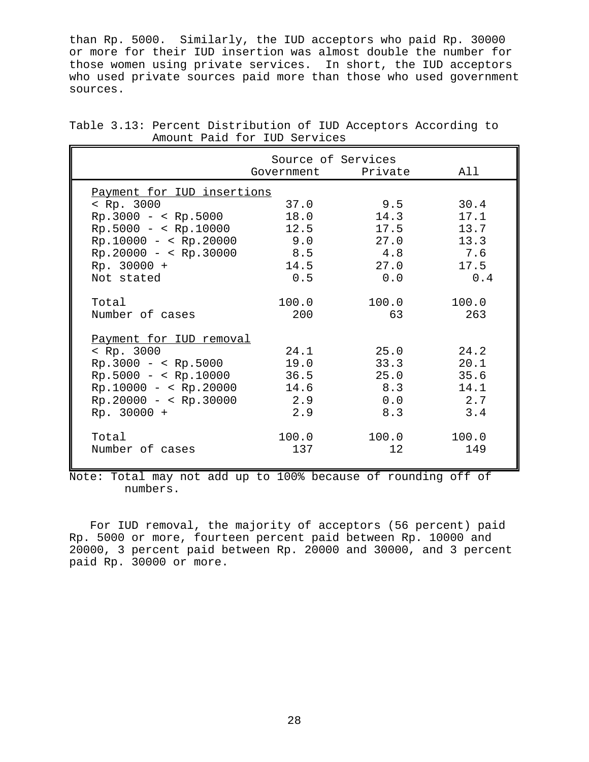than Rp. 5000. Similarly, the IUD acceptors who paid Rp. 30000 or more for their IUD insertion was almost double the number for those women using private services. In short, the IUD acceptors who used private sources paid more than those who used government sources.

Table 3.13: Percent Distribution of IUD Acceptors According to Amount Paid for IUD Services

| | Source of Services | | |
|---|---|---|---|
| | Government | Private | All |
| <u>Payment for IUD insertions</u> | | | |
| < Rp. 3000 | 37.0 | 9.5 | 30.4 |
| Rp.3000 - < Rp.5000 | 18.0 | 14.3 | 17.1 |
| Rp.5000 - < Rp.10000 | 12.5 | 17.5 | 13.7 |
| Rp.10000 - < Rp.20000 | 9.0 | 27.0 | 13.3 |
| Rp.20000 - < Rp.30000 | 8.5 | 4.8 | 7.6 |
| Rp. 30000 + | 14.5 | 27.0 | 17.5 |
| Not stated | 0.5 | 0.0 | 0.4 |
| Total | 100.0 | 100.0 | 100.0 |
| Number of cases | 200 | 63 | 263 |
| <u>Payment for IUD removal</u> | | | |
| < Rp. 3000 | 24.1 | 25.0 | 24.2 |
| Rp.3000 - < Rp.5000 | 19.0 | 33.3 | 20.1 |
| Rp.5000 - < Rp.10000 | 36.5 | 25.0 | 35.6 |
| Rp.10000 - < Rp.20000 | 14.6 | 8.3 | 14.1 |
| Rp.20000 - < Rp.30000 | 2.9 | 0.0 | 2.7 |
| Rp. 30000 + | 2.9 | 8.3 | 3.4 |
| Total | 100.0 | 100.0 | 100.0 |
| Number of cases | 137 | 12 | 149 |

Note: Total may not add up to 100% because of rounding off of numbers.

For IUD removal, the majority of acceptors (56 percent) paid Rp. 5000 or more, fourteen percent paid between Rp. 10000 and 20000, 3 percent paid between Rp. 20000 and 30000, and 3 percent paid Rp. 30000 or more.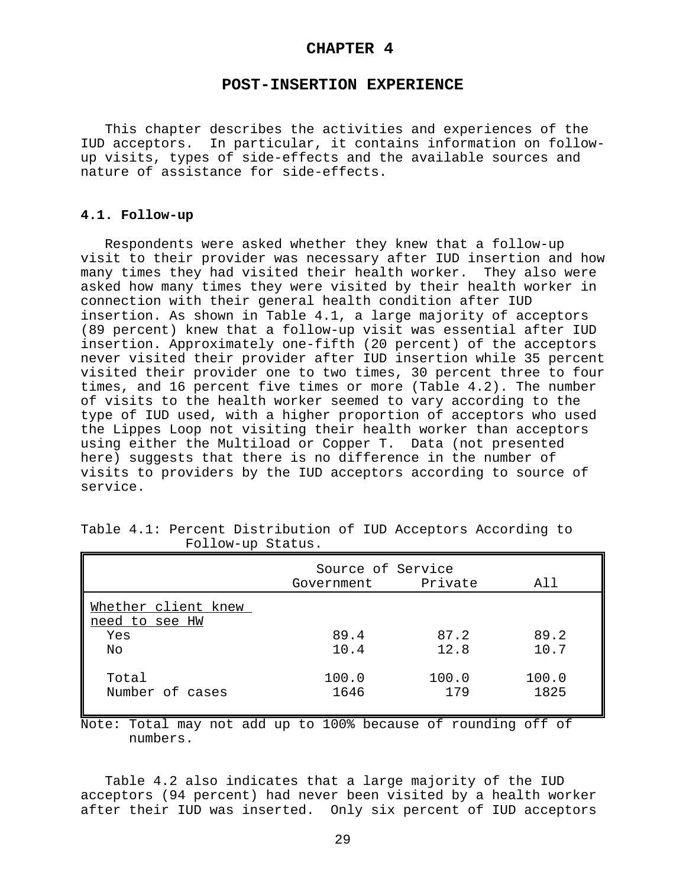# CHAPTER 4

## POST-INSERTION EXPERIENCE

This chapter describes the activities and experiences of the IUD acceptors. In particular, it contains information on follow-up visits, types of side-effects and the available sources and nature of assistance for side-effects.

### 4.1. Follow-up

Respondents were asked whether they knew that a follow-up visit to their provider was necessary after IUD insertion and how many times they had visited their health worker. They also were asked how many times they were visited by their health worker in connection with their general health condition after IUD insertion. As shown in Table 4.1, a large majority of acceptors (89 percent) knew that a follow-up visit was essential after IUD insertion. Approximately one-fifth (20 percent) of the acceptors never visited their provider after IUD insertion while 35 percent visited their provider one to two times, 30 percent three to four times, and 16 percent five times or more (Table 4.2). The number of visits to the health worker seemed to vary according to the type of IUD used, with a higher proportion of acceptors who used the Lippes Loop not visiting their health worker than acceptors using either the Multiload or Copper T. Data (not presented here) suggests that there is no difference in the number of visits to providers by the IUD acceptors according to source of service.

Table 4.1: Percent Distribution of IUD Acceptors According to Follow-up Status.

| | Source of Service | | |
|---|---|---|---|
| | Government | Private | All |
| Whether client knew need to see HW | | | |
| Yes | 89.4 | 87.2 | 89.2 |
| No | 10.4 | 12.8 | 10.7 |
| Total | 100.0 | 100.0 | 100.0 |
| Number of cases | 1646 | 179 | 1825 |

Note: Total may not add up to 100% because of rounding off of numbers.

Table 4.2 also indicates that a large majority of the IUD acceptors (94 percent) had never been visited by a health worker after their IUD was inserted. Only six percent of IUD acceptors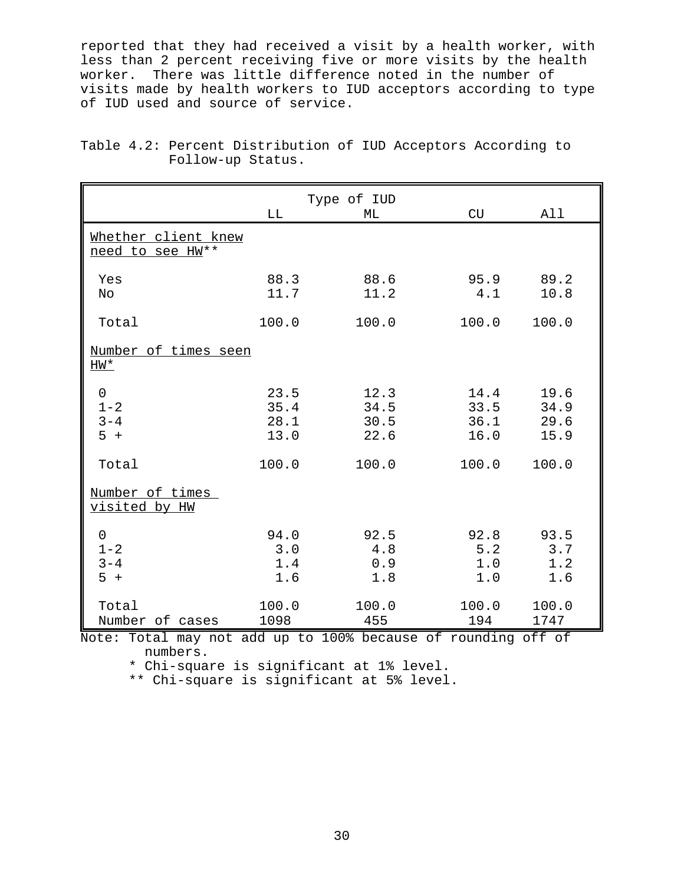reported that they had received a visit by a health worker, with less than 2 percent receiving five or more visits by the health worker. There was little difference noted in the number of visits made by health workers to IUD acceptors according to type of IUD used and source of service.

Table 4.2: Percent Distribution of IUD Acceptors According to Follow-up Status.

| | Type of IUD | | | |
|---|---|---|---|---|
| | LL | ML | CU | All |
| Whether client knew need to see HW** | | | | |
| Yes | 88.3 | 88.6 | 95.9 | 89.2 |
| No | 11.7 | 11.2 | 4.1 | 10.8 |
| Total | 100.0 | 100.0 | 100.0 | 100.0 |
| Number of times seen HW* | | | | |
| 0 | 23.5 | 12.3 | 14.4 | 19.6 |
| 1-2 | 35.4 | 34.5 | 33.5 | 34.9 |
| 3-4 | 28.1 | 30.5 | 36.1 | 29.6 |
| 5 + | 13.0 | 22.6 | 16.0 | 15.9 |
| Total | 100.0 | 100.0 | 100.0 | 100.0 |
| Number of times visited by HW | | | | |
| 0 | 94.0 | 92.5 | 92.8 | 93.5 |
| 1-2 | 3.0 | 4.8 | 5.2 | 3.7 |
| 3-4 | 1.4 | 0.9 | 1.0 | 1.2 |
| 5 + | 1.6 | 1.8 | 1.0 | 1.6 |
| Total | 100.0 | 100.0 | 100.0 | 100.0 |
| Number of cases | 1098 | 455 | 194 | 1747 |

Note: Total may not add up to 100% because of rounding off of numbers.
\* Chi-square is significant at 1% level.
** Chi-square is significant at 5% level.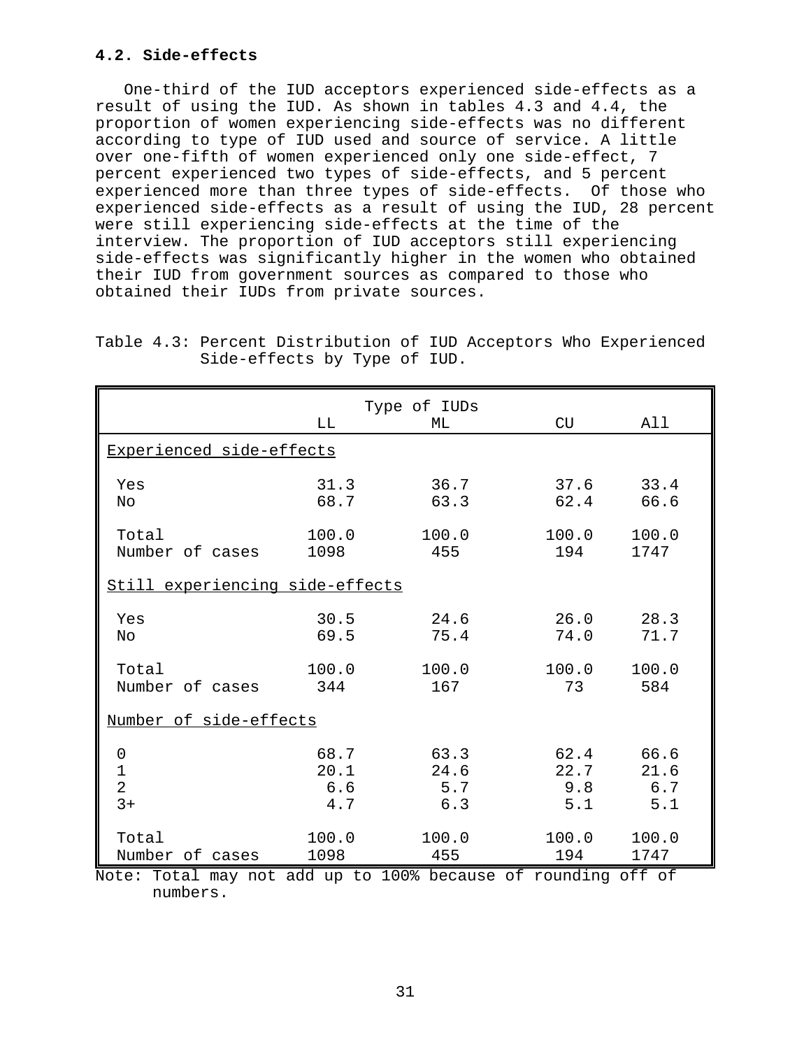### 4.2. Side-effects

One-third of the IUD acceptors experienced side-effects as a result of using the IUD. As shown in tables 4.3 and 4.4, the proportion of women experiencing side-effects was no different according to type of IUD used and source of service. A little over one-fifth of women experienced only one side-effect, 7 percent experienced two types of side-effects, and 5 percent experienced more than three types of side-effects. Of those who experienced side-effects as a result of using the IUD, 28 percent were still experiencing side-effects at the time of the interview. The proportion of IUD acceptors still experiencing side-effects was significantly higher in the women who obtained their IUD from government sources as compared to those who obtained their IUDs from private sources.

Table 4.3: Percent Distribution of IUD Acceptors Who Experienced Side-effects by Type of IUD.

| | Type of IUDs | | | |
|---|---|---|---|---|
| | LL | ML | CU | All |
| Experienced side-effects | | | | |
| Yes | 31.3 | 36.7 | 37.6 | 33.4 |
| No | 68.7 | 63.3 | 62.4 | 66.6 |
| Total | 100.0 | 100.0 | 100.0 | 100.0 |
| Number of cases | 1098 | 455 | 194 | 1747 |
| Still experiencing side-effects | | | | |
| Yes | 30.5 | 24.6 | 26.0 | 28.3 |
| No | 69.5 | 75.4 | 74.0 | 71.7 |
| Total | 100.0 | 100.0 | 100.0 | 100.0 |
| Number of cases | 344 | 167 | 73 | 584 |
| Number of side-effects | | | | |
| 0 | 68.7 | 63.3 | 62.4 | 66.6 |
| 1 | 20.1 | 24.6 | 22.7 | 21.6 |
| 2 | 6.6 | 5.7 | 9.8 | 6.7 |
| 3+ | 4.7 | 6.3 | 5.1 | 5.1 |
| Total | 100.0 | 100.0 | 100.0 | 100.0 |
| Number of cases | 1098 | 455 | 194 | 1747 |

Note: Total may not add up to 100% because of rounding off of numbers.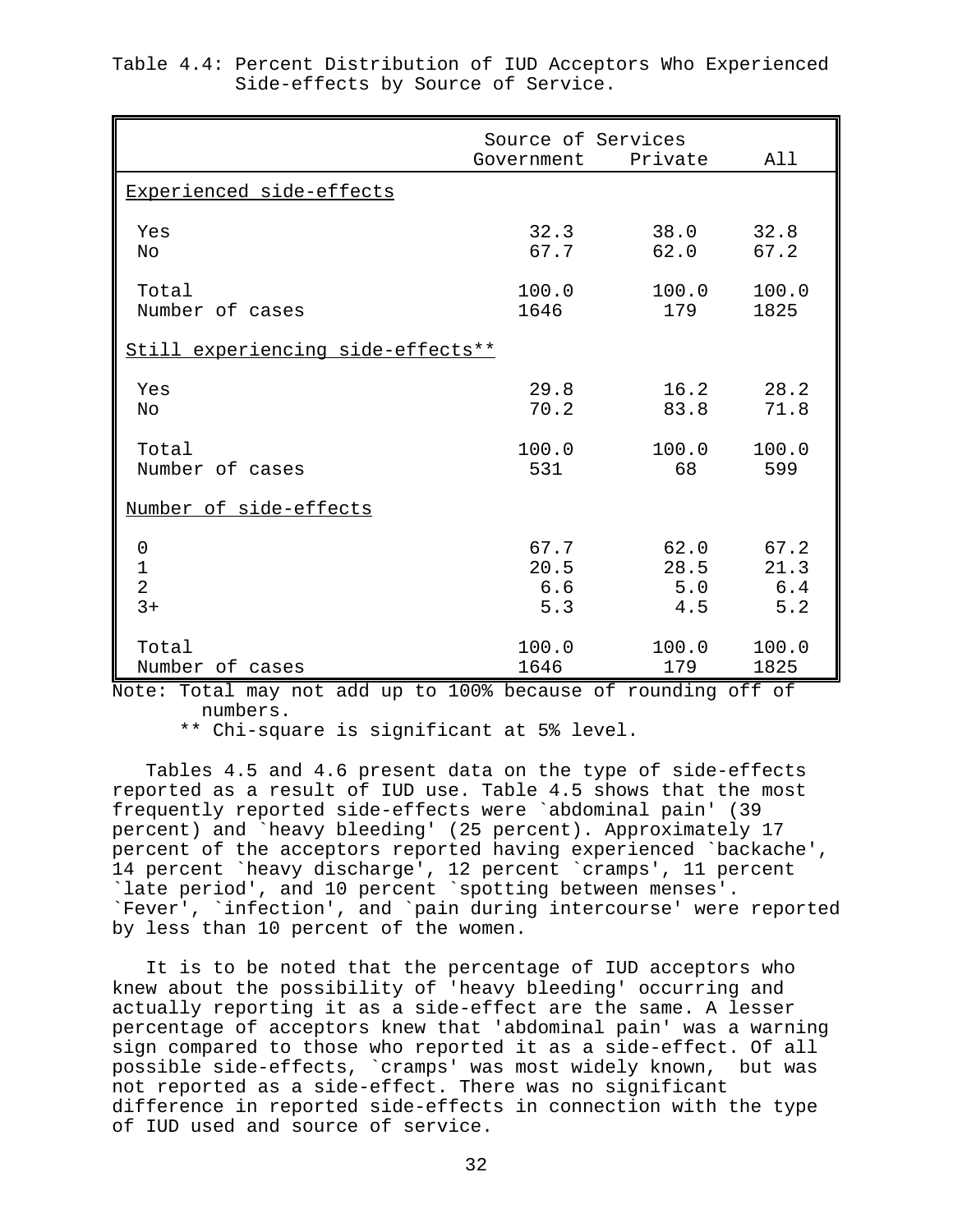Table 4.4: Percent Distribution of IUD Acceptors Who Experienced Side-effects by Source of Service.

| | Source of Services | | |
|---|---|---|---|
| | Government | Private | All |
| Experienced side-effects | | | |
| Yes | 32.3 | 38.0 | 32.8 |
| No | 67.7 | 62.0 | 67.2 |
| Total | 100.0 | 100.0 | 100.0 |
| Number of cases | 1646 | 179 | 1825 |
| Still experiencing side-effects** | | | |
| Yes | 29.8 | 16.2 | 28.2 |
| No | 70.2 | 83.8 | 71.8 |
| Total | 100.0 | 100.0 | 100.0 |
| Number of cases | 531 | 68 | 599 |
| Number of side-effects | | | |
| 0 | 67.7 | 62.0 | 67.2 |
| 1 | 20.5 | 28.5 | 21.3 |
| 2 | 6.6 | 5.0 | 6.4 |
| 3+ | 5.3 | 4.5 | 5.2 |
| Total | 100.0 | 100.0 | 100.0 |
| Number of cases | 1646 | 179 | 1825 |

Note: Total may not add up to 100% because of rounding off of numbers.
** Chi-square is significant at 5% level.

Tables 4.5 and 4.6 present data on the type of side-effects reported as a result of IUD use. Table 4.5 shows that the most frequently reported side-effects were `abdominal pain' (39 percent) and `heavy bleeding' (25 percent). Approximately 17 percent of the acceptors reported having experienced `backache', 14 percent `heavy discharge', 12 percent `cramps', 11 percent `late period', and 10 percent `spotting between menses'. `Fever', `infection', and `pain during intercourse' were reported by less than 10 percent of the women.

It is to be noted that the percentage of IUD acceptors who knew about the possibility of 'heavy bleeding' occurring and actually reporting it as a side-effect are the same. A lesser percentage of acceptors knew that 'abdominal pain' was a warning sign compared to those who reported it as a side-effect. Of all possible side-effects, `cramps' was most widely known, but was not reported as a side-effect. There was no significant difference in reported side-effects in connection with the type of IUD used and source of service.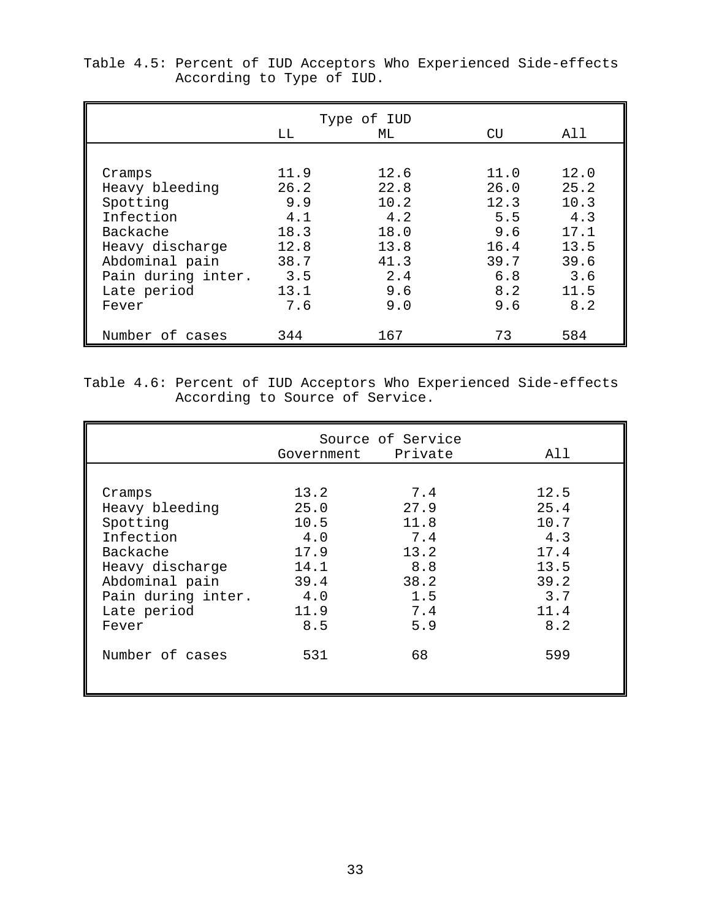Table 4.5: Percent of IUD Acceptors Who Experienced Side-effects According to Type of IUD.

| | Type of IUD | | | |
|---|---|---|---|---|
| | LL | ML | CU | All |
| Cramps | 11.9 | 12.6 | 11.0 | 12.0 |
| Heavy bleeding | 26.2 | 22.8 | 26.0 | 25.2 |
| Spotting | 9.9 | 10.2 | 12.3 | 10.3 |
| Infection | 4.1 | 4.2 | 5.5 | 4.3 |
| Backache | 18.3 | 18.0 | 9.6 | 17.1 |
| Heavy discharge | 12.8 | 13.8 | 16.4 | 13.5 |
| Abdominal pain | 38.7 | 41.3 | 39.7 | 39.6 |
| Pain during inter. | 3.5 | 2.4 | 6.8 | 3.6 |
| Late period | 13.1 | 9.6 | 8.2 | 11.5 |
| Fever | 7.6 | 9.0 | 9.6 | 8.2 |
| Number of cases | 344 | 167 | 73 | 584 |

Table 4.6: Percent of IUD Acceptors Who Experienced Side-effects According to Source of Service.

| | Source of Service | | |
|---|---|---|---|
| | Government | Private | All |
| Cramps | 13.2 | 7.4 | 12.5 |
| Heavy bleeding | 25.0 | 27.9 | 25.4 |
| Spotting | 10.5 | 11.8 | 10.7 |
| Infection | 4.0 | 7.4 | 4.3 |
| Backache | 17.9 | 13.2 | 17.4 |
| Heavy discharge | 14.1 | 8.8 | 13.5 |
| Abdominal pain | 39.4 | 38.2 | 39.2 |
| Pain during inter. | 4.0 | 1.5 | 3.7 |
| Late period | 11.9 | 7.4 | 11.4 |
| Fever | 8.5 | 5.9 | 8.2 |
| Number of cases | 531 | 68 | 599 |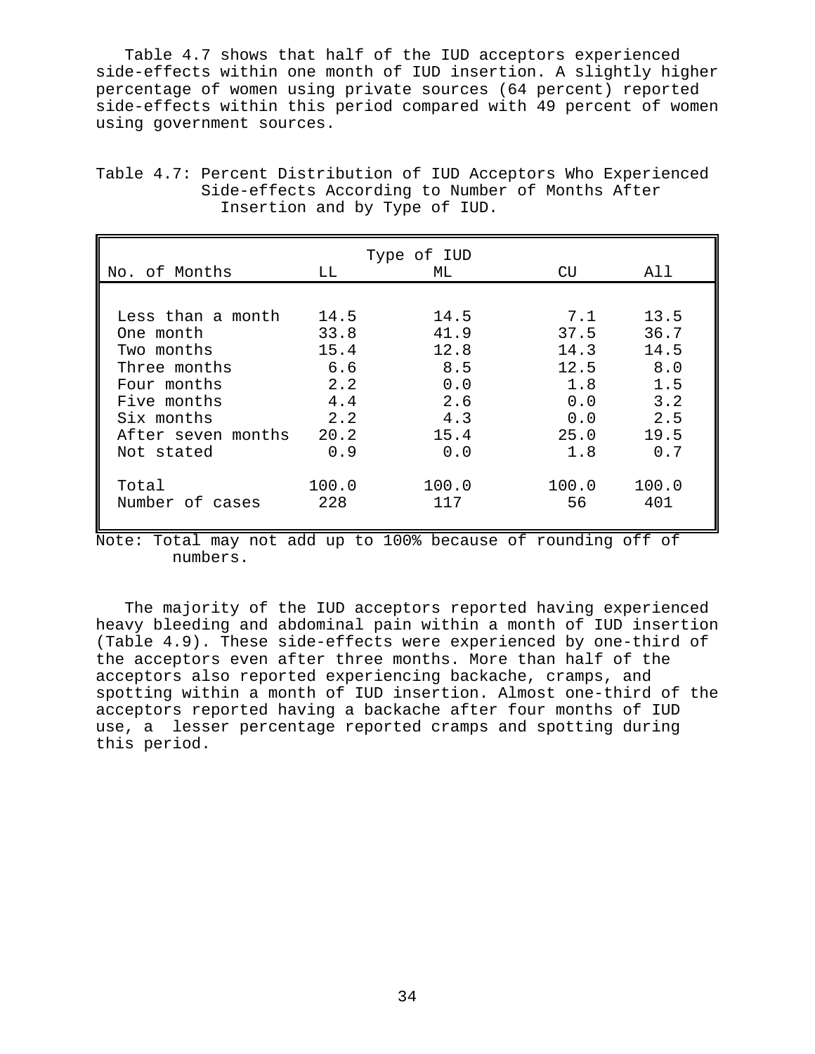Table 4.7 shows that half of the IUD acceptors experienced side-effects within one month of IUD insertion. A slightly higher percentage of women using private sources (64 percent) reported side-effects within this period compared with 49 percent of women using government sources.

Table 4.7: Percent Distribution of IUD Acceptors Who Experienced Side-effects According to Number of Months After Insertion and by Type of IUD.

| | Type of IUD | | | |
|---|---|---|---|---|
| No. of Months | LL | ML | CU | All |
| Less than a month | 14.5 | 14.5 | 7.1 | 13.5 |
| One month | 33.8 | 41.9 | 37.5 | 36.7 |
| Two months | 15.4 | 12.8 | 14.3 | 14.5 |
| Three months | 6.6 | 8.5 | 12.5 | 8.0 |
| Four months | 2.2 | 0.0 | 1.8 | 1.5 |
| Five months | 4.4 | 2.6 | 0.0 | 3.2 |
| Six months | 2.2 | 4.3 | 0.0 | 2.5 |
| After seven months | 20.2 | 15.4 | 25.0 | 19.5 |
| Not stated | 0.9 | 0.0 | 1.8 | 0.7 |
| Total | 100.0 | 100.0 | 100.0 | 100.0 |
| Number of cases | 228 | 117 | 56 | 401 |

Note: Total may not add up to 100% because of rounding off of numbers.

The majority of the IUD acceptors reported having experienced heavy bleeding and abdominal pain within a month of IUD insertion (Table 4.9). These side-effects were experienced by one-third of the acceptors even after three months. More than half of the acceptors also reported experiencing backache, cramps, and spotting within a month of IUD insertion. Almost one-third of the acceptors reported having a backache after four months of IUD use, a lesser percentage reported cramps and spotting during this period.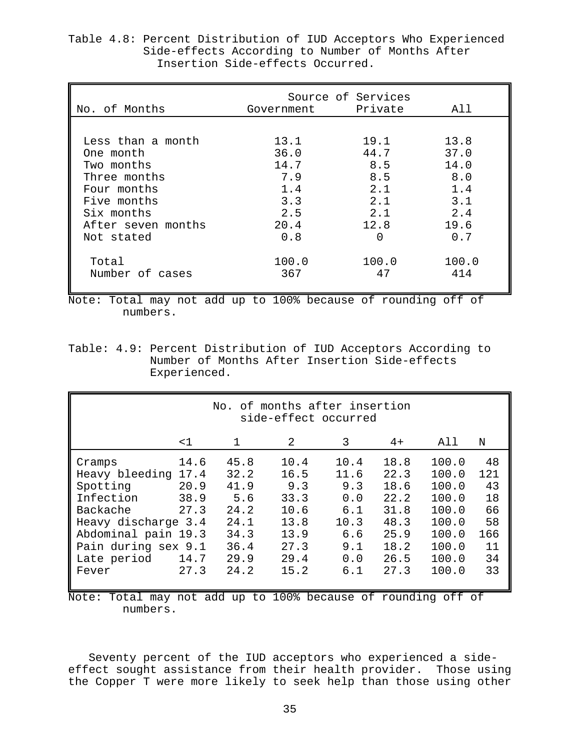Table 4.8: Percent Distribution of IUD Acceptors Who Experienced Side-effects According to Number of Months After Insertion Side-effects Occurred.

| No. of Months | Source of Services | | |
|---|---|---|---|
| | Government | Private | All |
| Less than a month | 13.1 | 19.1 | 13.8 |
| One month | 36.0 | 44.7 | 37.0 |
| Two months | 14.7 | 8.5 | 14.0 |
| Three months | 7.9 | 8.5 | 8.0 |
| Four months | 1.4 | 2.1 | 1.4 |
| Five months | 3.3 | 2.1 | 3.1 |
| Six months | 2.5 | 2.1 | 2.4 |
| After seven months | 20.4 | 12.8 | 19.6 |
| Not stated | 0.8 | 0 | 0.7 |
| Total | 100.0 | 100.0 | 100.0 |
| Number of cases | 367 | 47 | 414 |

Note: Total may not add up to 100% because of rounding off of numbers.

Table: 4.9: Percent Distribution of IUD Acceptors According to Number of Months After Insertion Side-effects Experienced.

| | No. of months after insertion side-effect occurred | | | | | | |
|---|---|---|---|---|---|---|---|
| | <1 | 1 | 2 | 3 | 4+ | All | N |
| Cramps | 14.6 | 45.8 | 10.4 | 10.4 | 18.8 | 100.0 | 48 |
| Heavy bleeding | 17.4 | 32.2 | 16.5 | 11.6 | 22.3 | 100.0 | 121 |
| Spotting | 20.9 | 41.9 | 9.3 | 9.3 | 18.6 | 100.0 | 43 |
| Infection | 38.9 | 5.6 | 33.3 | 0.0 | 22.2 | 100.0 | 18 |
| Backache | 27.3 | 24.2 | 10.6 | 6.1 | 31.8 | 100.0 | 66 |
| Heavy discharge | 3.4 | 24.1 | 13.8 | 10.3 | 48.3 | 100.0 | 58 |
| Abdominal pain | 19.3 | 34.3 | 13.9 | 6.6 | 25.9 | 100.0 | 166 |
| Pain during sex | 9.1 | 36.4 | 27.3 | 9.1 | 18.2 | 100.0 | 11 |
| Late period | 14.7 | 29.9 | 29.4 | 0.0 | 26.5 | 100.0 | 34 |
| Fever | 27.3 | 24.2 | 15.2 | 6.1 | 27.3 | 100.0 | 33 |

Note: Total may not add up to 100% because of rounding off of numbers.

Seventy percent of the IUD acceptors who experienced a side-effect sought assistance from their health provider. Those using the Copper T were more likely to seek help than those using other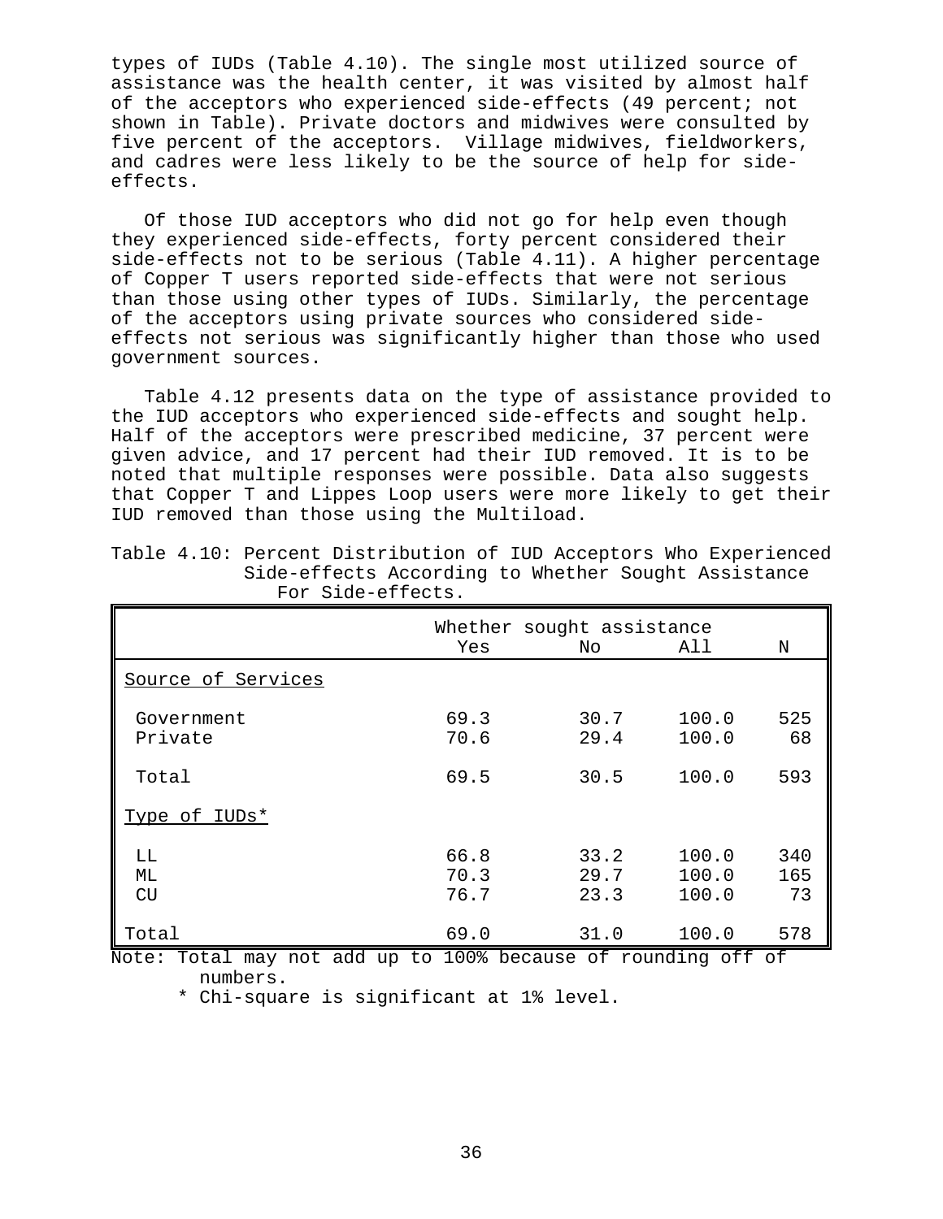types of IUDs (Table 4.10). The single most utilized source of assistance was the health center, it was visited by almost half of the acceptors who experienced side-effects (49 percent; not shown in Table). Private doctors and midwives were consulted by five percent of the acceptors. Village midwives, fieldworkers, and cadres were less likely to be the source of help for side-effects.

Of those IUD acceptors who did not go for help even though they experienced side-effects, forty percent considered their side-effects not to be serious (Table 4.11). A higher percentage of Copper T users reported side-effects that were not serious than those using other types of IUDs. Similarly, the percentage of the acceptors using private sources who considered side-effects not serious was significantly higher than those who used government sources.

Table 4.12 presents data on the type of assistance provided to the IUD acceptors who experienced side-effects and sought help. Half of the acceptors were prescribed medicine, 37 percent were given advice, and 17 percent had their IUD removed. It is to be noted that multiple responses were possible. Data also suggests that Copper T and Lippes Loop users were more likely to get their IUD removed than those using the Multiload.

Table 4.10: Percent Distribution of IUD Acceptors Who Experienced Side-effects According to Whether Sought Assistance For Side-effects.

| | Whether sought assistance | | | |
|---|---|---|---|---|
| | Yes | No | All | N |
| Source of Services | | | | |
| Government | 69.3 | 30.7 | 100.0 | 525 |
| Private | 70.6 | 29.4 | 100.0 | 68 |
| Total | 69.5 | 30.5 | 100.0 | 593 |
| Type of IUDs* | | | | |
| LL | 66.8 | 33.2 | 100.0 | 340 |
| ML | 70.3 | 29.7 | 100.0 | 165 |
| CU | 76.7 | 23.3 | 100.0 | 73 |
| Total | 69.0 | 31.0 | 100.0 | 578 |

Note: Total may not add up to 100% because of rounding off of numbers.
\* Chi-square is significant at 1% level.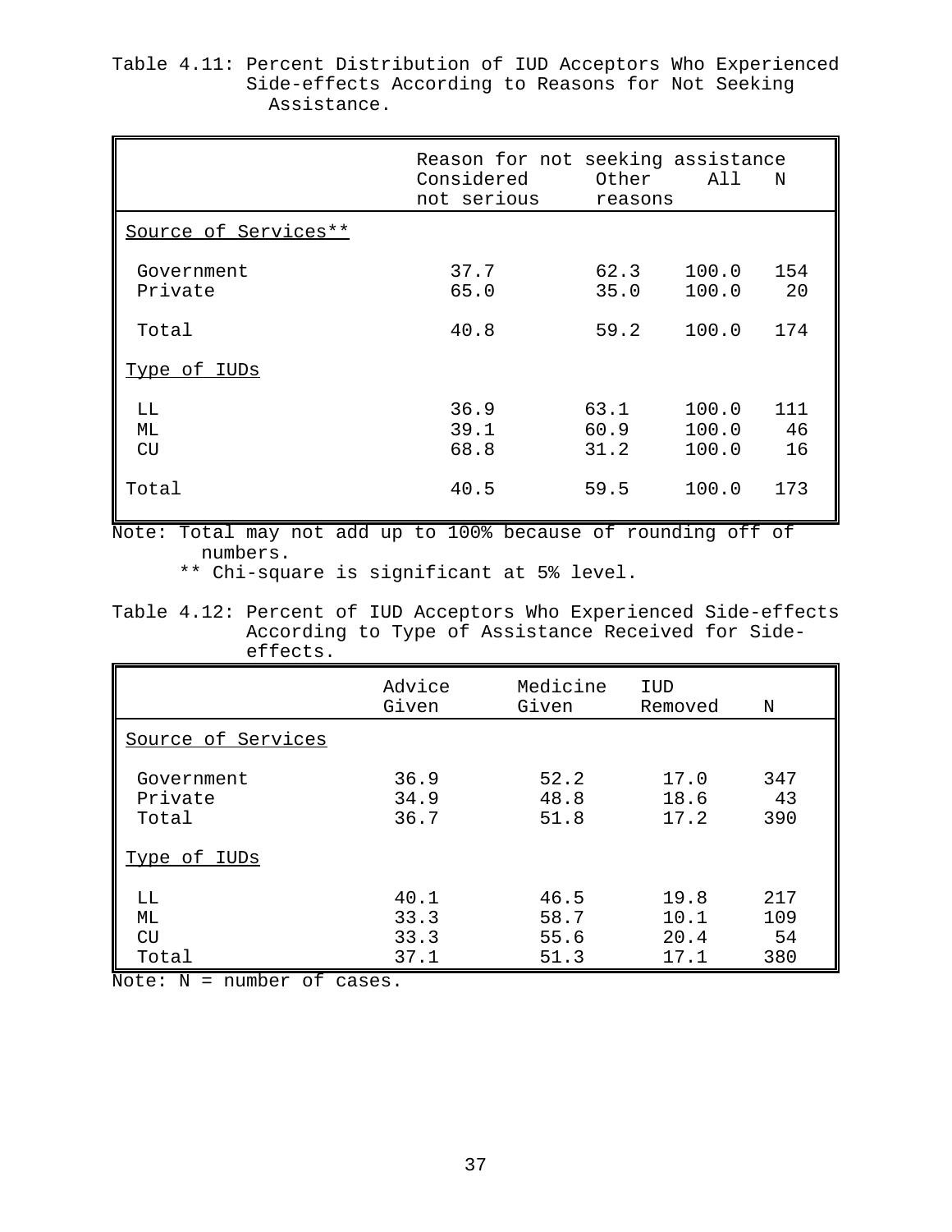Table 4.11: Percent Distribution of IUD Acceptors Who Experienced Side-effects According to Reasons for Not Seeking Assistance.

| | Reason for not seeking assistance | | | |
|---|---|---|---|---|
| | Considered not serious | Other reasons | All | N |
| Source of Services** | | | | |
| Government | 37.7 | 62.3 | 100.0 | 154 |
| Private | 65.0 | 35.0 | 100.0 | 20 |
| Total | 40.8 | 59.2 | 100.0 | 174 |
| Type of IUDs | | | | |
| LL | 36.9 | 63.1 | 100.0 | 111 |
| ML | 39.1 | 60.9 | 100.0 | 46 |
| CU | 68.8 | 31.2 | 100.0 | 16 |
| Total | 40.5 | 59.5 | 100.0 | 173 |

Note: Total may not add up to 100% because of rounding off of numbers.
** Chi-square is significant at 5% level.

Table 4.12: Percent of IUD Acceptors Who Experienced Side-effects According to Type of Assistance Received for Side-effects.

| | Advice Given | Medicine Given | IUD Removed | N |
|---|---|---|---|---|
| Source of Services | | | | |
| Government | 36.9 | 52.2 | 17.0 | 347 |
| Private | 34.9 | 48.8 | 18.6 | 43 |
| Total | 36.7 | 51.8 | 17.2 | 390 |
| Type of IUDs | | | | |
| LL | 40.1 | 46.5 | 19.8 | 217 |
| ML | 33.3 | 58.7 | 10.1 | 109 |
| CU | 33.3 | 55.6 | 20.4 | 54 |
| Total | 37.1 | 51.3 | 17.1 | 380 |

Note: N = number of cases.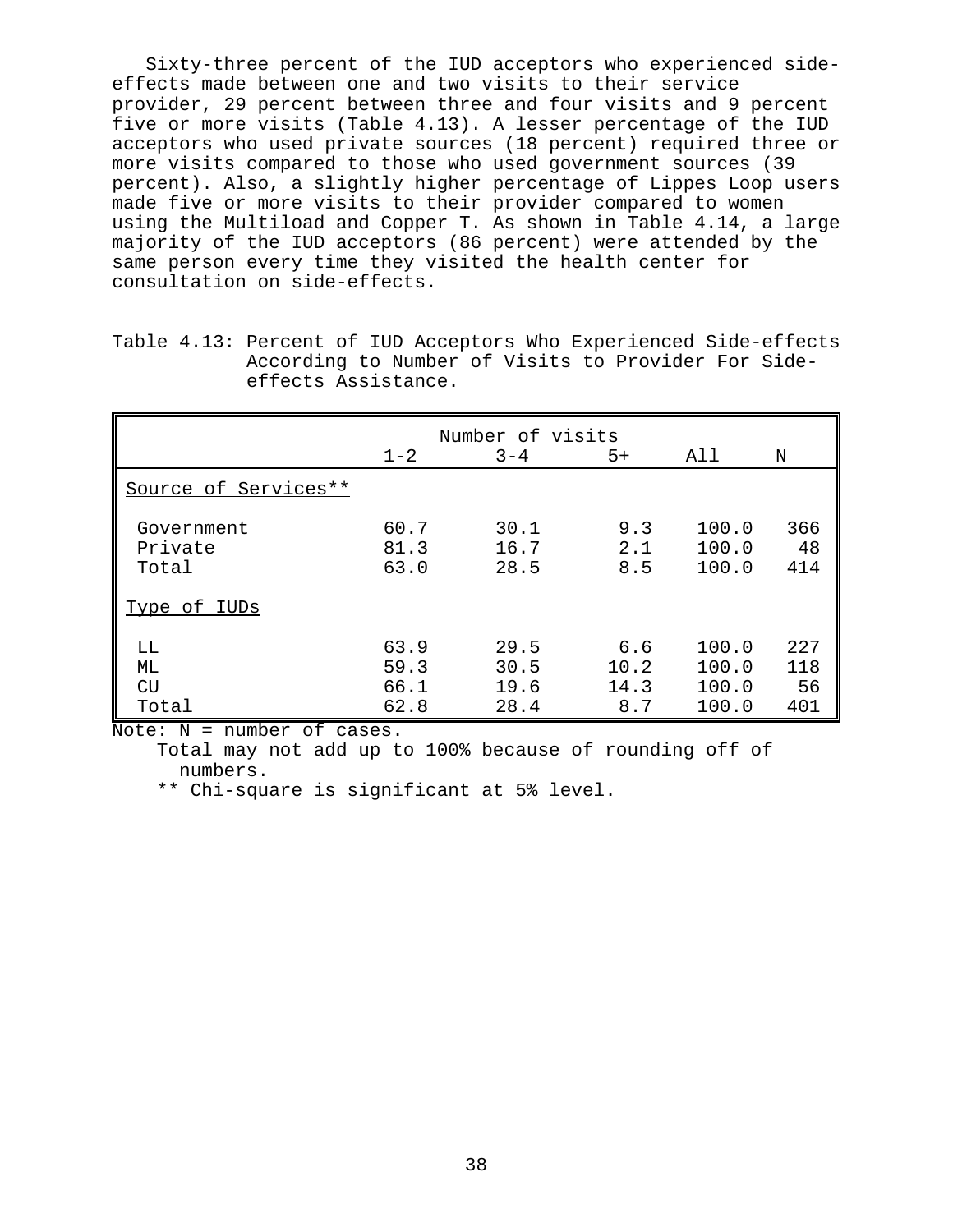Sixty-three percent of the IUD acceptors who experienced side-effects made between one and two visits to their service provider, 29 percent between three and four visits and 9 percent five or more visits (Table 4.13). A lesser percentage of the IUD acceptors who used private sources (18 percent) required three or more visits compared to those who used government sources (39 percent). Also, a slightly higher percentage of Lippes Loop users made five or more visits to their provider compared to women using the Multiload and Copper T. As shown in Table 4.14, a large majority of the IUD acceptors (86 percent) were attended by the same person every time they visited the health center for consultation on side-effects.

Table 4.13: Percent of IUD Acceptors Who Experienced Side-effects According to Number of Visits to Provider For Side-effects Assistance.

| | Number of visits | | | | |
|---|---|---|---|---|---|
| | 1-2 | 3-4 | 5+ | All | N |
| Source of Services** | | | | | |
| Government | 60.7 | 30.1 | 9.3 | 100.0 | 366 |
| Private | 81.3 | 16.7 | 2.1 | 100.0 | 48 |
| Total | 63.0 | 28.5 | 8.5 | 100.0 | 414 |
| Type of IUDs | | | | | |
| LL | 63.9 | 29.5 | 6.6 | 100.0 | 227 |
| ML | 59.3 | 30.5 | 10.2 | 100.0 | 118 |
| CU | 66.1 | 19.6 | 14.3 | 100.0 | 56 |
| Total | 62.8 | 28.4 | 8.7 | 100.0 | 401 |

Note: N = number of cases.
Total may not add up to 100% because of rounding off of numbers.
** Chi-square is significant at 5% level.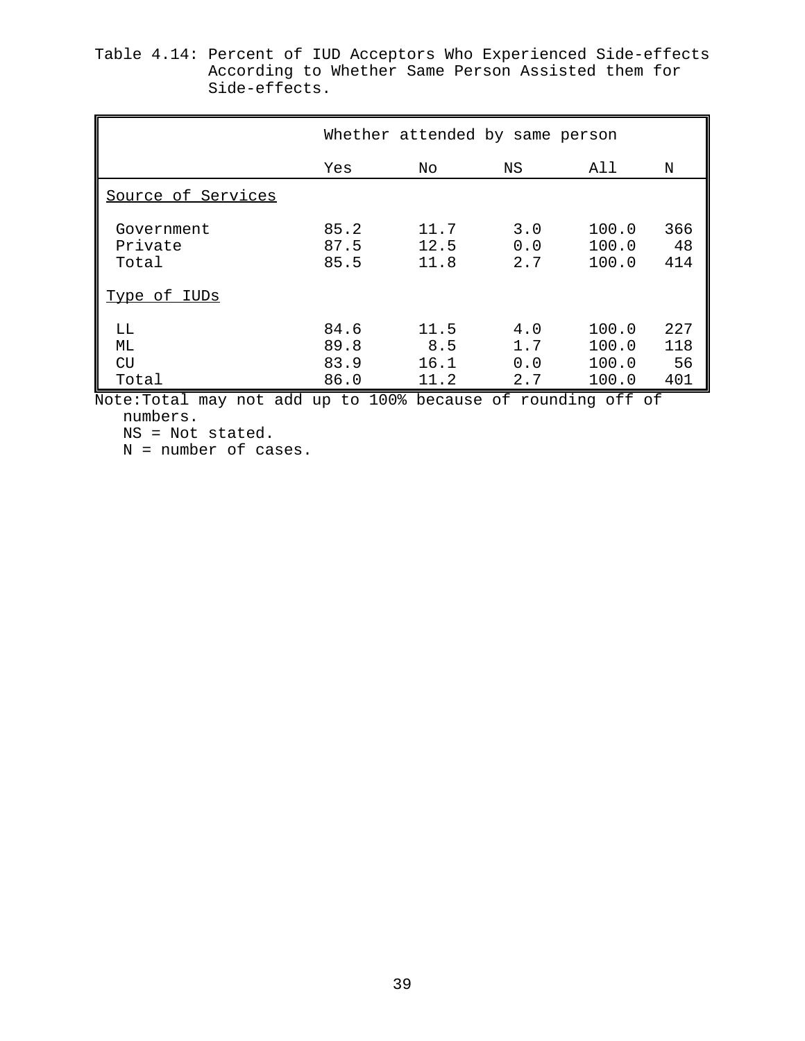Table 4.14: Percent of IUD Acceptors Who Experienced Side-effects According to Whether Same Person Assisted them for Side-effects.

| | Whether attended by same person | | | | |
|---|---|---|---|---|---|
| | Yes | No | NS | All | N |
| Source of Services | | | | | |
| Government | 85.2 | 11.7 | 3.0 | 100.0 | 366 |
| Private | 87.5 | 12.5 | 0.0 | 100.0 | 48 |
| Total | 85.5 | 11.8 | 2.7 | 100.0 | 414 |
| Type of IUDs | | | | | |
| LL | 84.6 | 11.5 | 4.0 | 100.0 | 227 |
| ML | 89.8 | 8.5 | 1.7 | 100.0 | 118 |
| CU | 83.9 | 16.1 | 0.0 | 100.0 | 56 |
| Total | 86.0 | 11.2 | 2.7 | 100.0 | 401 |

Note:Total may not add up to 100% because of rounding off of numbers.
NS = Not stated.
N = number of cases.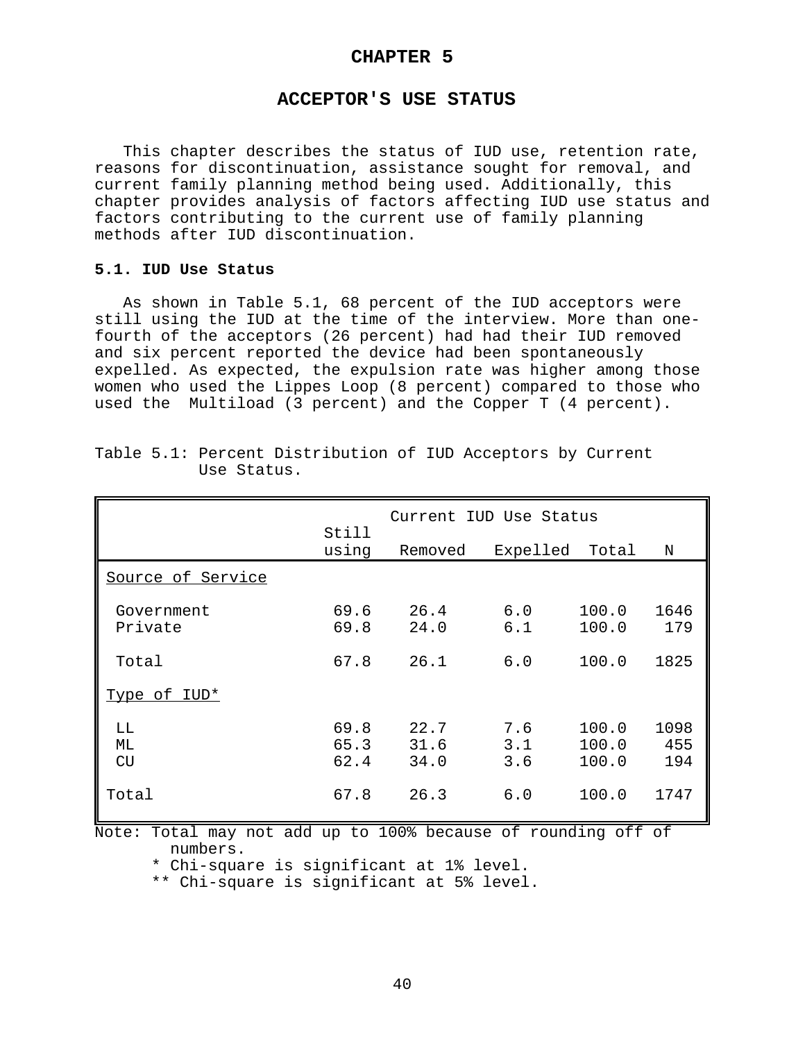# CHAPTER 5

## ACCEPTOR'S USE STATUS

This chapter describes the status of IUD use, retention rate, reasons for discontinuation, assistance sought for removal, and current family planning method being used. Additionally, this chapter provides analysis of factors affecting IUD use status and factors contributing to the current use of family planning methods after IUD discontinuation.

### 5.1. IUD Use Status

As shown in Table 5.1, 68 percent of the IUD acceptors were still using the IUD at the time of the interview. More than one-fourth of the acceptors (26 percent) had had their IUD removed and six percent reported the device had been spontaneously expelled. As expected, the expulsion rate was higher among those women who used the Lippes Loop (8 percent) compared to those who used the Multiload (3 percent) and the Copper T (4 percent).

Table 5.1: Percent Distribution of IUD Acceptors by Current Use Status.

| | Current IUD Use Status | | | | |
|---|---|---|---|---|---|
| | Still using | Removed | Expelled | Total | N |
| Source of Service | | | | | |
| Government | 69.6 | 26.4 | 6.0 | 100.0 | 1646 |
| Private | 69.8 | 24.0 | 6.1 | 100.0 | 179 |
| Total | 67.8 | 26.1 | 6.0 | 100.0 | 1825 |
| Type of IUD* | | | | | |
| LL | 69.8 | 22.7 | 7.6 | 100.0 | 1098 |
| ML | 65.3 | 31.6 | 3.1 | 100.0 | 455 |
| CU | 62.4 | 34.0 | 3.6 | 100.0 | 194 |
| Total | 67.8 | 26.3 | 6.0 | 100.0 | 1747 |

Note: Total may not add up to 100% because of rounding off of numbers.
\* Chi-square is significant at 1% level.
\*\* Chi-square is significant at 5% level.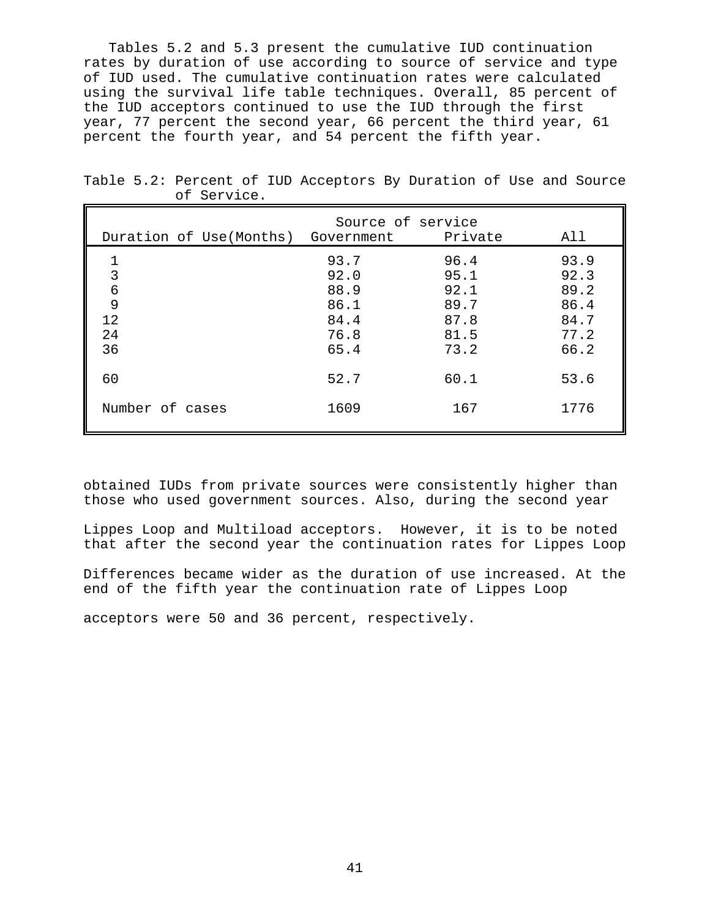Tables 5.2 and 5.3 present the cumulative IUD continuation rates by duration of use according to source of service and type of IUD used. The cumulative continuation rates were calculated using the survival life table techniques. Overall, 85 percent of the IUD acceptors continued to use the IUD through the first year, 77 percent the second year, 66 percent the third year, 61 percent the fourth year, and 54 percent the fifth year.

Table 5.2: Percent of IUD Acceptors By Duration of Use and Source of Service.

| | Source of service | | |
|---|---|---|---|
| Duration of Use(Months) | Government | Private | All |
| 1 | 93.7 | 96.4 | 93.9 |
| 3 | 92.0 | 95.1 | 92.3 |
| 6 | 88.9 | 92.1 | 89.2 |
| 9 | 86.1 | 89.7 | 86.4 |
| 12 | 84.4 | 87.8 | 84.7 |
| 24 | 76.8 | 81.5 | 77.2 |
| 36 | 65.4 | 73.2 | 66.2 |
| 60 | 52.7 | 60.1 | 53.6 |
| Number of cases | 1609 | 167 | 1776 |

obtained IUDs from private sources were consistently higher than those who used government sources. Also, during the second year

Lippes Loop and Multiload acceptors. However, it is to be noted that after the second year the continuation rates for Lippes Loop

Differences became wider as the duration of use increased. At the end of the fifth year the continuation rate of Lippes Loop

acceptors were 50 and 36 percent, respectively.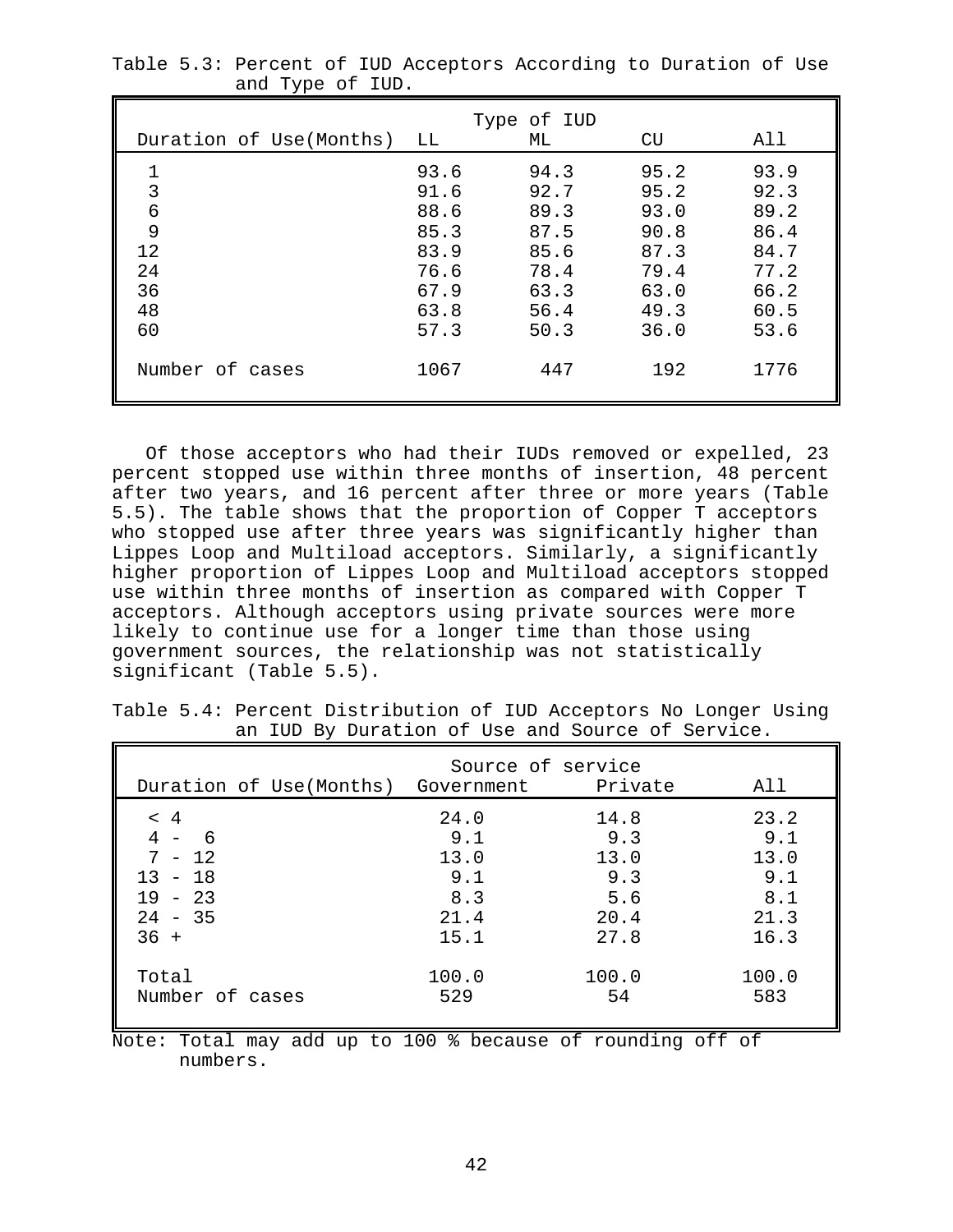Table 5.3: Percent of IUD Acceptors According to Duration of Use and Type of IUD.

| Duration of Use(Months) | Type of IUD LL | ML | CU | All |
|---|---|---|---|---|
| 1 | 93.6 | 94.3 | 95.2 | 93.9 |
| 3 | 91.6 | 92.7 | 95.2 | 92.3 |
| 6 | 88.6 | 89.3 | 93.0 | 89.2 |
| 9 | 85.3 | 87.5 | 90.8 | 86.4 |
| 12 | 83.9 | 85.6 | 87.3 | 84.7 |
| 24 | 76.6 | 78.4 | 79.4 | 77.2 |
| 36 | 67.9 | 63.3 | 63.0 | 66.2 |
| 48 | 63.8 | 56.4 | 49.3 | 60.5 |
| 60 | 57.3 | 50.3 | 36.0 | 53.6 |
| Number of cases | 1067 | 447 | 192 | 1776 |

Of those acceptors who had their IUDs removed or expelled, 23 percent stopped use within three months of insertion, 48 percent after two years, and 16 percent after three or more years (Table 5.5). The table shows that the proportion of Copper T acceptors who stopped use after three years was significantly higher than Lippes Loop and Multiload acceptors. Similarly, a significantly higher proportion of Lippes Loop and Multiload acceptors stopped use within three months of insertion as compared with Copper T acceptors. Although acceptors using private sources were more likely to continue use for a longer time than those using government sources, the relationship was not statistically significant (Table 5.5).

Table 5.4: Percent Distribution of IUD Acceptors No Longer Using an IUD By Duration of Use and Source of Service.

| Duration of Use(Months) | Source of service Government | Private | All |
|---|---|---|---|
| < 4 | 24.0 | 14.8 | 23.2 |
| 4 - 6 | 9.1 | 9.3 | 9.1 |
| 7 - 12 | 13.0 | 13.0 | 13.0 |
| 13 - 18 | 9.1 | 9.3 | 9.1 |
| 19 - 23 | 8.3 | 5.6 | 8.1 |
| 24 - 35 | 21.4 | 20.4 | 21.3 |
| 36 + | 15.1 | 27.8 | 16.3 |
| Total | 100.0 | 100.0 | 100.0 |
| Number of cases | 529 | 54 | 583 |

Note: Total may add up to 100 % because of rounding off of numbers.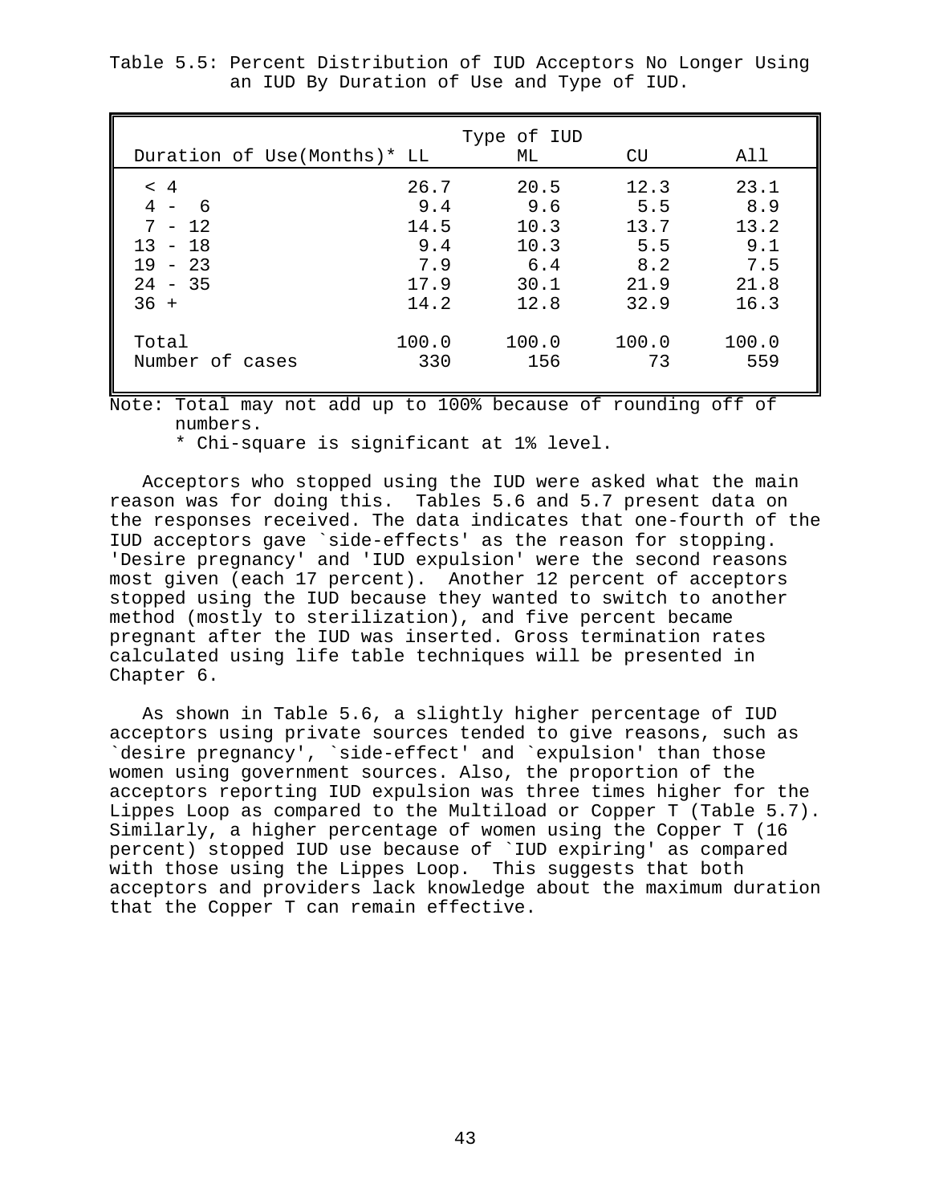Table 5.5: Percent Distribution of IUD Acceptors No Longer Using an IUD By Duration of Use and Type of IUD.

| Duration of Use(Months)* | Type of IUD LL | ML | CU | All |
|---|---|---|---|---|
| < 4 | 26.7 | 20.5 | 12.3 | 23.1 |
| 4 - 6 | 9.4 | 9.6 | 5.5 | 8.9 |
| 7 - 12 | 14.5 | 10.3 | 13.7 | 13.2 |
| 13 - 18 | 9.4 | 10.3 | 5.5 | 9.1 |
| 19 - 23 | 7.9 | 6.4 | 8.2 | 7.5 |
| 24 - 35 | 17.9 | 30.1 | 21.9 | 21.8 |
| 36 + | 14.2 | 12.8 | 32.9 | 16.3 |
| Total | 100.0 | 100.0 | 100.0 | 100.0 |
| Number of cases | 330 | 156 | 73 | 559 |

Note: Total may not add up to 100% because of rounding off of numbers.
\* Chi-square is significant at 1% level.

Acceptors who stopped using the IUD were asked what the main reason was for doing this. Tables 5.6 and 5.7 present data on the responses received. The data indicates that one-fourth of the IUD acceptors gave `side-effects' as the reason for stopping. 'Desire pregnancy' and 'IUD expulsion' were the second reasons most given (each 17 percent). Another 12 percent of acceptors stopped using the IUD because they wanted to switch to another method (mostly to sterilization), and five percent became pregnant after the IUD was inserted. Gross termination rates calculated using life table techniques will be presented in Chapter 6.

As shown in Table 5.6, a slightly higher percentage of IUD acceptors using private sources tended to give reasons, such as `desire pregnancy', `side-effect' and `expulsion' than those women using government sources. Also, the proportion of the acceptors reporting IUD expulsion was three times higher for the Lippes Loop as compared to the Multiload or Copper T (Table 5.7). Similarly, a higher percentage of women using the Copper T (16 percent) stopped IUD use because of `IUD expiring' as compared with those using the Lippes Loop. This suggests that both acceptors and providers lack knowledge about the maximum duration that the Copper T can remain effective.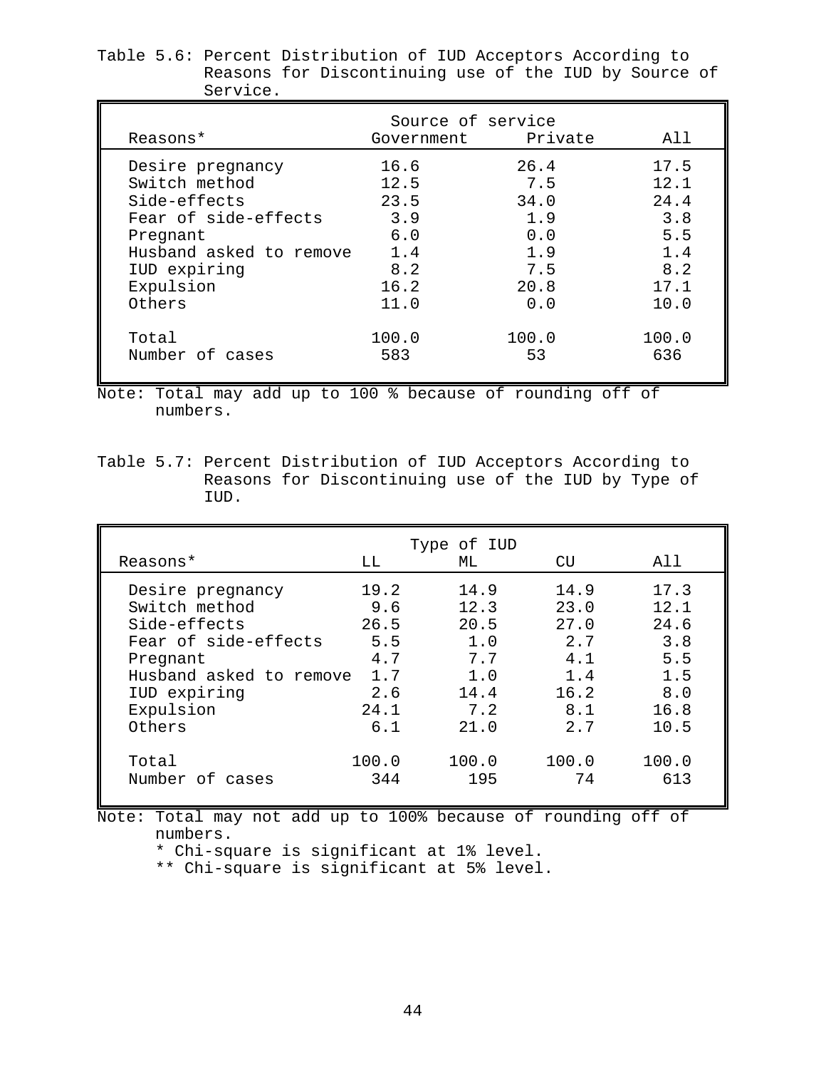Table 5.6: Percent Distribution of IUD Acceptors According to Reasons for Discontinuing use of the IUD by Source of Service.

| Reasons* | Source of service Government | Private | All |
|---|---|---|---|
| Desire pregnancy | 16.6 | 26.4 | 17.5 |
| Switch method | 12.5 | 7.5 | 12.1 |
| Side-effects | 23.5 | 34.0 | 24.4 |
| Fear of side-effects | 3.9 | 1.9 | 3.8 |
| Pregnant | 6.0 | 0.0 | 5.5 |
| Husband asked to remove | 1.4 | 1.9 | 1.4 |
| IUD expiring | 8.2 | 7.5 | 8.2 |
| Expulsion | 16.2 | 20.8 | 17.1 |
| Others | 11.0 | 0.0 | 10.0 |
| Total | 100.0 | 100.0 | 100.0 |
| Number of cases | 583 | 53 | 636 |

Note: Total may add up to 100 % because of rounding off of numbers.

Table 5.7: Percent Distribution of IUD Acceptors According to Reasons for Discontinuing use of the IUD by Type of IUD.

| Reasons* | Type of IUD LL | ML | CU | All |
|---|---|---|---|---|
| Desire pregnancy | 19.2 | 14.9 | 14.9 | 17.3 |
| Switch method | 9.6 | 12.3 | 23.0 | 12.1 |
| Side-effects | 26.5 | 20.5 | 27.0 | 24.6 |
| Fear of side-effects | 5.5 | 1.0 | 2.7 | 3.8 |
| Pregnant | 4.7 | 7.7 | 4.1 | 5.5 |
| Husband asked to remove | 1.7 | 1.0 | 1.4 | 1.5 |
| IUD expiring | 2.6 | 14.4 | 16.2 | 8.0 |
| Expulsion | 24.1 | 7.2 | 8.1 | 16.8 |
| Others | 6.1 | 21.0 | 2.7 | 10.5 |
| Total | 100.0 | 100.0 | 100.0 | 100.0 |
| Number of cases | 344 | 195 | 74 | 613 |

Note: Total may not add up to 100% because of rounding off of numbers.
* Chi-square is significant at 1% level.
** Chi-square is significant at 5% level.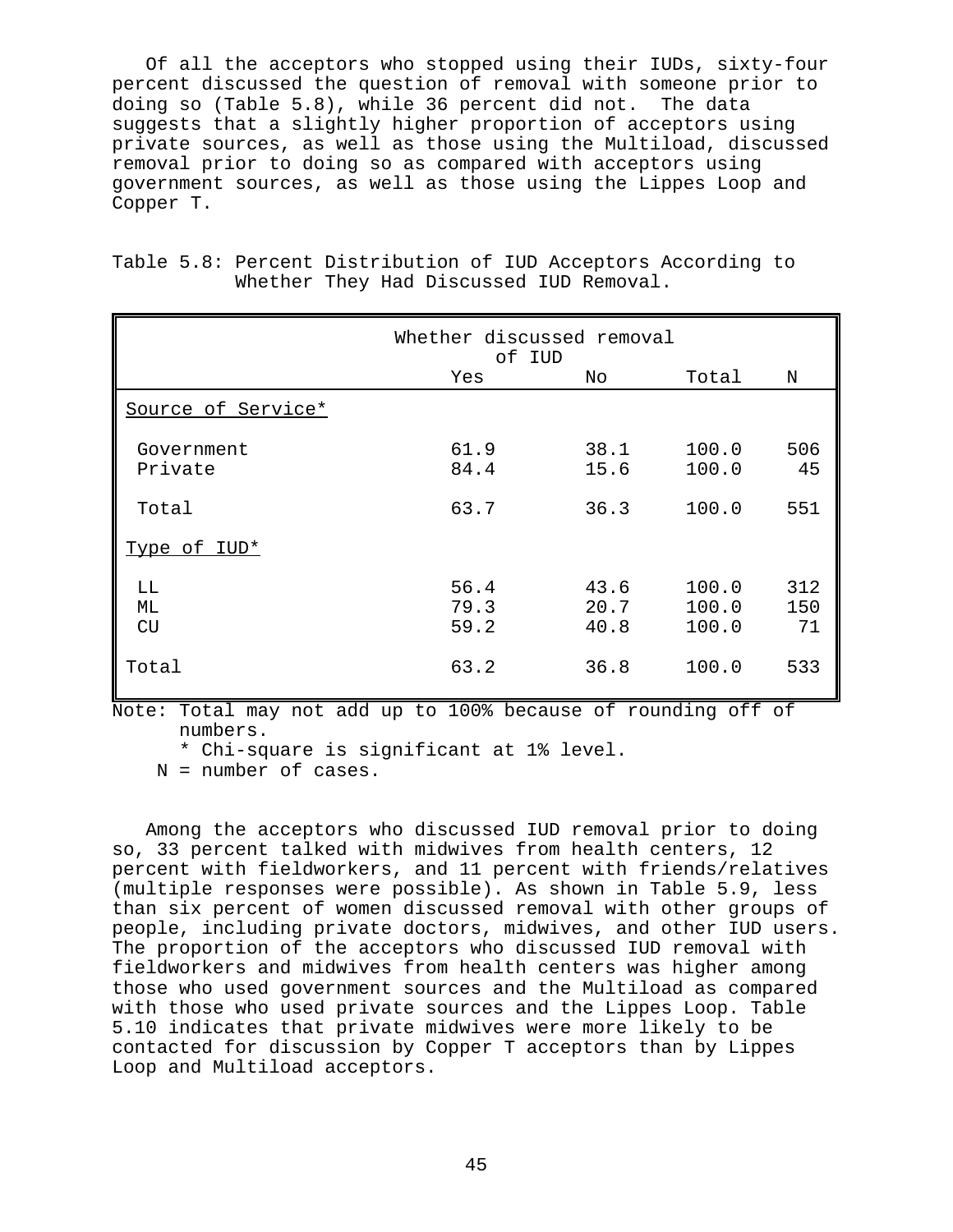Of all the acceptors who stopped using their IUDs, sixty-four percent discussed the question of removal with someone prior to doing so (Table 5.8), while 36 percent did not. The data suggests that a slightly higher proportion of acceptors using private sources, as well as those using the Multiload, discussed removal prior to doing so as compared with acceptors using government sources, as well as those using the Lippes Loop and Copper T.

Table 5.8: Percent Distribution of IUD Acceptors According to Whether They Had Discussed IUD Removal.

| | Whether discussed removal of IUD | | | |
|---|---|---|---|---|
| | Yes | No | Total | N |
| Source of Service* | | | | |
| Government | 61.9 | 38.1 | 100.0 | 506 |
| Private | 84.4 | 15.6 | 100.0 | 45 |
| Total | 63.7 | 36.3 | 100.0 | 551 |
| Type of IUD* | | | | |
| LL | 56.4 | 43.6 | 100.0 | 312 |
| ML | 79.3 | 20.7 | 100.0 | 150 |
| CU | 59.2 | 40.8 | 100.0 | 71 |
| Total | 63.2 | 36.8 | 100.0 | 533 |

Note: Total may not add up to 100% because of rounding off of numbers.
* Chi-square is significant at 1% level.
N = number of cases.

Among the acceptors who discussed IUD removal prior to doing so, 33 percent talked with midwives from health centers, 12 percent with fieldworkers, and 11 percent with friends/relatives (multiple responses were possible). As shown in Table 5.9, less than six percent of women discussed removal with other groups of people, including private doctors, midwives, and other IUD users. The proportion of the acceptors who discussed IUD removal with fieldworkers and midwives from health centers was higher among those who used government sources and the Multiload as compared with those who used private sources and the Lippes Loop. Table 5.10 indicates that private midwives were more likely to be contacted for discussion by Copper T acceptors than by Lippes Loop and Multiload acceptors.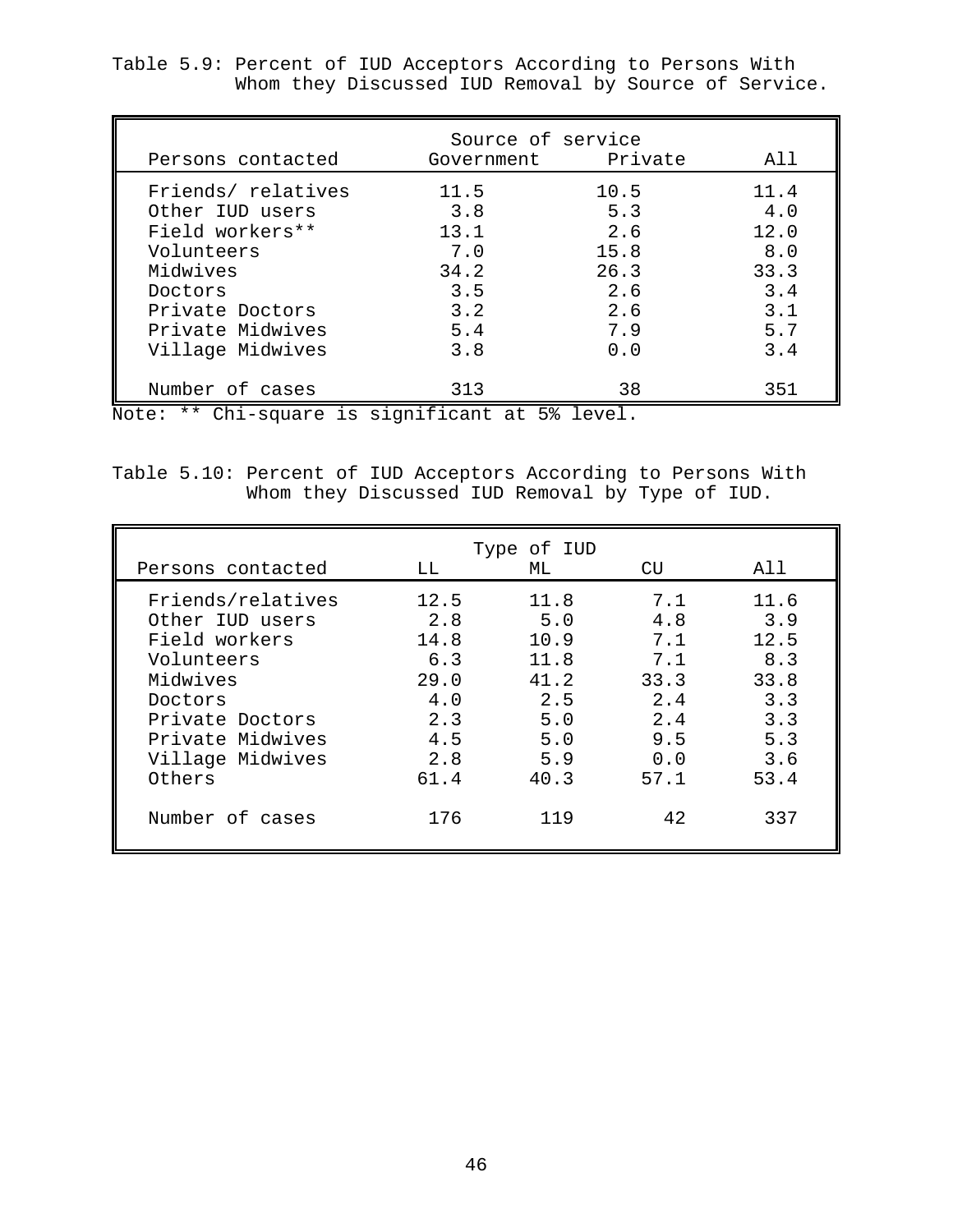Table 5.9: Percent of IUD Acceptors According to Persons With Whom they Discussed IUD Removal by Source of Service.

| Persons contacted | Source of service Government | Private | All |
|---|---|---|---|
| Friends/ relatives | 11.5 | 10.5 | 11.4 |
| Other IUD users | 3.8 | 5.3 | 4.0 |
| Field workers** | 13.1 | 2.6 | 12.0 |
| Volunteers | 7.0 | 15.8 | 8.0 |
| Midwives | 34.2 | 26.3 | 33.3 |
| Doctors | 3.5 | 2.6 | 3.4 |
| Private Doctors | 3.2 | 2.6 | 3.1 |
| Private Midwives | 5.4 | 7.9 | 5.7 |
| Village Midwives | 3.8 | 0.0 | 3.4 |
| Number of cases | 313 | 38 | 351 |

Note: ** Chi-square is significant at 5% level.

Table 5.10: Percent of IUD Acceptors According to Persons With Whom they Discussed IUD Removal by Type of IUD.

| Persons contacted | Type of IUD LL | ML | CU | All |
|---|---|---|---|---|
| Friends/relatives | 12.5 | 11.8 | 7.1 | 11.6 |
| Other IUD users | 2.8 | 5.0 | 4.8 | 3.9 |
| Field workers | 14.8 | 10.9 | 7.1 | 12.5 |
| Volunteers | 6.3 | 11.8 | 7.1 | 8.3 |
| Midwives | 29.0 | 41.2 | 33.3 | 33.8 |
| Doctors | 4.0 | 2.5 | 2.4 | 3.3 |
| Private Doctors | 2.3 | 5.0 | 2.4 | 3.3 |
| Private Midwives | 4.5 | 5.0 | 9.5 | 5.3 |
| Village Midwives | 2.8 | 5.9 | 0.0 | 3.6 |
| Others | 61.4 | 40.3 | 57.1 | 53.4 |
| Number of cases | 176 | 119 | 42 | 337 |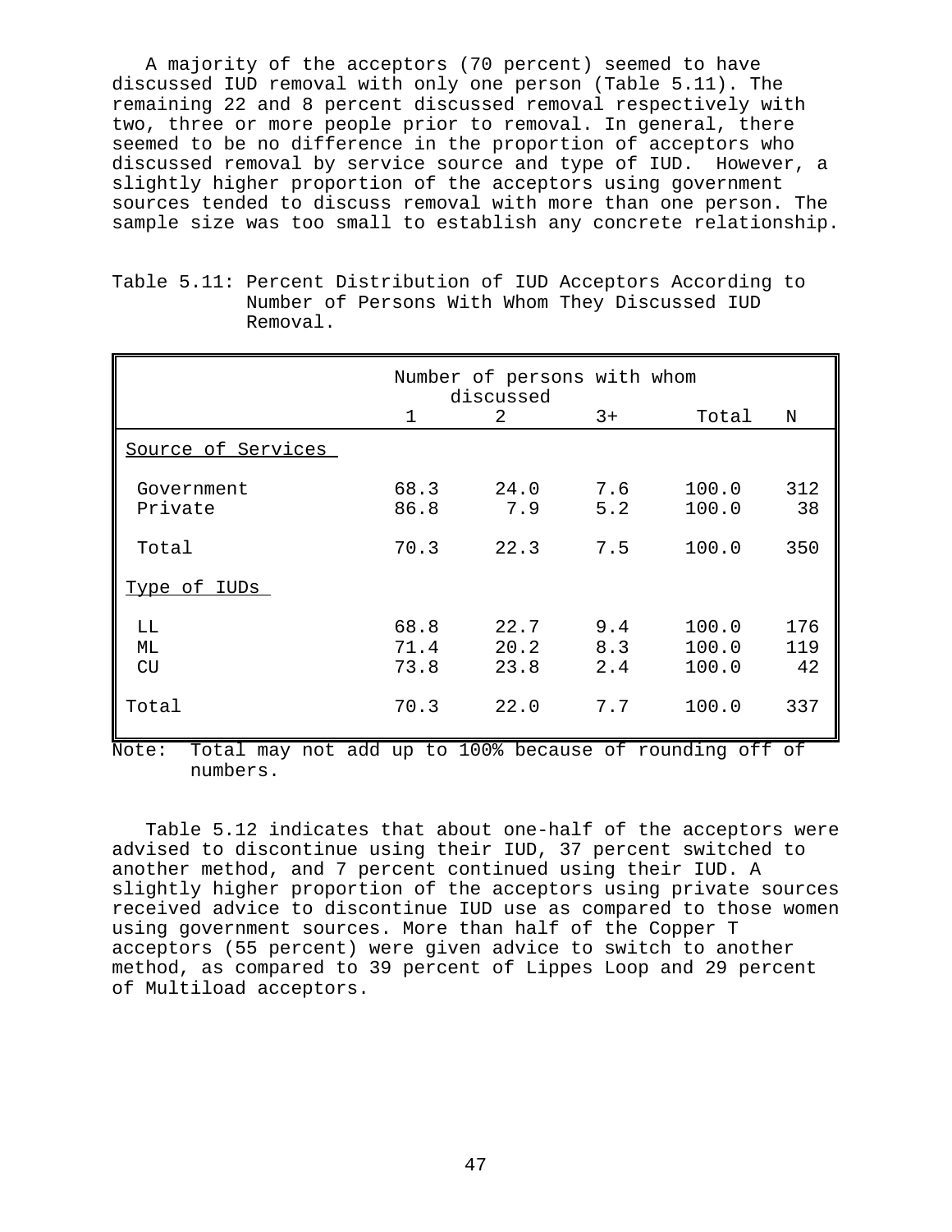A majority of the acceptors (70 percent) seemed to have discussed IUD removal with only one person (Table 5.11). The remaining 22 and 8 percent discussed removal respectively with two, three or more people prior to removal. In general, there seemed to be no difference in the proportion of acceptors who discussed removal by service source and type of IUD. However, a slightly higher proportion of the acceptors using government sources tended to discuss removal with more than one person. The sample size was too small to establish any concrete relationship.

Table 5.11: Percent Distribution of IUD Acceptors According to Number of Persons With Whom They Discussed IUD Removal.

| | Number of persons with whom discussed | | | | |
|---|---|---|---|---|---|
| | 1 | 2 | 3+ | Total | N |
| Source of Services | | | | | |
| Government | 68.3 | 24.0 | 7.6 | 100.0 | 312 |
| Private | 86.8 | 7.9 | 5.2 | 100.0 | 38 |
| Total | 70.3 | 22.3 | 7.5 | 100.0 | 350 |
| Type of IUDs | | | | | |
| LL | 68.8 | 22.7 | 9.4 | 100.0 | 176 |
| ML | 71.4 | 20.2 | 8.3 | 100.0 | 119 |
| CU | 73.8 | 23.8 | 2.4 | 100.0 | 42 |
| Total | 70.3 | 22.0 | 7.7 | 100.0 | 337 |

Note: Total may not add up to 100% because of rounding off of numbers.

Table 5.12 indicates that about one-half of the acceptors were advised to discontinue using their IUD, 37 percent switched to another method, and 7 percent continued using their IUD. A slightly higher proportion of the acceptors using private sources received advice to discontinue IUD use as compared to those women using government sources. More than half of the Copper T acceptors (55 percent) were given advice to switch to another method, as compared to 39 percent of Lippes Loop and 29 percent of Multiload acceptors.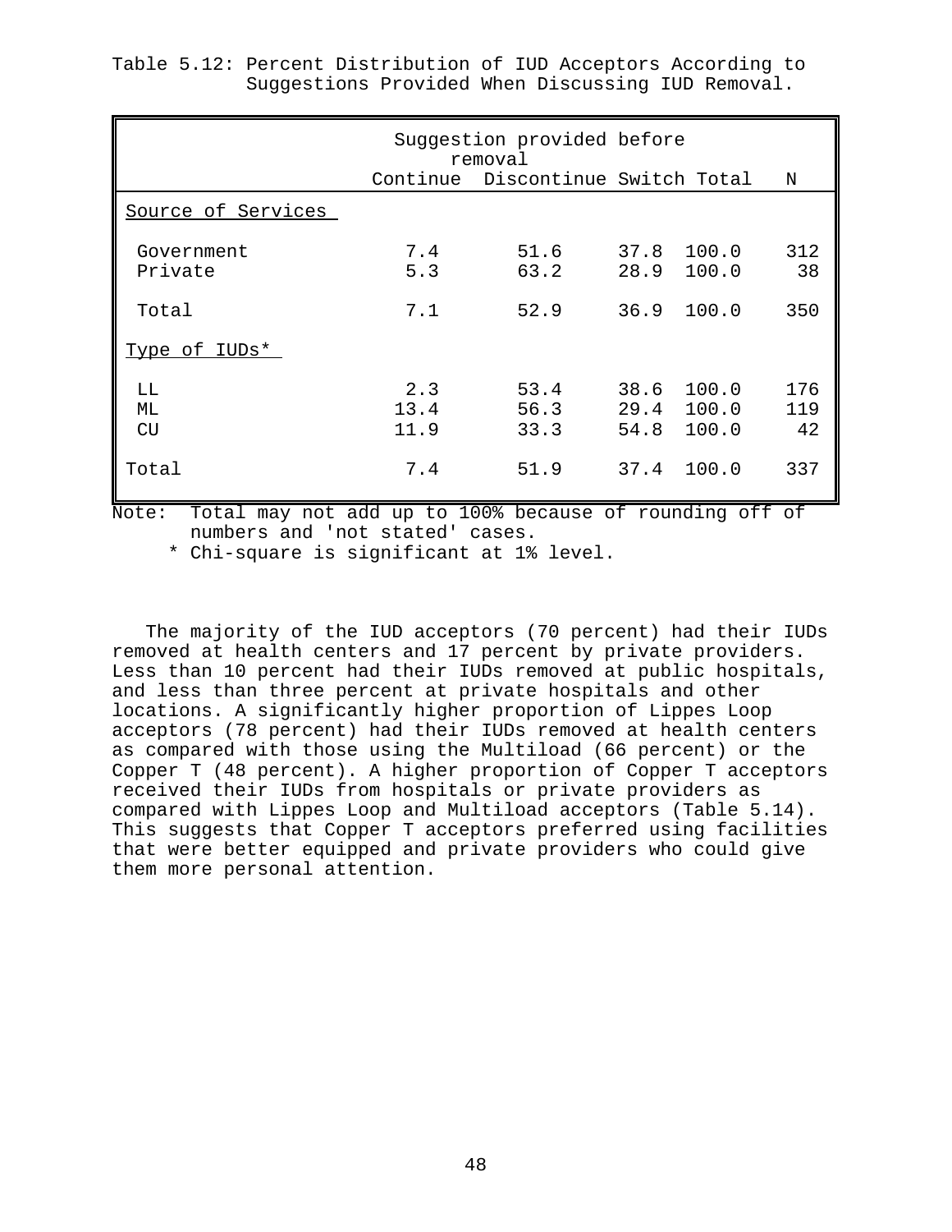Table 5.12: Percent Distribution of IUD Acceptors According to Suggestions Provided When Discussing IUD Removal.

| | Suggestion provided before removal | | | | |
|---|---|---|---|---|---|
| | Continue | Discontinue | Switch | Total | N |
| Source of Services | | | | | |
| Government | 7.4 | 51.6 | 37.8 | 100.0 | 312 |
| Private | 5.3 | 63.2 | 28.9 | 100.0 | 38 |
| Total | 7.1 | 52.9 | 36.9 | 100.0 | 350 |
| Type of IUDs* | | | | | |
| LL | 2.3 | 53.4 | 38.6 | 100.0 | 176 |
| ML | 13.4 | 56.3 | 29.4 | 100.0 | 119 |
| CU | 11.9 | 33.3 | 54.8 | 100.0 | 42 |
| Total | 7.4 | 51.9 | 37.4 | 100.0 | 337 |

Note: Total may not add up to 100% because of rounding off of numbers and 'not stated' cases.
\* Chi-square is significant at 1% level.

The majority of the IUD acceptors (70 percent) had their IUDs removed at health centers and 17 percent by private providers. Less than 10 percent had their IUDs removed at public hospitals, and less than three percent at private hospitals and other locations. A significantly higher proportion of Lippes Loop acceptors (78 percent) had their IUDs removed at health centers as compared with those using the Multiload (66 percent) or the Copper T (48 percent). A higher proportion of Copper T acceptors received their IUDs from hospitals or private providers as compared with Lippes Loop and Multiload acceptors (Table 5.14). This suggests that Copper T acceptors preferred using facilities that were better equipped and private providers who could give them more personal attention.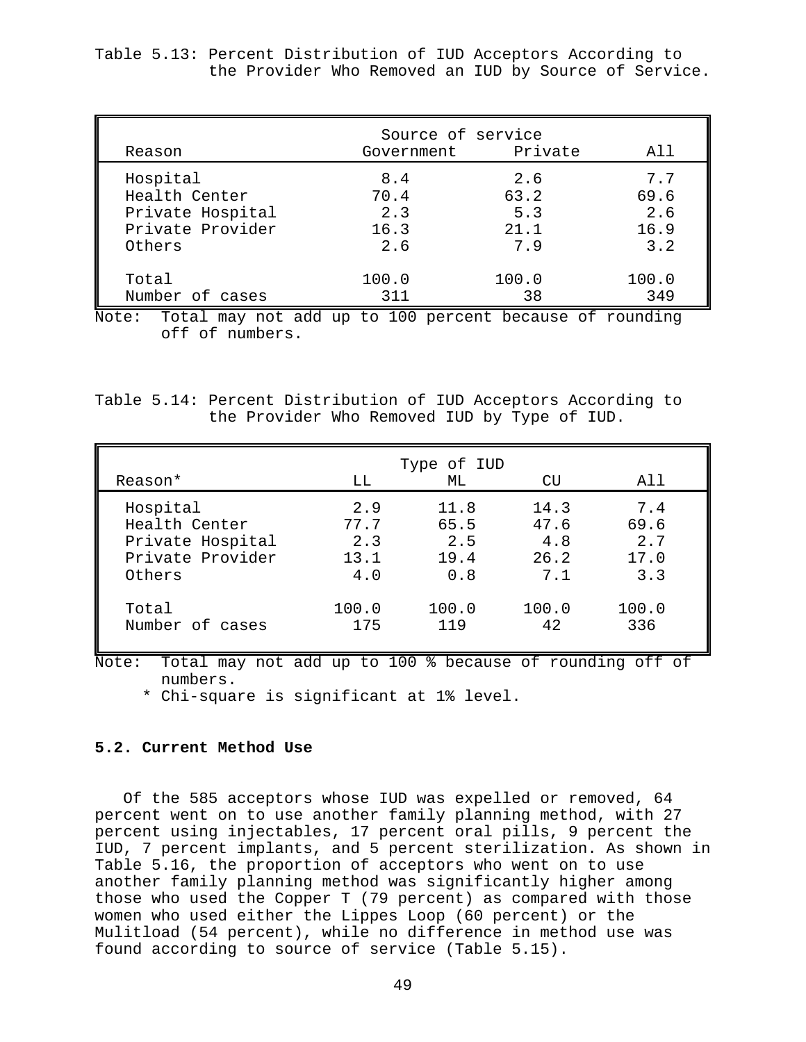Table 5.13: Percent Distribution of IUD Acceptors According to the Provider Who Removed an IUD by Source of Service.

| Reason | Source of service Government | Private | All |
|---|---|---|---|
| Hospital | 8.4 | 2.6 | 7.7 |
| Health Center | 70.4 | 63.2 | 69.6 |
| Private Hospital | 2.3 | 5.3 | 2.6 |
| Private Provider | 16.3 | 21.1 | 16.9 |
| Others | 2.6 | 7.9 | 3.2 |
| Total | 100.0 | 100.0 | 100.0 |
| Number of cases | 311 | 38 | 349 |

Note: Total may not add up to 100 percent because of rounding off of numbers.

Table 5.14: Percent Distribution of IUD Acceptors According to the Provider Who Removed IUD by Type of IUD.

| Reason* | Type of IUD LL | ML | CU | All |
|---|---|---|---|---|
| Hospital | 2.9 | 11.8 | 14.3 | 7.4 |
| Health Center | 77.7 | 65.5 | 47.6 | 69.6 |
| Private Hospital | 2.3 | 2.5 | 4.8 | 2.7 |
| Private Provider | 13.1 | 19.4 | 26.2 | 17.0 |
| Others | 4.0 | 0.8 | 7.1 | 3.3 |
| Total | 100.0 | 100.0 | 100.0 | 100.0 |
| Number of cases | 175 | 119 | 42 | 336 |

Note: Total may not add up to 100 % because of rounding off of numbers.
\* Chi-square is significant at 1% level.

### 5.2. Current Method Use

Of the 585 acceptors whose IUD was expelled or removed, 64 percent went on to use another family planning method, with 27 percent using injectables, 17 percent oral pills, 9 percent the IUD, 7 percent implants, and 5 percent sterilization. As shown in Table 5.16, the proportion of acceptors who went on to use another family planning method was significantly higher among those who used the Copper T (79 percent) as compared with those women who used either the Lippes Loop (60 percent) or the Mulitload (54 percent), while no difference in method use was found according to source of service (Table 5.15).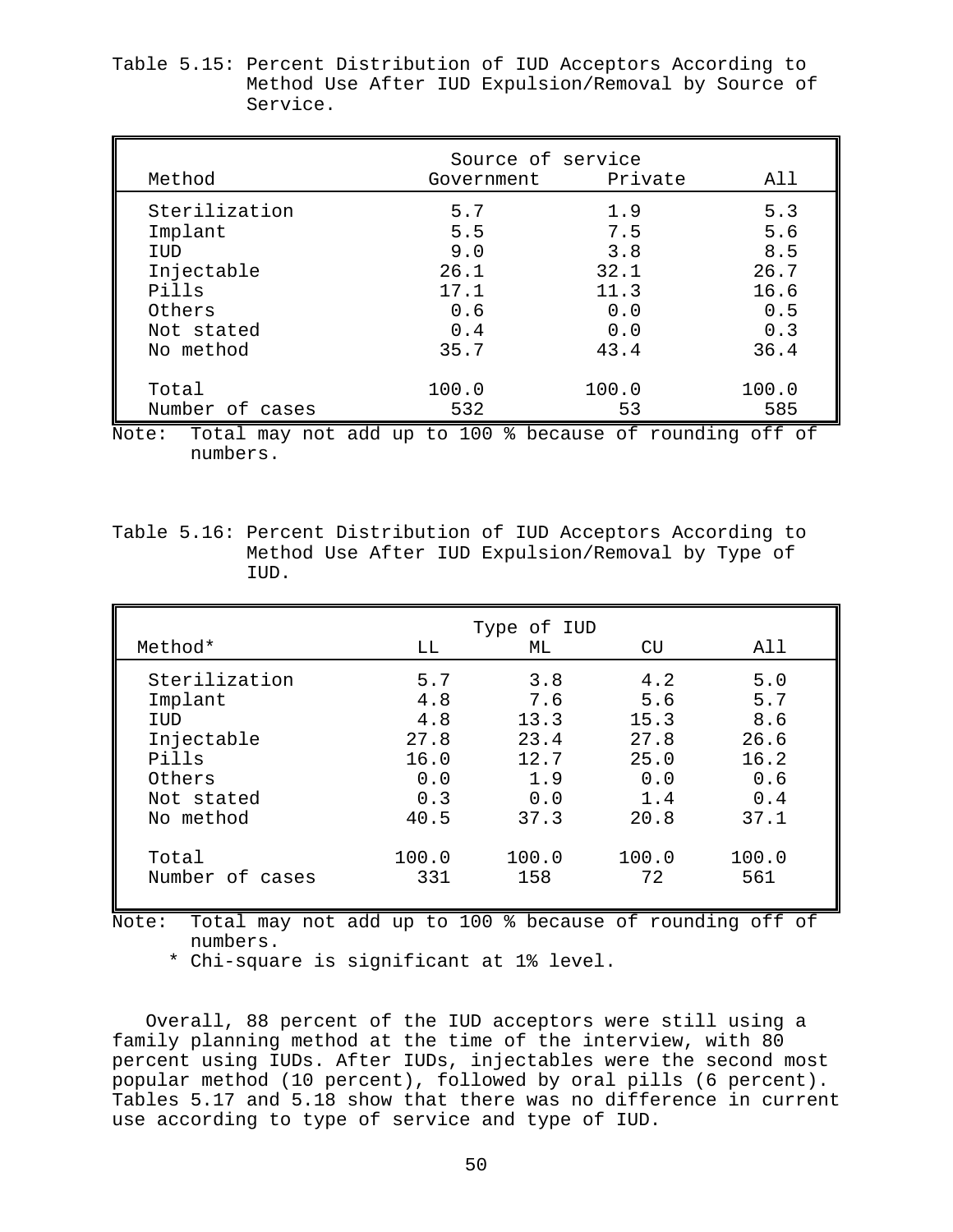Table 5.15: Percent Distribution of IUD Acceptors According to Method Use After IUD Expulsion/Removal by Source of Service.

| Method | Source of service | | |
|---|---|---|---|
| | Government | Private | All |
| Sterilization | 5.7 | 1.9 | 5.3 |
| Implant | 5.5 | 7.5 | 5.6 |
| IUD | 9.0 | 3.8 | 8.5 |
| Injectable | 26.1 | 32.1 | 26.7 |
| Pills | 17.1 | 11.3 | 16.6 |
| Others | 0.6 | 0.0 | 0.5 |
| Not stated | 0.4 | 0.0 | 0.3 |
| No method | 35.7 | 43.4 | 36.4 |
| Total | 100.0 | 100.0 | 100.0 |
| Number of cases | 532 | 53 | 585 |

Note: Total may not add up to 100 % because of rounding off of numbers.

Table 5.16: Percent Distribution of IUD Acceptors According to Method Use After IUD Expulsion/Removal by Type of IUD.

| Method* | Type of IUD | | | |
|---|---|---|---|---|
| | LL | ML | CU | All |
| Sterilization | 5.7 | 3.8 | 4.2 | 5.0 |
| Implant | 4.8 | 7.6 | 5.6 | 5.7 |
| IUD | 4.8 | 13.3 | 15.3 | 8.6 |
| Injectable | 27.8 | 23.4 | 27.8 | 26.6 |
| Pills | 16.0 | 12.7 | 25.0 | 16.2 |
| Others | 0.0 | 1.9 | 0.0 | 0.6 |
| Not stated | 0.3 | 0.0 | 1.4 | 0.4 |
| No method | 40.5 | 37.3 | 20.8 | 37.1 |
| Total | 100.0 | 100.0 | 100.0 | 100.0 |
| Number of cases | 331 | 158 | 72 | 561 |

Note: Total may not add up to 100 % because of rounding off of numbers.
\* Chi-square is significant at 1% level.

Overall, 88 percent of the IUD acceptors were still using a family planning method at the time of the interview, with 80 percent using IUDs. After IUDs, injectables were the second most popular method (10 percent), followed by oral pills (6 percent). Tables 5.17 and 5.18 show that there was no difference in current use according to type of service and type of IUD.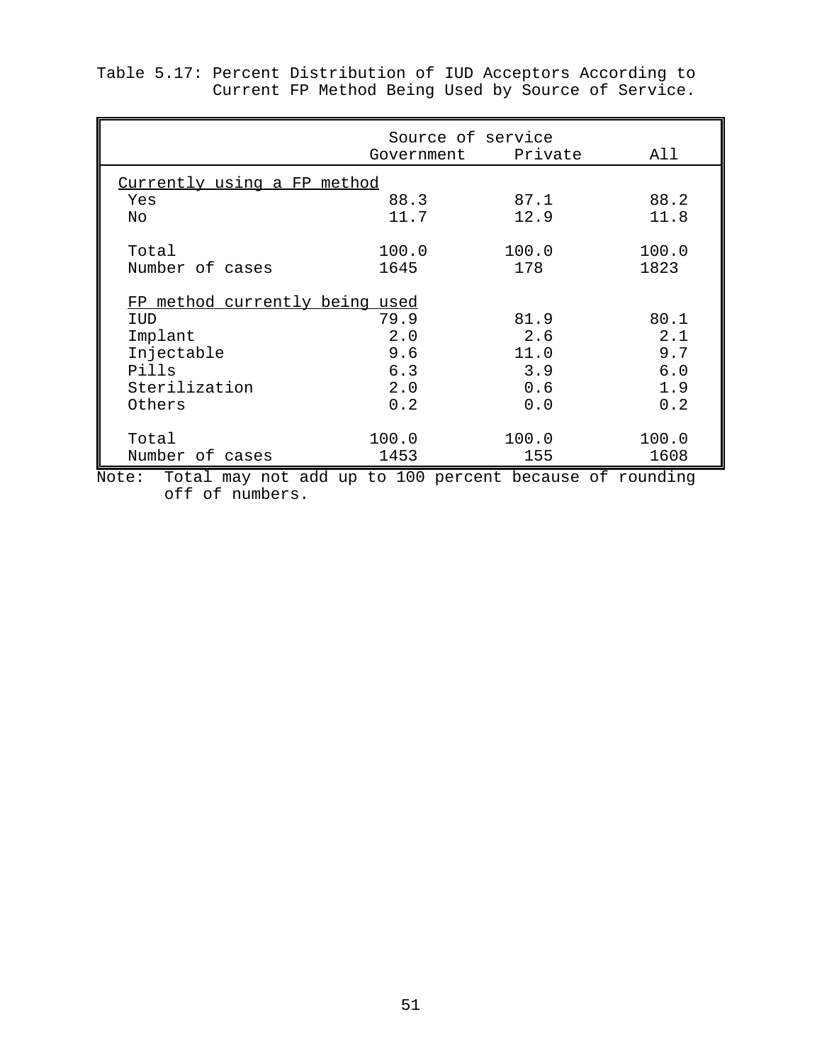Table 5.17: Percent Distribution of IUD Acceptors According to Current FP Method Being Used by Source of Service.

| | Source of service | | |
|---|---|---|---|
| | Government | Private | All |
| Currently using a FP method | | | |
| Yes | 88.3 | 87.1 | 88.2 |
| No | 11.7 | 12.9 | 11.8 |
| Total | 100.0 | 100.0 | 100.0 |
| Number of cases | 1645 | 178 | 1823 |
| FP method currently being used | | | |
| IUD | 79.9 | 81.9 | 80.1 |
| Implant | 2.0 | 2.6 | 2.1 |
| Injectable | 9.6 | 11.0 | 9.7 |
| Pills | 6.3 | 3.9 | 6.0 |
| Sterilization | 2.0 | 0.6 | 1.9 |
| Others | 0.2 | 0.0 | 0.2 |
| Total | 100.0 | 100.0 | 100.0 |
| Number of cases | 1453 | 155 | 1608 |

Note: Total may not add up to 100 percent because of rounding off of numbers.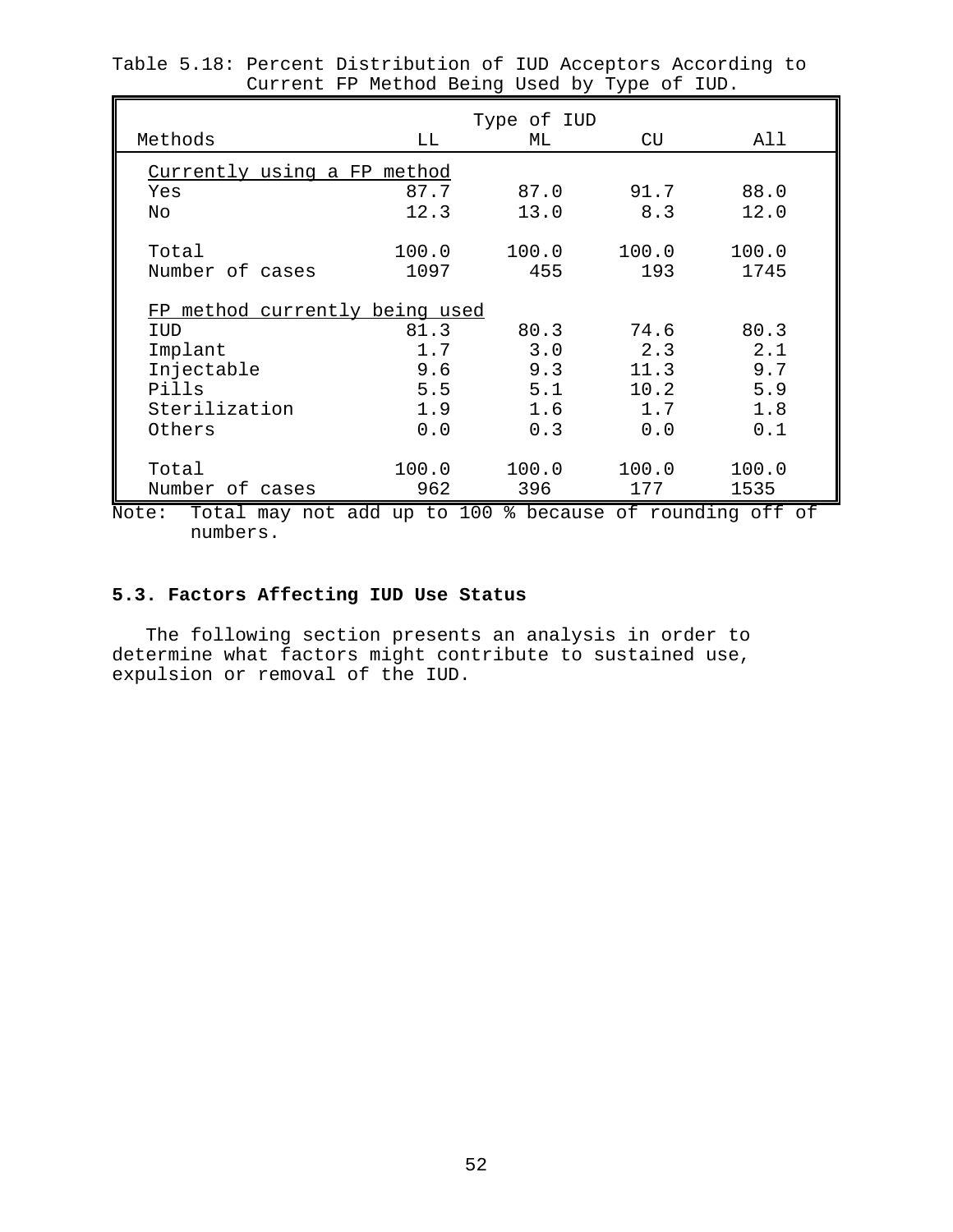Table 5.18: Percent Distribution of IUD Acceptors According to Current FP Method Being Used by Type of IUD.

| Methods | Type of IUD LL | ML | CU | All |
|---|---|---|---|---|
| Currently using a FP method | | | | |
| Yes | 87.7 | 87.0 | 91.7 | 88.0 |
| No | 12.3 | 13.0 | 8.3 | 12.0 |
| Total | 100.0 | 100.0 | 100.0 | 100.0 |
| Number of cases | 1097 | 455 | 193 | 1745 |
| FP method currently being used | | | | |
| IUD | 81.3 | 80.3 | 74.6 | 80.3 |
| Implant | 1.7 | 3.0 | 2.3 | 2.1 |
| Injectable | 9.6 | 9.3 | 11.3 | 9.7 |
| Pills | 5.5 | 5.1 | 10.2 | 5.9 |
| Sterilization | 1.9 | 1.6 | 1.7 | 1.8 |
| Others | 0.0 | 0.3 | 0.0 | 0.1 |
| Total | 100.0 | 100.0 | 100.0 | 100.0 |
| Number of cases | 962 | 396 | 177 | 1535 |

Note: Total may not add up to 100 % because of rounding off of numbers.

## 5.3. Factors Affecting IUD Use Status

The following section presents an analysis in order to determine what factors might contribute to sustained use, expulsion or removal of the IUD.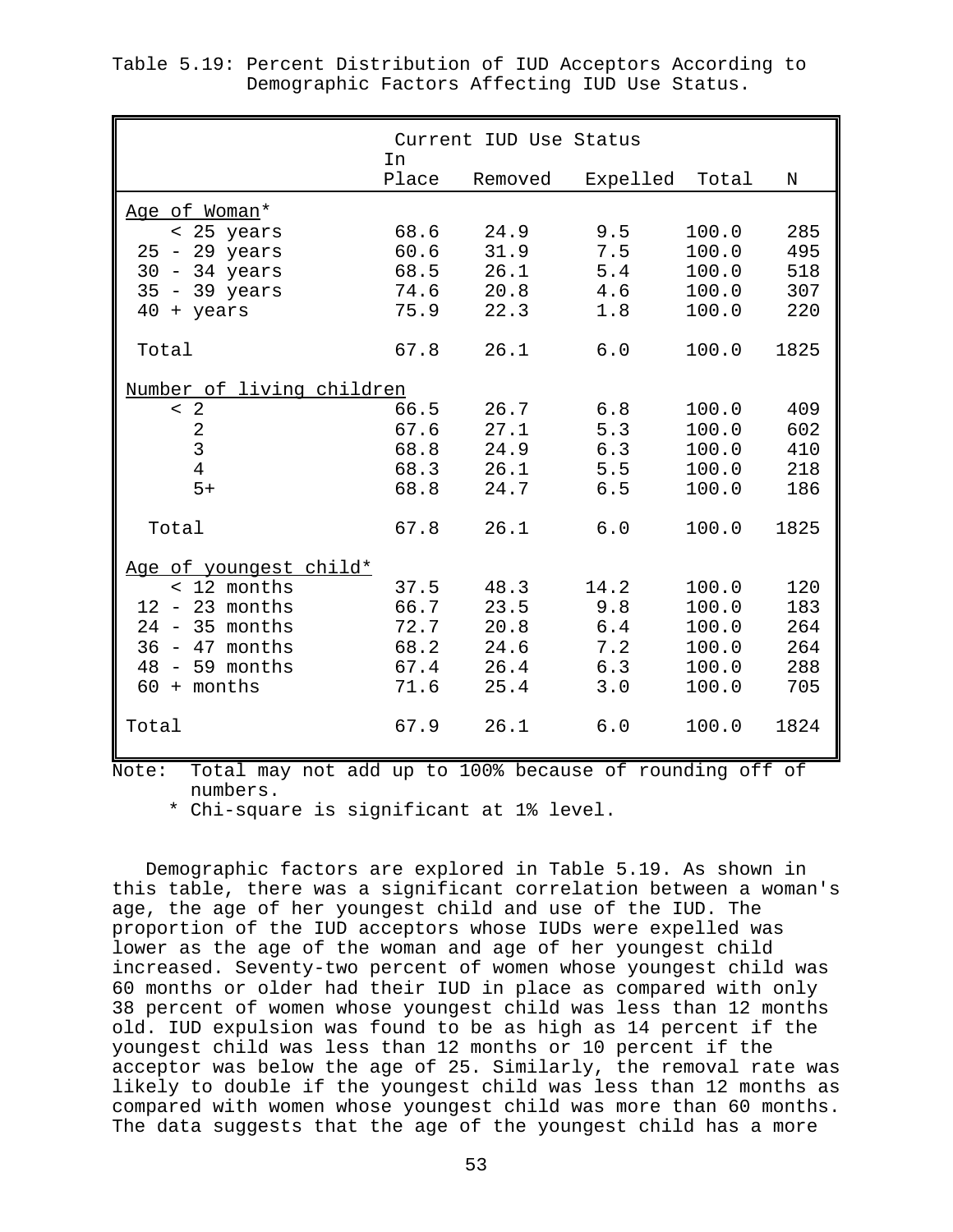Table 5.19: Percent Distribution of IUD Acceptors According to Demographic Factors Affecting IUD Use Status.

| | Current IUD Use Status | | | | |
|---|---|---|---|---|---|
| | In Place | Removed | Expelled | Total | N |
| Age of Woman* | | | | | |
| < 25 years | 68.6 | 24.9 | 9.5 | 100.0 | 285 |
| 25 - 29 years | 60.6 | 31.9 | 7.5 | 100.0 | 495 |
| 30 - 34 years | 68.5 | 26.1 | 5.4 | 100.0 | 518 |
| 35 - 39 years | 74.6 | 20.8 | 4.6 | 100.0 | 307 |
| 40 + years | 75.9 | 22.3 | 1.8 | 100.0 | 220 |
| Total | 67.8 | 26.1 | 6.0 | 100.0 | 1825 |
| Number of living children | | | | | |
| < 2 | 66.5 | 26.7 | 6.8 | 100.0 | 409 |
| 2 | 67.6 | 27.1 | 5.3 | 100.0 | 602 |
| 3 | 68.8 | 24.9 | 6.3 | 100.0 | 410 |
| 4 | 68.3 | 26.1 | 5.5 | 100.0 | 218 |
| 5+ | 68.8 | 24.7 | 6.5 | 100.0 | 186 |
| Total | 67.8 | 26.1 | 6.0 | 100.0 | 1825 |
| Age of youngest child* | | | | | |
| < 12 months | 37.5 | 48.3 | 14.2 | 100.0 | 120 |
| 12 - 23 months | 66.7 | 23.5 | 9.8 | 100.0 | 183 |
| 24 - 35 months | 72.7 | 20.8 | 6.4 | 100.0 | 264 |
| 36 - 47 months | 68.2 | 24.6 | 7.2 | 100.0 | 264 |
| 48 - 59 months | 67.4 | 26.4 | 6.3 | 100.0 | 288 |
| 60 + months | 71.6 | 25.4 | 3.0 | 100.0 | 705 |
| Total | 67.9 | 26.1 | 6.0 | 100.0 | 1824 |

Note: Total may not add up to 100% because of rounding off of numbers.
\* Chi-square is significant at 1% level.

Demographic factors are explored in Table 5.19. As shown in this table, there was a significant correlation between a woman's age, the age of her youngest child and use of the IUD. The proportion of the IUD acceptors whose IUDs were expelled was lower as the age of the woman and age of her youngest child increased. Seventy-two percent of women whose youngest child was 60 months or older had their IUD in place as compared with only 38 percent of women whose youngest child was less than 12 months old. IUD expulsion was found to be as high as 14 percent if the youngest child was less than 12 months or 10 percent if the acceptor was below the age of 25. Similarly, the removal rate was likely to double if the youngest child was less than 12 months as compared with women whose youngest child was more than 60 months. The data suggests that the age of the youngest child has a more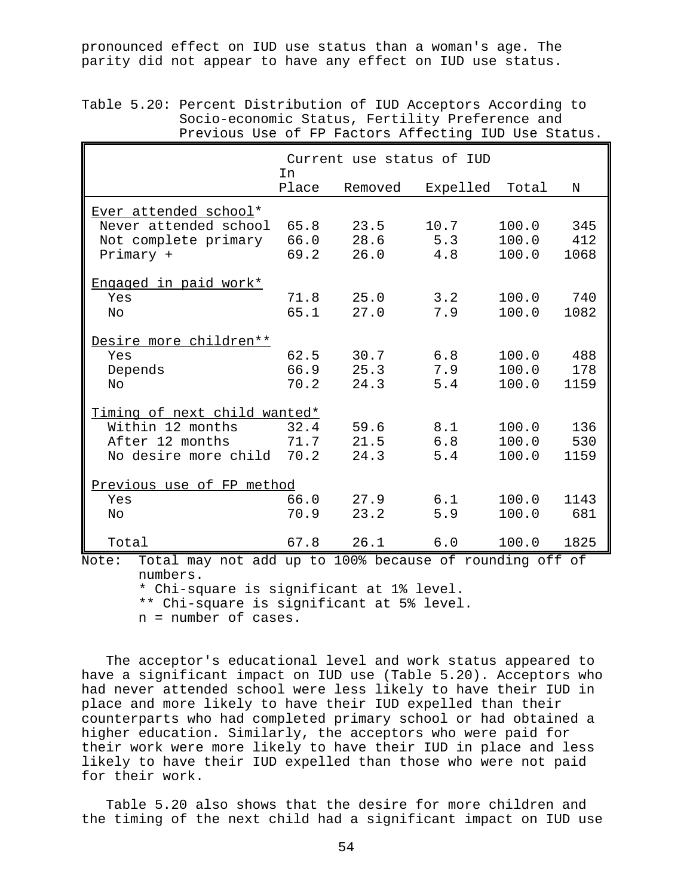pronounced effect on IUD use status than a woman's age. The parity did not appear to have any effect on IUD use status.

Table 5.20: Percent Distribution of IUD Acceptors According to Socio-economic Status, Fertility Preference and Previous Use of FP Factors Affecting IUD Use Status.

| | Current use status of IUD | | | | |
|---|---|---|---|---|---|
| | In Place | Removed | Expelled | Total | N |
| Ever attended school* | | | | | |
| Never attended school | 65.8 | 23.5 | 10.7 | 100.0 | 345 |
| Not complete primary | 66.0 | 28.6 | 5.3 | 100.0 | 412 |
| Primary + | 69.2 | 26.0 | 4.8 | 100.0 | 1068 |
| Engaged in paid work* | | | | | |
| Yes | 71.8 | 25.0 | 3.2 | 100.0 | 740 |
| No | 65.1 | 27.0 | 7.9 | 100.0 | 1082 |
| Desire more children** | | | | | |
| Yes | 62.5 | 30.7 | 6.8 | 100.0 | 488 |
| Depends | 66.9 | 25.3 | 7.9 | 100.0 | 178 |
| No | 70.2 | 24.3 | 5.4 | 100.0 | 1159 |
| Timing of next child wanted* | | | | | |
| Within 12 months | 32.4 | 59.6 | 8.1 | 100.0 | 136 |
| After 12 months | 71.7 | 21.5 | 6.8 | 100.0 | 530 |
| No desire more child | 70.2 | 24.3 | 5.4 | 100.0 | 1159 |
| Previous use of FP method | | | | | |
| Yes | 66.0 | 27.9 | 6.1 | 100.0 | 1143 |
| No | 70.9 | 23.2 | 5.9 | 100.0 | 681 |
| Total | 67.8 | 26.1 | 6.0 | 100.0 | 1825 |

Note: Total may not add up to 100% because of rounding off of numbers.
\* Chi-square is significant at 1% level.
\*\* Chi-square is significant at 5% level.
n = number of cases.

The acceptor's educational level and work status appeared to have a significant impact on IUD use (Table 5.20). Acceptors who had never attended school were less likely to have their IUD in place and more likely to have their IUD expelled than their counterparts who had completed primary school or had obtained a higher education. Similarly, the acceptors who were paid for their work were more likely to have their IUD in place and less likely to have their IUD expelled than those who were not paid for their work.

Table 5.20 also shows that the desire for more children and the timing of the next child had a significant impact on IUD use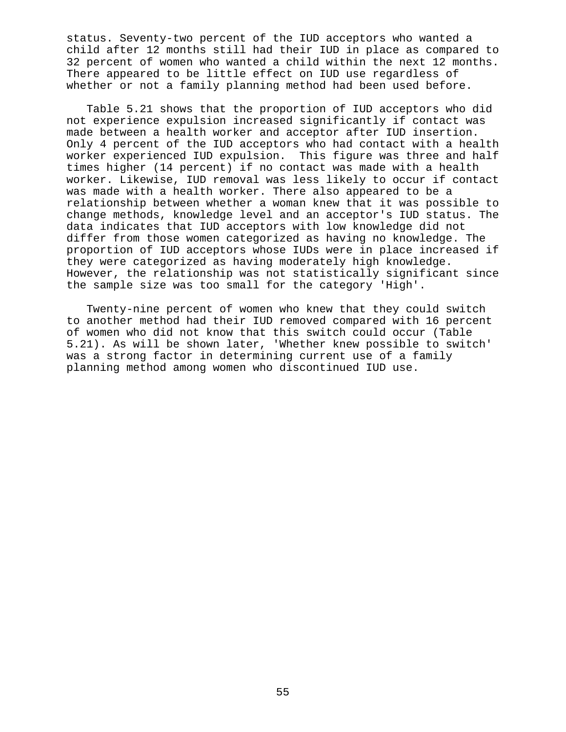status. Seventy-two percent of the IUD acceptors who wanted a child after 12 months still had their IUD in place as compared to 32 percent of women who wanted a child within the next 12 months. There appeared to be little effect on IUD use regardless of whether or not a family planning method had been used before.

Table 5.21 shows that the proportion of IUD acceptors who did not experience expulsion increased significantly if contact was made between a health worker and acceptor after IUD insertion. Only 4 percent of the IUD acceptors who had contact with a health worker experienced IUD expulsion. This figure was three and half times higher (14 percent) if no contact was made with a health worker. Likewise, IUD removal was less likely to occur if contact was made with a health worker. There also appeared to be a relationship between whether a woman knew that it was possible to change methods, knowledge level and an acceptor's IUD status. The data indicates that IUD acceptors with low knowledge did not differ from those women categorized as having no knowledge. The proportion of IUD acceptors whose IUDs were in place increased if they were categorized as having moderately high knowledge. However, the relationship was not statistically significant since the sample size was too small for the category 'High'.

Twenty-nine percent of women who knew that they could switch to another method had their IUD removed compared with 16 percent of women who did not know that this switch could occur (Table 5.21). As will be shown later, 'Whether knew possible to switch' was a strong factor in determining current use of a family planning method among women who discontinued IUD use.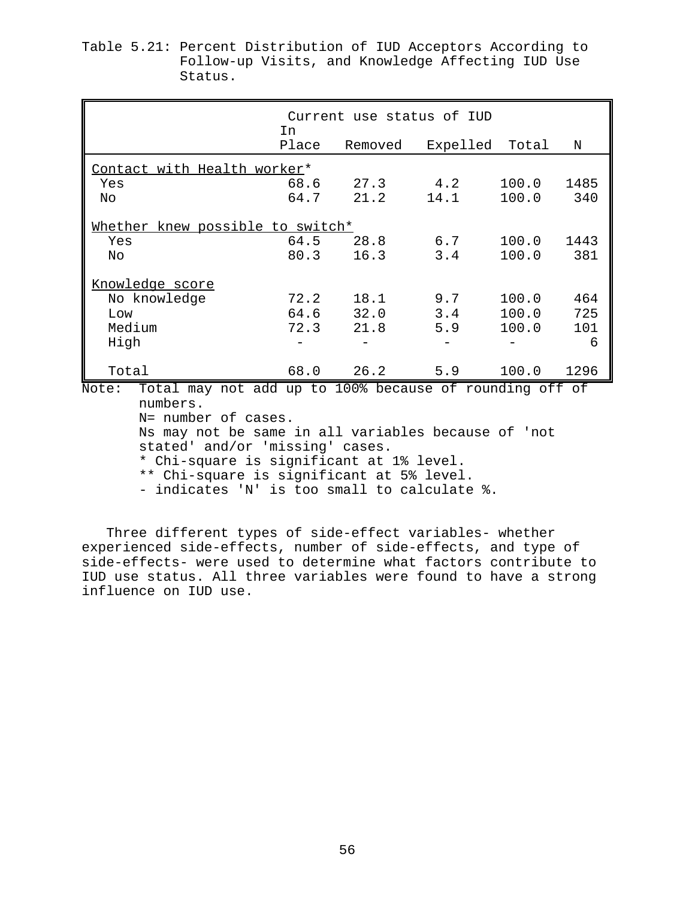Table 5.21: Percent Distribution of IUD Acceptors According to Follow-up Visits, and Knowledge Affecting IUD Use Status.

| | Current use status of IUD | | | | |
|---|---|---|---|---|---|
| | In Place | Removed | Expelled | Total | N |
| Contact with Health worker* | | | | | |
| Yes | 68.6 | 27.3 | 4.2 | 100.0 | 1485 |
| No | 64.7 | 21.2 | 14.1 | 100.0 | 340 |
| Whether knew possible to switch* | | | | | |
| Yes | 64.5 | 28.8 | 6.7 | 100.0 | 1443 |
| No | 80.3 | 16.3 | 3.4 | 100.0 | 381 |
| Knowledge score | | | | | |
| No knowledge | 72.2 | 18.1 | 9.7 | 100.0 | 464 |
| Low | 64.6 | 32.0 | 3.4 | 100.0 | 725 |
| Medium | 72.3 | 21.8 | 5.9 | 100.0 | 101 |
| High | - | - | - | - | 6 |
| Total | 68.0 | 26.2 | 5.9 | 100.0 | 1296 |

Note: Total may not add up to 100% because of rounding off of numbers.
N= number of cases.
Ns may not be same in all variables because of 'not stated' and/or 'missing' cases.
* Chi-square is significant at 1% level.
** Chi-square is significant at 5% level.
- indicates 'N' is too small to calculate %.

Three different types of side-effect variables- whether experienced side-effects, number of side-effects, and type of side-effects- were used to determine what factors contribute to IUD use status. All three variables were found to have a strong influence on IUD use.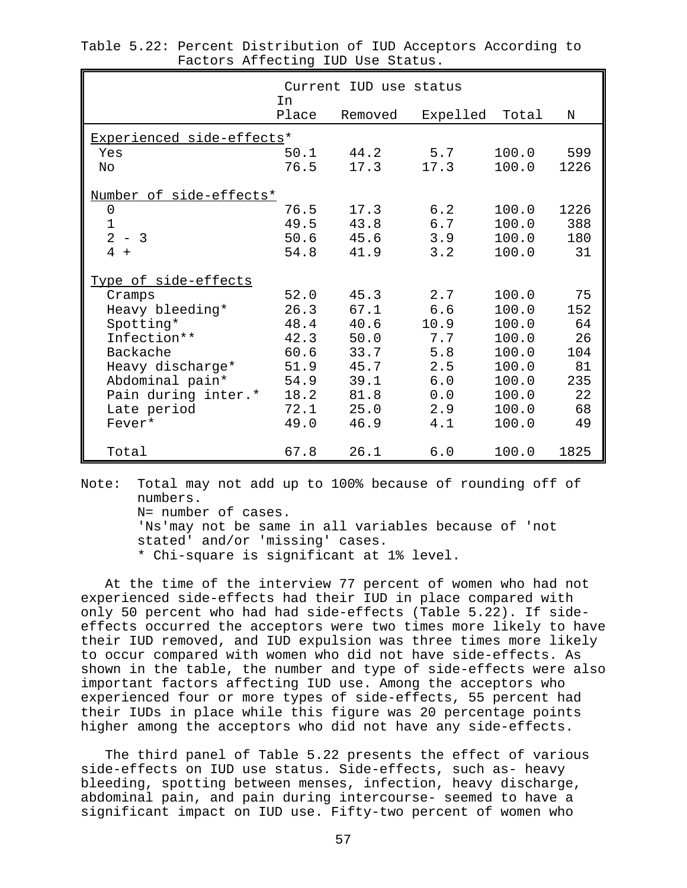Table 5.22: Percent Distribution of IUD Acceptors According to Factors Affecting IUD Use Status.

| | Current IUD use status | | | | |
|---|---|---|---|---|---|
| | In Place | Removed | Expelled | Total | N |
| Experienced side-effects* | | | | | |
| Yes | 50.1 | 44.2 | 5.7 | 100.0 | 599 |
| No | 76.5 | 17.3 | 17.3 | 100.0 | 1226 |
| Number of side-effects* | | | | | |
| 0 | 76.5 | 17.3 | 6.2 | 100.0 | 1226 |
| 1 | 49.5 | 43.8 | 6.7 | 100.0 | 388 |
| 2 - 3 | 50.6 | 45.6 | 3.9 | 100.0 | 180 |
| 4 + | 54.8 | 41.9 | 3.2 | 100.0 | 31 |
| Type of side-effects | | | | | |
| Cramps | 52.0 | 45.3 | 2.7 | 100.0 | 75 |
| Heavy bleeding* | 26.3 | 67.1 | 6.6 | 100.0 | 152 |
| Spotting* | 48.4 | 40.6 | 10.9 | 100.0 | 64 |
| Infection** | 42.3 | 50.0 | 7.7 | 100.0 | 26 |
| Backache | 60.6 | 33.7 | 5.8 | 100.0 | 104 |
| Heavy discharge* | 51.9 | 45.7 | 2.5 | 100.0 | 81 |
| Abdominal pain* | 54.9 | 39.1 | 6.0 | 100.0 | 235 |
| Pain during inter.* | 18.2 | 81.8 | 0.0 | 100.0 | 22 |
| Late period | 72.1 | 25.0 | 2.9 | 100.0 | 68 |
| Fever* | 49.0 | 46.9 | 4.1 | 100.0 | 49 |
| Total | 67.8 | 26.1 | 6.0 | 100.0 | 1825 |

Note: Total may not add up to 100% because of rounding off of numbers.
N= number of cases.
'Ns'may not be same in all variables because of 'not stated' and/or 'missing' cases.
* Chi-square is significant at 1% level.

At the time of the interview 77 percent of women who had not experienced side-effects had their IUD in place compared with only 50 percent who had had side-effects (Table 5.22). If side-effects occurred the acceptors were two times more likely to have their IUD removed, and IUD expulsion was three times more likely to occur compared with women who did not have side-effects. As shown in the table, the number and type of side-effects were also important factors affecting IUD use. Among the acceptors who experienced four or more types of side-effects, 55 percent had their IUDs in place while this figure was 20 percentage points higher among the acceptors who did not have any side-effects.

The third panel of Table 5.22 presents the effect of various side-effects on IUD use status. Side-effects, such as- heavy bleeding, spotting between menses, infection, heavy discharge, abdominal pain, and pain during intercourse- seemed to have a significant impact on IUD use. Fifty-two percent of women who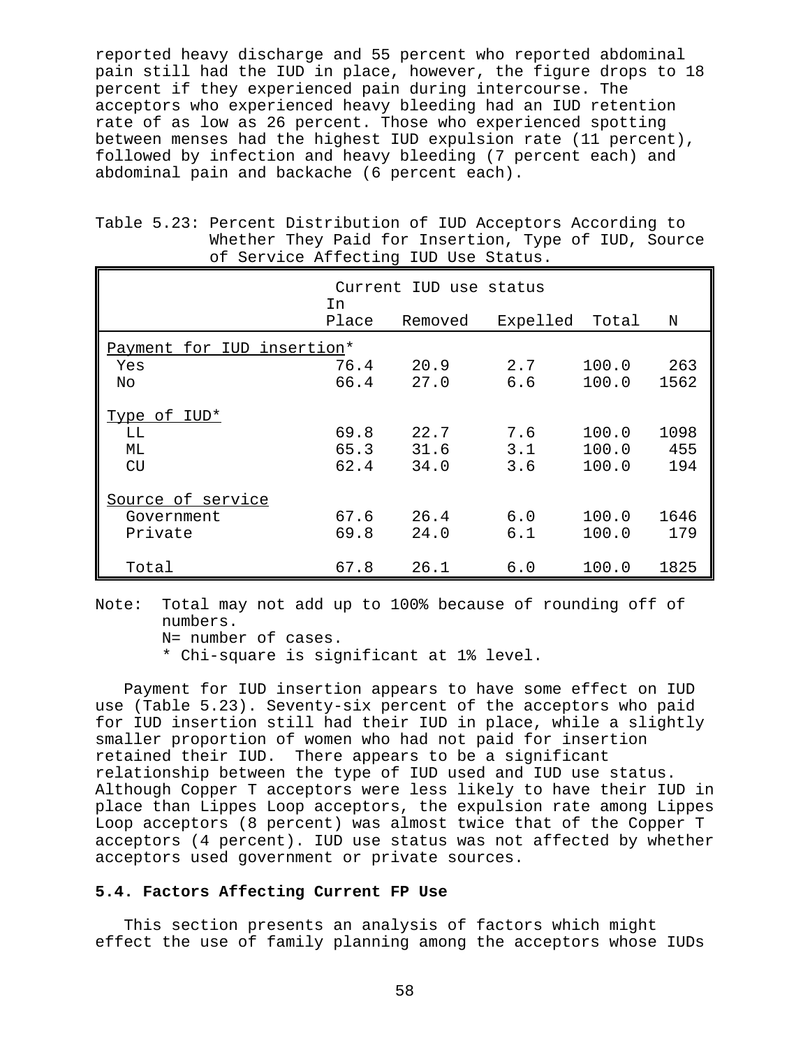reported heavy discharge and 55 percent who reported abdominal pain still had the IUD in place, however, the figure drops to 18 percent if they experienced pain during intercourse. The acceptors who experienced heavy bleeding had an IUD retention rate of as low as 26 percent. Those who experienced spotting between menses had the highest IUD expulsion rate (11 percent), followed by infection and heavy bleeding (7 percent each) and abdominal pain and backache (6 percent each).

Table 5.23: Percent Distribution of IUD Acceptors According to Whether They Paid for Insertion, Type of IUD, Source of Service Affecting IUD Use Status.

| | Current IUD use status | | | | |
|---|---|---|---|---|---|
| | In Place | Removed | Expelled | Total | N |
| Payment for IUD insertion* | | | | | |
| Yes | 76.4 | 20.9 | 2.7 | 100.0 | 263 |
| No | 66.4 | 27.0 | 6.6 | 100.0 | 1562 |
| Type of IUD* | | | | | |
| LL | 69.8 | 22.7 | 7.6 | 100.0 | 1098 |
| ML | 65.3 | 31.6 | 3.1 | 100.0 | 455 |
| CU | 62.4 | 34.0 | 3.6 | 100.0 | 194 |
| Source of service | | | | | |
| Government | 67.6 | 26.4 | 6.0 | 100.0 | 1646 |
| Private | 69.8 | 24.0 | 6.1 | 100.0 | 179 |
| Total | 67.8 | 26.1 | 6.0 | 100.0 | 1825 |

Note: Total may not add up to 100% because of rounding off of numbers.
N= number of cases.
* Chi-square is significant at 1% level.

Payment for IUD insertion appears to have some effect on IUD use (Table 5.23). Seventy-six percent of the acceptors who paid for IUD insertion still had their IUD in place, while a slightly smaller proportion of women who had not paid for insertion retained their IUD. There appears to be a significant relationship between the type of IUD used and IUD use status. Although Copper T acceptors were less likely to have their IUD in place than Lippes Loop acceptors, the expulsion rate among Lippes Loop acceptors (8 percent) was almost twice that of the Copper T acceptors (4 percent). IUD use status was not affected by whether acceptors used government or private sources.

### 5.4. Factors Affecting Current FP Use

This section presents an analysis of factors which might effect the use of family planning among the acceptors whose IUDs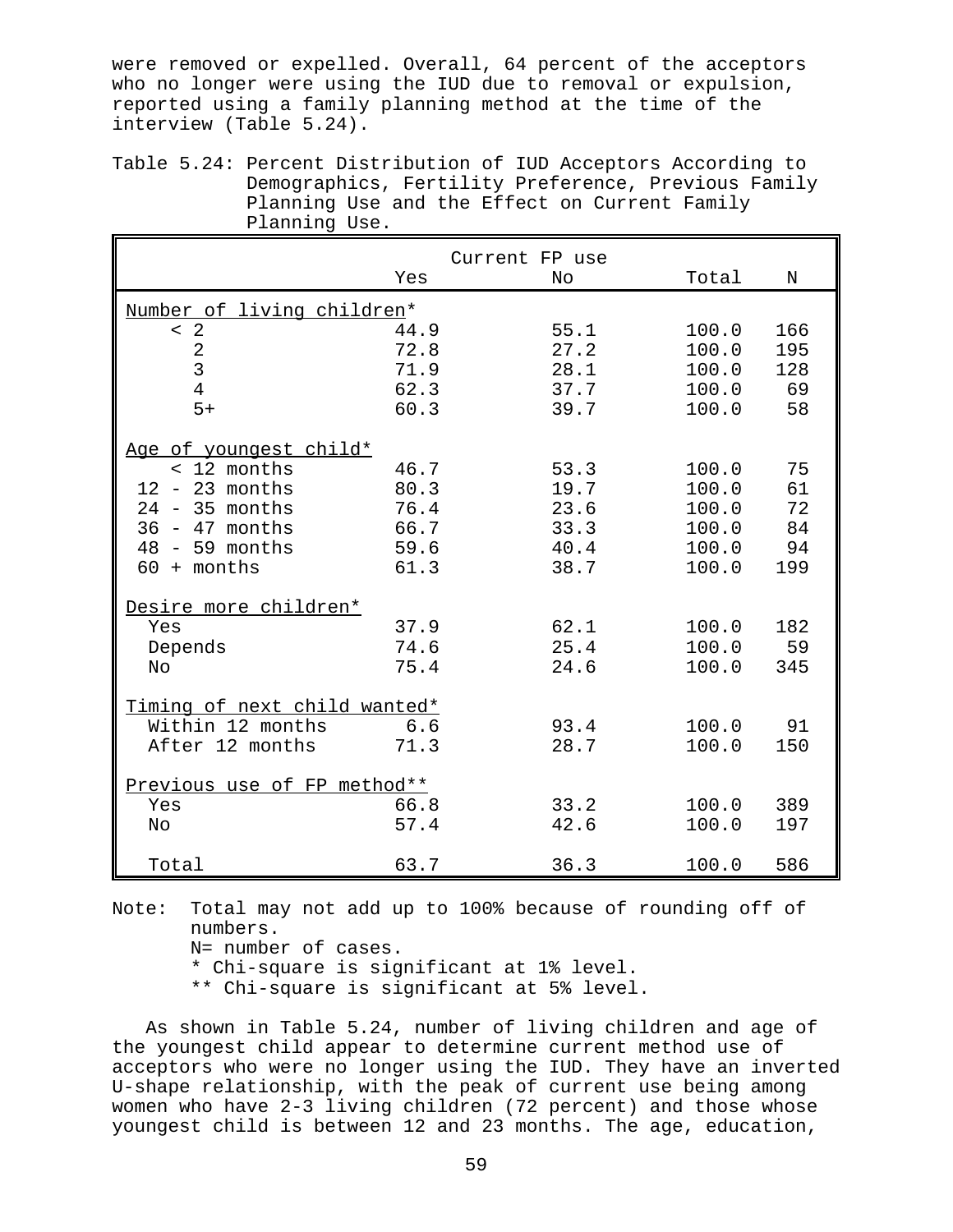were removed or expelled. Overall, 64 percent of the acceptors who no longer were using the IUD due to removal or expulsion, reported using a family planning method at the time of the interview (Table 5.24).

Table 5.24: Percent Distribution of IUD Acceptors According to Demographics, Fertility Preference, Previous Family Planning Use and the Effect on Current Family Planning Use.

| | Current FP use Yes | No | Total | N |
|---|---|---|---|---|
| Number of living children* | | | | |
| < 2 | 44.9 | 55.1 | 100.0 | 166 |
| 2 | 72.8 | 27.2 | 100.0 | 195 |
| 3 | 71.9 | 28.1 | 100.0 | 128 |
| 4 | 62.3 | 37.7 | 100.0 | 69 |
| 5+ | 60.3 | 39.7 | 100.0 | 58 |
| Age of youngest child* | | | | |
| < 12 months | 46.7 | 53.3 | 100.0 | 75 |
| 12 - 23 months | 80.3 | 19.7 | 100.0 | 61 |
| 24 - 35 months | 76.4 | 23.6 | 100.0 | 72 |
| 36 - 47 months | 66.7 | 33.3 | 100.0 | 84 |
| 48 - 59 months | 59.6 | 40.4 | 100.0 | 94 |
| 60 + months | 61.3 | 38.7 | 100.0 | 199 |
| Desire more children* | | | | |
| Yes | 37.9 | 62.1 | 100.0 | 182 |
| Depends | 74.6 | 25.4 | 100.0 | 59 |
| No | 75.4 | 24.6 | 100.0 | 345 |
| Timing of next child wanted* | | | | |
| Within 12 months | 6.6 | 93.4 | 100.0 | 91 |
| After 12 months | 71.3 | 28.7 | 100.0 | 150 |
| Previous use of FP method** | | | | |
| Yes | 66.8 | 33.2 | 100.0 | 389 |
| No | 57.4 | 42.6 | 100.0 | 197 |
| Total | 63.7 | 36.3 | 100.0 | 586 |

Note: Total may not add up to 100% because of rounding off of numbers.
N= number of cases.
* Chi-square is significant at 1% level.
** Chi-square is significant at 5% level.

As shown in Table 5.24, number of living children and age of the youngest child appear to determine current method use of acceptors who were no longer using the IUD. They have an inverted U-shape relationship, with the peak of current use being among women who have 2-3 living children (72 percent) and those whose youngest child is between 12 and 23 months. The age, education,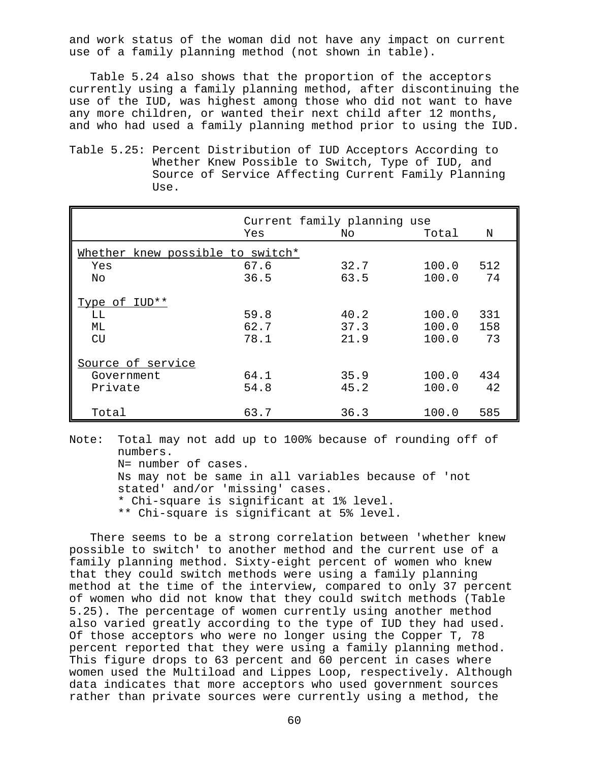and work status of the woman did not have any impact on current use of a family planning method (not shown in table).

Table 5.24 also shows that the proportion of the acceptors currently using a family planning method, after discontinuing the use of the IUD, was highest among those who did not want to have any more children, or wanted their next child after 12 months, and who had used a family planning method prior to using the IUD.

Table 5.25: Percent Distribution of IUD Acceptors According to Whether Knew Possible to Switch, Type of IUD, and Source of Service Affecting Current Family Planning Use.

| | Current family planning use | | | |
|---|---|---|---|---|
| | Yes | No | Total | N |
| Whether knew possible to switch* | | | | |
| Yes | 67.6 | 32.7 | 100.0 | 512 |
| No | 36.5 | 63.5 | 100.0 | 74 |
| Type of IUD** | | | | |
| LL | 59.8 | 40.2 | 100.0 | 331 |
| ML | 62.7 | 37.3 | 100.0 | 158 |
| CU | 78.1 | 21.9 | 100.0 | 73 |
| Source of service | | | | |
| Government | 64.1 | 35.9 | 100.0 | 434 |
| Private | 54.8 | 45.2 | 100.0 | 42 |
| Total | 63.7 | 36.3 | 100.0 | 585 |

Note: Total may not add up to 100% because of rounding off of numbers.
N= number of cases.
Ns may not be same in all variables because of 'not stated' and/or 'missing' cases.
* Chi-square is significant at 1% level.
** Chi-square is significant at 5% level.

There seems to be a strong correlation between 'whether knew possible to switch' to another method and the current use of a family planning method. Sixty-eight percent of women who knew that they could switch methods were using a family planning method at the time of the interview, compared to only 37 percent of women who did not know that they could switch methods (Table 5.25). The percentage of women currently using another method also varied greatly according to the type of IUD they had used. Of those acceptors who were no longer using the Copper T, 78 percent reported that they were using a family planning method. This figure drops to 63 percent and 60 percent in cases where women used the Multiload and Lippes Loop, respectively. Although data indicates that more acceptors who used government sources rather than private sources were currently using a method, the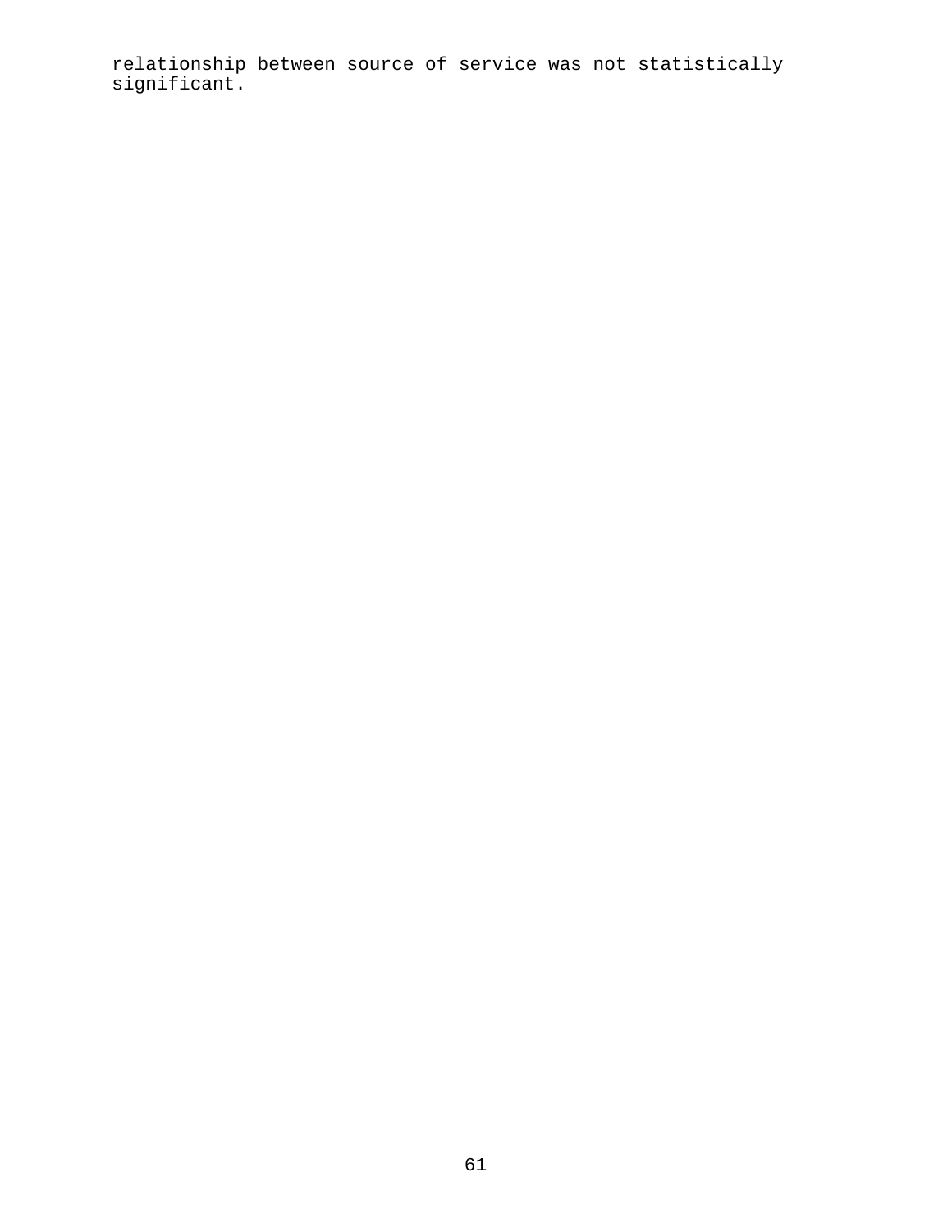relationship between source of service was not statistically significant.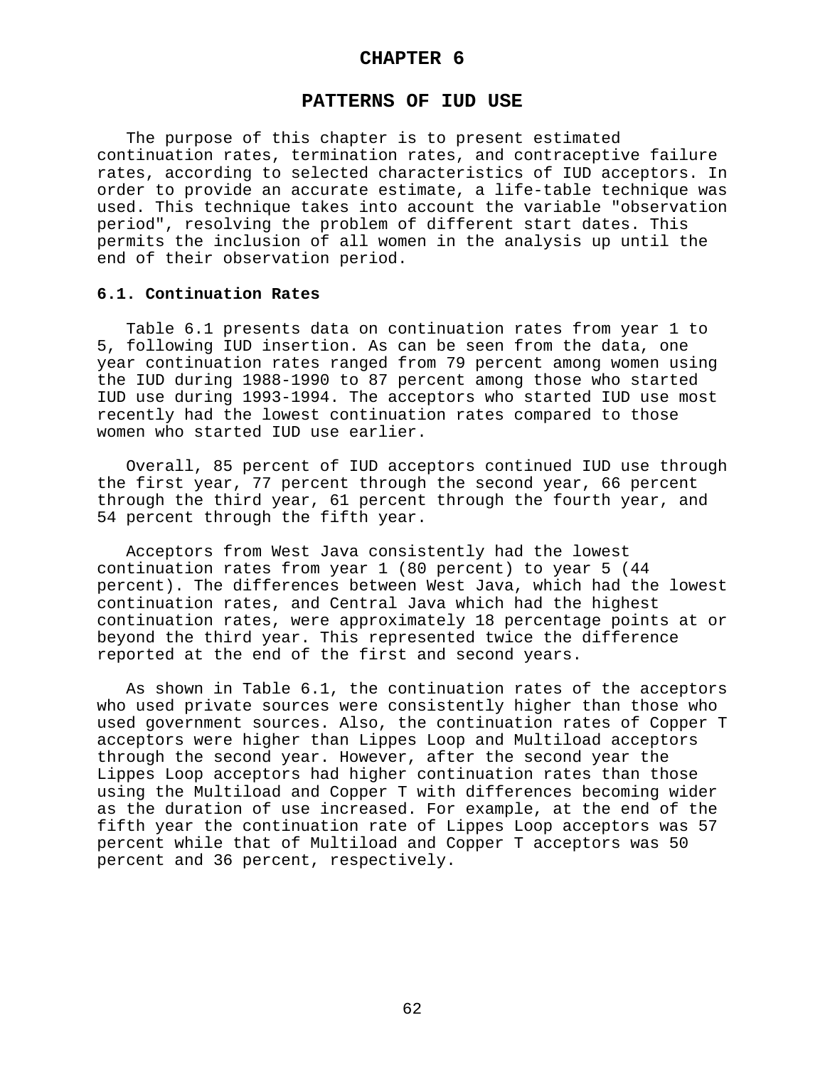# CHAPTER 6

# PATTERNS OF IUD USE

The purpose of this chapter is to present estimated continuation rates, termination rates, and contraceptive failure rates, according to selected characteristics of IUD acceptors. In order to provide an accurate estimate, a life-table technique was used. This technique takes into account the variable "observation period", resolving the problem of different start dates. This permits the inclusion of all women in the analysis up until the end of their observation period.

### 6.1. Continuation Rates

Table 6.1 presents data on continuation rates from year 1 to 5, following IUD insertion. As can be seen from the data, one year continuation rates ranged from 79 percent among women using the IUD during 1988-1990 to 87 percent among those who started IUD use during 1993-1994. The acceptors who started IUD use most recently had the lowest continuation rates compared to those women who started IUD use earlier.

Overall, 85 percent of IUD acceptors continued IUD use through the first year, 77 percent through the second year, 66 percent through the third year, 61 percent through the fourth year, and 54 percent through the fifth year.

Acceptors from West Java consistently had the lowest continuation rates from year 1 (80 percent) to year 5 (44 percent). The differences between West Java, which had the lowest continuation rates, and Central Java which had the highest continuation rates, were approximately 18 percentage points at or beyond the third year. This represented twice the difference reported at the end of the first and second years.

As shown in Table 6.1, the continuation rates of the acceptors who used private sources were consistently higher than those who used government sources. Also, the continuation rates of Copper T acceptors were higher than Lippes Loop and Multiload acceptors through the second year. However, after the second year the Lippes Loop acceptors had higher continuation rates than those using the Multiload and Copper T with differences becoming wider as the duration of use increased. For example, at the end of the fifth year the continuation rate of Lippes Loop acceptors was 57 percent while that of Multiload and Copper T acceptors was 50 percent and 36 percent, respectively.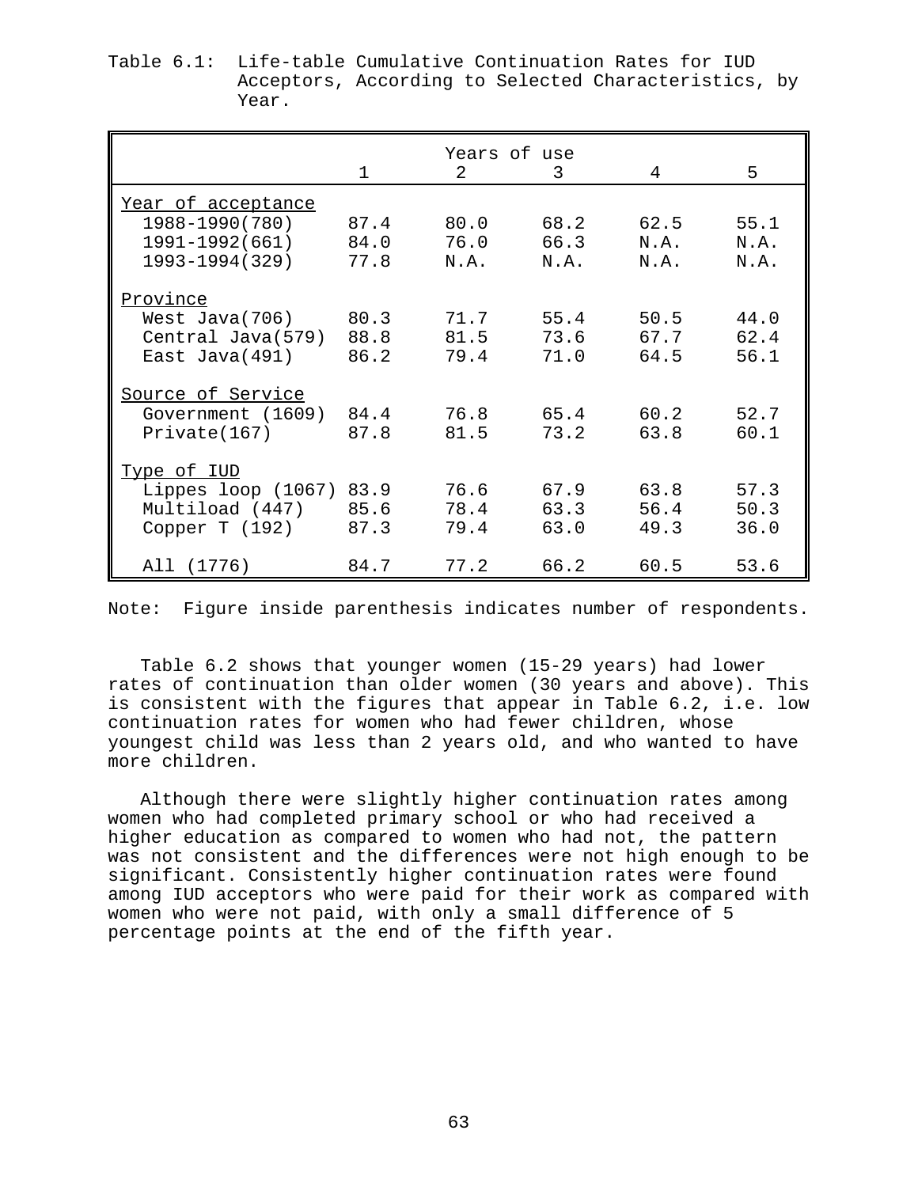Table 6.1: Life-table Cumulative Continuation Rates for IUD Acceptors, According to Selected Characteristics, by Year.

| | Years of use | | | | |
|---|---|---|---|---|---|
| | 1 | 2 | 3 | 4 | 5 |
| Year of acceptance | | | | | |
| 1988-1990(780) | 87.4 | 80.0 | 68.2 | 62.5 | 55.1 |
| 1991-1992(661) | 84.0 | 76.0 | 66.3 | N.A. | N.A. |
| 1993-1994(329) | 77.8 | N.A. | N.A. | N.A. | N.A. |
| Province | | | | | |
| West Java(706) | 80.3 | 71.7 | 55.4 | 50.5 | 44.0 |
| Central Java(579) | 88.8 | 81.5 | 73.6 | 67.7 | 62.4 |
| East Java(491) | 86.2 | 79.4 | 71.0 | 64.5 | 56.1 |
| Source of Service | | | | | |
| Government (1609) | 84.4 | 76.8 | 65.4 | 60.2 | 52.7 |
| Private(167) | 87.8 | 81.5 | 73.2 | 63.8 | 60.1 |
| Type of IUD | | | | | |
| Lippes loop (1067) | 83.9 | 76.6 | 67.9 | 63.8 | 57.3 |
| Multiload (447) | 85.6 | 78.4 | 63.3 | 56.4 | 50.3 |
| Copper T (192) | 87.3 | 79.4 | 63.0 | 49.3 | 36.0 |
| All (1776) | 84.7 | 77.2 | 66.2 | 60.5 | 53.6 |

Note: Figure inside parenthesis indicates number of respondents.

Table 6.2 shows that younger women (15-29 years) had lower rates of continuation than older women (30 years and above). This is consistent with the figures that appear in Table 6.2, i.e. low continuation rates for women who had fewer children, whose youngest child was less than 2 years old, and who wanted to have more children.

Although there were slightly higher continuation rates among women who had completed primary school or who had received a higher education as compared to women who had not, the pattern was not consistent and the differences were not high enough to be significant. Consistently higher continuation rates were found among IUD acceptors who were paid for their work as compared with women who were not paid, with only a small difference of 5 percentage points at the end of the fifth year.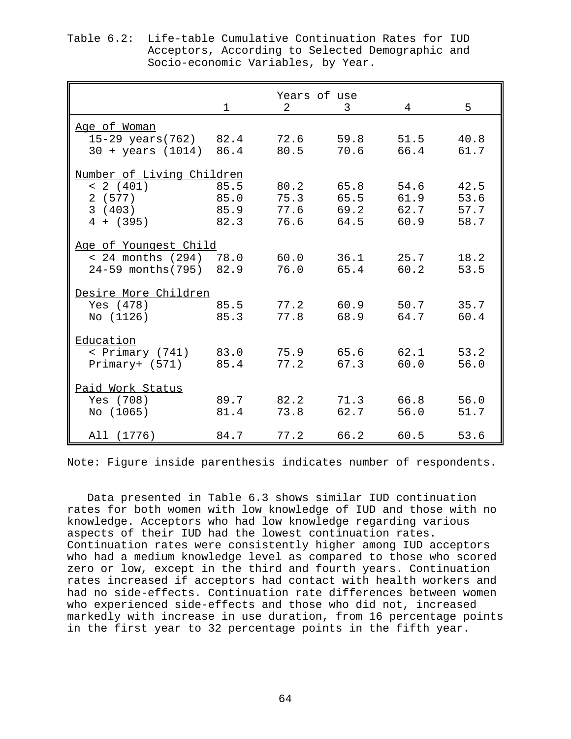Table 6.2: Life-table Cumulative Continuation Rates for IUD Acceptors, According to Selected Demographic and Socio-economic Variables, by Year.

| | Years of use | | | | |
|---|---|---|---|---|---|
| | 1 | 2 | 3 | 4 | 5 |
| Age of Woman | | | | | |
| 15-29 years(762) | 82.4 | 72.6 | 59.8 | 51.5 | 40.8 |
| 30 + years (1014) | 86.4 | 80.5 | 70.6 | 66.4 | 61.7 |
| Number of Living Children | | | | | |
| < 2 (401) | 85.5 | 80.2 | 65.8 | 54.6 | 42.5 |
| 2 (577) | 85.0 | 75.3 | 65.5 | 61.9 | 53.6 |
| 3 (403) | 85.9 | 77.6 | 69.2 | 62.7 | 57.7 |
| 4 + (395) | 82.3 | 76.6 | 64.5 | 60.9 | 58.7 |
| Age of Youngest Child | | | | | |
| < 24 months (294) | 78.0 | 60.0 | 36.1 | 25.7 | 18.2 |
| 24-59 months(795) | 82.9 | 76.0 | 65.4 | 60.2 | 53.5 |
| Desire More Children | | | | | |
| Yes (478) | 85.5 | 77.2 | 60.9 | 50.7 | 35.7 |
| No (1126) | 85.3 | 77.8 | 68.9 | 64.7 | 60.4 |
| Education | | | | | |
| < Primary (741) | 83.0 | 75.9 | 65.6 | 62.1 | 53.2 |
| Primary+ (571) | 85.4 | 77.2 | 67.3 | 60.0 | 56.0 |
| Paid Work Status | | | | | |
| Yes (708) | 89.7 | 82.2 | 71.3 | 66.8 | 56.0 |
| No (1065) | 81.4 | 73.8 | 62.7 | 56.0 | 51.7 |
| All (1776) | 84.7 | 77.2 | 66.2 | 60.5 | 53.6 |

Note: Figure inside parenthesis indicates number of respondents.

Data presented in Table 6.3 shows similar IUD continuation rates for both women with low knowledge of IUD and those with no knowledge. Acceptors who had low knowledge regarding various aspects of their IUD had the lowest continuation rates. Continuation rates were consistently higher among IUD acceptors who had a medium knowledge level as compared to those who scored zero or low, except in the third and fourth years. Continuation rates increased if acceptors had contact with health workers and had no side-effects. Continuation rate differences between women who experienced side-effects and those who did not, increased markedly with increase in use duration, from 16 percentage points in the first year to 32 percentage points in the fifth year.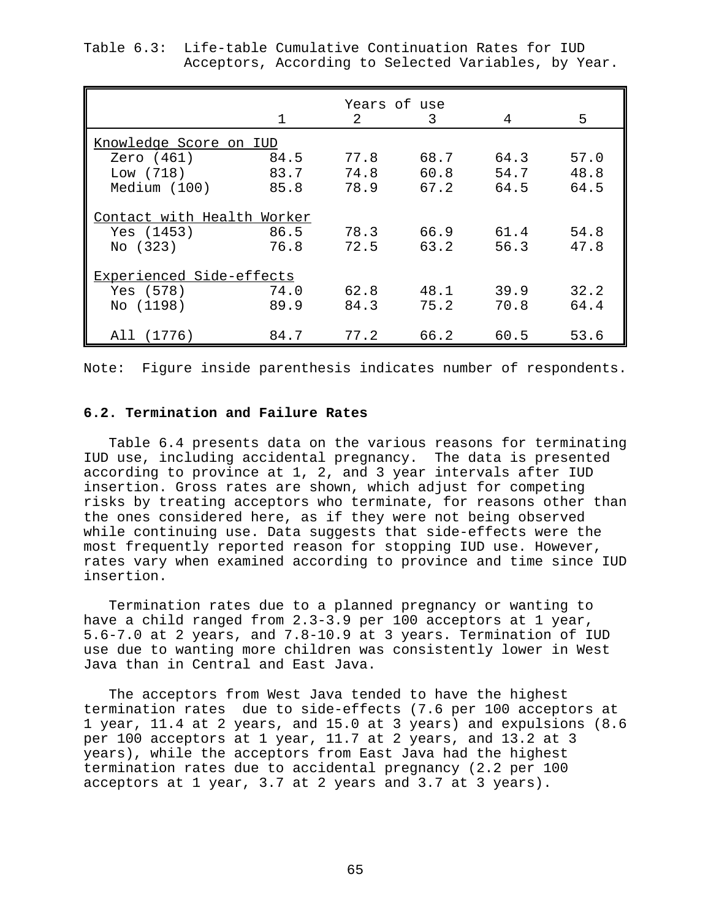Table 6.3: Life-table Cumulative Continuation Rates for IUD Acceptors, According to Selected Variables, by Year.

| | Years of use | | | | |
|---|---|---|---|---|---|
| | 1 | 2 | 3 | 4 | 5 |
| Knowledge Score on IUD | | | | | |
| Zero (461) | 84.5 | 77.8 | 68.7 | 64.3 | 57.0 |
| Low (718) | 83.7 | 74.8 | 60.8 | 54.7 | 48.8 |
| Medium (100) | 85.8 | 78.9 | 67.2 | 64.5 | 64.5 |
| Contact with Health Worker | | | | | |
| Yes (1453) | 86.5 | 78.3 | 66.9 | 61.4 | 54.8 |
| No (323) | 76.8 | 72.5 | 63.2 | 56.3 | 47.8 |
| Experienced Side-effects | | | | | |
| Yes (578) | 74.0 | 62.8 | 48.1 | 39.9 | 32.2 |
| No (1198) | 89.9 | 84.3 | 75.2 | 70.8 | 64.4 |
| All (1776) | 84.7 | 77.2 | 66.2 | 60.5 | 53.6 |

Note: Figure inside parenthesis indicates number of respondents.

### 6.2. Termination and Failure Rates

Table 6.4 presents data on the various reasons for terminating IUD use, including accidental pregnancy. The data is presented according to province at 1, 2, and 3 year intervals after IUD insertion. Gross rates are shown, which adjust for competing risks by treating acceptors who terminate, for reasons other than the ones considered here, as if they were not being observed while continuing use. Data suggests that side-effects were the most frequently reported reason for stopping IUD use. However, rates vary when examined according to province and time since IUD insertion.

Termination rates due to a planned pregnancy or wanting to have a child ranged from 2.3-3.9 per 100 acceptors at 1 year, 5.6-7.0 at 2 years, and 7.8-10.9 at 3 years. Termination of IUD use due to wanting more children was consistently lower in West Java than in Central and East Java.

The acceptors from West Java tended to have the highest termination rates due to side-effects (7.6 per 100 acceptors at 1 year, 11.4 at 2 years, and 15.0 at 3 years) and expulsions (8.6 per 100 acceptors at 1 year, 11.7 at 2 years, and 13.2 at 3 years), while the acceptors from East Java had the highest termination rates due to accidental pregnancy (2.2 per 100 acceptors at 1 year, 3.7 at 2 years and 3.7 at 3 years).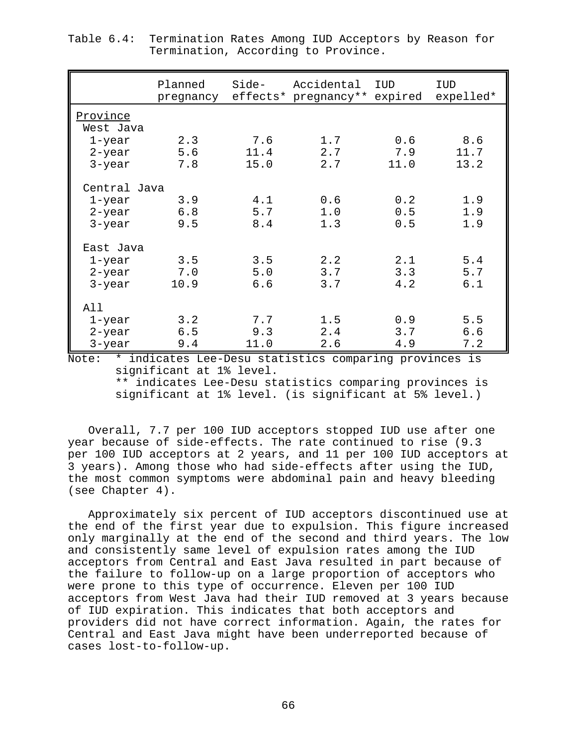Table 6.4: Termination Rates Among IUD Acceptors by Reason for Termination, According to Province.

| | Planned pregnancy | Side-effects* | Accidental pregnancy** | IUD expired | IUD expelled* |
|---|---|---|---|---|---|
| Province | | | | | |
| West Java | | | | | |
| 1-year | 2.3 | 7.6 | 1.7 | 0.6 | 8.6 |
| 2-year | 5.6 | 11.4 | 2.7 | 7.9 | 11.7 |
| 3-year | 7.8 | 15.0 | 2.7 | 11.0 | 13.2 |
| Central Java | | | | | |
| 1-year | 3.9 | 4.1 | 0.6 | 0.2 | 1.9 |
| 2-year | 6.8 | 5.7 | 1.0 | 0.5 | 1.9 |
| 3-year | 9.5 | 8.4 | 1.3 | 0.5 | 1.9 |
| East Java | | | | | |
| 1-year | 3.5 | 3.5 | 2.2 | 2.1 | 5.4 |
| 2-year | 7.0 | 5.0 | 3.7 | 3.3 | 5.7 |
| 3-year | 10.9 | 6.6 | 3.7 | 4.2 | 6.1 |
| All | | | | | |
| 1-year | 3.2 | 7.7 | 1.5 | 0.9 | 5.5 |
| 2-year | 6.5 | 9.3 | 2.4 | 3.7 | 6.6 |
| 3-year | 9.4 | 11.0 | 2.6 | 4.9 | 7.2 |

Note: * indicates Lee-Desu statistics comparing provinces is significant at 1% level.
** indicates Lee-Desu statistics comparing provinces is significant at 1% level. (is significant at 5% level.)

Overall, 7.7 per 100 IUD acceptors stopped IUD use after one year because of side-effects. The rate continued to rise (9.3 per 100 IUD acceptors at 2 years, and 11 per 100 IUD acceptors at 3 years). Among those who had side-effects after using the IUD, the most common symptoms were abdominal pain and heavy bleeding (see Chapter 4).

Approximately six percent of IUD acceptors discontinued use at the end of the first year due to expulsion. This figure increased only marginally at the end of the second and third years. The low and consistently same level of expulsion rates among the IUD acceptors from Central and East Java resulted in part because of the failure to follow-up on a large proportion of acceptors who were prone to this type of occurrence. Eleven per 100 IUD acceptors from West Java had their IUD removed at 3 years because of IUD expiration. This indicates that both acceptors and providers did not have correct information. Again, the rates for Central and East Java might have been underreported because of cases lost-to-follow-up.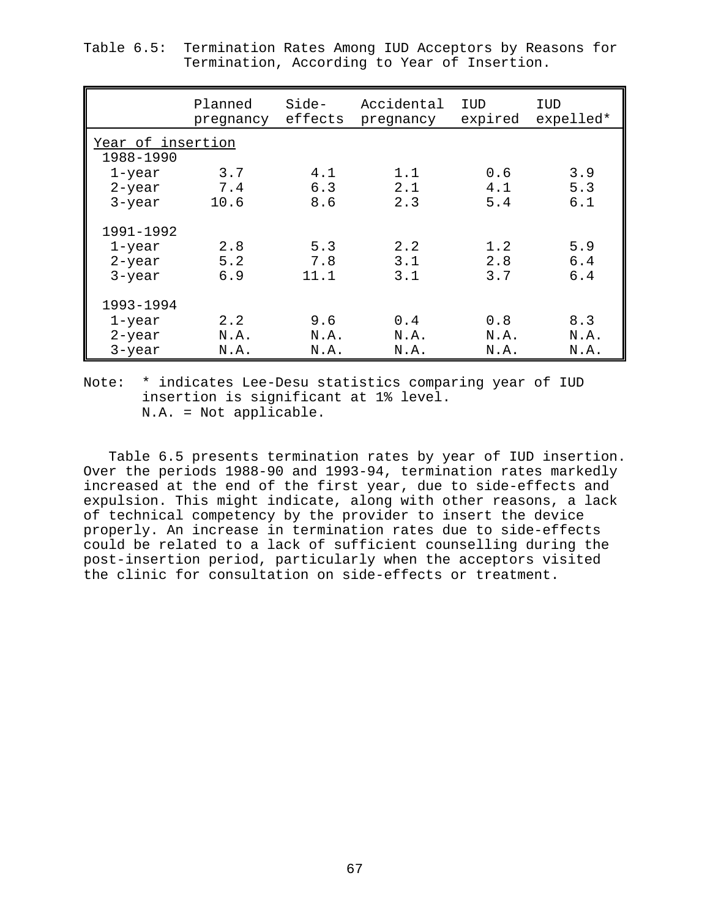Table 6.5: Termination Rates Among IUD Acceptors by Reasons for Termination, According to Year of Insertion.

| | Planned pregnancy | Side-effects | Accidental pregnancy | IUD expired | IUD expelled* |
|---|---|---|---|---|---|
| Year of insertion | | | | | |
| 1988-1990 | | | | | |
| 1-year | 3.7 | 4.1 | 1.1 | 0.6 | 3.9 |
| 2-year | 7.4 | 6.3 | 2.1 | 4.1 | 5.3 |
| 3-year | 10.6 | 8.6 | 2.3 | 5.4 | 6.1 |
| 1991-1992 | | | | | |
| 1-year | 2.8 | 5.3 | 2.2 | 1.2 | 5.9 |
| 2-year | 5.2 | 7.8 | 3.1 | 2.8 | 6.4 |
| 3-year | 6.9 | 11.1 | 3.1 | 3.7 | 6.4 |
| 1993-1994 | | | | | |
| 1-year | 2.2 | 9.6 | 0.4 | 0.8 | 8.3 |
| 2-year | N.A. | N.A. | N.A. | N.A. | N.A. |
| 3-year | N.A. | N.A. | N.A. | N.A. | N.A. |

Note: * indicates Lee-Desu statistics comparing year of IUD insertion is significant at 1% level.
N.A. = Not applicable.

Table 6.5 presents termination rates by year of IUD insertion. Over the periods 1988-90 and 1993-94, termination rates markedly increased at the end of the first year, due to side-effects and expulsion. This might indicate, along with other reasons, a lack of technical competency by the provider to insert the device properly. An increase in termination rates due to side-effects could be related to a lack of sufficient counselling during the post-insertion period, particularly when the acceptors visited the clinic for consultation on side-effects or treatment.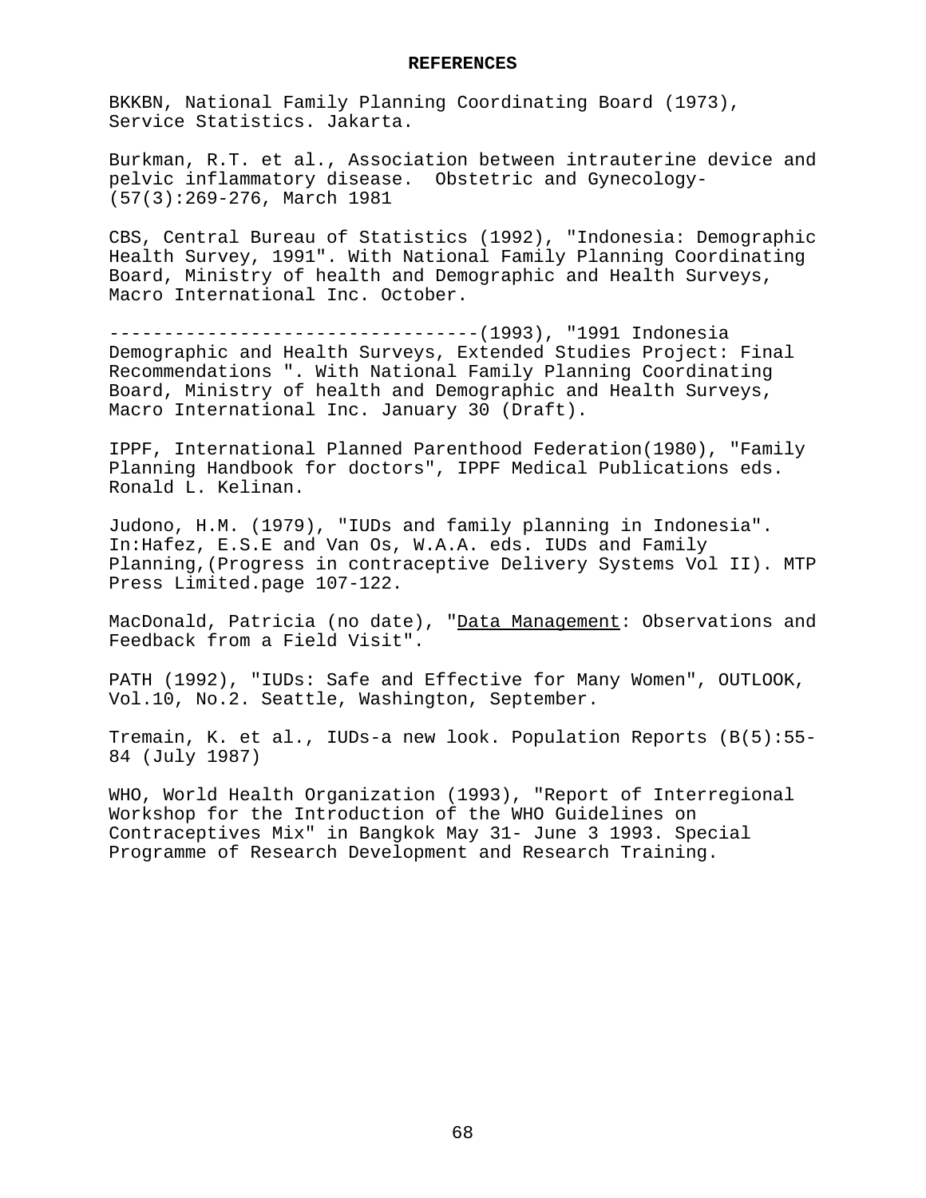## REFERENCES

BKKBN, National Family Planning Coordinating Board (1973), Service Statistics. Jakarta.

Burkman, R.T. et al., Association between intrauterine device and pelvic inflammatory disease. Obstetric and Gynecology-(57(3):269-276, March 1981

CBS, Central Bureau of Statistics (1992), "Indonesia: Demographic Health Survey, 1991". With National Family Planning Coordinating Board, Ministry of health and Demographic and Health Surveys, Macro International Inc. October.

---------------------------------(1993), "1991 Indonesia Demographic and Health Surveys, Extended Studies Project: Final Recommendations ". With National Family Planning Coordinating Board, Ministry of health and Demographic and Health Surveys, Macro International Inc. January 30 (Draft).

IPPF, International Planned Parenthood Federation(1980), "Family Planning Handbook for doctors", IPPF Medical Publications eds. Ronald L. Kelinan.

Judono, H.M. (1979), "IUDs and family planning in Indonesia". In:Hafez, E.S.E and Van Os, W.A.A. eds. IUDs and Family Planning,(Progress in contraceptive Delivery Systems Vol II). MTP Press Limited.page 107-122.

MacDonald, Patricia (no date), "<u>Data Management</u>: Observations and Feedback from a Field Visit".

PATH (1992), "IUDs: Safe and Effective for Many Women", OUTLOOK, Vol.10, No.2. Seattle, Washington, September.

Tremain, K. et al., IUDs-a new look. Population Reports (B(5):55-84 (July 1987)

WHO, World Health Organization (1993), "Report of Interregional Workshop for the Introduction of the WHO Guidelines on Contraceptives Mix" in Bangkok May 31- June 3 1993. Special Programme of Research Development and Research Training.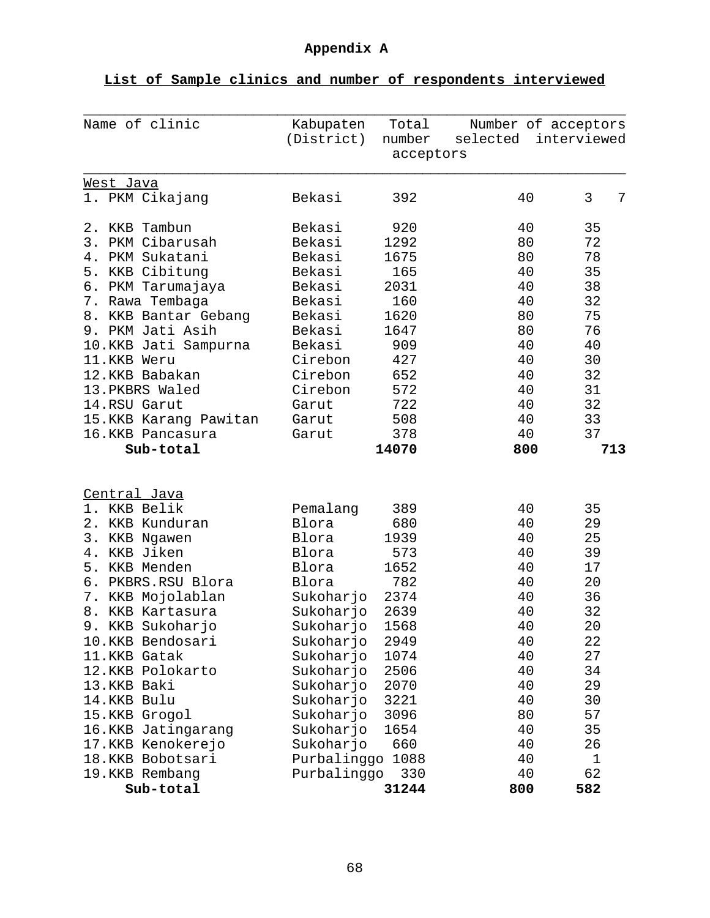# Appendix A

## List of Sample clinics and number of respondents interviewed

| Name of clinic | Kabupaten (District) | Total number acceptors | Number of acceptors selected | interviewed |
|---|---|---|---|---|
| West Java | | | | |
| 1. PKM Cikajang | Bekasi | 392 | 40 | 3 7 |
| 2. KKB Tambun | Bekasi | 920 | 40 | 35 |
| 3. PKM Cibarusah | Bekasi | 1292 | 80 | 72 |
| 4. PKM Sukatani | Bekasi | 1675 | 80 | 78 |
| 5. KKB Cibitung | Bekasi | 165 | 40 | 35 |
| 6. PKM Tarumajaya | Bekasi | 2031 | 40 | 38 |
| 7. Rawa Tembaga | Bekasi | 160 | 40 | 32 |
| 8. KKB Bantar Gebang | Bekasi | 1620 | 80 | 75 |
| 9. PKM Jati Asih | Bekasi | 1647 | 80 | 76 |
| 10.KKB Jati Sampurna | Bekasi | 909 | 40 | 40 |
| 11.KKB Weru | Cirebon | 427 | 40 | 30 |
| 12.KKB Babakan | Cirebon | 652 | 40 | 32 |
| 13.PKBRS Waled | Cirebon | 572 | 40 | 31 |
| 14.RSU Garut | Garut | 722 | 40 | 32 |
| 15.KKB Karang Pawitan | Garut | 508 | 40 | 33 |
| 16.KKB Pancasura | Garut | 378 | 40 | 37 |
| **Sub-total** | | **14070** | **800** | **713** |
| Central Java | | | | |
| 1. KKB Belik | Pemalang | 389 | 40 | 35 |
| 2. KKB Kunduran | Blora | 680 | 40 | 29 |
| 3. KKB Ngawen | Blora | 1939 | 40 | 25 |
| 4. KKB Jiken | Blora | 573 | 40 | 39 |
| 5. KKB Menden | Blora | 1652 | 40 | 17 |
| 6. PKBRS.RSU Blora | Blora | 782 | 40 | 20 |
| 7. KKB Mojolablan | Sukoharjo | 2374 | 40 | 36 |
| 8. KKB Kartasura | Sukoharjo | 2639 | 40 | 32 |
| 9. KKB Sukoharjo | Sukoharjo | 1568 | 40 | 20 |
| 10.KKB Bendosari | Sukoharjo | 2949 | 40 | 22 |
| 11.KKB Gatak | Sukoharjo | 1074 | 40 | 27 |
| 12.KKB Polokarto | Sukoharjo | 2506 | 40 | 34 |
| 13.KKB Baki | Sukoharjo | 2070 | 40 | 29 |
| 14.KKB Bulu | Sukoharjo | 3221 | 40 | 30 |
| 15.KKB Grogol | Sukoharjo | 3096 | 80 | 57 |
| 16.KKB Jatingarang | Sukoharjo | 1654 | 40 | 35 |
| 17.KKB Kenokerejo | Sukoharjo | 660 | 40 | 26 |
| 18.KKB Bobotsari | Purbalinggo | 1088 | 40 | 1 |
| 19.KKB Rembang | Purbalinggo | 330 | 40 | 62 |
| **Sub-total** | | **31244** | **800** | **582** |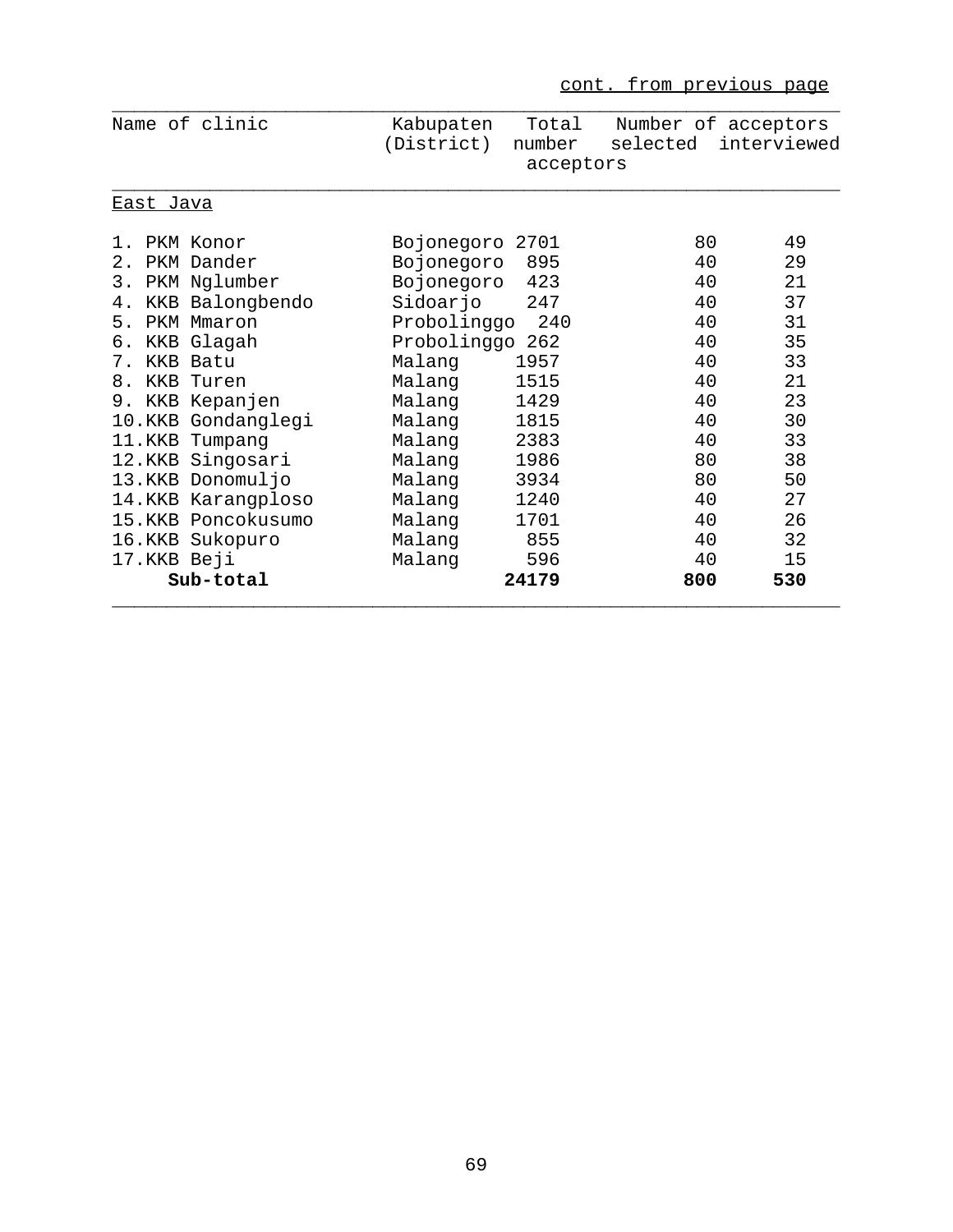cont. from previous page

| Name of clinic | Kabupaten (District) | Total number acceptors | Number of acceptors selected | interviewed |
|---|---|---|---|---|
| East Java | | | | |
| 1. PKM Konor | Bojonegoro | 2701 | 80 | 49 |
| 2. PKM Dander | Bojonegoro | 895 | 40 | 29 |
| 3. PKM Nglumber | Bojonegoro | 423 | 40 | 21 |
| 4. KKB Balongbendo | Sidoarjo | 247 | 40 | 37 |
| 5. PKM Mmaron | Probolinggo | 240 | 40 | 31 |
| 6. KKB Glagah | Probolinggo | 262 | 40 | 35 |
| 7. KKB Batu | Malang | 1957 | 40 | 33 |
| 8. KKB Turen | Malang | 1515 | 40 | 21 |
| 9. KKB Kepanjen | Malang | 1429 | 40 | 23 |
| 10.KKB Gondanglegi | Malang | 1815 | 40 | 30 |
| 11.KKB Tumpang | Malang | 2383 | 40 | 33 |
| 12.KKB Singosari | Malang | 1986 | 80 | 38 |
| 13.KKB Donomuljo | Malang | 3934 | 80 | 50 |
| 14.KKB Karangploso | Malang | 1240 | 40 | 27 |
| 15.KKB Poncokusumo | Malang | 1701 | 40 | 26 |
| 16.KKB Sukopuro | Malang | 855 | 40 | 32 |
| 17.KKB Beji | Malang | 596 | 40 | 15 |
| **Sub-total** | | **24179** | **800** | **530** |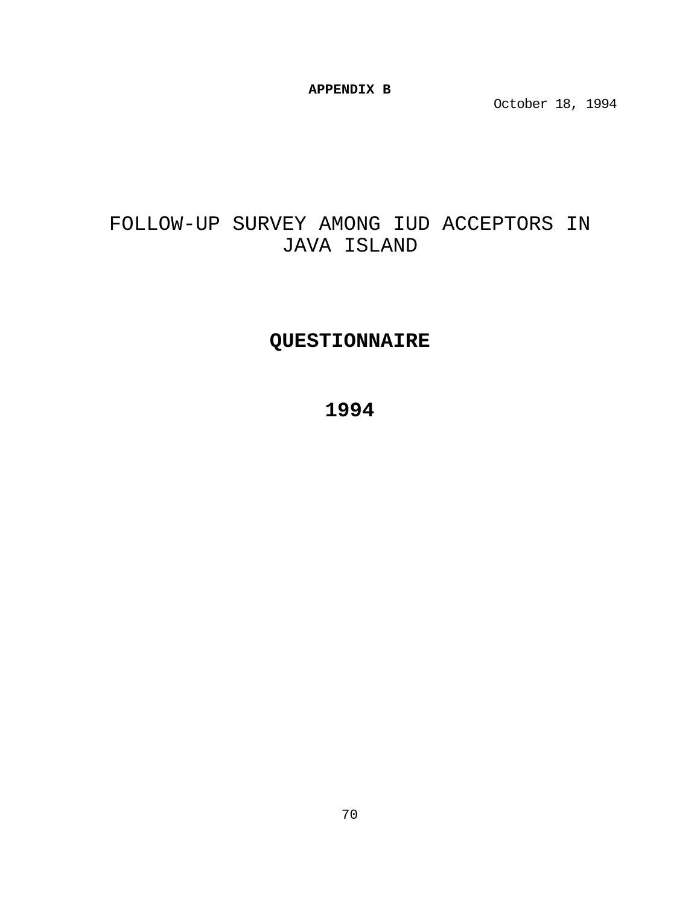**APPENDIX B**

October 18, 1994

# FOLLOW-UP SURVEY AMONG IUD ACCEPTORS IN JAVA ISLAND

# QUESTIONNAIRE

# 1994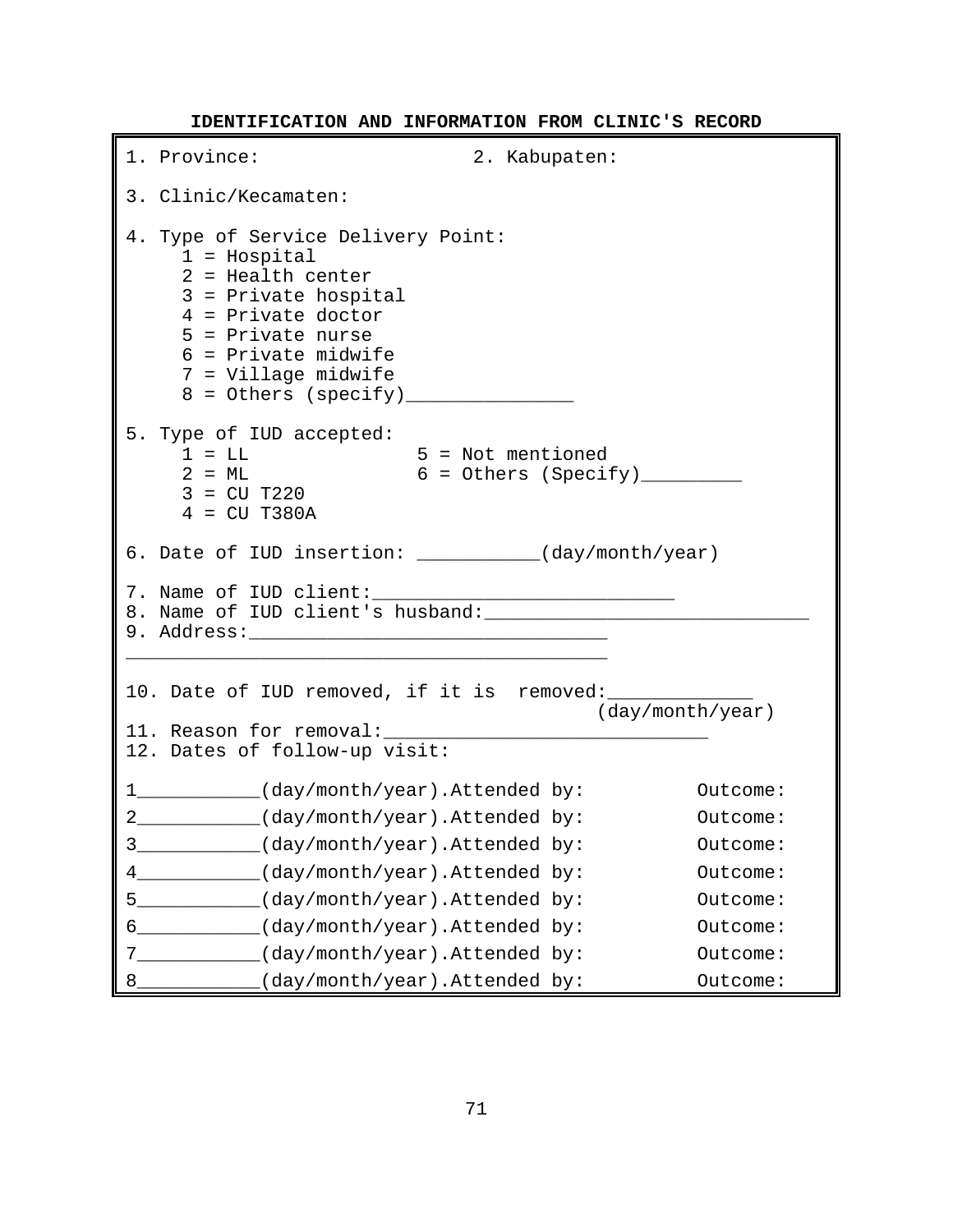**IDENTIFICATION AND INFORMATION FROM CLINIC'S RECORD**

1. Province: 2. Kabupaten:

3. Clinic/Kecamaten:

4. Type of Service Delivery Point:
   - 1 = Hospital
   - 2 = Health center
   - 3 = Private hospital
   - 4 = Private doctor
   - 5 = Private nurse
   - 6 = Private midwife
   - 7 = Village midwife
   - 8 = Others (specify)_______________

5. Type of IUD accepted:
   - 1 = LL
   - 2 = ML
   - 3 = CU T220
   - 4 = CU T380A
   - 5 = Not mentioned
   - 6 = Others (Specify)_________

6. Date of IUD insertion: ___________(day/month/year)

7. Name of IUD client:___________________________

8. Name of IUD client's husband:______________________________

9. Address:________________________________
_____________________________________________

10. Date of IUD removed, if it is removed:_____________
(day/month/year)

11. Reason for removal:_____________________________

12. Dates of follow-up visit:

1___________(day/month/year).Attended by: Outcome:

2___________(day/month/year).Attended by: Outcome:

3___________(day/month/year).Attended by: Outcome:

4___________(day/month/year).Attended by: Outcome:

5___________(day/month/year).Attended by: Outcome:

6___________(day/month/year).Attended by: Outcome:

7___________(day/month/year).Attended by: Outcome:

8___________(day/month/year).Attended by: Outcome: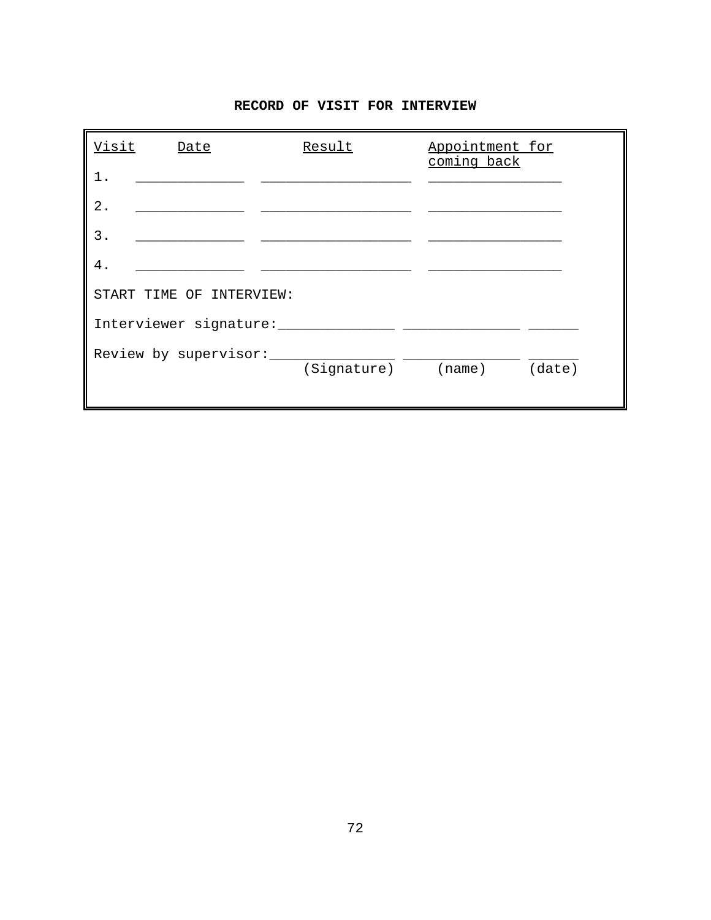## RECORD OF VISIT FOR INTERVIEW

| Visit | Date | Result | Appointment for coming back |
|---|---|---|---|
| 1. | ______________ | ___________________ | _________________ |
| 2. | ______________ | ___________________ | _________________ |
| 3. | ______________ | ___________________ | _________________ |
| 4. | ______________ | ___________________ | _________________ |

START TIME OF INTERVIEW:

Interviewer signature:_______________ _______________ ______

Review by supervisor:________________ _______________ ______
(Signature) (name) (date)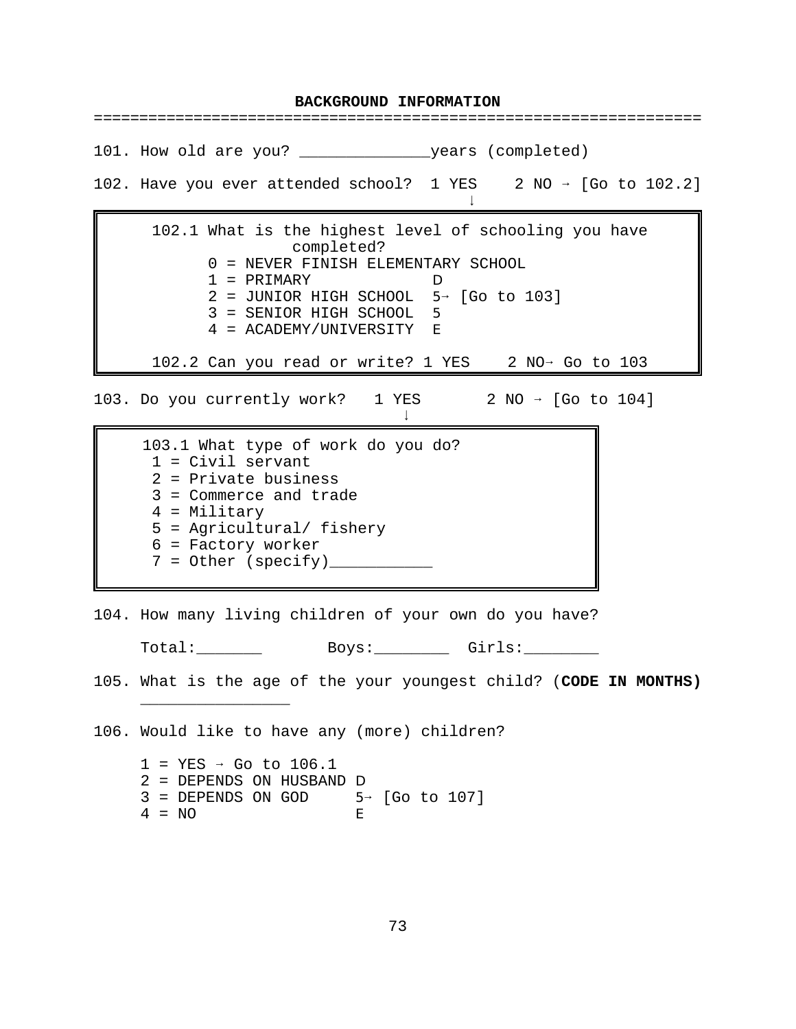**BACKGROUND INFORMATION**

===================================================================

101. How old are you? ______________years (completed)

102. Have you ever attended school? 1 YES ↓ 2 NO → [Go to 102.2]

> 102.1 What is the highest level of schooling you have completed?
>
> 0 = NEVER FINISH ELEMENTARY SCHOOL
> 1 = PRIMARY D
> 2 = JUNIOR HIGH SCHOOL 5→ [Go to 103]
> 3 = SENIOR HIGH SCHOOL 5
> 4 = ACADEMY/UNIVERSITY E
>
> 102.2 Can you read or write? 1 YES 2 NO→ Go to 103

103. Do you currently work? 1 YES ↓ 2 NO → [Go to 104]

> 103.1 What type of work do you do?
>
> 1 = Civil servant
> 2 = Private business
> 3 = Commerce and trade
> 4 = Military
> 5 = Agricultural/ fishery
> 6 = Factory worker
> 7 = Other (specify)___________

104. How many living children of your own do you have?

Total:_______ Boys:________ Girls:________

105. What is the age of the your youngest child? (**CODE IN MONTHS)**

________________

106. Would like to have any (more) children?

1 = YES → Go to 106.1
2 = DEPENDS ON HUSBAND D
3 = DEPENDS ON GOD 5→ [Go to 107]
4 = NO E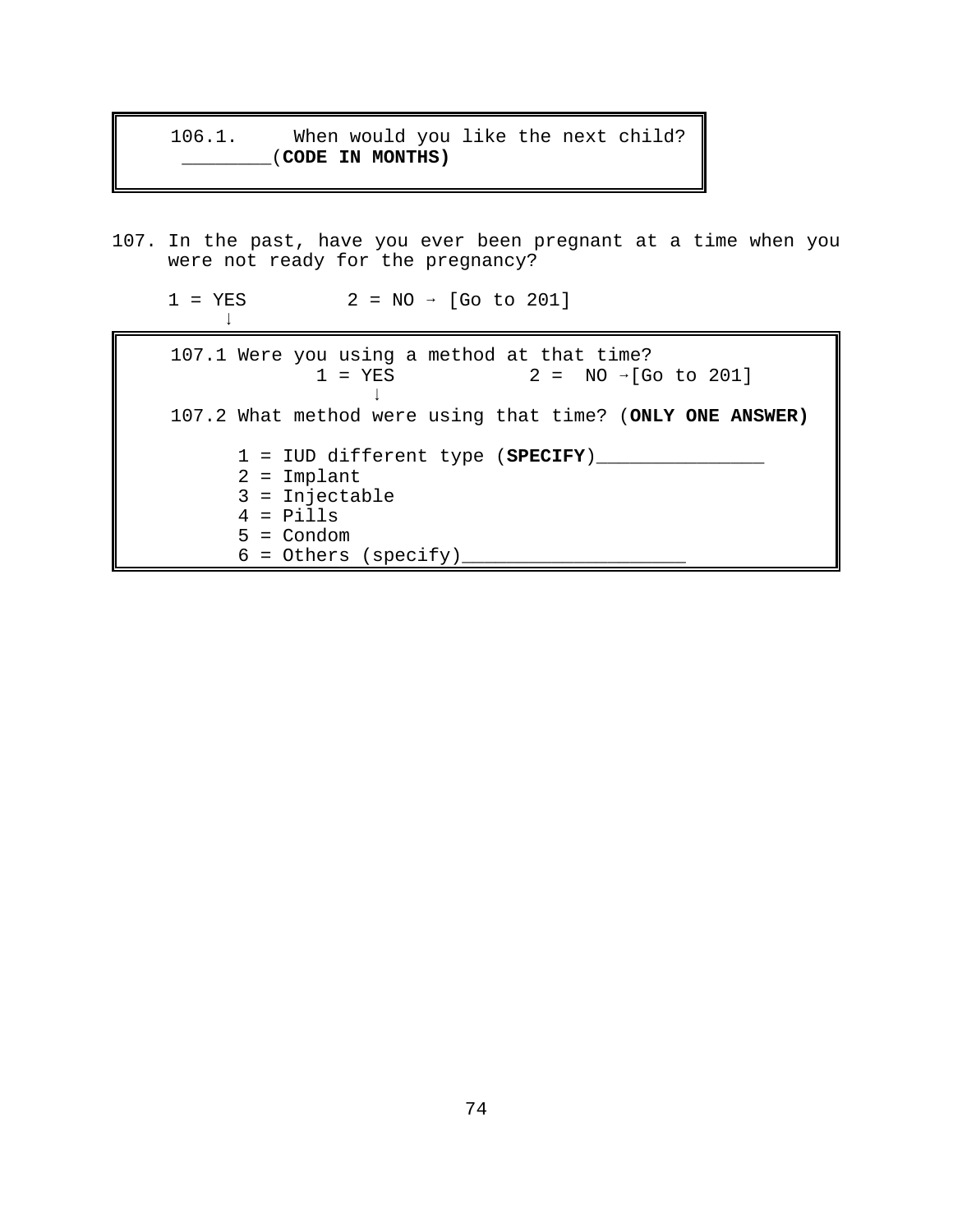106.1. When would you like the next child?
________(**CODE IN MONTHS)**

107. In the past, have you ever been pregnant at a time when you were not ready for the pregnancy?

1 = YES 2 = NO → [Go to 201]
↓

107.1 Were you using a method at that time?
1 = YES 2 = NO →[Go to 201]
↓

107.2 What method were using that time? (**ONLY ONE ANSWER)**

1 = IUD different type (**SPECIFY**)_______________
2 = Implant
3 = Injectable
4 = Pills
5 = Condom
6 = Others (specify)____________________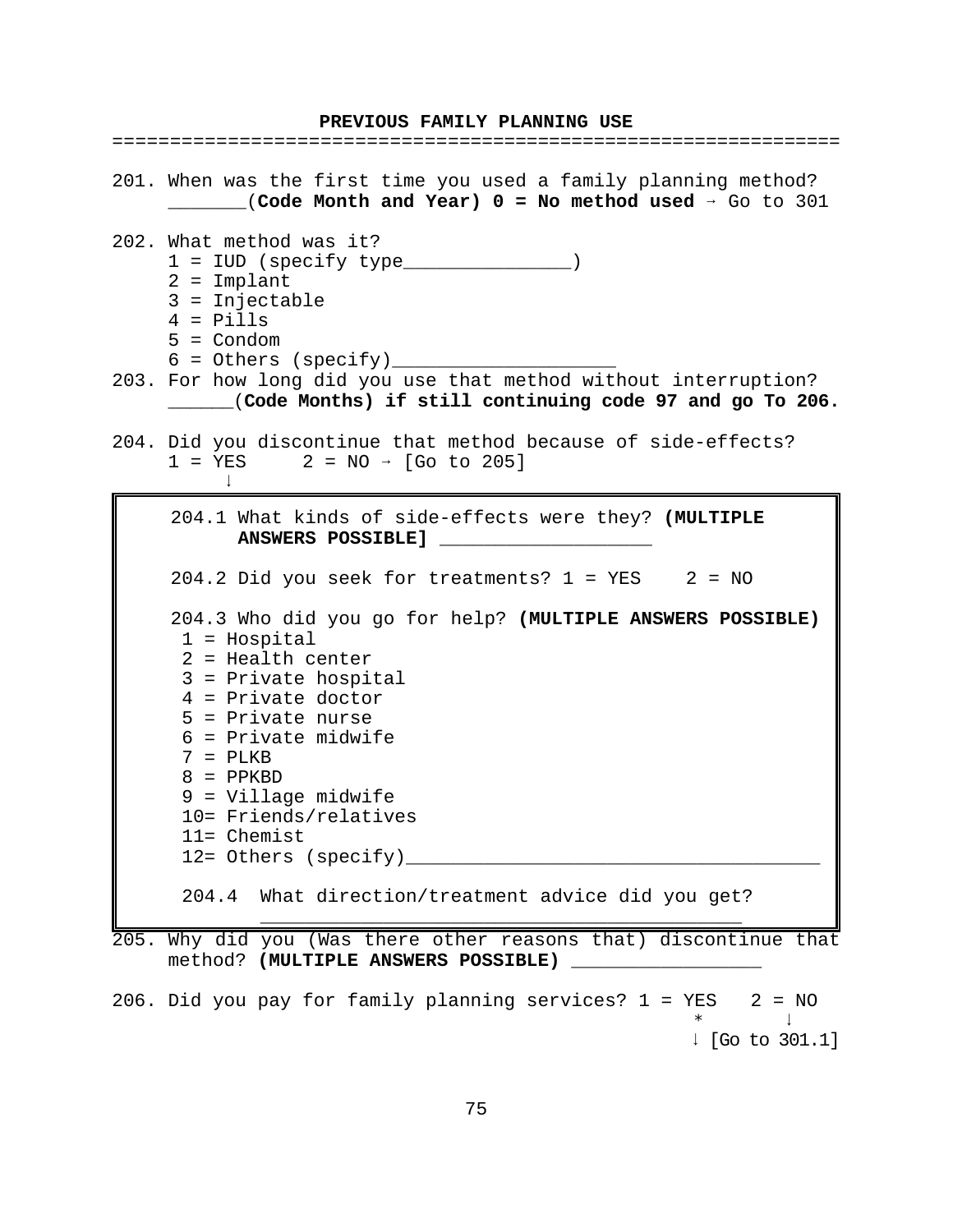## PREVIOUS FAMILY PLANNING USE

================================================================

201. When was the first time you used a family planning method?
_______(**Code Month and Year) 0 = No method used** → Go to 301

202. What method was it?
1 = IUD (specify type_______________)
2 = Implant
3 = Injectable
4 = Pills
5 = Condom
6 = Others (specify)____________________

203. For how long did you use that method without interruption?
______(**Code Months) if still continuing code 97 and go To 206.**

204. Did you discontinue that method because of side-effects?
1 = YES ↓     2 = NO → [Go to 205]

> 204.1 What kinds of side-effects were they? **(MULTIPLE ANSWERS POSSIBLE]** ___________________
>
> 204.2 Did you seek for treatments? 1 = YES    2 = NO
>
> 204.3 Who did you go for help? **(MULTIPLE ANSWERS POSSIBLE)**
> 1 = Hospital
> 2 = Health center
> 3 = Private hospital
> 4 = Private doctor
> 5 = Private nurse
> 6 = Private midwife
> 7 = PLKB
> 8 = PPKBD
> 9 = Village midwife
> 10= Friends/relatives
> 11= Chemist
> 12= Others (specify)_____________________________________
>
> 204.4 What direction/treatment advice did you get?
> ___________________________________________

205. Why did you (Was there other reasons that) discontinue that method? **(MULTIPLE ANSWERS POSSIBLE)** _________________

206. Did you pay for family planning services? 1 = YES *    2 = NO ↓ [Go to 301.1]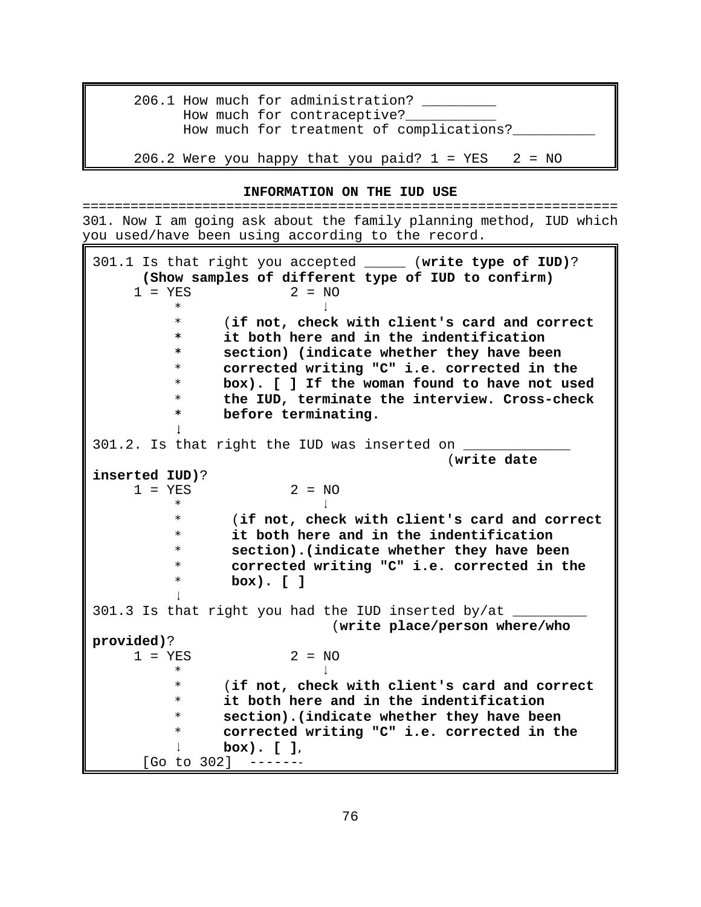206.1 How much for administration? ________

How much for contraceptive?__________

How much for treatment of complications?_________

206.2 Were you happy that you paid? 1 = YES   2 = NO

**INFORMATION ON THE IUD USE**

301. Now I am going ask about the family planning method, IUD which you used/have been using according to the record.

301.1 Is that right you accepted _____ (**write type of IUD**)?
**(Show samples of different type of IUD to confirm)**

1 = YES   2 = NO

(**if not, check with client's card and correct it both here and in the indentification section) (indicate whether they have been corrected writing "C" i.e. corrected in the box). [ ] If the woman found to have not used the IUD, terminate the interview. Cross-check before terminating.**

301.2. Is that right the IUD was inserted on ____________ (**write date inserted IUD)**?

1 = YES   2 = NO

(**if not, check with client's card and correct it both here and in the indentification section).(indicate whether they have been corrected writing "C" i.e. corrected in the box). [ ]**

301.3 Is that right you had the IUD inserted by/at ________ (**write place/person where/who provided)**?

1 = YES   2 = NO

(**if not, check with client's card and correct it both here and in the indentification section).(indicate whether they have been corrected writing "C" i.e. corrected in the box). [ ]**,

[Go to 302]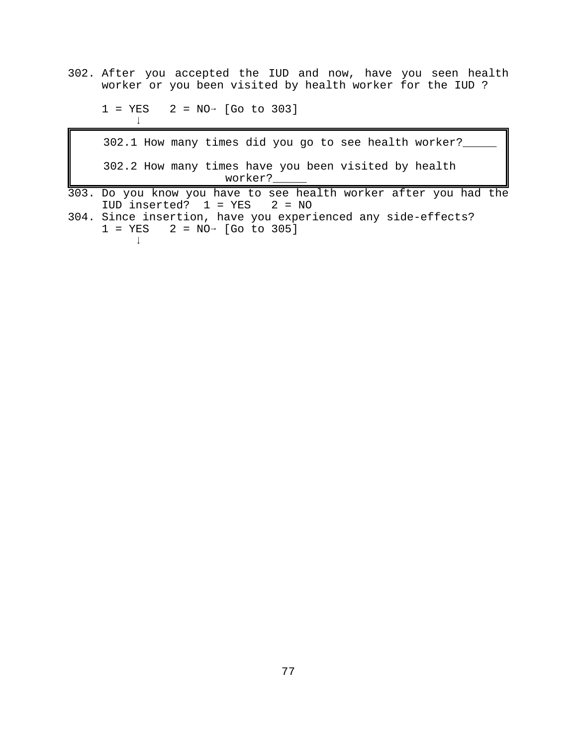302. After you accepted the IUD and now, have you seen health worker or you been visited by health worker for the IUD ?

1 = YES   2 = NO→ [Go to 303]
↓

| |
|---|
| 302.1 How many times did you go to see health worker?_____ <br><br> 302.2 How many times have you been visited by health worker?_____ |

303. Do you know you have to see health worker after you had the IUD inserted?  1 = YES   2 = NO

304. Since insertion, have you experienced any side-effects?
1 = YES   2 = NO→ [Go to 305]
↓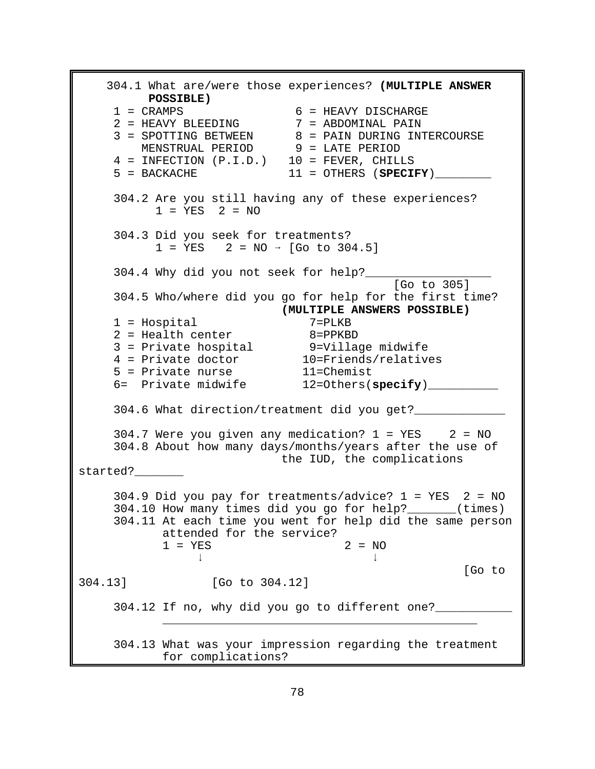304.1 What are/were those experiences? **(MULTIPLE ANSWER POSSIBLE)**

1 = CRAMPS
2 = HEAVY BLEEDING
3 = SPOTTING BETWEEN MENSTRUAL PERIOD
4 = INFECTION (P.I.D.)
5 = BACKACHE
6 = HEAVY DISCHARGE
7 = ABDOMINAL PAIN
8 = PAIN DURING INTERCOURSE
9 = LATE PERIOD
10 = FEVER, CHILLS
11 = OTHERS (**SPECIFY**)________

304.2 Are you still having any of these experiences?
1 = YES  2 = NO

304.3 Did you seek for treatments?
1 = YES  2 = NO → [Go to 304.5]

304.4 Why did you not seek for help?__________________
[Go to 305]

304.5 Who/where did you go for help for the first time? **(MULTIPLE ANSWERS POSSIBLE)**

1 = Hospital
2 = Health center
3 = Private hospital
4 = Private doctor
5 = Private nurse
6= Private midwife
7=PLKB
8=PPKBD
9=Village midwife
10=Friends/relatives
11=Chemist
12=Others(**specify**)__________

304.6 What direction/treatment did you get?_____________

304.7 Were you given any medication? 1 = YES  2 = NO

304.8 About how many days/months/years after the use of the IUD, the complications started?_______

304.9 Did you pay for treatments/advice? 1 = YES  2 = NO

304.10 How many times did you go for help?_______(times)

304.11 At each time you went for help did the same person attended for the service?
1 = YES ↓ [Go to 304.13]  2 = NO ↓ [Go to 304.12]

304.12 If no, why did you go to different one?___________
_______________________________________________

304.13 What was your impression regarding the treatment for complications?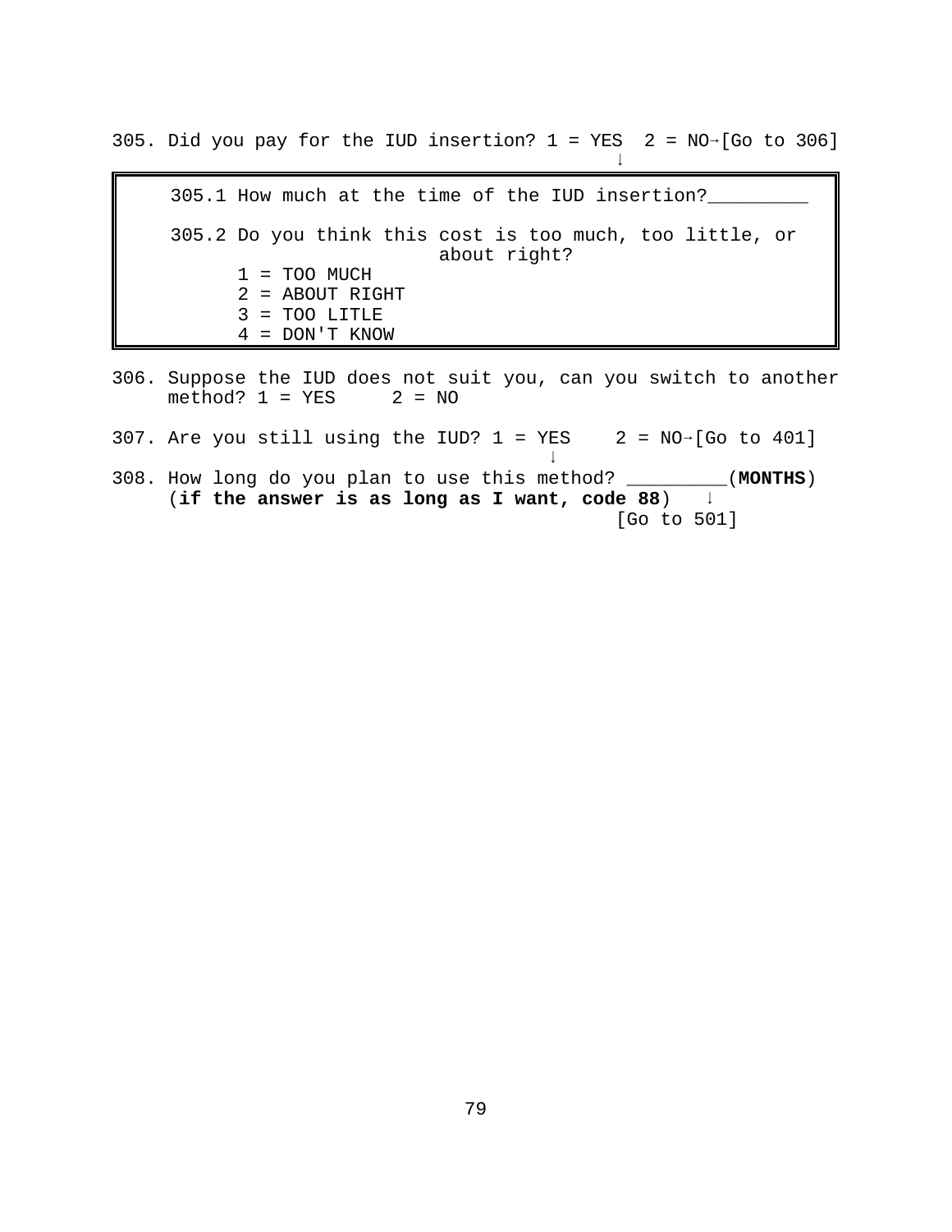305. Did you pay for the IUD insertion? 1 = YES  2 = NO→[Go to 306]
↓

> 305.1 How much at the time of the IUD insertion?_________
>
> 305.2 Do you think this cost is too much, too little, or about right?
> 1 = TOO MUCH
> 2 = ABOUT RIGHT
> 3 = TOO LITLE
> 4 = DON'T KNOW

306. Suppose the IUD does not suit you, can you switch to another method? 1 = YES     2 = NO

307. Are you still using the IUD? 1 = YES    2 = NO→[Go to 401]
↓

308. How long do you plan to use this method? _________(**MONTHS**)
(**if the answer is as long as I want, code 88**)  ↓
[Go to 501]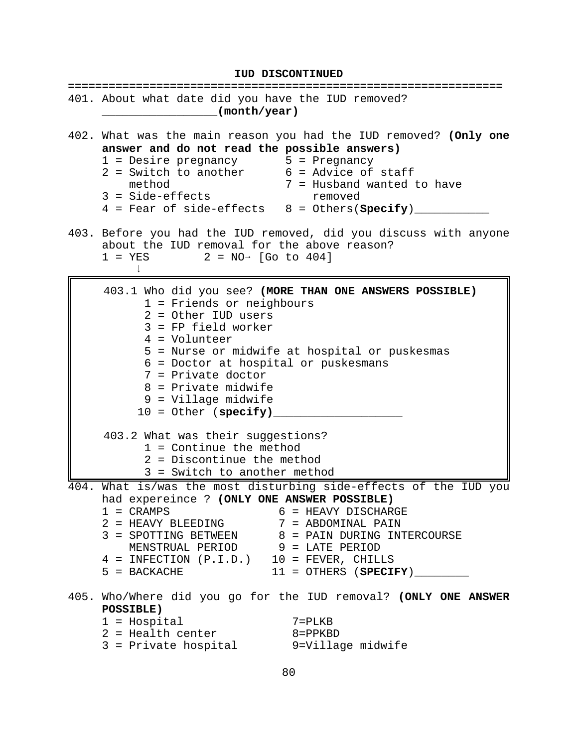### IUD DISCONTINUED

401. About what date did you have the IUD removed?
________________**(month/year)**

402. What was the main reason you had the IUD removed? **(Only one answer and do not read the possible answers)**
   - 1 = Desire pregnancy
   - 2 = Switch to another method
   - 3 = Side-effects
   - 4 = Fear of side-effects
   - 5 = Pregnancy
   - 6 = Advice of staff
   - 7 = Husband wanted to have removed
   - 8 = Others(**Specify**)___________

403. Before you had the IUD removed, did you discuss with anyone about the IUD removal for the above reason?
   1 = YES ↓   2 = NO→ [Go to 404]

   403.1 Who did you see? **(MORE THAN ONE ANSWERS POSSIBLE)**
   - 1 = Friends or neighbours
   - 2 = Other IUD users
   - 3 = FP field worker
   - 4 = Volunteer
   - 5 = Nurse or midwife at hospital or puskesmas
   - 6 = Doctor at hospital or puskesmans
   - 7 = Private doctor
   - 8 = Private midwife
   - 9 = Village midwife
   - 10 = Other (**specify)**___________________

   403.2 What was their suggestions?
   - 1 = Continue the method
   - 2 = Discontinue the method
   - 3 = Switch to another method

404. What is/was the most disturbing side-effects of the IUD you had expereince ? **(ONLY ONE ANSWER POSSIBLE)**
   - 1 = CRAMPS
   - 2 = HEAVY BLEEDING
   - 3 = SPOTTING BETWEEN MENSTRUAL PERIOD
   - 4 = INFECTION (P.I.D.)
   - 5 = BACKACHE
   - 6 = HEAVY DISCHARGE
   - 7 = ABDOMINAL PAIN
   - 8 = PAIN DURING INTERCOURSE
   - 9 = LATE PERIOD
   - 10 = FEVER, CHILLS
   - 11 = OTHERS (**SPECIFY**)________

405. Who/Where did you go for the IUD removal? **(ONLY ONE ANSWER POSSIBLE)**
   - 1 = Hospital
   - 2 = Health center
   - 3 = Private hospital
   - 7=PLKB
   - 8=PPKBD
   - 9=Village midwife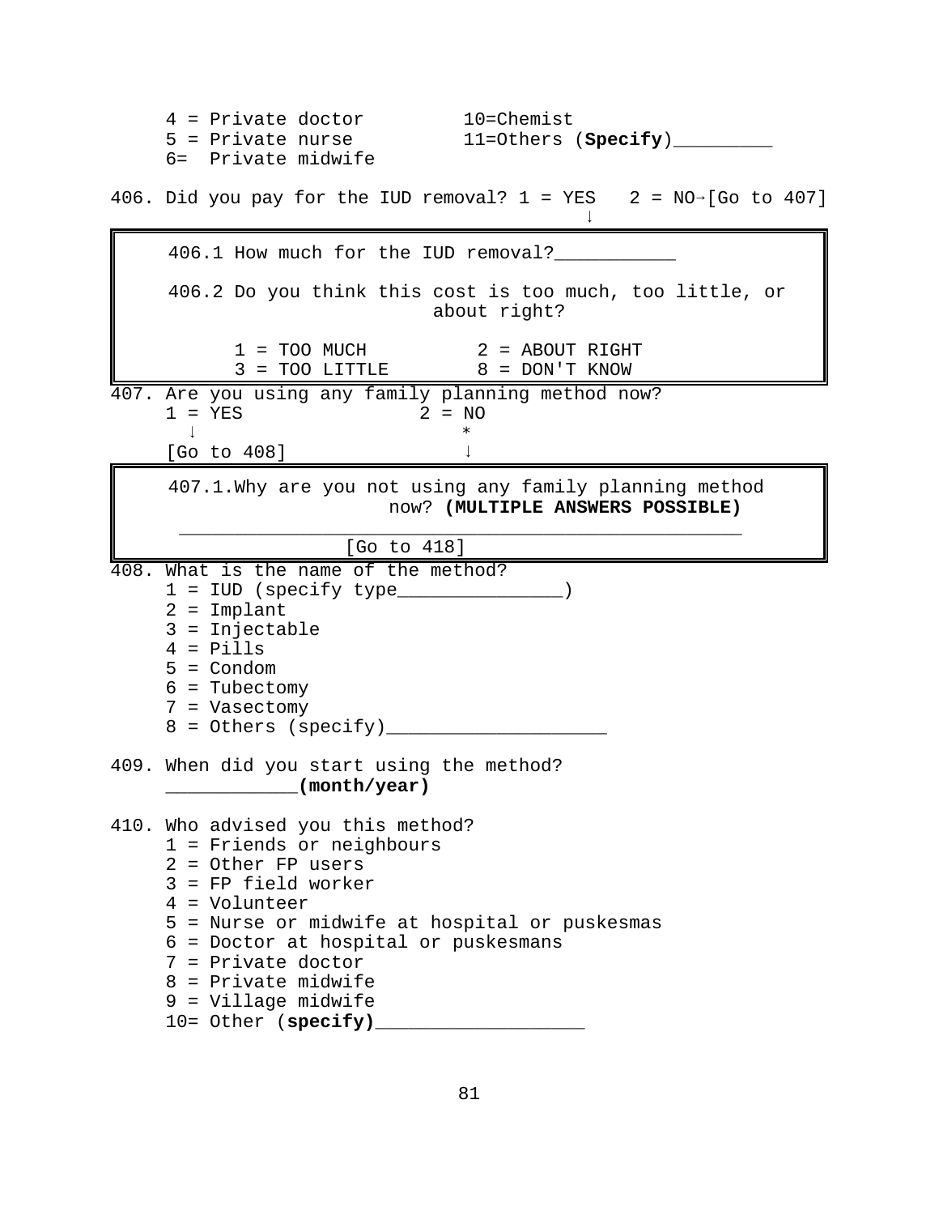4 = Private doctor 10=Chemist
5 = Private nurse 11=Others (**Specify**)_________
6= Private midwife

406. Did you pay for the IUD removal? 1 = YES ↓ 2 = NO→[Go to 407]

> 406.1 How much for the IUD removal?___________
>
> 406.2 Do you think this cost is too much, too little, or about right?
>
> 1 = TOO MUCH 2 = ABOUT RIGHT
> 3 = TOO LITTLE 8 = DON'T KNOW

407. Are you using any family planning method now?
1 = YES ↓ [Go to 408] 2 = NO * ↓

> 407.1.Why are you not using any family planning method now? **(MULTIPLE ANSWERS POSSIBLE)**
> ___________________________________________________
> [Go to 418]

408. What is the name of the method?
1 = IUD (specify type_______________)
2 = Implant
3 = Injectable
4 = Pills
5 = Condom
6 = Tubectomy
7 = Vasectomy
8 = Others (specify)____________________

409. When did you start using the method?
____________**(month/year)**

410. Who advised you this method?
1 = Friends or neighbours
2 = Other FP users
3 = FP field worker
4 = Volunteer
5 = Nurse or midwife at hospital or puskesmas
6 = Doctor at hospital or puskesmans
7 = Private doctor
8 = Private midwife
9 = Village midwife
10= Other (**specify)**___________________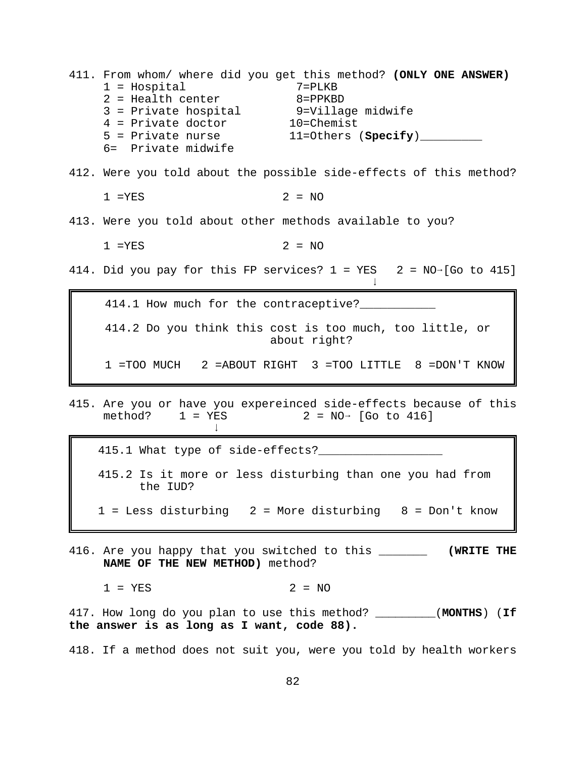411. From whom/ where did you get this method? **(ONLY ONE ANSWER)**

| | |
|---|---|
| 1 = Hospital | 7=PLKB |
| 2 = Health center | 8=PPKBD |
| 3 = Private hospital | 9=Village midwife |
| 4 = Private doctor | 10=Chemist |
| 5 = Private nurse | 11=Others (**Specify**)_________ |
| 6= Private midwife | |

412. Were you told about the possible side-effects of this method?

1 =YES    2 = NO

413. Were you told about other methods available to you?

1 =YES    2 = NO

414. Did you pay for this FP services? 1 = YES ↓   2 = NO→[Go to 415]

> 414.1 How much for the contraceptive?___________
>
> 414.2 Do you think this cost is too much, too little, or about right?
>
> 1 =TOO MUCH   2 =ABOUT RIGHT   3 =TOO LITTLE   8 =DON'T KNOW

415. Are you or have you expereinced side-effects because of this method?   1 = YES ↓   2 = NO→ [Go to 416]

> 415.1 What type of side-effects?__________________
>
> 415.2 Is it more or less disturbing than one you had from the IUD?
>
> 1 = Less disturbing   2 = More disturbing   8 = Don't know

416. Are you happy that you switched to this _______ **(WRITE THE NAME OF THE NEW METHOD)** method?

1 = YES    2 = NO

417. How long do you plan to use this method? _________(**MONTHS**) (**If the answer is as long as I want, code 88).**

418. If a method does not suit you, were you told by health workers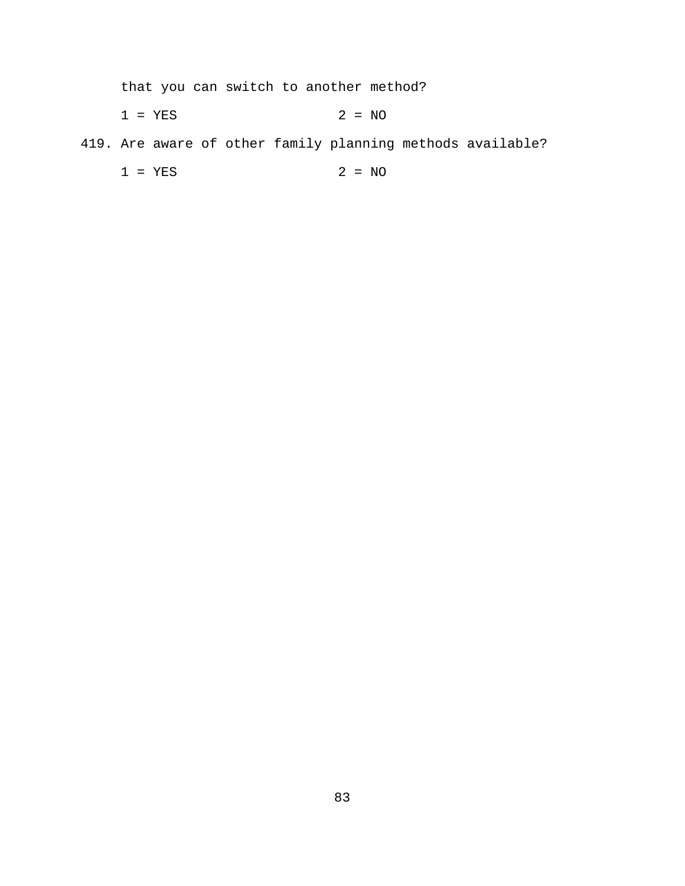that you can switch to another method?

1 = YES 2 = NO

419. Are aware of other family planning methods available?

1 = YES 2 = NO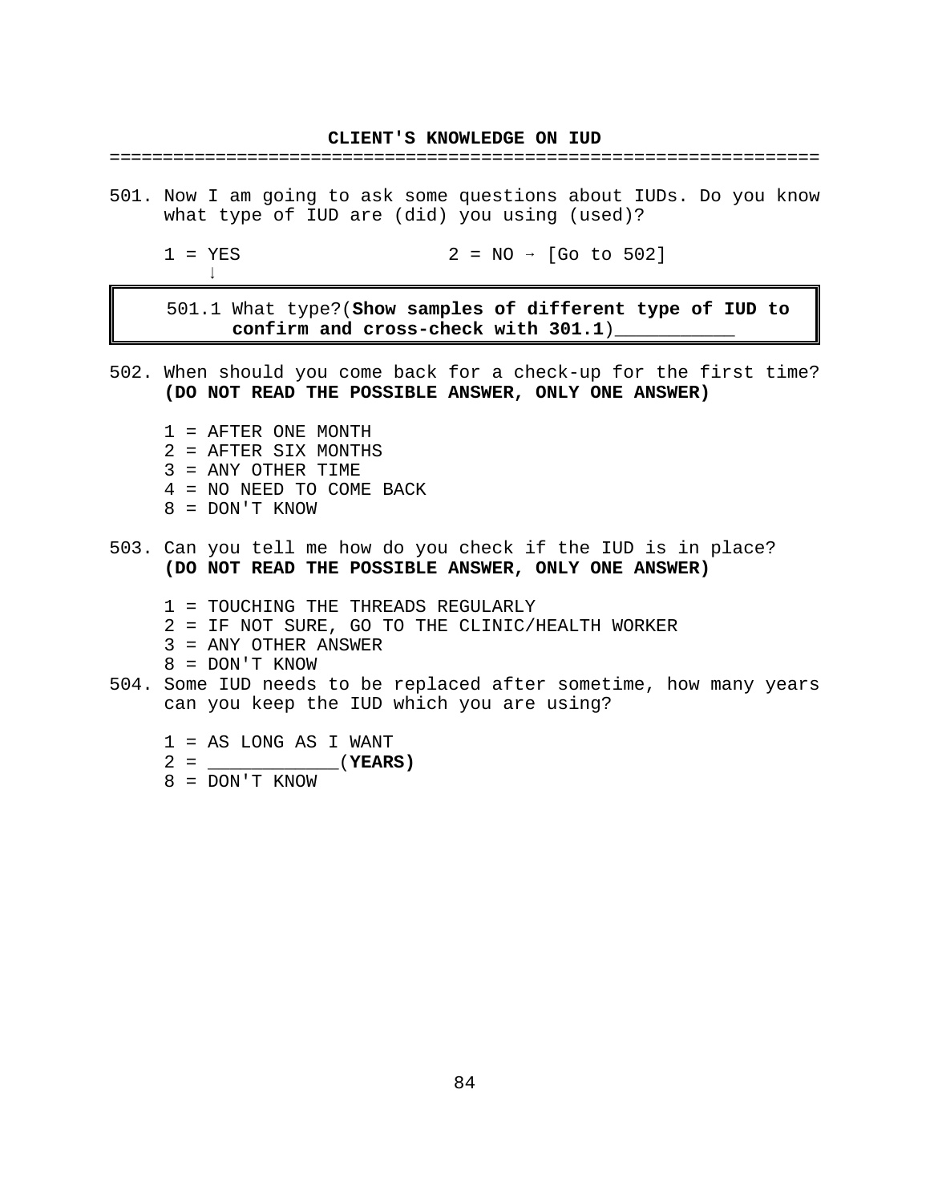## CLIENT'S KNOWLEDGE ON IUD

501. Now I am going to ask some questions about IUDs. Do you know what type of IUD are (did) you using (used)?

     1 = YES ↓     2 = NO → [Go to 502]

> 501.1 What type?(**Show samples of different type of IUD to confirm and cross-check with 301.1**)__________

502. When should you come back for a check-up for the first time? **(DO NOT READ THE POSSIBLE ANSWER, ONLY ONE ANSWER)**

     1 = AFTER ONE MONTH
     2 = AFTER SIX MONTHS
     3 = ANY OTHER TIME
     4 = NO NEED TO COME BACK
     8 = DON'T KNOW

503. Can you tell me how do you check if the IUD is in place? **(DO NOT READ THE POSSIBLE ANSWER, ONLY ONE ANSWER)**

     1 = TOUCHING THE THREADS REGULARLY
     2 = IF NOT SURE, GO TO THE CLINIC/HEALTH WORKER
     3 = ANY OTHER ANSWER
     8 = DON'T KNOW

504. Some IUD needs to be replaced after sometime, how many years can you keep the IUD which you are using?

     1 = AS LONG AS I WANT
     2 = ___________(**YEARS)**
     8 = DON'T KNOW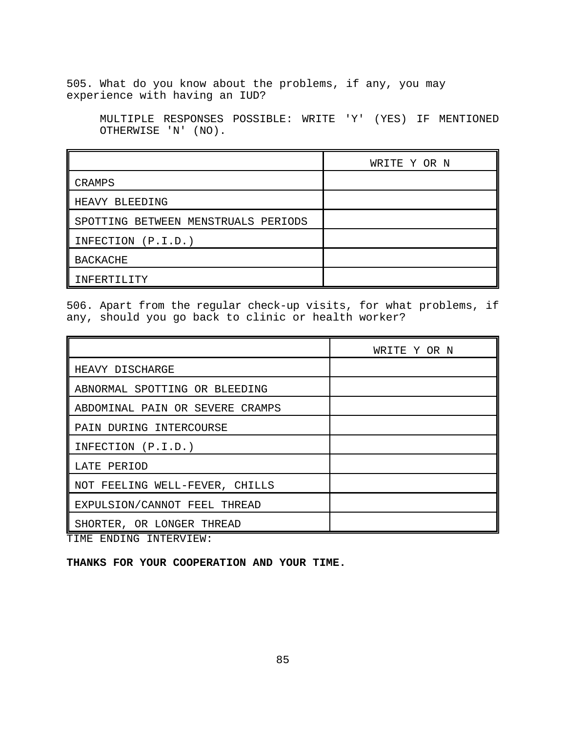505. What do you know about the problems, if any, you may experience with having an IUD?

MULTIPLE RESPONSES POSSIBLE: WRITE 'Y' (YES) IF MENTIONED OTHERWISE 'N' (NO).

| | WRITE Y OR N |
|---|---|
| CRAMPS | |
| HEAVY BLEEDING | |
| SPOTTING BETWEEN MENSTRUALS PERIODS | |
| INFECTION (P.I.D.) | |
| BACKACHE | |
| INFERTILITY | |

506. Apart from the regular check-up visits, for what problems, if any, should you go back to clinic or health worker?

| | WRITE Y OR N |
|---|---|
| HEAVY DISCHARGE | |
| ABNORMAL SPOTTING OR BLEEDING | |
| ABDOMINAL PAIN OR SEVERE CRAMPS | |
| PAIN DURING INTERCOURSE | |
| INFECTION (P.I.D.) | |
| LATE PERIOD | |
| NOT FEELING WELL-FEVER, CHILLS | |
| EXPULSION/CANNOT FEEL THREAD | |
| SHORTER, OR LONGER THREAD | |

TIME ENDING INTERVIEW:

**THANKS FOR YOUR COOPERATION AND YOUR TIME.**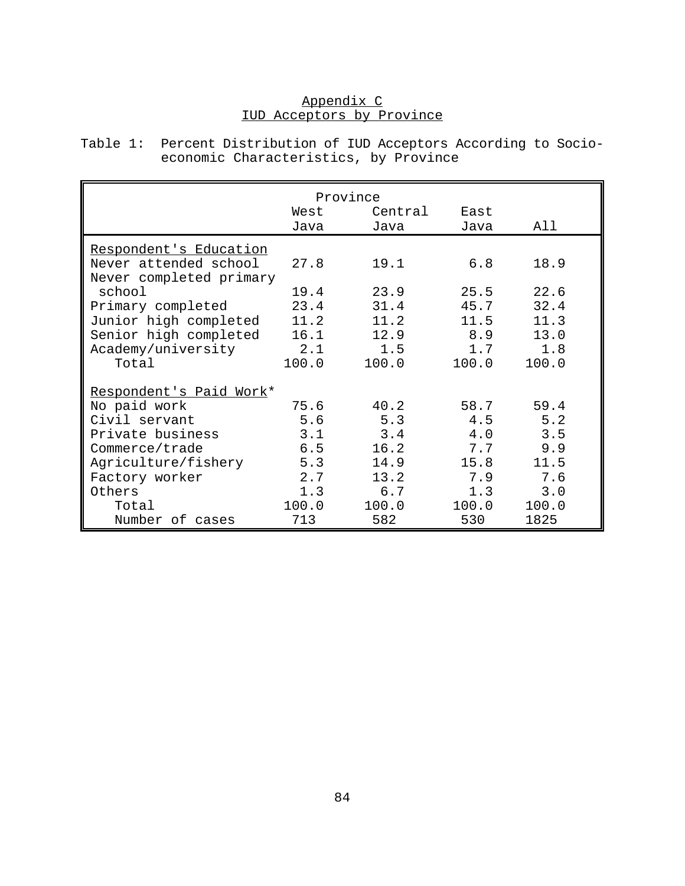## Appendix C
## IUD Acceptors by Province

Table 1: Percent Distribution of IUD Acceptors According to Socio-economic Characteristics, by Province

| | Province | | | |
|---|---|---|---|---|
| | West Java | Central Java | East Java | All |
| Respondent's Education | | | | |
| Never attended school | 27.8 | 19.1 | 6.8 | 18.9 |
| Never completed primary school | 19.4 | 23.9 | 25.5 | 22.6 |
| Primary completed | 23.4 | 31.4 | 45.7 | 32.4 |
| Junior high completed | 11.2 | 11.2 | 11.5 | 11.3 |
| Senior high completed | 16.1 | 12.9 | 8.9 | 13.0 |
| Academy/university | 2.1 | 1.5 | 1.7 | 1.8 |
| Total | 100.0 | 100.0 | 100.0 | 100.0 |
| Respondent's Paid Work* | | | | |
| No paid work | 75.6 | 40.2 | 58.7 | 59.4 |
| Civil servant | 5.6 | 5.3 | 4.5 | 5.2 |
| Private business | 3.1 | 3.4 | 4.0 | 3.5 |
| Commerce/trade | 6.5 | 16.2 | 7.7 | 9.9 |
| Agriculture/fishery | 5.3 | 14.9 | 15.8 | 11.5 |
| Factory worker | 2.7 | 13.2 | 7.9 | 7.6 |
| Others | 1.3 | 6.7 | 1.3 | 3.0 |
| Total | 100.0 | 100.0 | 100.0 | 100.0 |
| Number of cases | 713 | 582 | 530 | 1825 |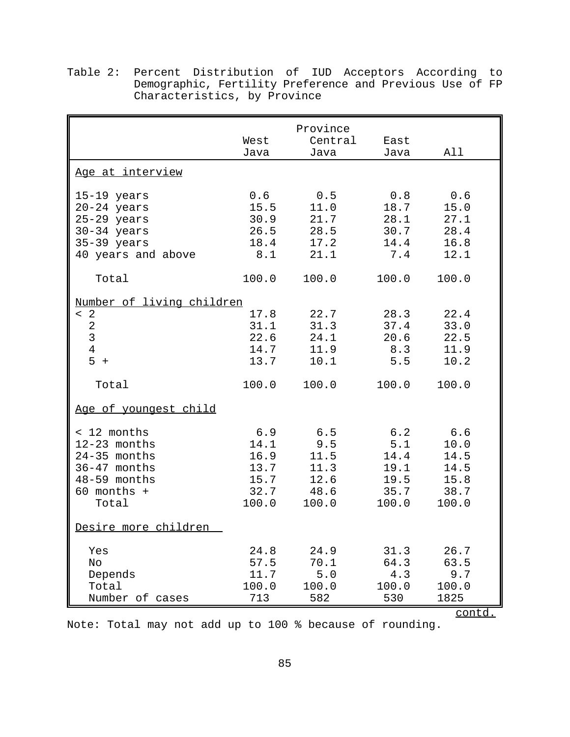Table 2: Percent Distribution of IUD Acceptors According to Demographic, Fertility Preference and Previous Use of FP Characteristics, by Province

| | Province | | | |
|---|---|---|---|---|
| | West Java | Central Java | East Java | All |
| Age at interview | | | | |
| 15-19 years | 0.6 | 0.5 | 0.8 | 0.6 |
| 20-24 years | 15.5 | 11.0 | 18.7 | 15.0 |
| 25-29 years | 30.9 | 21.7 | 28.1 | 27.1 |
| 30-34 years | 26.5 | 28.5 | 30.7 | 28.4 |
| 35-39 years | 18.4 | 17.2 | 14.4 | 16.8 |
| 40 years and above | 8.1 | 21.1 | 7.4 | 12.1 |
| Total | 100.0 | 100.0 | 100.0 | 100.0 |
| Number of living children | | | | |
| < 2 | 17.8 | 22.7 | 28.3 | 22.4 |
| 2 | 31.1 | 31.3 | 37.4 | 33.0 |
| 3 | 22.6 | 24.1 | 20.6 | 22.5 |
| 4 | 14.7 | 11.9 | 8.3 | 11.9 |
| 5 + | 13.7 | 10.1 | 5.5 | 10.2 |
| Total | 100.0 | 100.0 | 100.0 | 100.0 |
| Age of youngest child | | | | |
| < 12 months | 6.9 | 6.5 | 6.2 | 6.6 |
| 12-23 months | 14.1 | 9.5 | 5.1 | 10.0 |
| 24-35 months | 16.9 | 11.5 | 14.4 | 14.5 |
| 36-47 months | 13.7 | 11.3 | 19.1 | 14.5 |
| 48-59 months | 15.7 | 12.6 | 19.5 | 15.8 |
| 60 months + | 32.7 | 48.6 | 35.7 | 38.7 |
| Total | 100.0 | 100.0 | 100.0 | 100.0 |
| Desire more children | | | | |
| Yes | 24.8 | 24.9 | 31.3 | 26.7 |
| No | 57.5 | 70.1 | 64.3 | 63.5 |
| Depends | 11.7 | 5.0 | 4.3 | 9.7 |
| Total | 100.0 | 100.0 | 100.0 | 100.0 |
| Number of cases | 713 | 582 | 530 | 1825 |

contd.

Note: Total may not add up to 100 % because of rounding.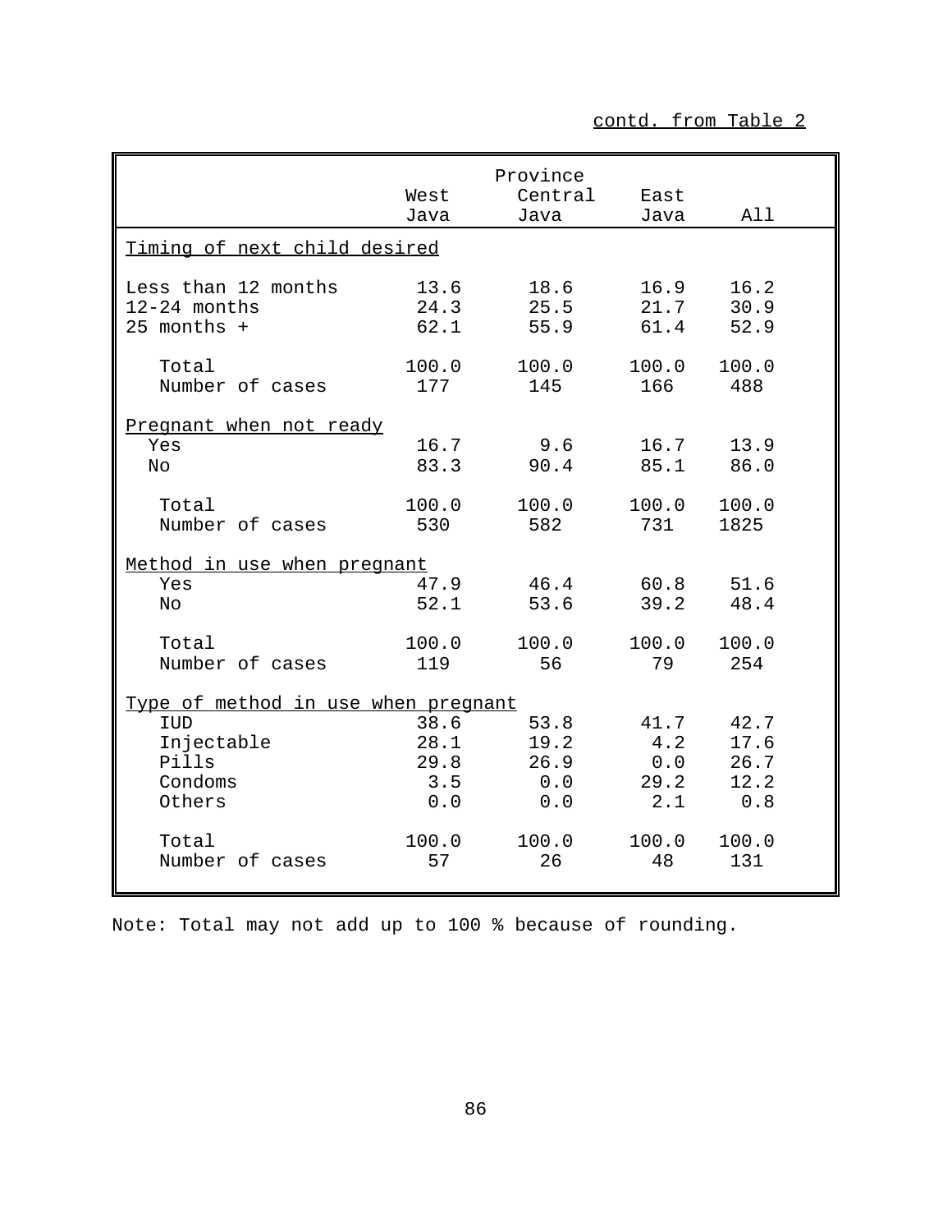contd. from Table 2

| | Province | | | |
|---|---|---|---|---|
| | West Java | Central Java | East Java | All |
| Timing of next child desired | | | | |
| Less than 12 months | 13.6 | 18.6 | 16.9 | 16.2 |
| 12-24 months | 24.3 | 25.5 | 21.7 | 30.9 |
| 25 months + | 62.1 | 55.9 | 61.4 | 52.9 |
| Total | 100.0 | 100.0 | 100.0 | 100.0 |
| Number of cases | 177 | 145 | 166 | 488 |
| Pregnant when not ready | | | | |
| Yes | 16.7 | 9.6 | 16.7 | 13.9 |
| No | 83.3 | 90.4 | 85.1 | 86.0 |
| Total | 100.0 | 100.0 | 100.0 | 100.0 |
| Number of cases | 530 | 582 | 731 | 1825 |
| Method in use when pregnant | | | | |
| Yes | 47.9 | 46.4 | 60.8 | 51.6 |
| No | 52.1 | 53.6 | 39.2 | 48.4 |
| Total | 100.0 | 100.0 | 100.0 | 100.0 |
| Number of cases | 119 | 56 | 79 | 254 |
| Type of method in use when pregnant | | | | |
| IUD | 38.6 | 53.8 | 41.7 | 42.7 |
| Injectable | 28.1 | 19.2 | 4.2 | 17.6 |
| Pills | 29.8 | 26.9 | 0.0 | 26.7 |
| Condoms | 3.5 | 0.0 | 29.2 | 12.2 |
| Others | 0.0 | 0.0 | 2.1 | 0.8 |
| Total | 100.0 | 100.0 | 100.0 | 100.0 |
| Number of cases | 57 | 26 | 48 | 131 |

Note: Total may not add up to 100 % because of rounding.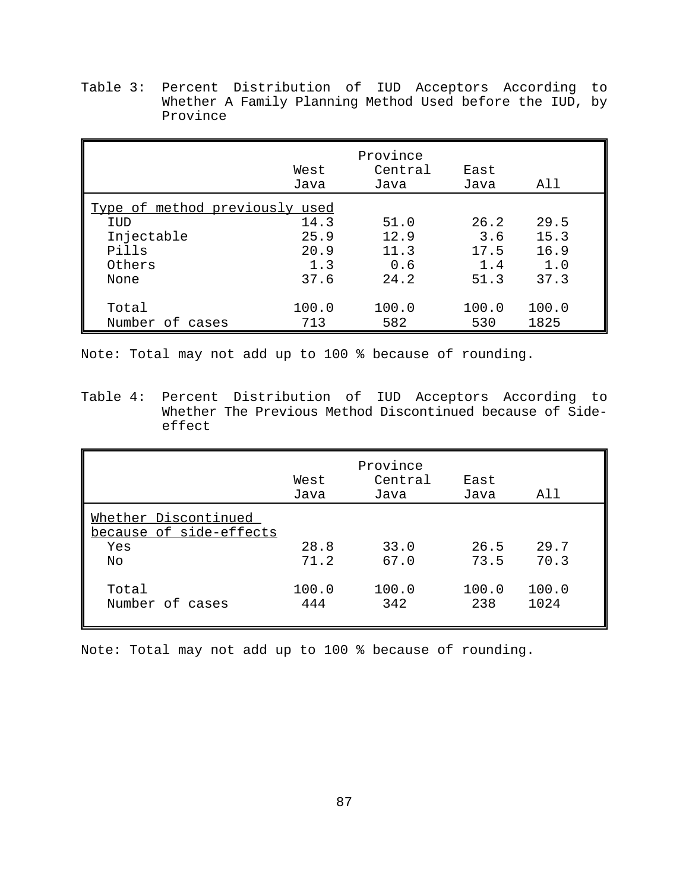Table 3: Percent Distribution of IUD Acceptors According to Whether A Family Planning Method Used before the IUD, by Province

| | Province | | | |
|---|---|---|---|---|
| | West Java | Central Java | East Java | All |
| Type of method previously used | | | | |
| IUD | 14.3 | 51.0 | 26.2 | 29.5 |
| Injectable | 25.9 | 12.9 | 3.6 | 15.3 |
| Pills | 20.9 | 11.3 | 17.5 | 16.9 |
| Others | 1.3 | 0.6 | 1.4 | 1.0 |
| None | 37.6 | 24.2 | 51.3 | 37.3 |
| Total | 100.0 | 100.0 | 100.0 | 100.0 |
| Number of cases | 713 | 582 | 530 | 1825 |

Note: Total may not add up to 100 % because of rounding.

Table 4: Percent Distribution of IUD Acceptors According to Whether The Previous Method Discontinued because of Side-effect

| | Province | | | |
|---|---|---|---|---|
| | West Java | Central Java | East Java | All |
| Whether Discontinued because of side-effects | | | | |
| Yes | 28.8 | 33.0 | 26.5 | 29.7 |
| No | 71.2 | 67.0 | 73.5 | 70.3 |
| Total | 100.0 | 100.0 | 100.0 | 100.0 |
| Number of cases | 444 | 342 | 238 | 1024 |

Note: Total may not add up to 100 % because of rounding.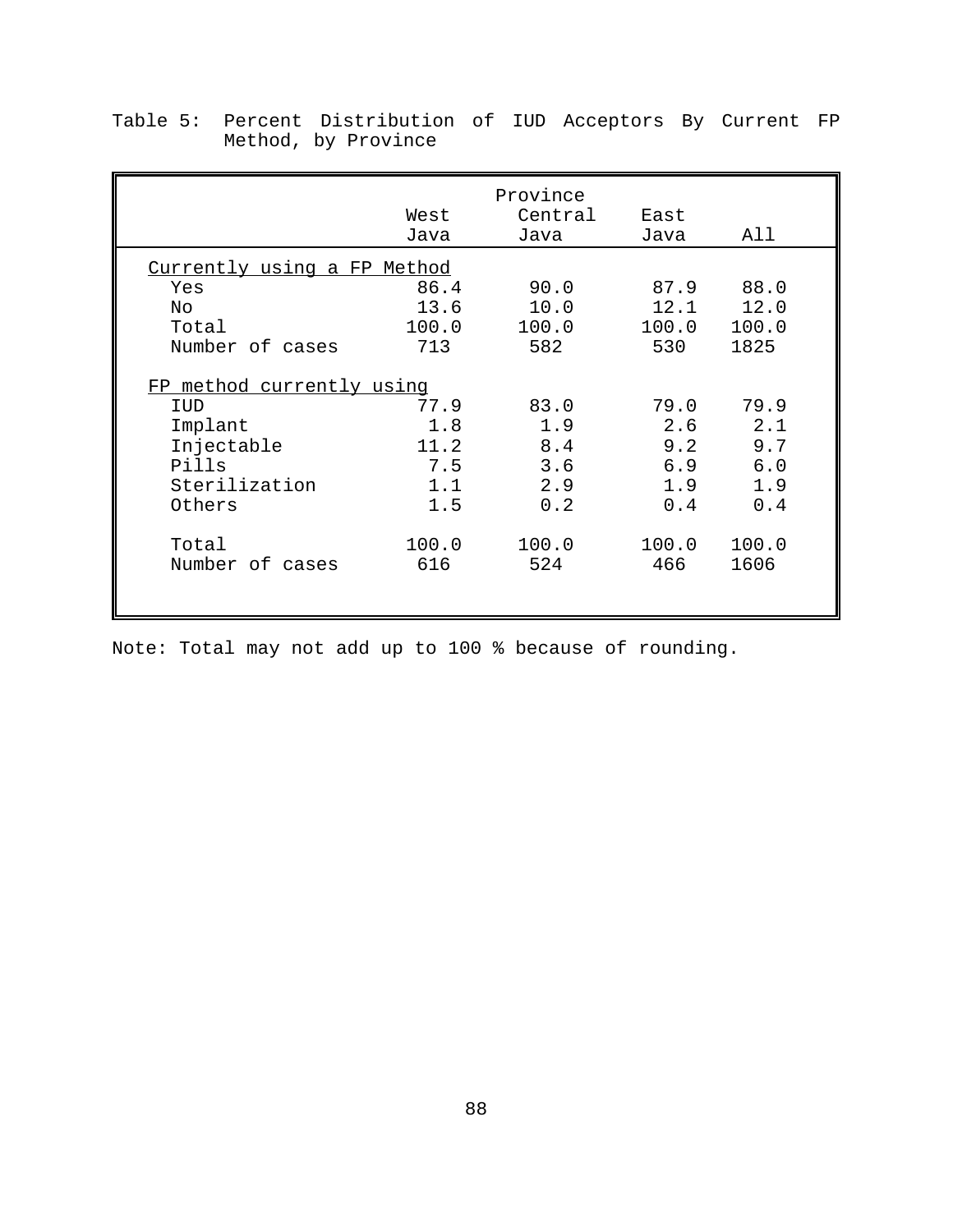Table 5: Percent Distribution of IUD Acceptors By Current FP Method, by Province

| | Province | | | |
|---|---|---|---|---|
| | West Java | Central Java | East Java | All |
| Currently using a FP Method | | | | |
| Yes | 86.4 | 90.0 | 87.9 | 88.0 |
| No | 13.6 | 10.0 | 12.1 | 12.0 |
| Total | 100.0 | 100.0 | 100.0 | 100.0 |
| Number of cases | 713 | 582 | 530 | 1825 |
| FP method currently using | | | | |
| IUD | 77.9 | 83.0 | 79.0 | 79.9 |
| Implant | 1.8 | 1.9 | 2.6 | 2.1 |
| Injectable | 11.2 | 8.4 | 9.2 | 9.7 |
| Pills | 7.5 | 3.6 | 6.9 | 6.0 |
| Sterilization | 1.1 | 2.9 | 1.9 | 1.9 |
| Others | 1.5 | 0.2 | 0.4 | 0.4 |
| Total | 100.0 | 100.0 | 100.0 | 100.0 |
| Number of cases | 616 | 524 | 466 | 1606 |

Note: Total may not add up to 100 % because of rounding.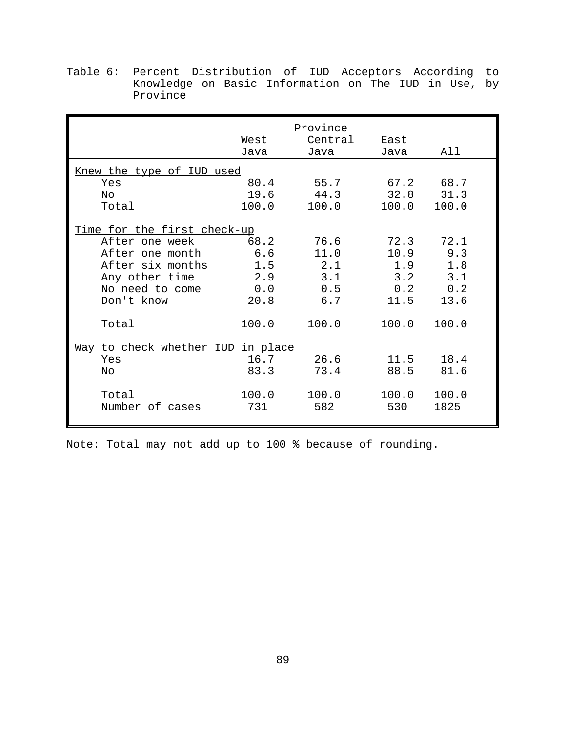Table 6: Percent Distribution of IUD Acceptors According to Knowledge on Basic Information on The IUD in Use, by Province

| | Province West Java | Central Java | East Java | All |
|---|---|---|---|---|
| Knew the type of IUD used | | | | |
| Yes | 80.4 | 55.7 | 67.2 | 68.7 |
| No | 19.6 | 44.3 | 32.8 | 31.3 |
| Total | 100.0 | 100.0 | 100.0 | 100.0 |
| Time for the first check-up | | | | |
| After one week | 68.2 | 76.6 | 72.3 | 72.1 |
| After one month | 6.6 | 11.0 | 10.9 | 9.3 |
| After six months | 1.5 | 2.1 | 1.9 | 1.8 |
| Any other time | 2.9 | 3.1 | 3.2 | 3.1 |
| No need to come | 0.0 | 0.5 | 0.2 | 0.2 |
| Don't know | 20.8 | 6.7 | 11.5 | 13.6 |
| Total | 100.0 | 100.0 | 100.0 | 100.0 |
| Way to check whether IUD in place | | | | |
| Yes | 16.7 | 26.6 | 11.5 | 18.4 |
| No | 83.3 | 73.4 | 88.5 | 81.6 |
| Total | 100.0 | 100.0 | 100.0 | 100.0 |
| Number of cases | 731 | 582 | 530 | 1825 |

Note: Total may not add up to 100 % because of rounding.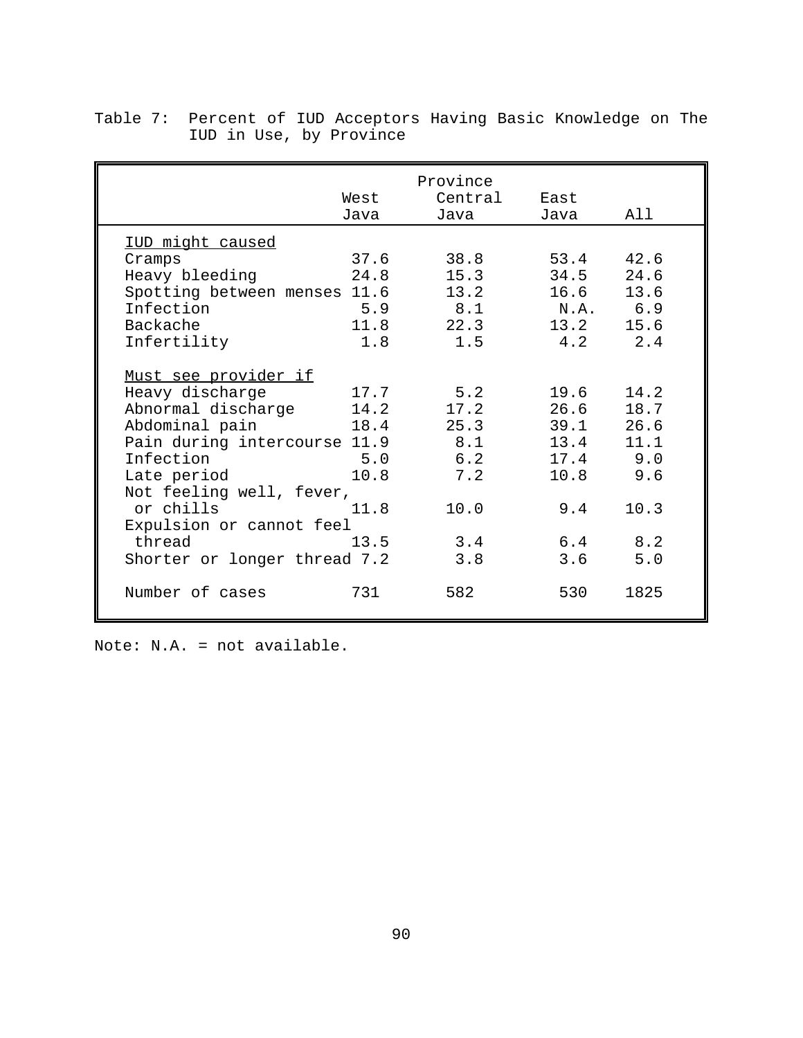Table 7: Percent of IUD Acceptors Having Basic Knowledge on The IUD in Use, by Province

| | Province | | | |
|---|---|---|---|---|
| | West Java | Central Java | East Java | All |
| <u>IUD might caused</u> | | | | |
| Cramps | 37.6 | 38.8 | 53.4 | 42.6 |
| Heavy bleeding | 24.8 | 15.3 | 34.5 | 24.6 |
| Spotting between menses | 11.6 | 13.2 | 16.6 | 13.6 |
| Infection | 5.9 | 8.1 | N.A. | 6.9 |
| Backache | 11.8 | 22.3 | 13.2 | 15.6 |
| Infertility | 1.8 | 1.5 | 4.2 | 2.4 |
| <u>Must see provider if</u> | | | | |
| Heavy discharge | 17.7 | 5.2 | 19.6 | 14.2 |
| Abnormal discharge | 14.2 | 17.2 | 26.6 | 18.7 |
| Abdominal pain | 18.4 | 25.3 | 39.1 | 26.6 |
| Pain during intercourse | 11.9 | 8.1 | 13.4 | 11.1 |
| Infection | 5.0 | 6.2 | 17.4 | 9.0 |
| Late period | 10.8 | 7.2 | 10.8 | 9.6 |
| Not feeling well, fever, or chills | 11.8 | 10.0 | 9.4 | 10.3 |
| Expulsion or cannot feel thread | 13.5 | 3.4 | 6.4 | 8.2 |
| Shorter or longer thread | 7.2 | 3.8 | 3.6 | 5.0 |
| Number of cases | 731 | 582 | 530 | 1825 |

Note: N.A. = not available.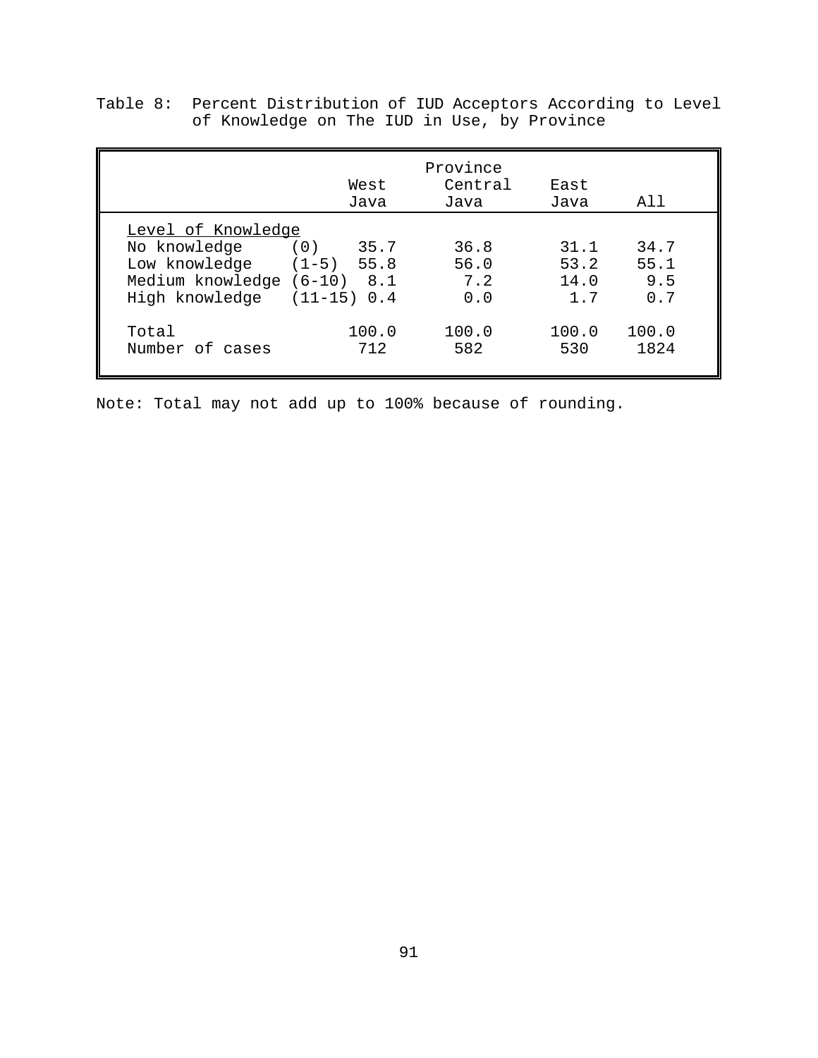Table 8: Percent Distribution of IUD Acceptors According to Level of Knowledge on The IUD in Use, by Province

| | | Province | | |
|---|---|---|---|---|
| | West Java | Central Java | East Java | All |
| Level of Knowledge | | | | |
| No knowledge (0) | 35.7 | 36.8 | 31.1 | 34.7 |
| Low knowledge (1-5) | 55.8 | 56.0 | 53.2 | 55.1 |
| Medium knowledge (6-10) | 8.1 | 7.2 | 14.0 | 9.5 |
| High knowledge (11-15) | 0.4 | 0.0 | 1.7 | 0.7 |
| Total | 100.0 | 100.0 | 100.0 | 100.0 |
| Number of cases | 712 | 582 | 530 | 1824 |

Note: Total may not add up to 100% because of rounding.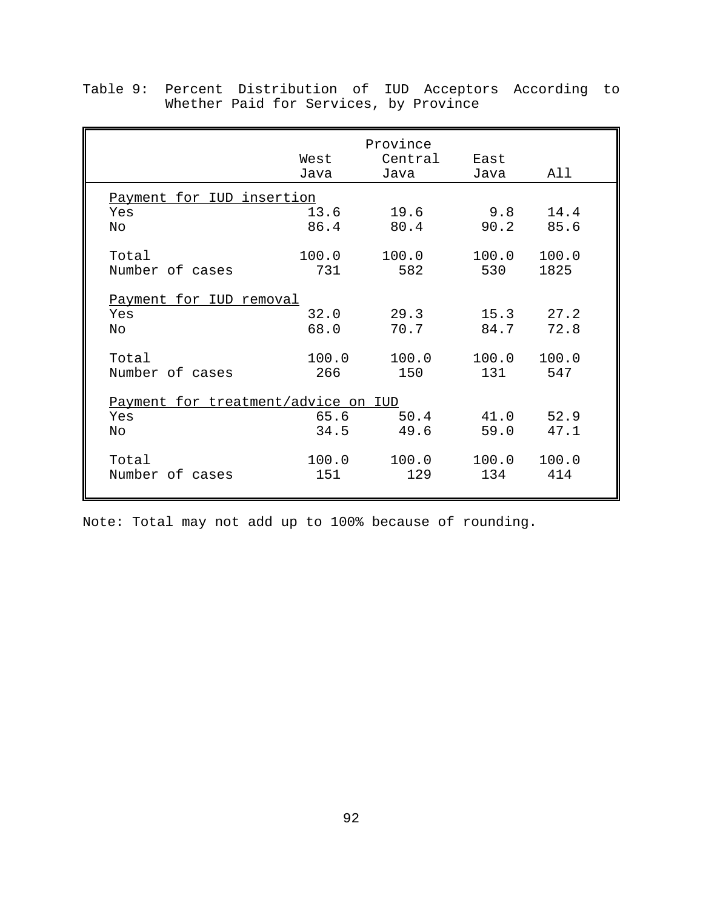Table 9: Percent Distribution of IUD Acceptors According to Whether Paid for Services, by Province

| | Province | | | |
|---|---|---|---|---|
| | West Java | Central Java | East Java | All |
| Payment for IUD insertion | | | | |
| Yes | 13.6 | 19.6 | 9.8 | 14.4 |
| No | 86.4 | 80.4 | 90.2 | 85.6 |
| Total | 100.0 | 100.0 | 100.0 | 100.0 |
| Number of cases | 731 | 582 | 530 | 1825 |
| Payment for IUD removal | | | | |
| Yes | 32.0 | 29.3 | 15.3 | 27.2 |
| No | 68.0 | 70.7 | 84.7 | 72.8 |
| Total | 100.0 | 100.0 | 100.0 | 100.0 |
| Number of cases | 266 | 150 | 131 | 547 |
| Payment for treatment/advice on IUD | | | | |
| Yes | 65.6 | 50.4 | 41.0 | 52.9 |
| No | 34.5 | 49.6 | 59.0 | 47.1 |
| Total | 100.0 | 100.0 | 100.0 | 100.0 |
| Number of cases | 151 | 129 | 134 | 414 |

Note: Total may not add up to 100% because of rounding.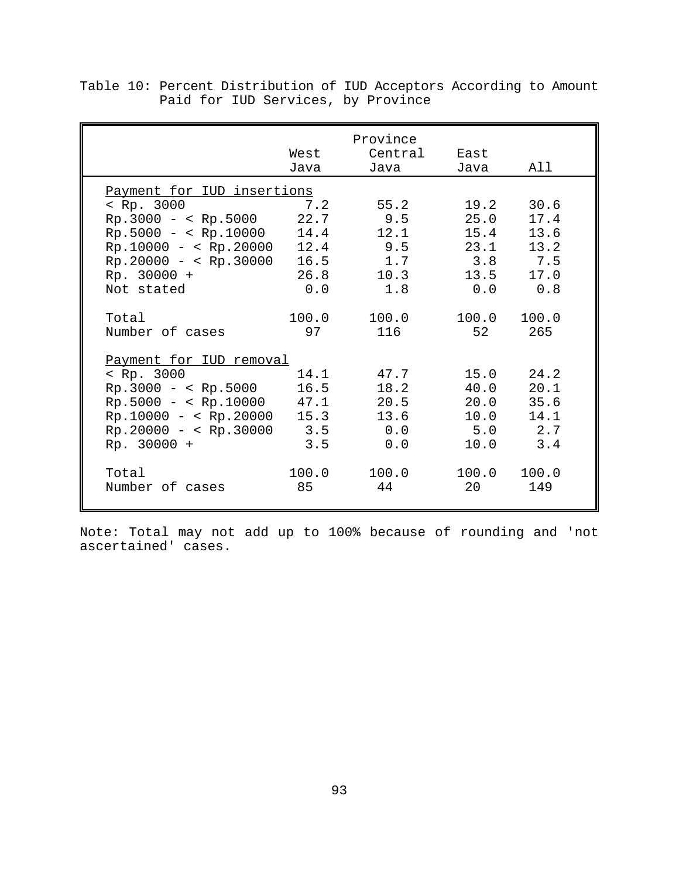Table 10: Percent Distribution of IUD Acceptors According to Amount Paid for IUD Services, by Province

| | Province | | | |
|---|---|---|---|---|
| | West Java | Central Java | East Java | All |
| Payment for IUD insertions | | | | |
| < Rp. 3000 | 7.2 | 55.2 | 19.2 | 30.6 |
| Rp.3000 - < Rp.5000 | 22.7 | 9.5 | 25.0 | 17.4 |
| Rp.5000 - < Rp.10000 | 14.4 | 12.1 | 15.4 | 13.6 |
| Rp.10000 - < Rp.20000 | 12.4 | 9.5 | 23.1 | 13.2 |
| Rp.20000 - < Rp.30000 | 16.5 | 1.7 | 3.8 | 7.5 |
| Rp. 30000 + | 26.8 | 10.3 | 13.5 | 17.0 |
| Not stated | 0.0 | 1.8 | 0.0 | 0.8 |
| Total | 100.0 | 100.0 | 100.0 | 100.0 |
| Number of cases | 97 | 116 | 52 | 265 |
| Payment for IUD removal | | | | |
| < Rp. 3000 | 14.1 | 47.7 | 15.0 | 24.2 |
| Rp.3000 - < Rp.5000 | 16.5 | 18.2 | 40.0 | 20.1 |
| Rp.5000 - < Rp.10000 | 47.1 | 20.5 | 20.0 | 35.6 |
| Rp.10000 - < Rp.20000 | 15.3 | 13.6 | 10.0 | 14.1 |
| Rp.20000 - < Rp.30000 | 3.5 | 0.0 | 5.0 | 2.7 |
| Rp. 30000 + | 3.5 | 0.0 | 10.0 | 3.4 |
| Total | 100.0 | 100.0 | 100.0 | 100.0 |
| Number of cases | 85 | 44 | 20 | 149 |

Note: Total may not add up to 100% because of rounding and 'not ascertained' cases.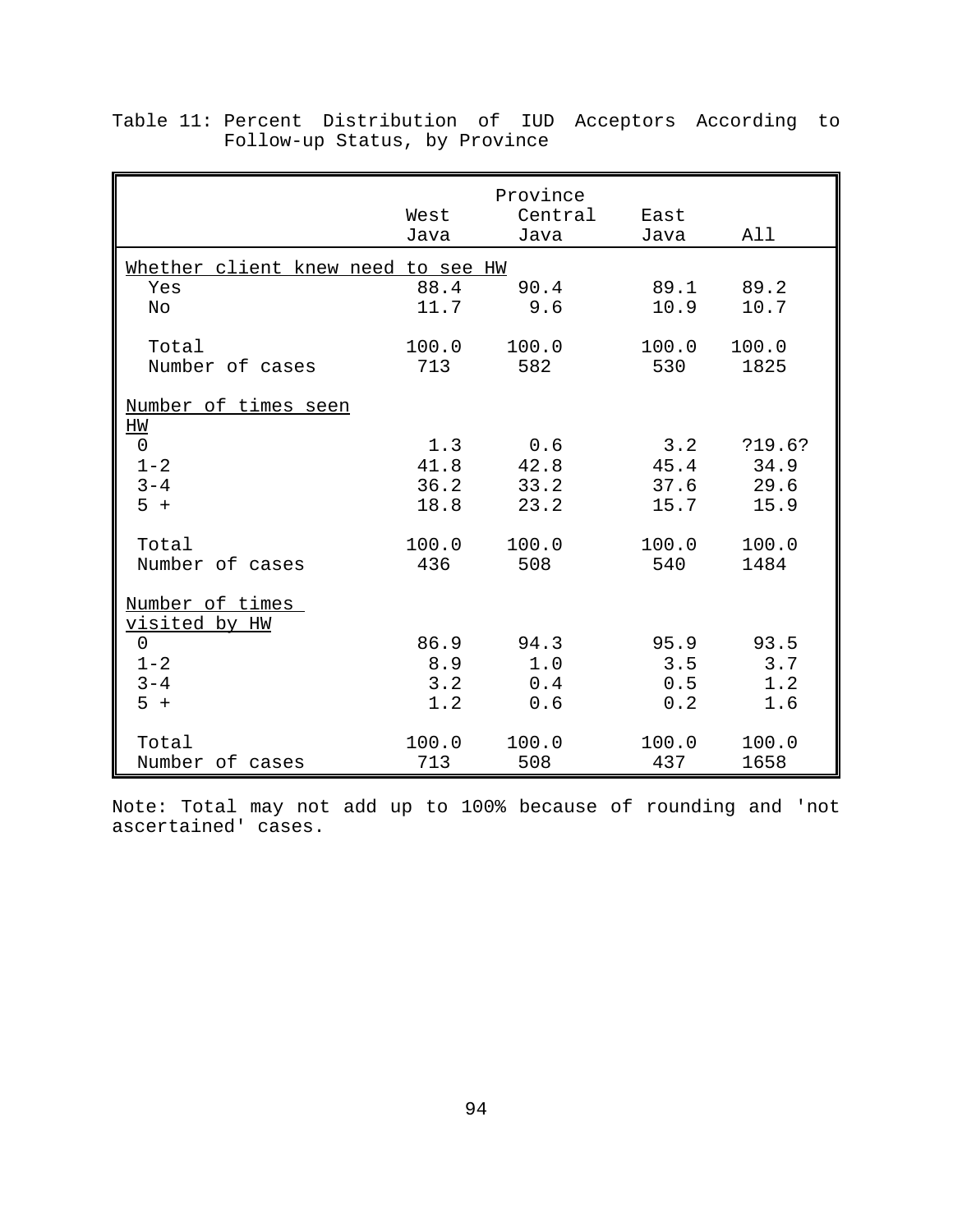Table 11: Percent Distribution of IUD Acceptors According to Follow-up Status, by Province

| | Province West Java | Central Java | East Java | All |
|---|---|---|---|---|
| Whether client knew need to see HW | | | | |
| Yes | 88.4 | 90.4 | 89.1 | 89.2 |
| No | 11.7 | 9.6 | 10.9 | 10.7 |
| Total | 100.0 | 100.0 | 100.0 | 100.0 |
| Number of cases | 713 | 582 | 530 | 1825 |
| Number of times seen HW | | | | |
| 0 | 1.3 | 0.6 | 3.2 | ?19.6? |
| 1-2 | 41.8 | 42.8 | 45.4 | 34.9 |
| 3-4 | 36.2 | 33.2 | 37.6 | 29.6 |
| 5 + | 18.8 | 23.2 | 15.7 | 15.9 |
| Total | 100.0 | 100.0 | 100.0 | 100.0 |
| Number of cases | 436 | 508 | 540 | 1484 |
| Number of times visited by HW | | | | |
| 0 | 86.9 | 94.3 | 95.9 | 93.5 |
| 1-2 | 8.9 | 1.0 | 3.5 | 3.7 |
| 3-4 | 3.2 | 0.4 | 0.5 | 1.2 |
| 5 + | 1.2 | 0.6 | 0.2 | 1.6 |
| Total | 100.0 | 100.0 | 100.0 | 100.0 |
| Number of cases | 713 | 508 | 437 | 1658 |

Note: Total may not add up to 100% because of rounding and 'not ascertained' cases.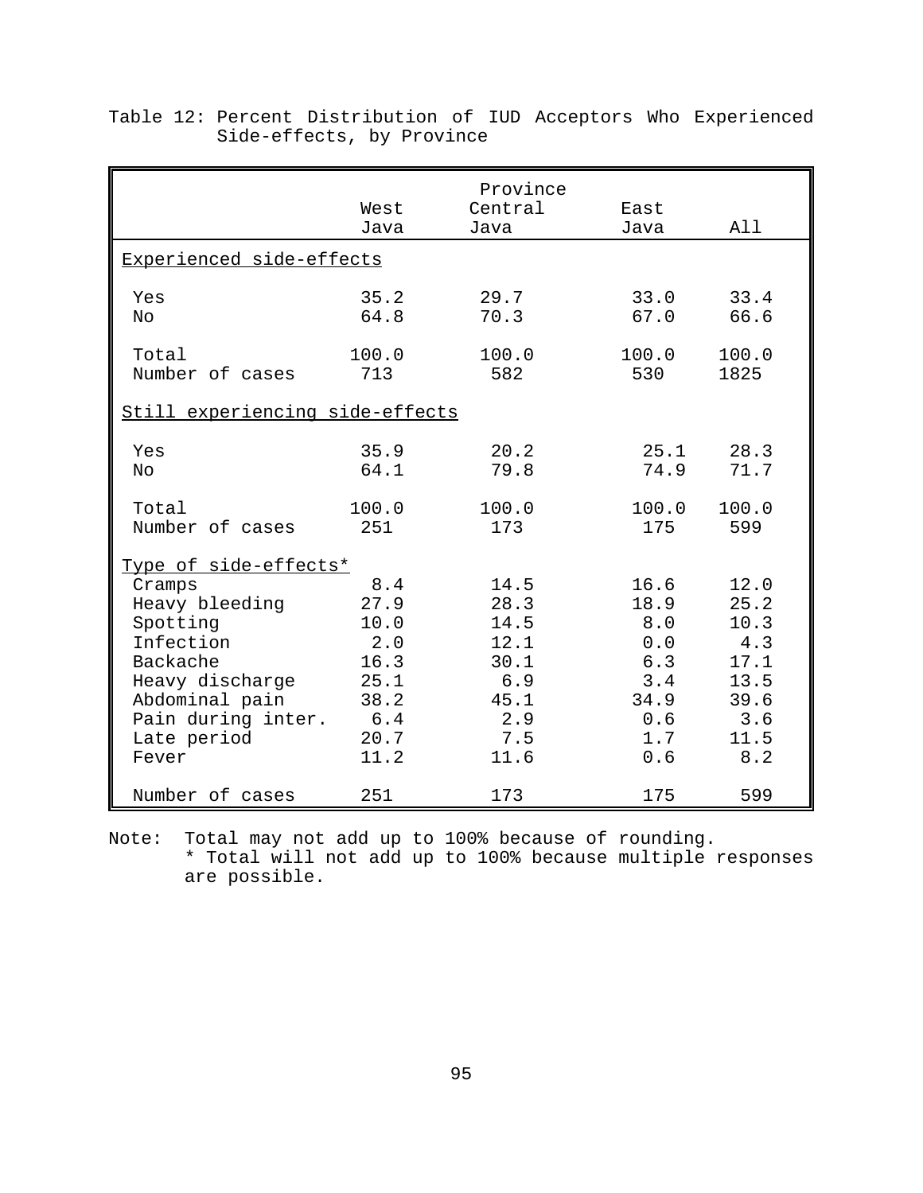Table 12: Percent Distribution of IUD Acceptors Who Experienced Side-effects, by Province

| | Province | | | |
|---|---|---|---|---|
| | West Java | Central Java | East Java | All |
| Experienced side-effects | | | | |
| Yes | 35.2 | 29.7 | 33.0 | 33.4 |
| No | 64.8 | 70.3 | 67.0 | 66.6 |
| Total | 100.0 | 100.0 | 100.0 | 100.0 |
| Number of cases | 713 | 582 | 530 | 1825 |
| Still experiencing side-effects | | | | |
| Yes | 35.9 | 20.2 | 25.1 | 28.3 |
| No | 64.1 | 79.8 | 74.9 | 71.7 |
| Total | 100.0 | 100.0 | 100.0 | 100.0 |
| Number of cases | 251 | 173 | 175 | 599 |
| Type of side-effects* | | | | |
| Cramps | 8.4 | 14.5 | 16.6 | 12.0 |
| Heavy bleeding | 27.9 | 28.3 | 18.9 | 25.2 |
| Spotting | 10.0 | 14.5 | 8.0 | 10.3 |
| Infection | 2.0 | 12.1 | 0.0 | 4.3 |
| Backache | 16.3 | 30.1 | 6.3 | 17.1 |
| Heavy discharge | 25.1 | 6.9 | 3.4 | 13.5 |
| Abdominal pain | 38.2 | 45.1 | 34.9 | 39.6 |
| Pain during inter. | 6.4 | 2.9 | 0.6 | 3.6 |
| Late period | 20.7 | 7.5 | 1.7 | 11.5 |
| Fever | 11.2 | 11.6 | 0.6 | 8.2 |
| Number of cases | 251 | 173 | 175 | 599 |

Note: Total may not add up to 100% because of rounding.
\* Total will not add up to 100% because multiple responses are possible.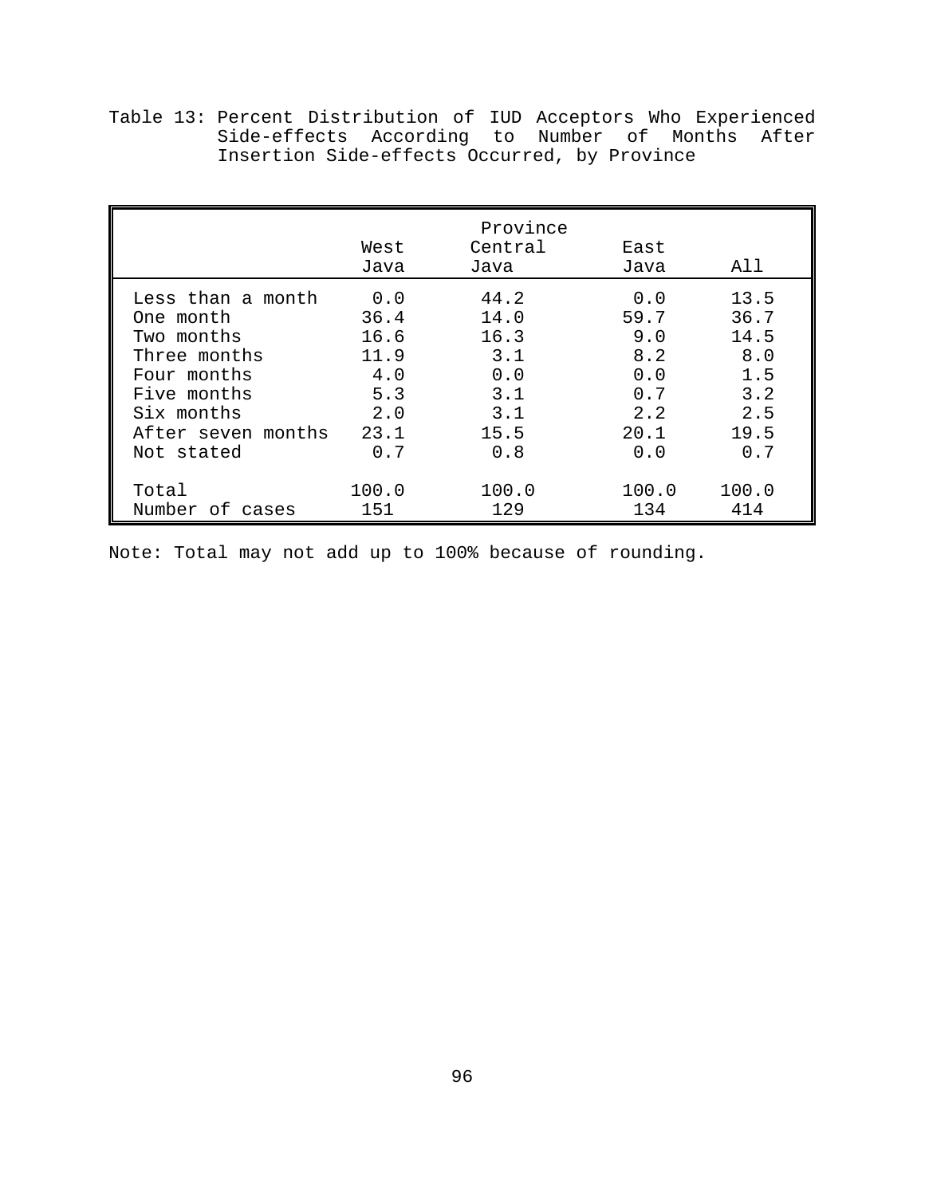Table 13: Percent Distribution of IUD Acceptors Who Experienced Side-effects According to Number of Months After Insertion Side-effects Occurred, by Province

| | Province | | | |
|---|---|---|---|---|
| | West Java | Central Java | East Java | All |
| Less than a month | 0.0 | 44.2 | 0.0 | 13.5 |
| One month | 36.4 | 14.0 | 59.7 | 36.7 |
| Two months | 16.6 | 16.3 | 9.0 | 14.5 |
| Three months | 11.9 | 3.1 | 8.2 | 8.0 |
| Four months | 4.0 | 0.0 | 0.0 | 1.5 |
| Five months | 5.3 | 3.1 | 0.7 | 3.2 |
| Six months | 2.0 | 3.1 | 2.2 | 2.5 |
| After seven months | 23.1 | 15.5 | 20.1 | 19.5 |
| Not stated | 0.7 | 0.8 | 0.0 | 0.7 |
| Total | 100.0 | 100.0 | 100.0 | 100.0 |
| Number of cases | 151 | 129 | 134 | 414 |

Note: Total may not add up to 100% because of rounding.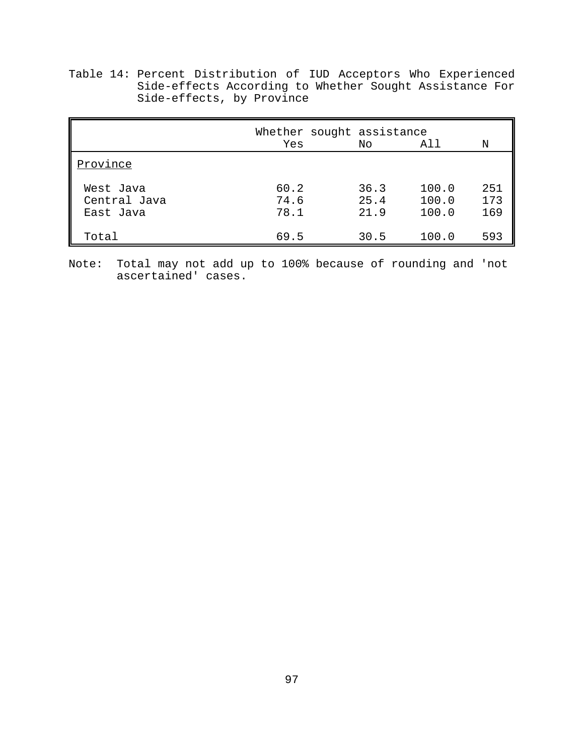Table 14: Percent Distribution of IUD Acceptors Who Experienced Side-effects According to Whether Sought Assistance For Side-effects, by Province

| | Whether sought assistance | | | |
|---|---|---|---|---|
| | Yes | No | All | N |
| Province | | | | |
| West Java | 60.2 | 36.3 | 100.0 | 251 |
| Central Java | 74.6 | 25.4 | 100.0 | 173 |
| East Java | 78.1 | 21.9 | 100.0 | 169 |
| Total | 69.5 | 30.5 | 100.0 | 593 |

Note: Total may not add up to 100% because of rounding and 'not ascertained' cases.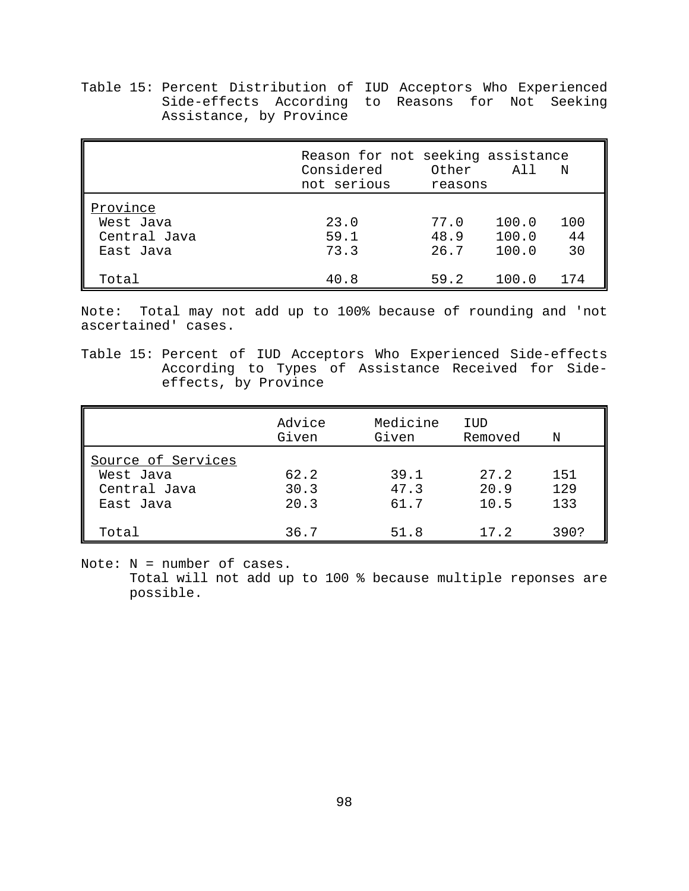Table 15: Percent Distribution of IUD Acceptors Who Experienced Side-effects According to Reasons for Not Seeking Assistance, by Province

| | Reason for not seeking assistance | | | |
|---|---|---|---|---|
| | Considered not serious | Other reasons | All | N |
| Province | | | | |
| West Java | 23.0 | 77.0 | 100.0 | 100 |
| Central Java | 59.1 | 48.9 | 100.0 | 44 |
| East Java | 73.3 | 26.7 | 100.0 | 30 |
| Total | 40.8 | 59.2 | 100.0 | 174 |

Note: Total may not add up to 100% because of rounding and 'not ascertained' cases.

Table 15: Percent of IUD Acceptors Who Experienced Side-effects According to Types of Assistance Received for Side-effects, by Province

| | Advice Given | Medicine Given | IUD Removed | N |
|---|---|---|---|---|
| Source of Services | | | | |
| West Java | 62.2 | 39.1 | 27.2 | 151 |
| Central Java | 30.3 | 47.3 | 20.9 | 129 |
| East Java | 20.3 | 61.7 | 10.5 | 133 |
| Total | 36.7 | 51.8 | 17.2 | 390? |

Note: N = number of cases.
Total will not add up to 100 % because multiple reponses are possible.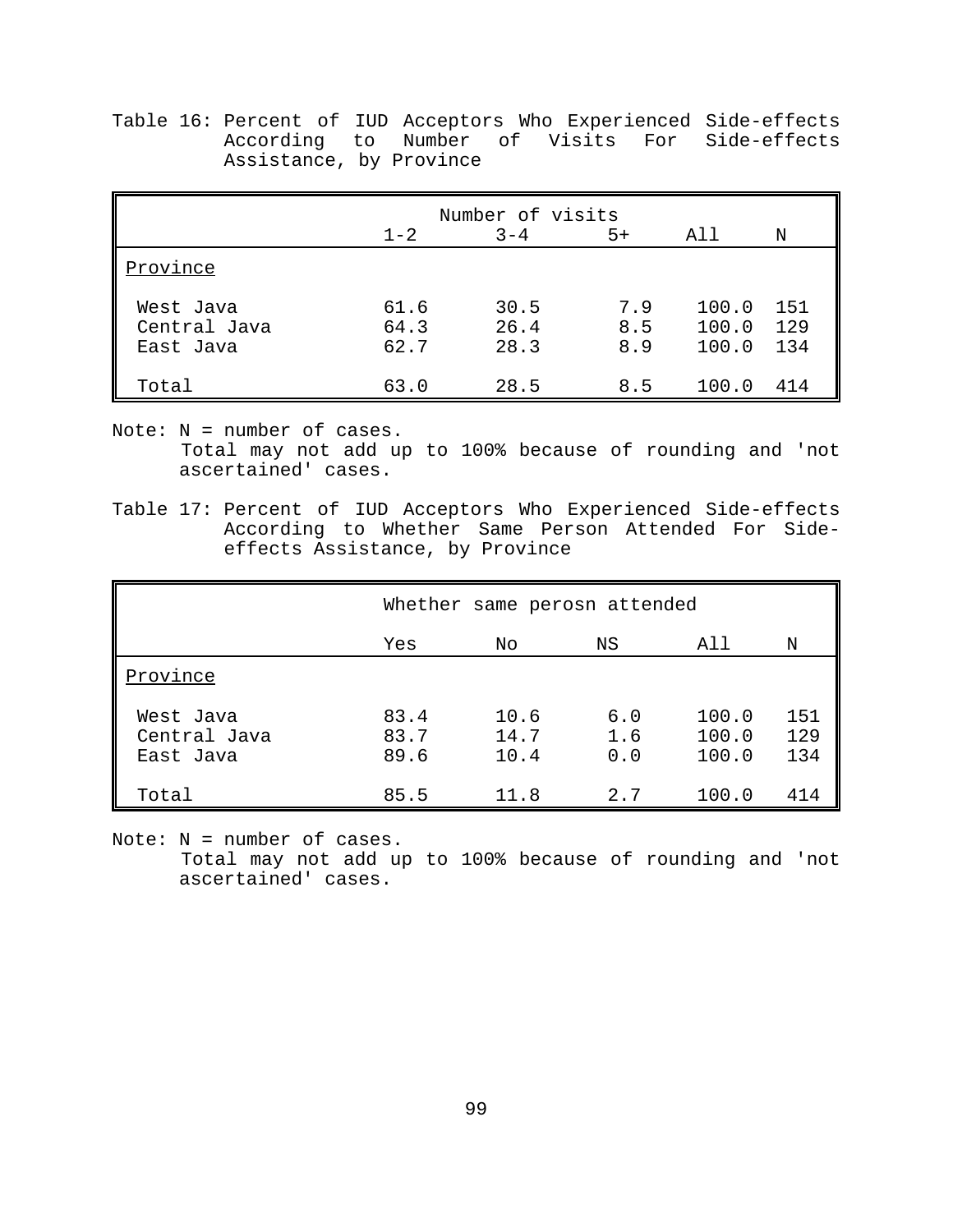Table 16: Percent of IUD Acceptors Who Experienced Side-effects According to Number of Visits For Side-effects Assistance, by Province

| | Number of visits | | | | |
|---|---|---|---|---|---|
| | 1-2 | 3-4 | 5+ | All | N |
| Province | | | | | |
| West Java | 61.6 | 30.5 | 7.9 | 100.0 | 151 |
| Central Java | 64.3 | 26.4 | 8.5 | 100.0 | 129 |
| East Java | 62.7 | 28.3 | 8.9 | 100.0 | 134 |
| Total | 63.0 | 28.5 | 8.5 | 100.0 | 414 |

Note: N = number of cases.
Total may not add up to 100% because of rounding and 'not ascertained' cases.

Table 17: Percent of IUD Acceptors Who Experienced Side-effects According to Whether Same Person Attended For Side-effects Assistance, by Province

| | Whether same perosn attended | | | | |
|---|---|---|---|---|---|
| | Yes | No | NS | All | N |
| Province | | | | | |
| West Java | 83.4 | 10.6 | 6.0 | 100.0 | 151 |
| Central Java | 83.7 | 14.7 | 1.6 | 100.0 | 129 |
| East Java | 89.6 | 10.4 | 0.0 | 100.0 | 134 |
| Total | 85.5 | 11.8 | 2.7 | 100.0 | 414 |

Note: N = number of cases.
Total may not add up to 100% because of rounding and 'not ascertained' cases.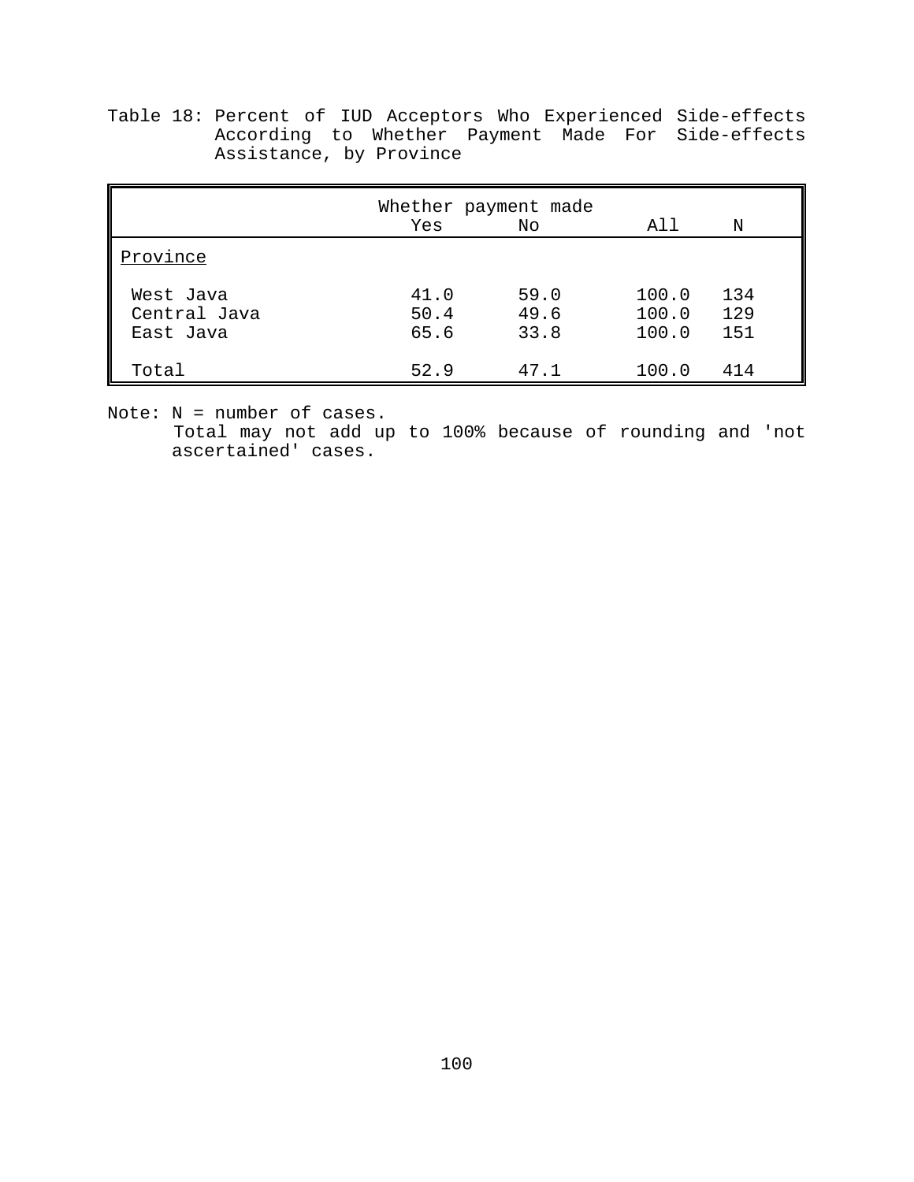Table 18: Percent of IUD Acceptors Who Experienced Side-effects According to Whether Payment Made For Side-effects Assistance, by Province

| | Whether payment made | | | |
|---|---|---|---|---|
| | Yes | No | All | N |
| Province | | | | |
| West Java | 41.0 | 59.0 | 100.0 | 134 |
| Central Java | 50.4 | 49.6 | 100.0 | 129 |
| East Java | 65.6 | 33.8 | 100.0 | 151 |
| Total | 52.9 | 47.1 | 100.0 | 414 |

Note: N = number of cases.
Total may not add up to 100% because of rounding and 'not ascertained' cases.